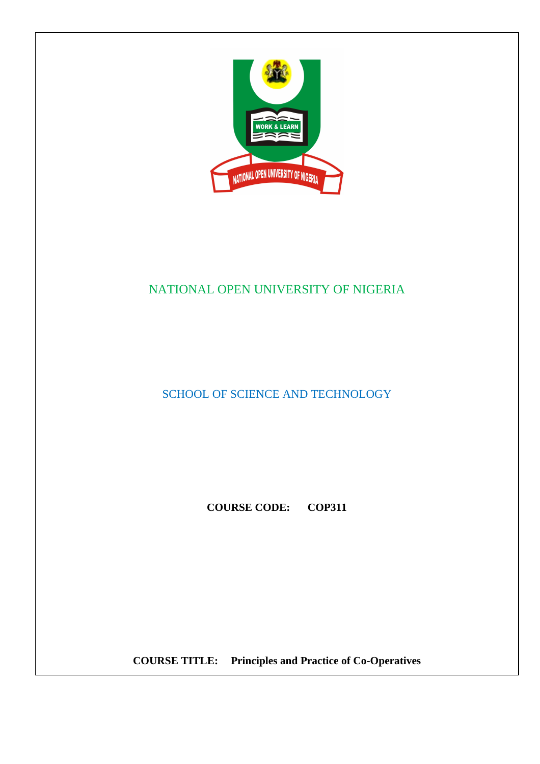NATIONAL OPEN UNIVERSITY OF NIGERIA

SCHOOL OF SCIENCE AND TECHNOLOGY

**COURSE CODE: COP311**

**COURSE TITLE: Principles and Practice of Co-Operatives**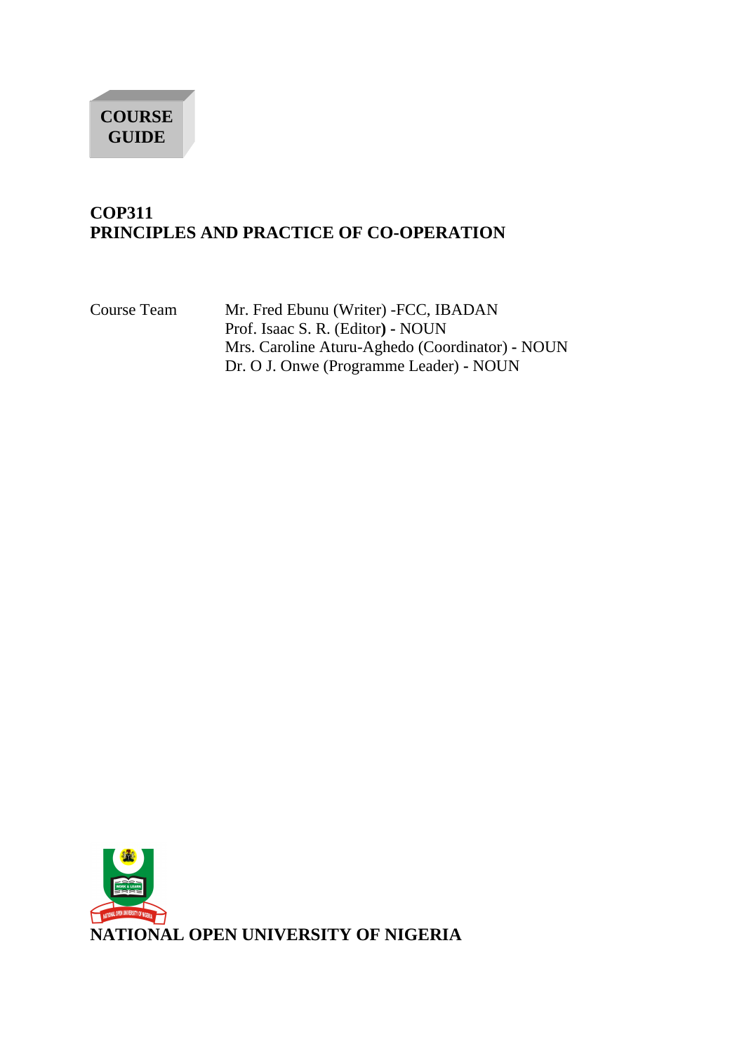**COURSE GUIDE**

# COP311
# PRINCIPLES AND PRACTICE OF CO-OPERATION

| Course Team | |
|---|---|
| | Mr. Fred Ebunu (Writer) -FCC, IBADAN |
| | Prof. Isaac S. R. (Editor) - NOUN |
| | Mrs. Caroline Aturu-Aghedo (Coordinator) - NOUN |
| | Dr. O J. Onwe (Programme Leader) - NOUN |

**NATIONAL OPEN UNIVERSITY OF NIGERIA**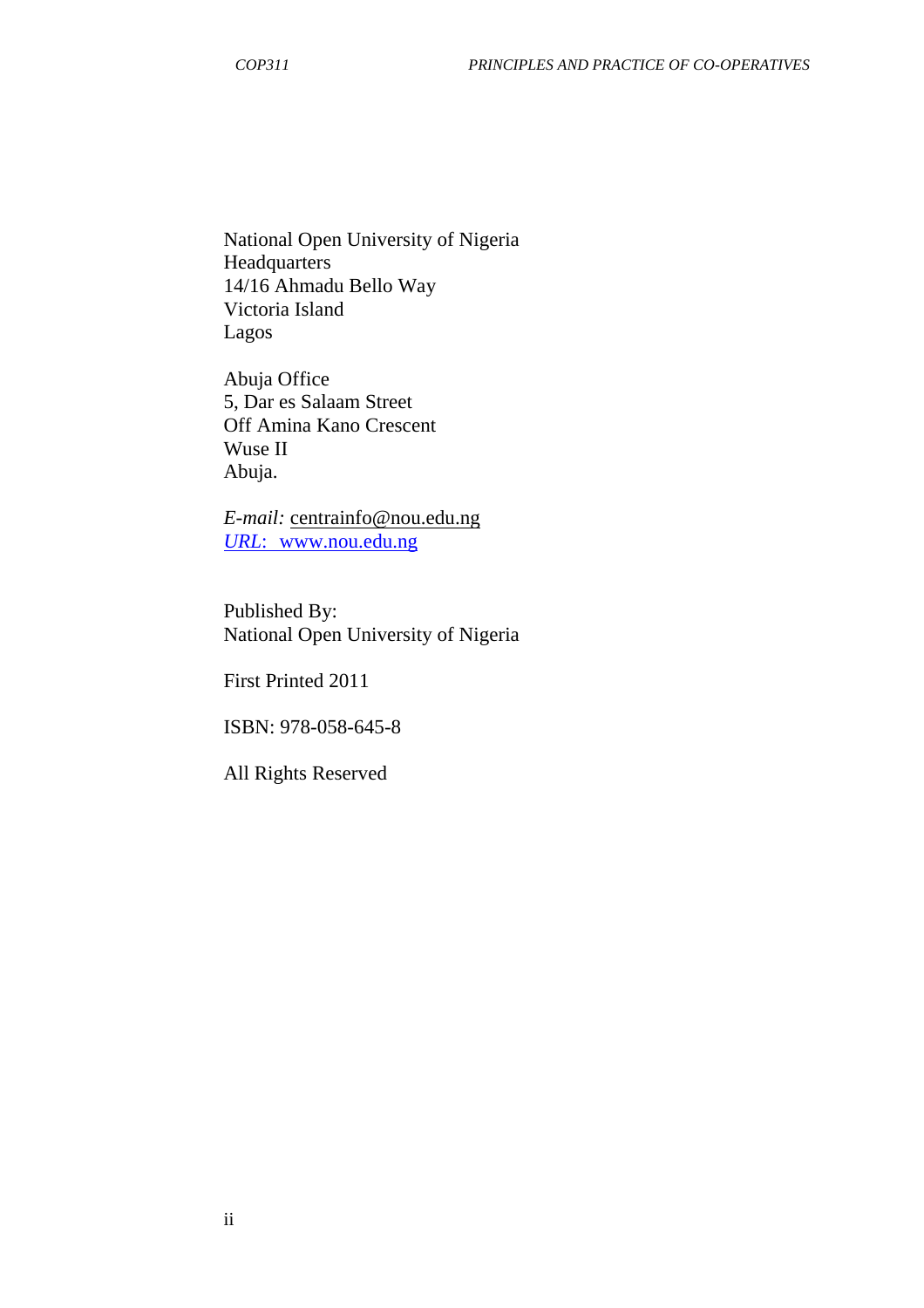National Open University of Nigeria  
Headquarters  
14/16 Ahmadu Bello Way  
Victoria Island  
Lagos

Abuja Office  
5, Dar es Salaam Street  
Off Amina Kano Crescent  
Wuse II  
Abuja.

*E-mail:* centrainfo@nou.edu.ng  
*URL*: www.nou.edu.ng

Published By:  
National Open University of Nigeria

First Printed 2011

ISBN: 978-058-645-8

All Rights Reserved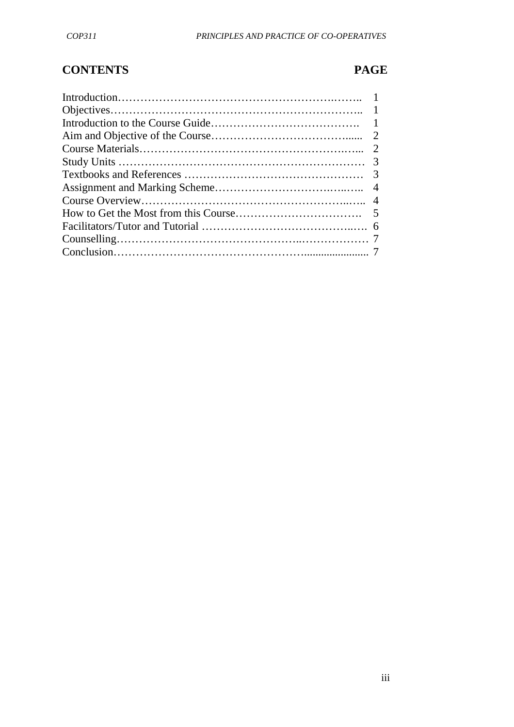## CONTENTS PAGE

| Section | Page |
|---|---|
| Introduction | 1 |
| Objectives | 1 |
| Introduction to the Course Guide | 1 |
| Aim and Objective of the Course | 2 |
| Course Materials | 2 |
| Study Units | 3 |
| Textbooks and References | 3 |
| Assignment and Marking Scheme | 4 |
| Course Overview | 4 |
| How to Get the Most from this Course | 5 |
| Facilitators/Tutor and Tutorial | 6 |
| Counselling | 7 |
| Conclusion | 7 |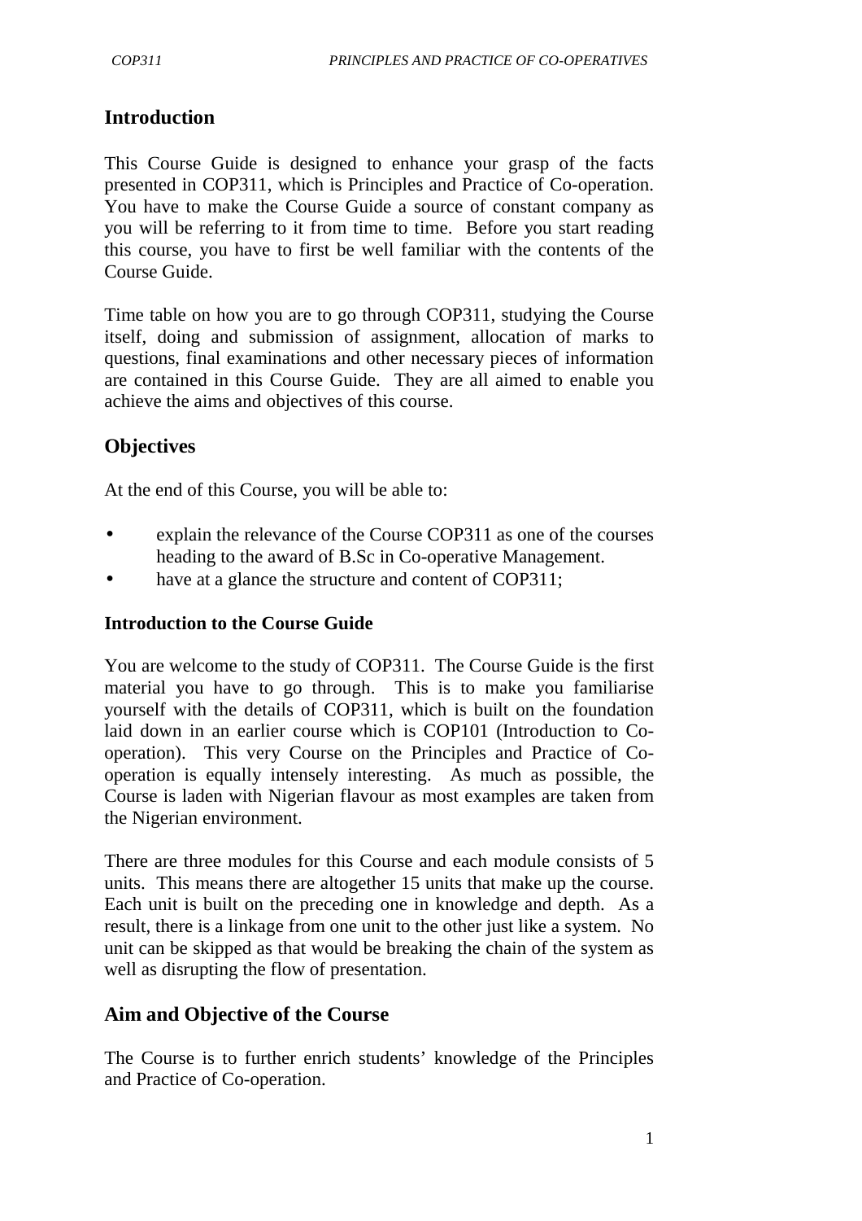## Introduction

This Course Guide is designed to enhance your grasp of the facts presented in COP311, which is Principles and Practice of Co-operation. You have to make the Course Guide a source of constant company as you will be referring to it from time to time. Before you start reading this course, you have to first be well familiar with the contents of the Course Guide.

Time table on how you are to go through COP311, studying the Course itself, doing and submission of assignment, allocation of marks to questions, final examinations and other necessary pieces of information are contained in this Course Guide. They are all aimed to enable you achieve the aims and objectives of this course.

## Objectives

At the end of this Course, you will be able to:

- explain the relevance of the Course COP311 as one of the courses heading to the award of B.Sc in Co-operative Management.
- have at a glance the structure and content of COP311;

### Introduction to the Course Guide

You are welcome to the study of COP311. The Course Guide is the first material you have to go through. This is to make you familiarise yourself with the details of COP311, which is built on the foundation laid down in an earlier course which is COP101 (Introduction to Co-operation). This very Course on the Principles and Practice of Co-operation is equally intensely interesting. As much as possible, the Course is laden with Nigerian flavour as most examples are taken from the Nigerian environment.

There are three modules for this Course and each module consists of 5 units. This means there are altogether 15 units that make up the course. Each unit is built on the preceding one in knowledge and depth. As a result, there is a linkage from one unit to the other just like a system. No unit can be skipped as that would be breaking the chain of the system as well as disrupting the flow of presentation.

## Aim and Objective of the Course

The Course is to further enrich students' knowledge of the Principles and Practice of Co-operation.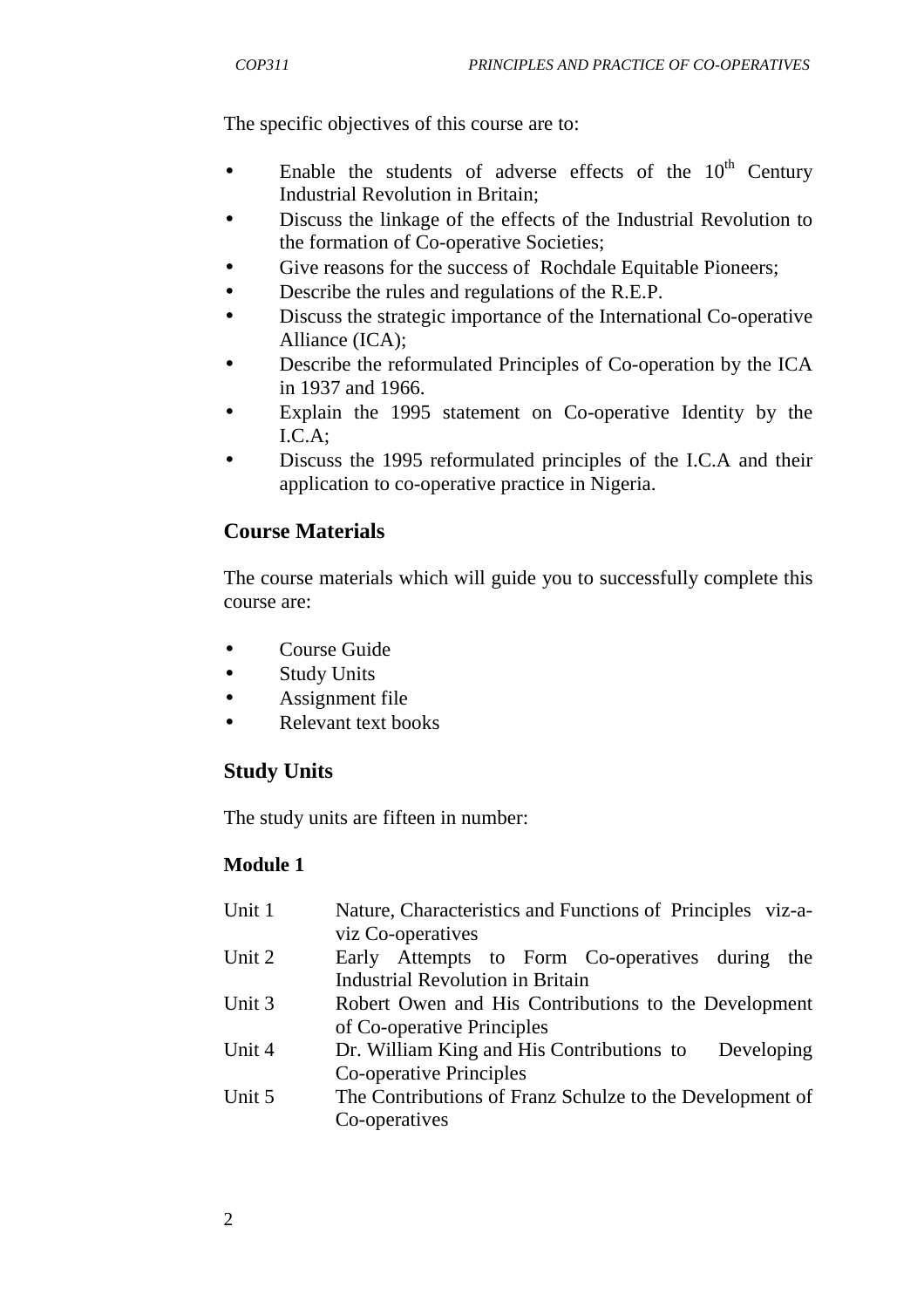The specific objectives of this course are to:

- Enable the students of adverse effects of the 10th Century Industrial Revolution in Britain;
- Discuss the linkage of the effects of the Industrial Revolution to the formation of Co-operative Societies;
- Give reasons for the success of Rochdale Equitable Pioneers;
- Describe the rules and regulations of the R.E.P.
- Discuss the strategic importance of the International Co-operative Alliance (ICA);
- Describe the reformulated Principles of Co-operation by the ICA in 1937 and 1966.
- Explain the 1995 statement on Co-operative Identity by the I.C.A;
- Discuss the 1995 reformulated principles of the I.C.A and their application to co-operative practice in Nigeria.

## Course Materials

The course materials which will guide you to successfully complete this course are:

- Course Guide
- Study Units
- Assignment file
- Relevant text books

## Study Units

The study units are fifteen in number:

### Module 1

| | |
|---|---|
| Unit 1 | Nature, Characteristics and Functions of Principles viz-a-viz Co-operatives |
| Unit 2 | Early Attempts to Form Co-operatives during the Industrial Revolution in Britain |
| Unit 3 | Robert Owen and His Contributions to the Development of Co-operative Principles |
| Unit 4 | Dr. William King and His Contributions to Developing Co-operative Principles |
| Unit 5 | The Contributions of Franz Schulze to the Development of Co-operatives |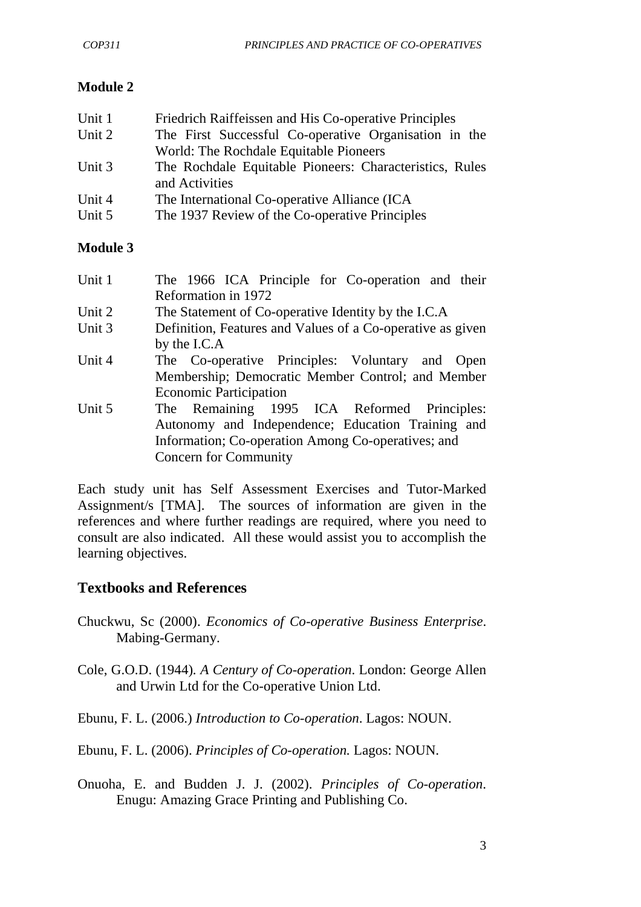**Module 2**

| | |
|---|---|
| Unit 1 | Friedrich Raiffeissen and His Co-operative Principles |
| Unit 2 | The First Successful Co-operative Organisation in the World: The Rochdale Equitable Pioneers |
| Unit 3 | The Rochdale Equitable Pioneers: Characteristics, Rules and Activities |
| Unit 4 | The International Co-operative Alliance (ICA |
| Unit 5 | The 1937 Review of the Co-operative Principles |

**Module 3**

| | |
|---|---|
| Unit 1 | The 1966 ICA Principle for Co-operation and their Reformation in 1972 |
| Unit 2 | The Statement of Co-operative Identity by the I.C.A |
| Unit 3 | Definition, Features and Values of a Co-operative as given by the I.C.A |
| Unit 4 | The Co-operative Principles: Voluntary and Open Membership; Democratic Member Control; and Member Economic Participation |
| Unit 5 | The Remaining 1995 ICA Reformed Principles: Autonomy and Independence; Education Training and Information; Co-operation Among Co-operatives; and Concern for Community |

Each study unit has Self Assessment Exercises and Tutor-Marked Assignment/s [TMA]. The sources of information are given in the references and where further readings are required, where you need to consult are also indicated. All these would assist you to accomplish the learning objectives.

## Textbooks and References

Chuckwu, Sc (2000). *Economics of Co-operative Business Enterprise*. Mabing-Germany.

Cole, G.O.D. (1944). *A Century of Co-operation*. London: George Allen and Urwin Ltd for the Co-operative Union Ltd.

Ebunu, F. L. (2006.) *Introduction to Co-operation*. Lagos: NOUN.

Ebunu, F. L. (2006). *Principles of Co-operation.* Lagos: NOUN.

Onuoha, E. and Budden J. J. (2002). *Principles of Co-operation*. Enugu: Amazing Grace Printing and Publishing Co.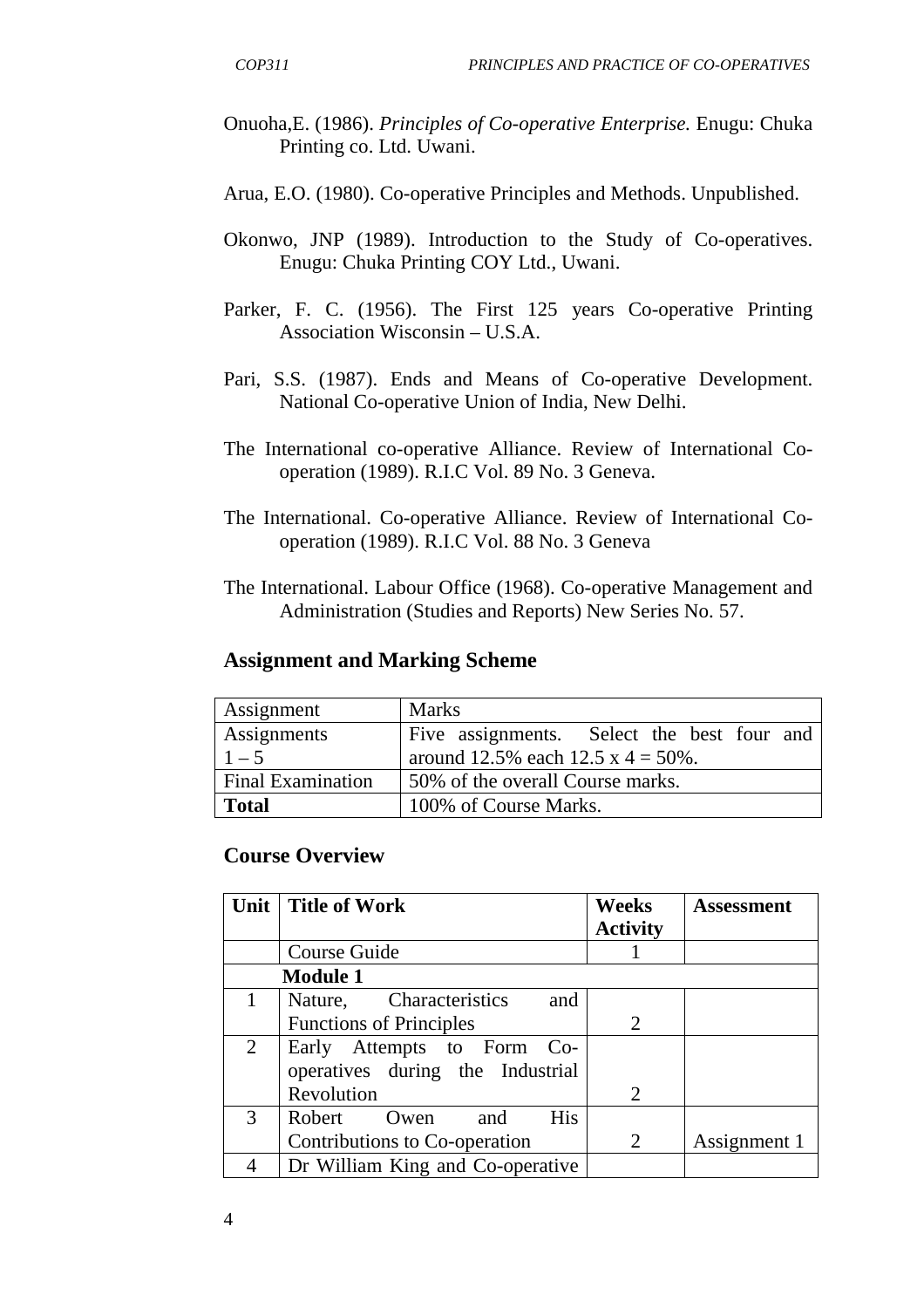Onuoha,E. (1986). *Principles of Co-operative Enterprise.* Enugu: Chuka Printing co. Ltd. Uwani.

Arua, E.O. (1980). Co-operative Principles and Methods. Unpublished.

Okonwo, JNP (1989). Introduction to the Study of Co-operatives. Enugu: Chuka Printing COY Ltd., Uwani.

Parker, F. C. (1956). The First 125 years Co-operative Printing Association Wisconsin – U.S.A.

Pari, S.S. (1987). Ends and Means of Co-operative Development. National Co-operative Union of India, New Delhi.

The International co-operative Alliance. Review of International Co-operation (1989). R.I.C Vol. 89 No. 3 Geneva.

The International. Co-operative Alliance. Review of International Co-operation (1989). R.I.C Vol. 88 No. 3 Geneva

The International. Labour Office (1968). Co-operative Management and Administration (Studies and Reports) New Series No. 57.

## Assignment and Marking Scheme

| Assignment | Marks |
|---|---|
| Assignments 1 – 5 | Five assignments. Select the best four and around 12.5% each 12.5 x 4 = 50%. |
| Final Examination | 50% of the overall Course marks. |
| **Total** | 100% of Course Marks. |

## Course Overview

| Unit | Title of Work | Weeks Activity | Assessment |
|---|---|---|---|
| | Course Guide | 1 | |
| | **Module 1** | | |
| 1 | Nature, Characteristics and Functions of Principles | 2 | |
| 2 | Early Attempts to Form Co-operatives during the Industrial Revolution | 2 | |
| 3 | Robert Owen and His Contributions to Co-operation | 2 | Assignment 1 |
| 4 | Dr William King and Co-operative | | |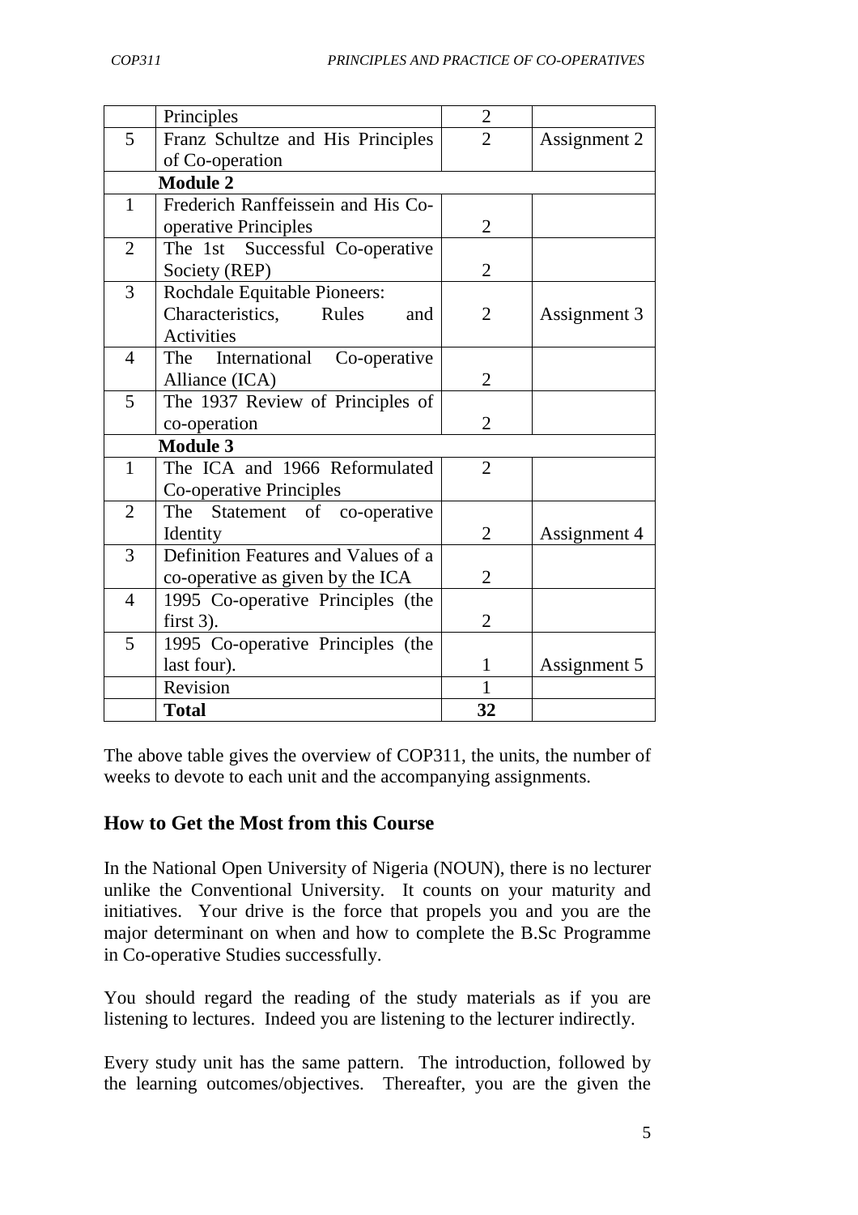| | | | |
|---|---|---|---|
| | Principles | 2 | |
| 5 | Franz Schultze and His Principles of Co-operation | 2 | Assignment 2 |
| | **Module 2** | | |
| 1 | Frederich Ranffeissein and His Co-operative Principles | 2 | |
| 2 | The 1st Successful Co-operative Society (REP) | 2 | |
| 3 | Rochdale Equitable Pioneers: Characteristics, Rules and Activities | 2 | Assignment 3 |
| 4 | The International Co-operative Alliance (ICA) | 2 | |
| 5 | The 1937 Review of Principles of co-operation | 2 | |
| | **Module 3** | | |
| 1 | The ICA and 1966 Reformulated Co-operative Principles | 2 | |
| 2 | The Statement of co-operative Identity | 2 | Assignment 4 |
| 3 | Definition Features and Values of a co-operative as given by the ICA | 2 | |
| 4 | 1995 Co-operative Principles (the first 3). | 2 | |
| 5 | 1995 Co-operative Principles (the last four). | 1 | Assignment 5 |
| | Revision | 1 | |
| | **Total** | **32** | |

The above table gives the overview of COP311, the units, the number of weeks to devote to each unit and the accompanying assignments.

## How to Get the Most from this Course

In the National Open University of Nigeria (NOUN), there is no lecturer unlike the Conventional University. It counts on your maturity and initiatives. Your drive is the force that propels you and you are the major determinant on when and how to complete the B.Sc Programme in Co-operative Studies successfully.

You should regard the reading of the study materials as if you are listening to lectures. Indeed you are listening to the lecturer indirectly.

Every study unit has the same pattern. The introduction, followed by the learning outcomes/objectives. Thereafter, you are the given the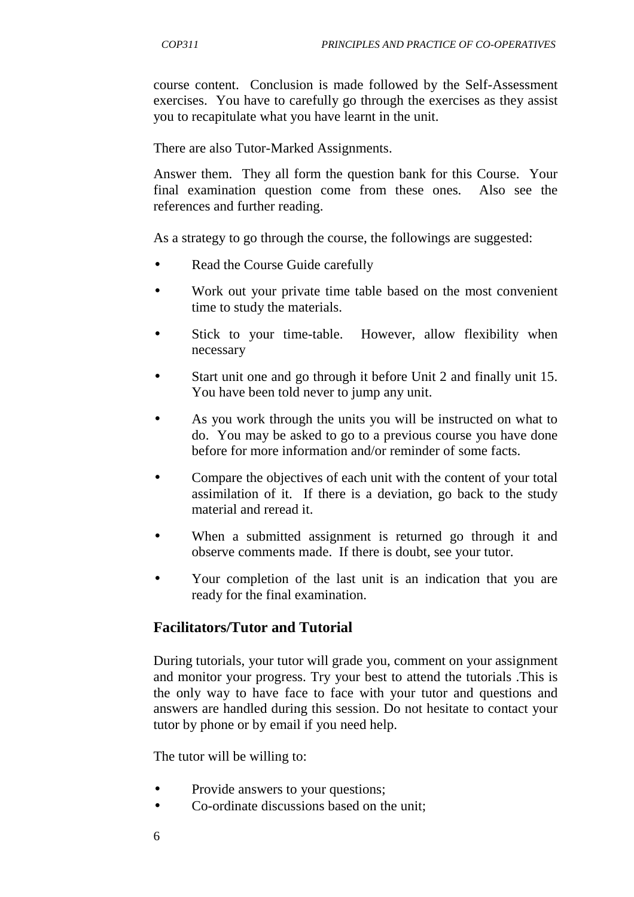course content. Conclusion is made followed by the Self-Assessment exercises. You have to carefully go through the exercises as they assist you to recapitulate what you have learnt in the unit.

There are also Tutor-Marked Assignments.

Answer them. They all form the question bank for this Course. Your final examination question come from these ones. Also see the references and further reading.

As a strategy to go through the course, the followings are suggested:

- Read the Course Guide carefully
- Work out your private time table based on the most convenient time to study the materials.
- Stick to your time-table. However, allow flexibility when necessary
- Start unit one and go through it before Unit 2 and finally unit 15. You have been told never to jump any unit.
- As you work through the units you will be instructed on what to do. You may be asked to go to a previous course you have done before for more information and/or reminder of some facts.
- Compare the objectives of each unit with the content of your total assimilation of it. If there is a deviation, go back to the study material and reread it.
- When a submitted assignment is returned go through it and observe comments made. If there is doubt, see your tutor.
- Your completion of the last unit is an indication that you are ready for the final examination.

## Facilitators/Tutor and Tutorial

During tutorials, your tutor will grade you, comment on your assignment and monitor your progress. Try your best to attend the tutorials .This is the only way to have face to face with your tutor and questions and answers are handled during this session. Do not hesitate to contact your tutor by phone or by email if you need help.

The tutor will be willing to:

- Provide answers to your questions;
- Co-ordinate discussions based on the unit;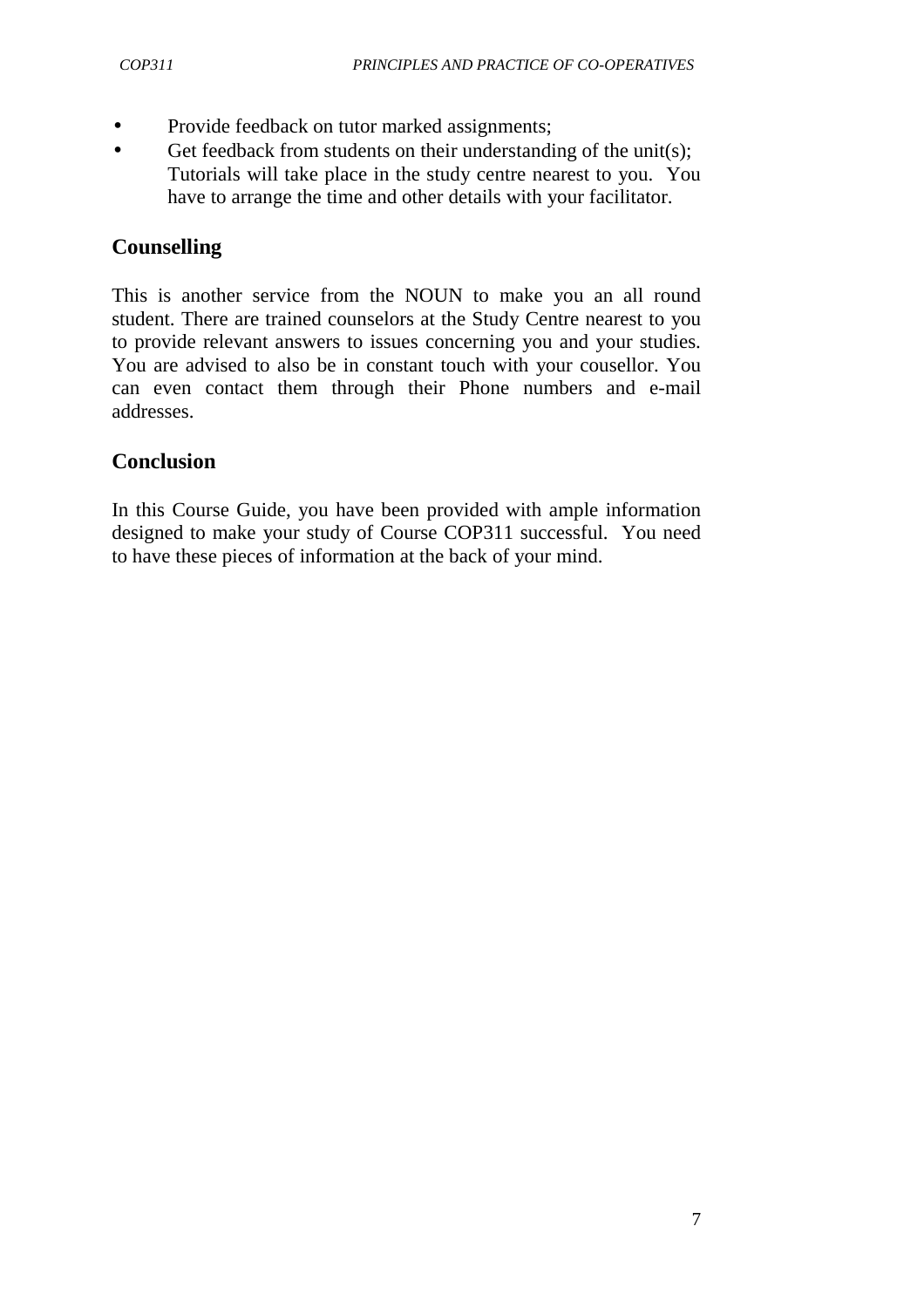- Provide feedback on tutor marked assignments;
- Get feedback from students on their understanding of the unit(s); Tutorials will take place in the study centre nearest to you. You have to arrange the time and other details with your facilitator.

## Counselling

This is another service from the NOUN to make you an all round student. There are trained counselors at the Study Centre nearest to you to provide relevant answers to issues concerning you and your studies. You are advised to also be in constant touch with your cousellor. You can even contact them through their Phone numbers and e-mail addresses.

## Conclusion

In this Course Guide, you have been provided with ample information designed to make your study of Course COP311 successful. You need to have these pieces of information at the back of your mind.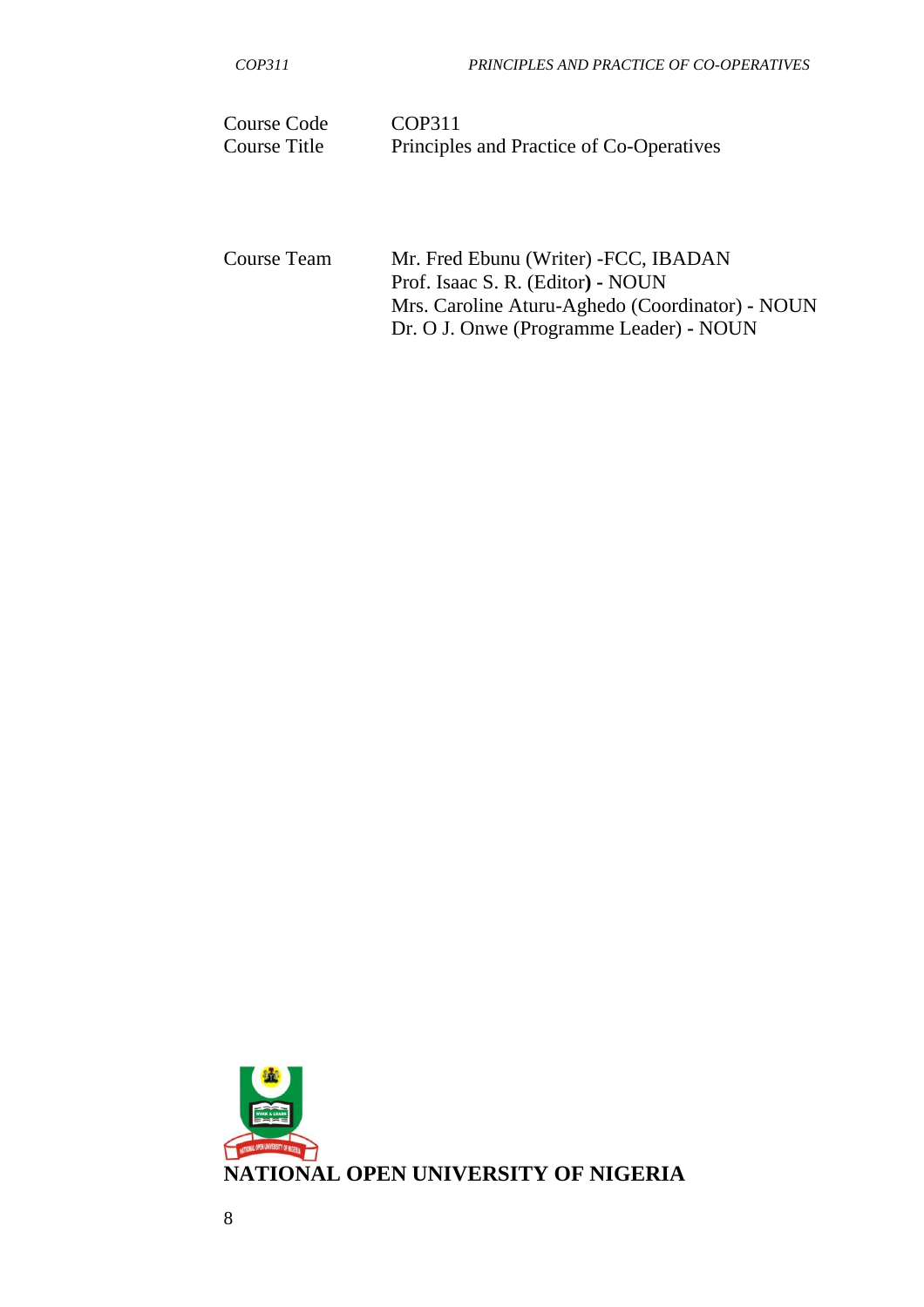| | |
|---|---|
| Course Code | COP311 |
| Course Title | Principles and Practice of Co-Operatives |

| | |
|---|---|
| Course Team | Mr. Fred Ebunu (Writer) -FCC, IBADAN<br>Prof. Isaac S. R. (Editor**)** **-** NOUN<br>Mrs. Caroline Aturu-Aghedo (Coordinator) **-** NOUN<br>Dr. O J. Onwe (Programme Leader) **-** NOUN |

**NATIONAL OPEN UNIVERSITY OF NIGERIA**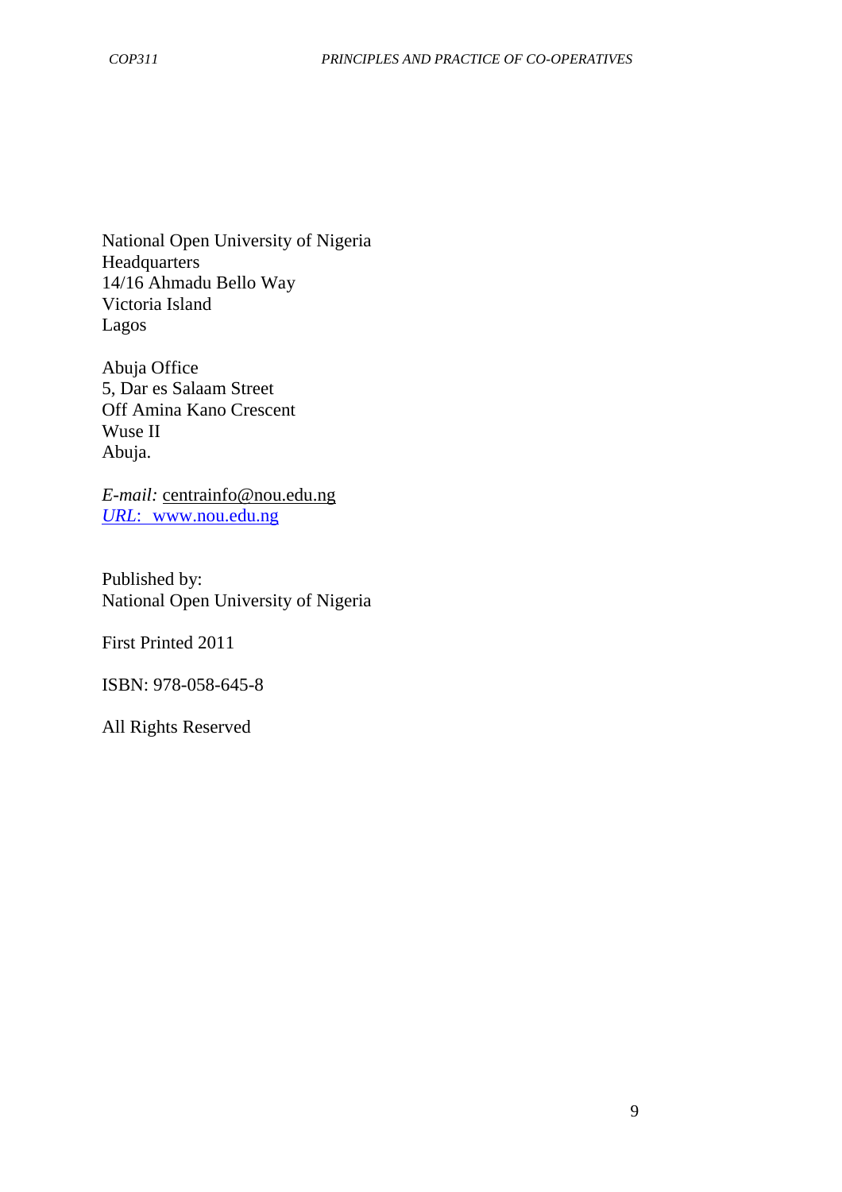National Open University of Nigeria
Headquarters
14/16 Ahmadu Bello Way
Victoria Island
Lagos

Abuja Office
5, Dar es Salaam Street
Off Amina Kano Crescent
Wuse II
Abuja.

*E-mail:* centrainfo@nou.edu.ng
*URL*: www.nou.edu.ng

Published by:
National Open University of Nigeria

First Printed 2011

ISBN: 978-058-645-8

All Rights Reserved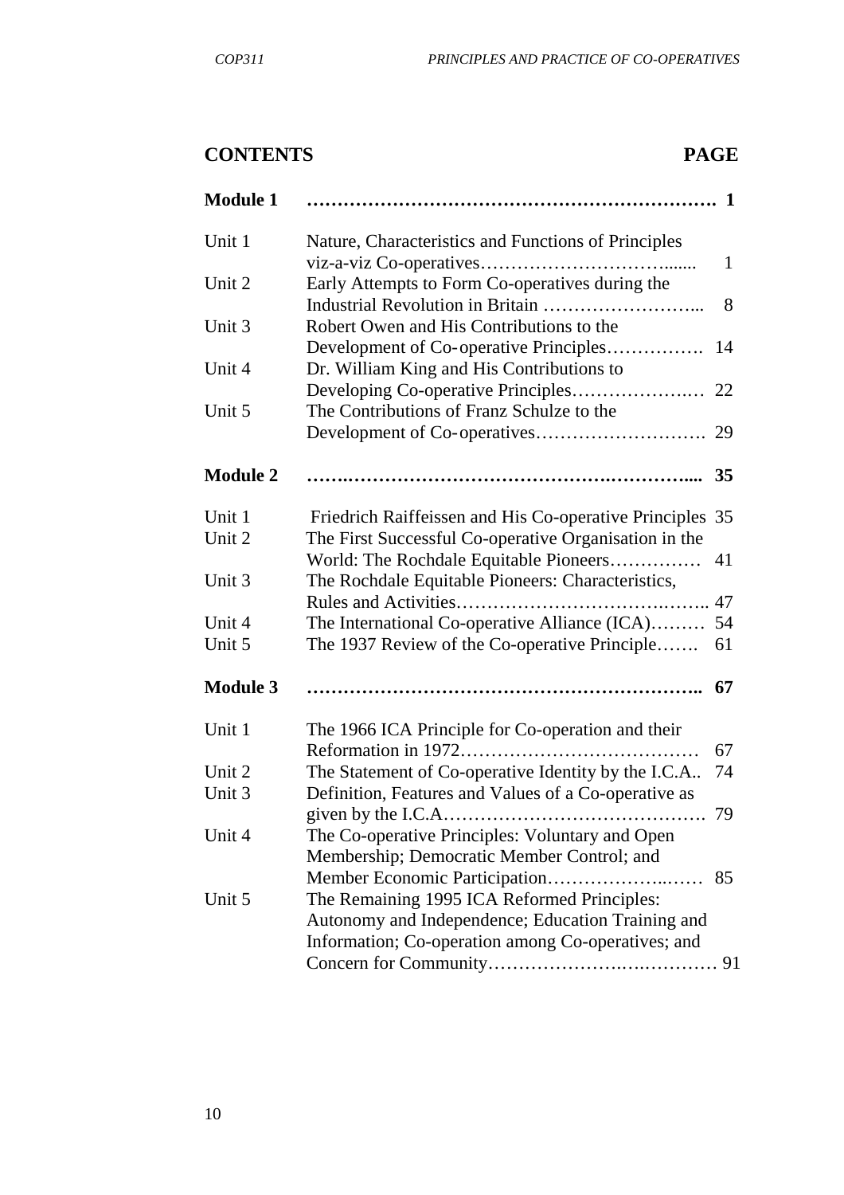## CONTENTS PAGE

| | | |
|---|---|---|
| **Module 1** | | **1** |
| Unit 1 | Nature, Characteristics and Functions of Principles viz-a-viz Co-operatives | 1 |
| Unit 2 | Early Attempts to Form Co-operatives during the Industrial Revolution in Britain | 8 |
| Unit 3 | Robert Owen and His Contributions to the Development of Co-operative Principles | 14 |
| Unit 4 | Dr. William King and His Contributions to Developing Co-operative Principles | 22 |
| Unit 5 | The Contributions of Franz Schulze to the Development of Co-operatives | 29 |
| **Module 2** | | **35** |
| Unit 1 | Friedrich Raiffeissen and His Co-operative Principles | 35 |
| Unit 2 | The First Successful Co-operative Organisation in the World: The Rochdale Equitable Pioneers | 41 |
| Unit 3 | The Rochdale Equitable Pioneers: Characteristics, Rules and Activities | 47 |
| Unit 4 | The International Co-operative Alliance (ICA) | 54 |
| Unit 5 | The 1937 Review of the Co-operative Principle | 61 |
| **Module 3** | | **67** |
| Unit 1 | The 1966 ICA Principle for Co-operation and their Reformation in 1972 | 67 |
| Unit 2 | The Statement of Co-operative Identity by the I.C.A. | 74 |
| Unit 3 | Definition, Features and Values of a Co-operative as given by the I.C.A | 79 |
| Unit 4 | The Co-operative Principles: Voluntary and Open Membership; Democratic Member Control; and Member Economic Participation | 85 |
| Unit 5 | The Remaining 1995 ICA Reformed Principles: Autonomy and Independence; Education Training and Information; Co-operation among Co-operatives; and Concern for Community | 91 |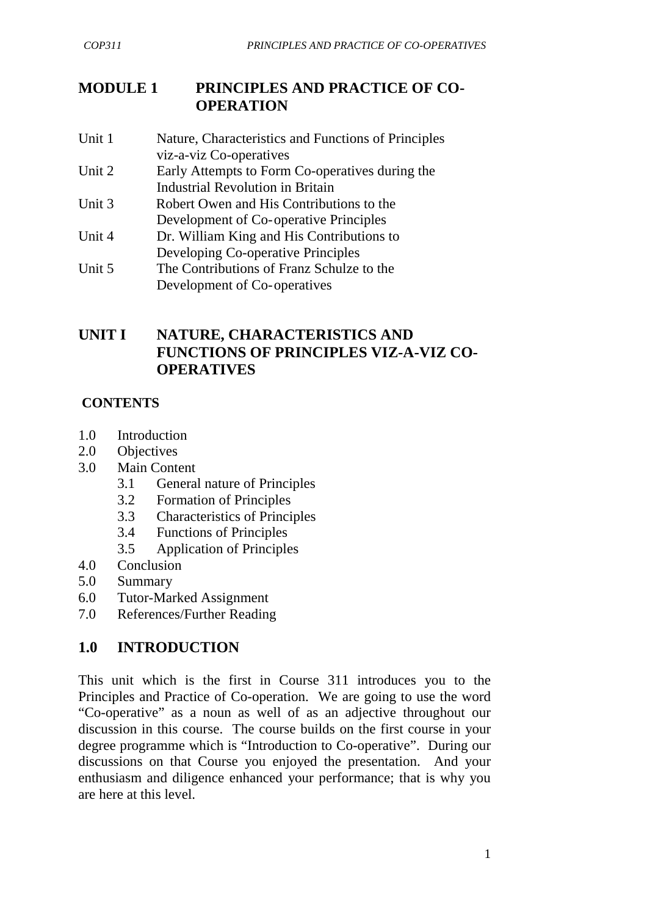# MODULE 1 PRINCIPLES AND PRACTICE OF CO-OPERATION

- Unit 1 Nature, Characteristics and Functions of Principles viz-a-viz Co-operatives
- Unit 2 Early Attempts to Form Co-operatives during the Industrial Revolution in Britain
- Unit 3 Robert Owen and His Contributions to the Development of Co-operative Principles
- Unit 4 Dr. William King and His Contributions to Developing Co-operative Principles
- Unit 5 The Contributions of Franz Schulze to the Development of Co-operatives

## UNIT I NATURE, CHARACTERISTICS AND FUNCTIONS OF PRINCIPLES VIZ-A-VIZ CO-OPERATIVES

**CONTENTS**

- 1.0 Introduction
- 2.0 Objectives
- 3.0 Main Content
  - 3.1 General nature of Principles
  - 3.2 Formation of Principles
  - 3.3 Characteristics of Principles
  - 3.4 Functions of Principles
  - 3.5 Application of Principles
- 4.0 Conclusion
- 5.0 Summary
- 6.0 Tutor-Marked Assignment
- 7.0 References/Further Reading

## 1.0 INTRODUCTION

This unit which is the first in Course 311 introduces you to the Principles and Practice of Co-operation. We are going to use the word "Co-operative" as a noun as well of as an adjective throughout our discussion in this course. The course builds on the first course in your degree programme which is "Introduction to Co-operative". During our discussions on that Course you enjoyed the presentation. And your enthusiasm and diligence enhanced your performance; that is why you are here at this level.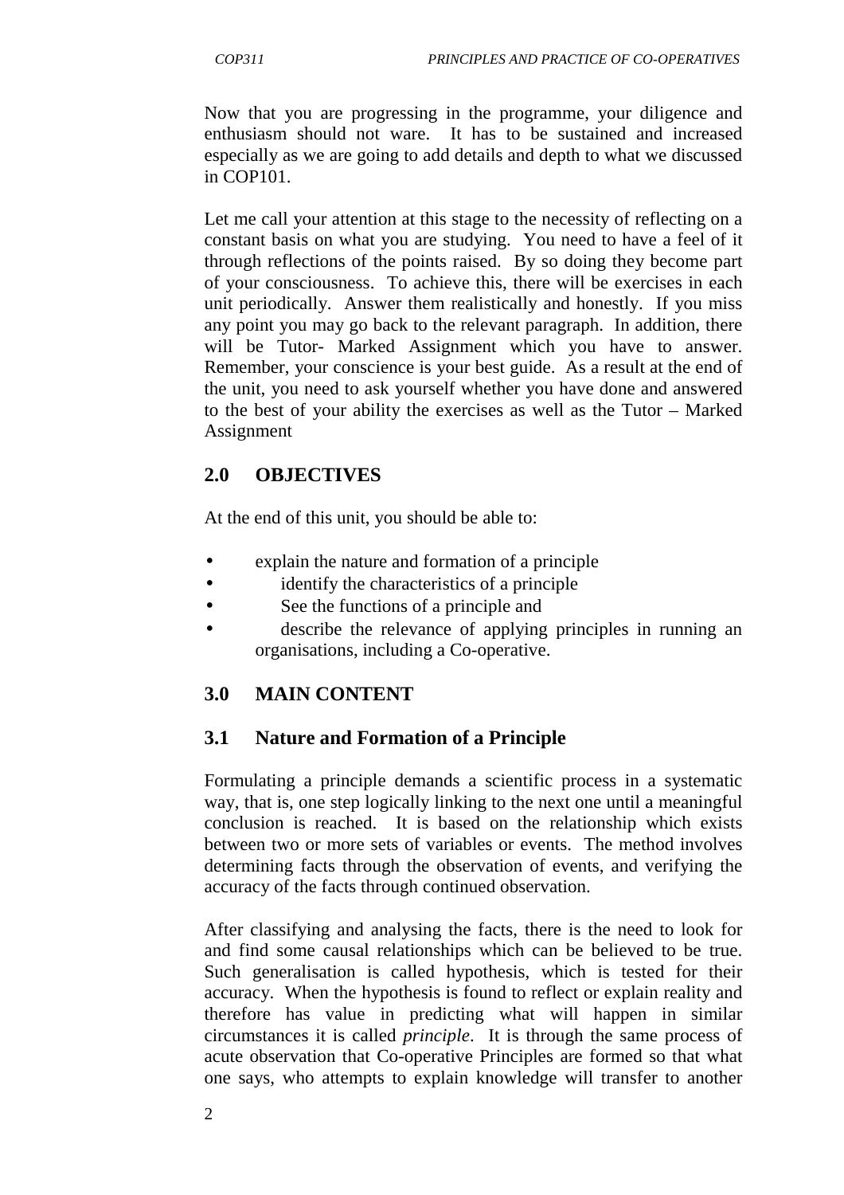Now that you are progressing in the programme, your diligence and enthusiasm should not ware. It has to be sustained and increased especially as we are going to add details and depth to what we discussed in COP101.

Let me call your attention at this stage to the necessity of reflecting on a constant basis on what you are studying. You need to have a feel of it through reflections of the points raised. By so doing they become part of your consciousness. To achieve this, there will be exercises in each unit periodically. Answer them realistically and honestly. If you miss any point you may go back to the relevant paragraph. In addition, there will be Tutor- Marked Assignment which you have to answer. Remember, your conscience is your best guide. As a result at the end of the unit, you need to ask yourself whether you have done and answered to the best of your ability the exercises as well as the Tutor – Marked Assignment

## 2.0 OBJECTIVES

At the end of this unit, you should be able to:

- explain the nature and formation of a principle
- identify the characteristics of a principle
- See the functions of a principle and
- describe the relevance of applying principles in running an organisations, including a Co-operative.

## 3.0 MAIN CONTENT

### 3.1 Nature and Formation of a Principle

Formulating a principle demands a scientific process in a systematic way, that is, one step logically linking to the next one until a meaningful conclusion is reached. It is based on the relationship which exists between two or more sets of variables or events. The method involves determining facts through the observation of events, and verifying the accuracy of the facts through continued observation.

After classifying and analysing the facts, there is the need to look for and find some causal relationships which can be believed to be true. Such generalisation is called hypothesis, which is tested for their accuracy. When the hypothesis is found to reflect or explain reality and therefore has value in predicting what will happen in similar circumstances it is called *principle*. It is through the same process of acute observation that Co-operative Principles are formed so that what one says, who attempts to explain knowledge will transfer to another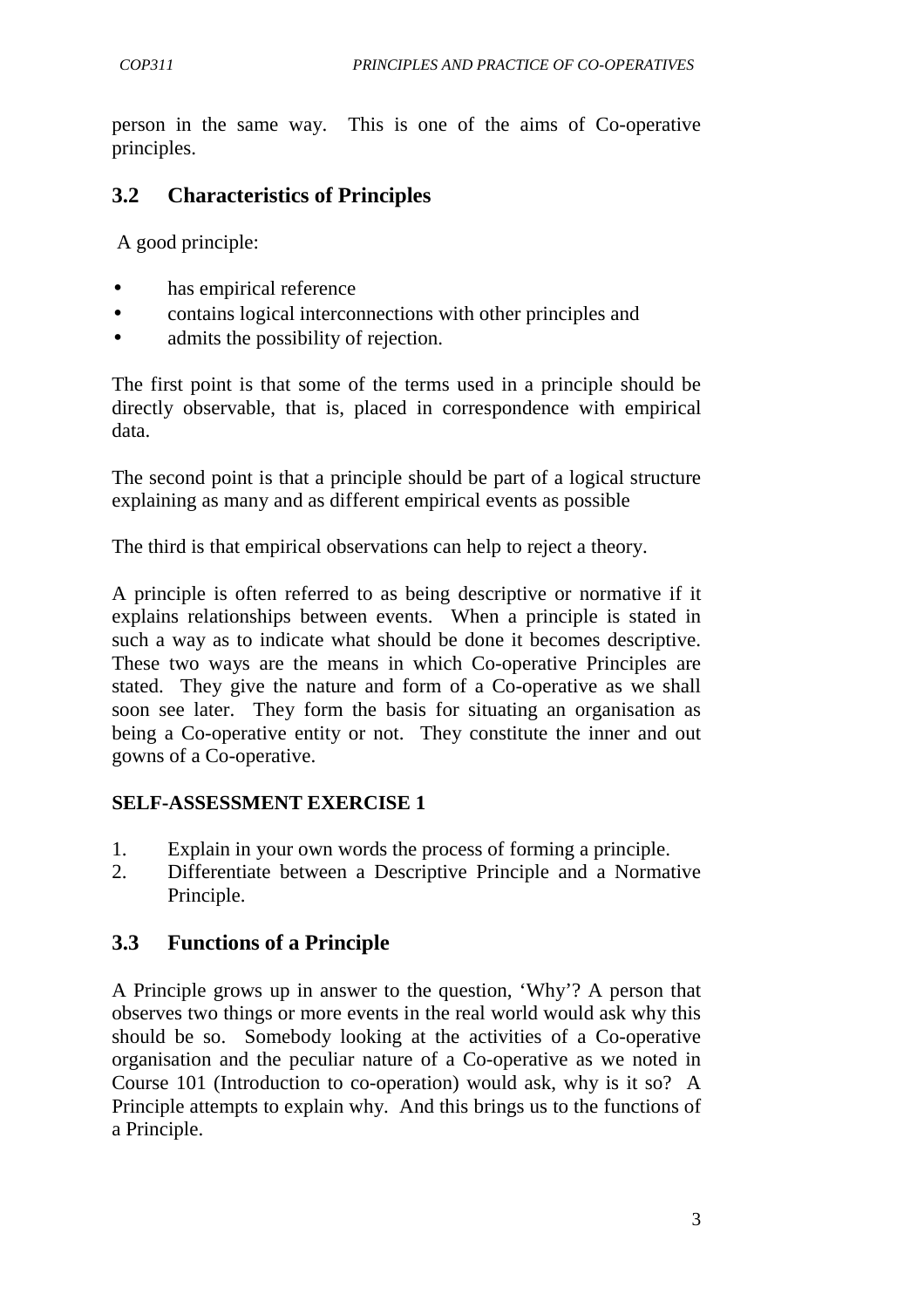person in the same way. This is one of the aims of Co-operative principles.

## 3.2 Characteristics of Principles

A good principle:

- has empirical reference
- contains logical interconnections with other principles and
- admits the possibility of rejection.

The first point is that some of the terms used in a principle should be directly observable, that is, placed in correspondence with empirical data.

The second point is that a principle should be part of a logical structure explaining as many and as different empirical events as possible

The third is that empirical observations can help to reject a theory.

A principle is often referred to as being descriptive or normative if it explains relationships between events. When a principle is stated in such a way as to indicate what should be done it becomes descriptive. These two ways are the means in which Co-operative Principles are stated. They give the nature and form of a Co-operative as we shall soon see later. They form the basis for situating an organisation as being a Co-operative entity or not. They constitute the inner and out gowns of a Co-operative.

**SELF-ASSESSMENT EXERCISE 1**

1. Explain in your own words the process of forming a principle.
2. Differentiate between a Descriptive Principle and a Normative Principle.

## 3.3 Functions of a Principle

A Principle grows up in answer to the question, 'Why'? A person that observes two things or more events in the real world would ask why this should be so. Somebody looking at the activities of a Co-operative organisation and the peculiar nature of a Co-operative as we noted in Course 101 (Introduction to co-operation) would ask, why is it so? A Principle attempts to explain why. And this brings us to the functions of a Principle.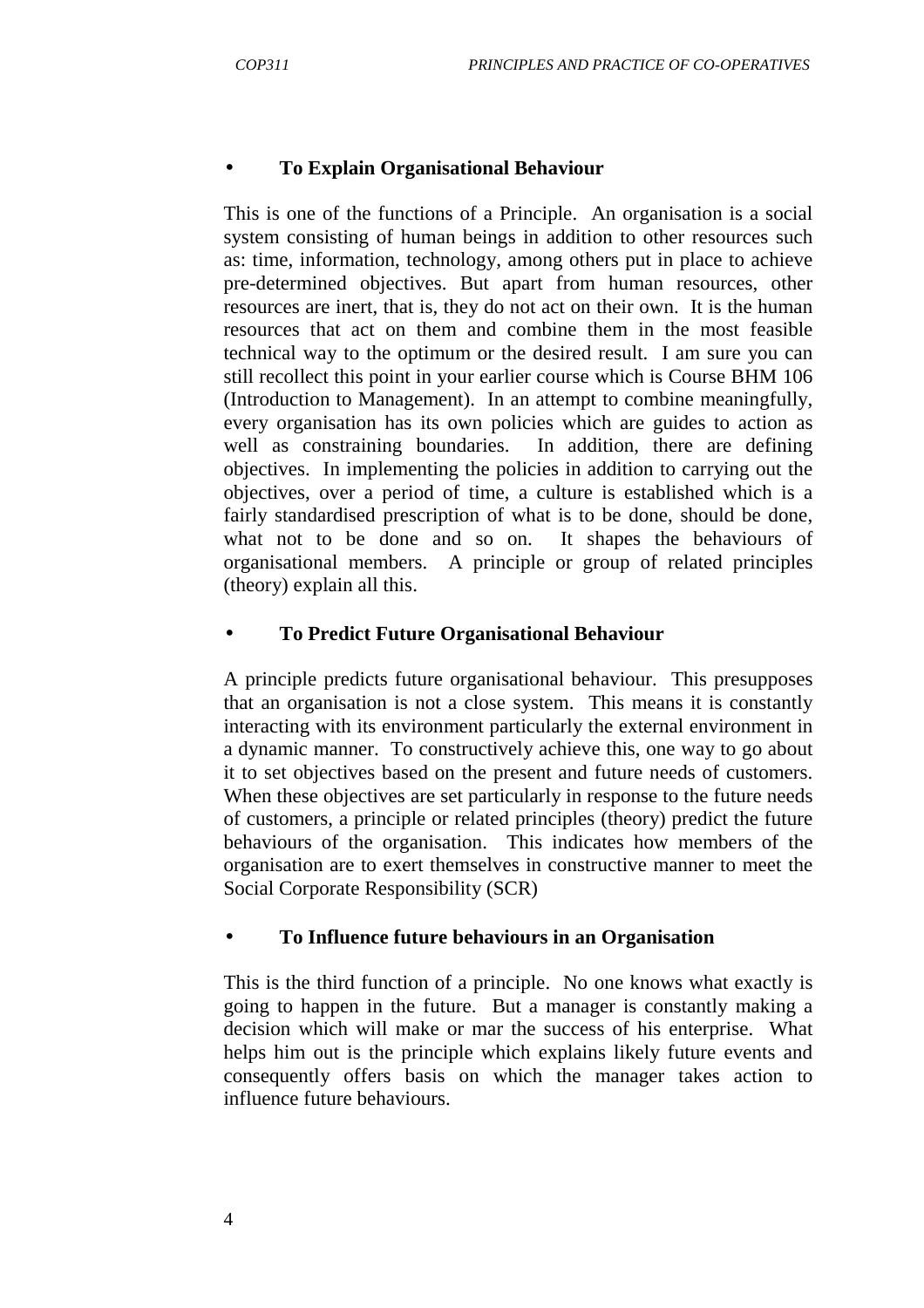- **To Explain Organisational Behaviour**

This is one of the functions of a Principle. An organisation is a social system consisting of human beings in addition to other resources such as: time, information, technology, among others put in place to achieve pre-determined objectives. But apart from human resources, other resources are inert, that is, they do not act on their own. It is the human resources that act on them and combine them in the most feasible technical way to the optimum or the desired result. I am sure you can still recollect this point in your earlier course which is Course BHM 106 (Introduction to Management). In an attempt to combine meaningfully, every organisation has its own policies which are guides to action as well as constraining boundaries. In addition, there are defining objectives. In implementing the policies in addition to carrying out the objectives, over a period of time, a culture is established which is a fairly standardised prescription of what is to be done, should be done, what not to be done and so on. It shapes the behaviours of organisational members. A principle or group of related principles (theory) explain all this.

- **To Predict Future Organisational Behaviour**

A principle predicts future organisational behaviour. This presupposes that an organisation is not a close system. This means it is constantly interacting with its environment particularly the external environment in a dynamic manner. To constructively achieve this, one way to go about it to set objectives based on the present and future needs of customers. When these objectives are set particularly in response to the future needs of customers, a principle or related principles (theory) predict the future behaviours of the organisation. This indicates how members of the organisation are to exert themselves in constructive manner to meet the Social Corporate Responsibility (SCR)

- **To Influence future behaviours in an Organisation**

This is the third function of a principle. No one knows what exactly is going to happen in the future. But a manager is constantly making a decision which will make or mar the success of his enterprise. What helps him out is the principle which explains likely future events and consequently offers basis on which the manager takes action to influence future behaviours.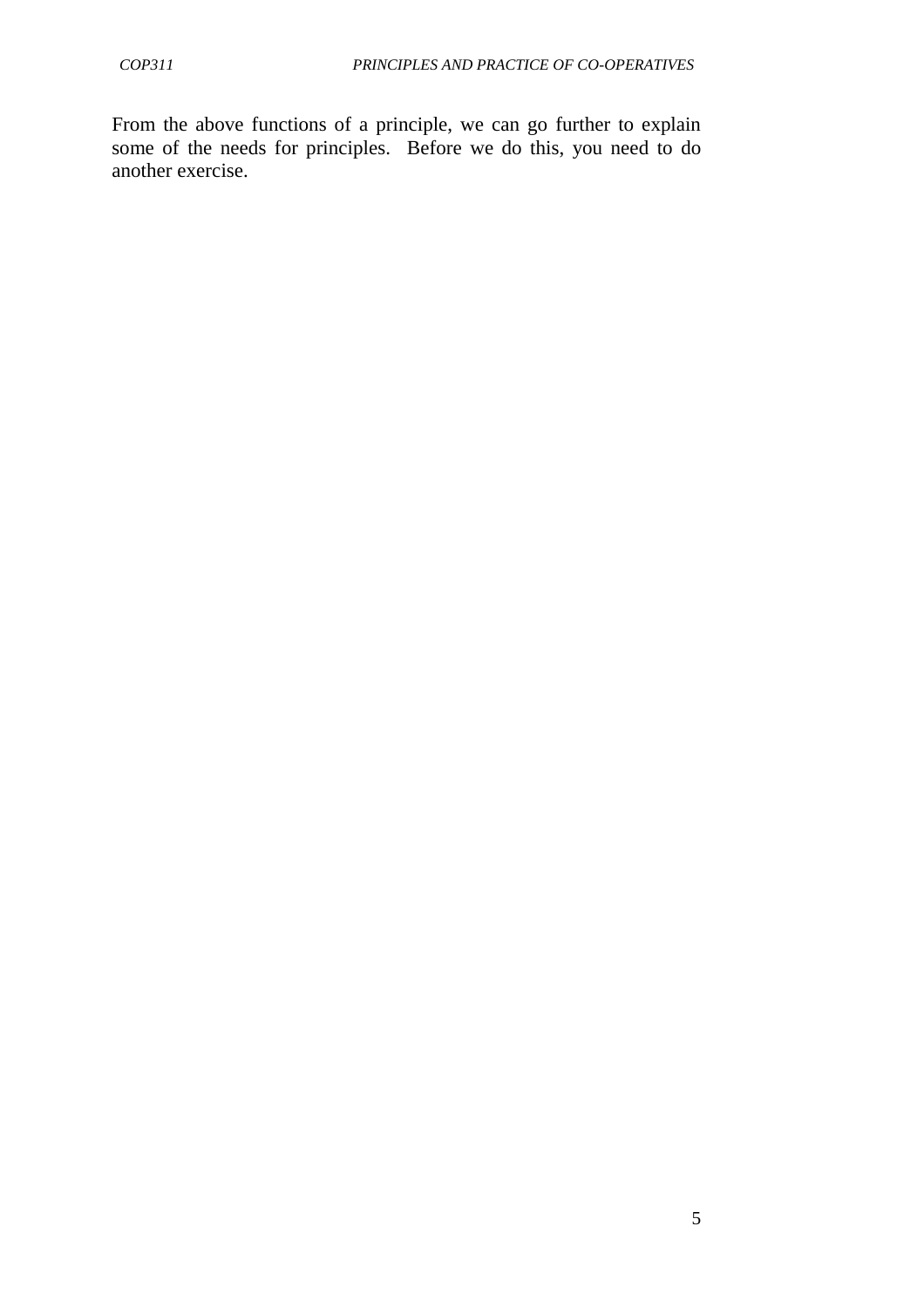From the above functions of a principle, we can go further to explain some of the needs for principles. Before we do this, you need to do another exercise.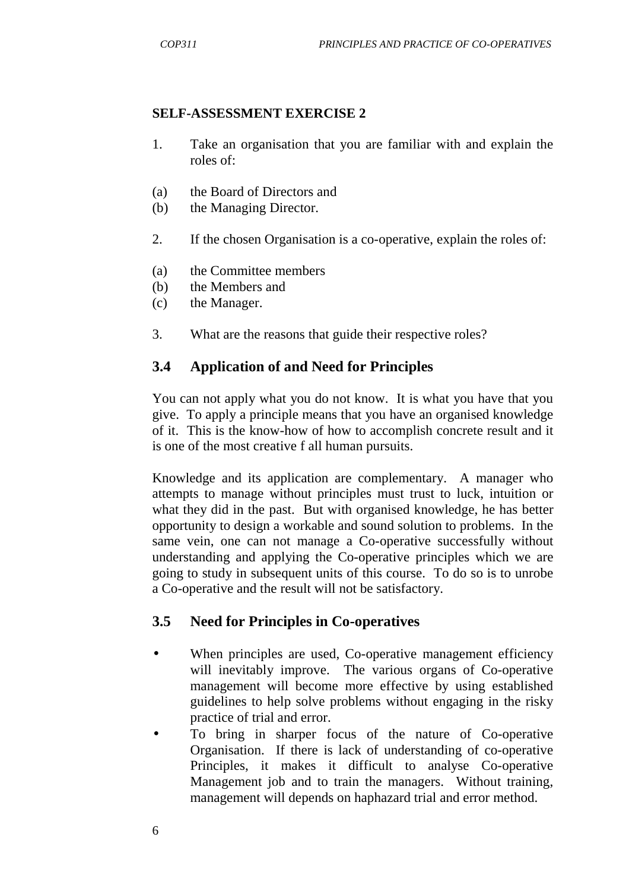**SELF-ASSESSMENT EXERCISE 2**

1. Take an organisation that you are familiar with and explain the roles of:

(a) the Board of Directors and
(b) the Managing Director.

2. If the chosen Organisation is a co-operative, explain the roles of:

(a) the Committee members
(b) the Members and
(c) the Manager.

3. What are the reasons that guide their respective roles?

## 3.4 Application of and Need for Principles

You can not apply what you do not know. It is what you have that you give. To apply a principle means that you have an organised knowledge of it. This is the know-how of how to accomplish concrete result and it is one of the most creative f all human pursuits.

Knowledge and its application are complementary. A manager who attempts to manage without principles must trust to luck, intuition or what they did in the past. But with organised knowledge, he has better opportunity to design a workable and sound solution to problems. In the same vein, one can not manage a Co-operative successfully without understanding and applying the Co-operative principles which we are going to study in subsequent units of this course. To do so is to unrobe a Co-operative and the result will not be satisfactory.

## 3.5 Need for Principles in Co-operatives

- When principles are used, Co-operative management efficiency will inevitably improve. The various organs of Co-operative management will become more effective by using established guidelines to help solve problems without engaging in the risky practice of trial and error.
- To bring in sharper focus of the nature of Co-operative Organisation. If there is lack of understanding of co-operative Principles, it makes it difficult to analyse Co-operative Management job and to train the managers. Without training, management will depends on haphazard trial and error method.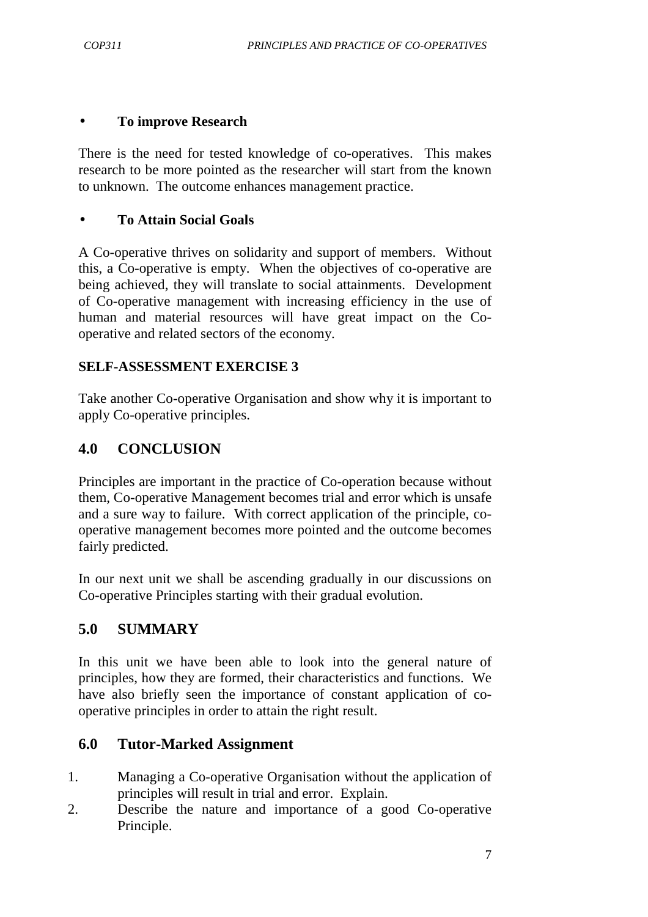- **To improve Research**

There is the need for tested knowledge of co-operatives. This makes research to be more pointed as the researcher will start from the known to unknown. The outcome enhances management practice.

- **To Attain Social Goals**

A Co-operative thrives on solidarity and support of members. Without this, a Co-operative is empty. When the objectives of co-operative are being achieved, they will translate to social attainments. Development of Co-operative management with increasing efficiency in the use of human and material resources will have great impact on the Co-operative and related sectors of the economy.

**SELF-ASSESSMENT EXERCISE 3**

Take another Co-operative Organisation and show why it is important to apply Co-operative principles.

## 4.0 CONCLUSION

Principles are important in the practice of Co-operation because without them, Co-operative Management becomes trial and error which is unsafe and a sure way to failure. With correct application of the principle, co-operative management becomes more pointed and the outcome becomes fairly predicted.

In our next unit we shall be ascending gradually in our discussions on Co-operative Principles starting with their gradual evolution.

## 5.0 SUMMARY

In this unit we have been able to look into the general nature of principles, how they are formed, their characteristics and functions. We have also briefly seen the importance of constant application of co-operative principles in order to attain the right result.

## 6.0 Tutor-Marked Assignment

1. Managing a Co-operative Organisation without the application of principles will result in trial and error. Explain.
2. Describe the nature and importance of a good Co-operative Principle.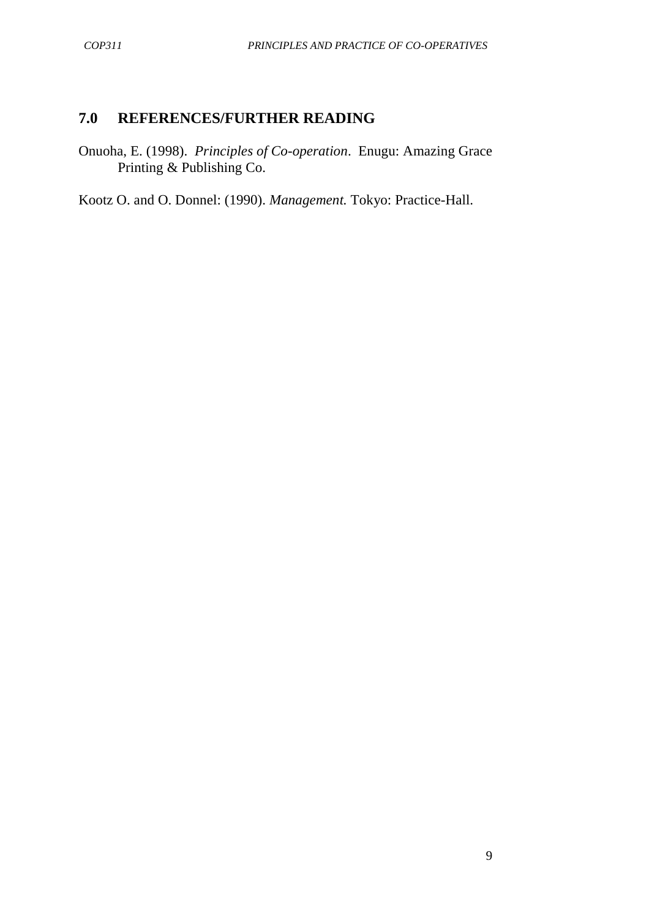## 7.0 REFERENCES/FURTHER READING

Onuoha, E. (1998). *Principles of Co-operation*. Enugu: Amazing Grace Printing & Publishing Co.

Kootz O. and O. Donnel: (1990). *Management.* Tokyo: Practice-Hall.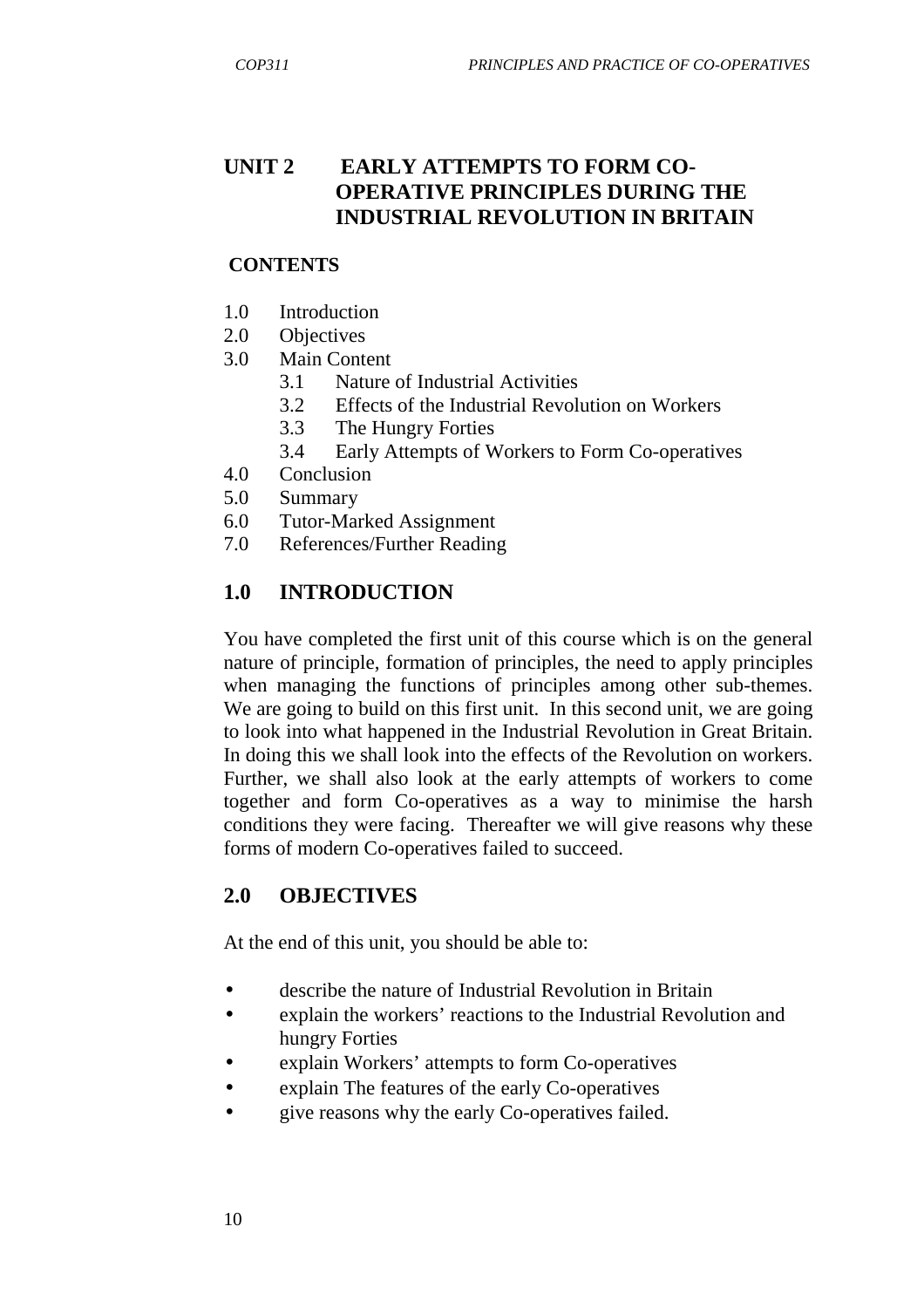# UNIT 2 EARLY ATTEMPTS TO FORM CO-OPERATIVE PRINCIPLES DURING THE INDUSTRIAL REVOLUTION IN BRITAIN

**CONTENTS**

1.0 Introduction
2.0 Objectives
3.0 Main Content
    3.1 Nature of Industrial Activities
    3.2 Effects of the Industrial Revolution on Workers
    3.3 The Hungry Forties
    3.4 Early Attempts of Workers to Form Co-operatives
4.0 Conclusion
5.0 Summary
6.0 Tutor-Marked Assignment
7.0 References/Further Reading

## 1.0 INTRODUCTION

You have completed the first unit of this course which is on the general nature of principle, formation of principles, the need to apply principles when managing the functions of principles among other sub-themes. We are going to build on this first unit. In this second unit, we are going to look into what happened in the Industrial Revolution in Great Britain. In doing this we shall look into the effects of the Revolution on workers. Further, we shall also look at the early attempts of workers to come together and form Co-operatives as a way to minimise the harsh conditions they were facing. Thereafter we will give reasons why these forms of modern Co-operatives failed to succeed.

## 2.0 OBJECTIVES

At the end of this unit, you should be able to:

- describe the nature of Industrial Revolution in Britain
- explain the workers' reactions to the Industrial Revolution and hungry Forties
- explain Workers' attempts to form Co-operatives
- explain The features of the early Co-operatives
- give reasons why the early Co-operatives failed.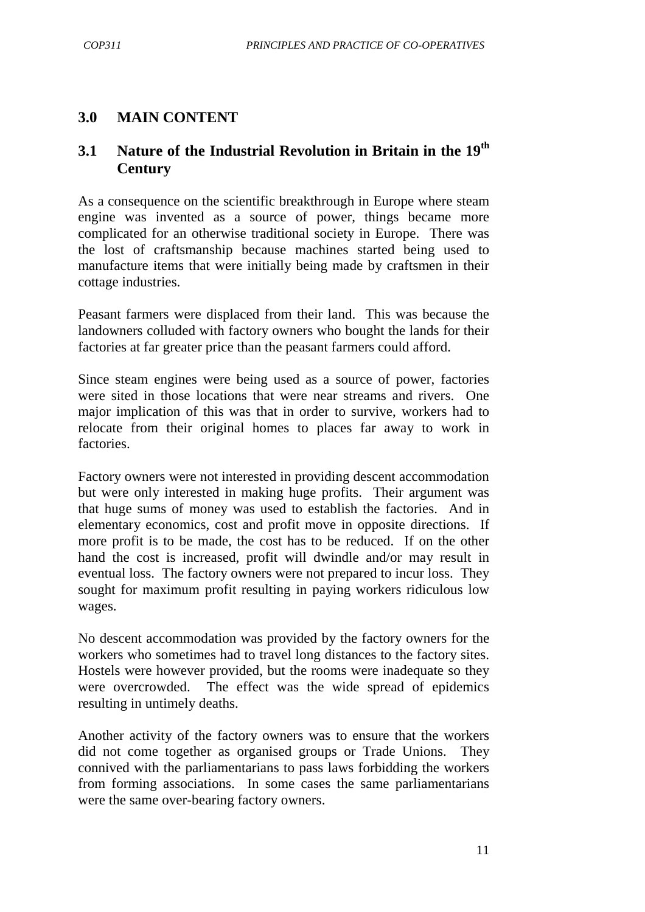## 3.0 MAIN CONTENT

### 3.1 Nature of the Industrial Revolution in Britain in the 19$^{th}$ Century

As a consequence on the scientific breakthrough in Europe where steam engine was invented as a source of power, things became more complicated for an otherwise traditional society in Europe. There was the lost of craftsmanship because machines started being used to manufacture items that were initially being made by craftsmen in their cottage industries.

Peasant farmers were displaced from their land. This was because the landowners colluded with factory owners who bought the lands for their factories at far greater price than the peasant farmers could afford.

Since steam engines were being used as a source of power, factories were sited in those locations that were near streams and rivers. One major implication of this was that in order to survive, workers had to relocate from their original homes to places far away to work in factories.

Factory owners were not interested in providing descent accommodation but were only interested in making huge profits. Their argument was that huge sums of money was used to establish the factories. And in elementary economics, cost and profit move in opposite directions. If more profit is to be made, the cost has to be reduced. If on the other hand the cost is increased, profit will dwindle and/or may result in eventual loss. The factory owners were not prepared to incur loss. They sought for maximum profit resulting in paying workers ridiculous low wages.

No descent accommodation was provided by the factory owners for the workers who sometimes had to travel long distances to the factory sites. Hostels were however provided, but the rooms were inadequate so they were overcrowded. The effect was the wide spread of epidemics resulting in untimely deaths.

Another activity of the factory owners was to ensure that the workers did not come together as organised groups or Trade Unions. They connived with the parliamentarians to pass laws forbidding the workers from forming associations. In some cases the same parliamentarians were the same over-bearing factory owners.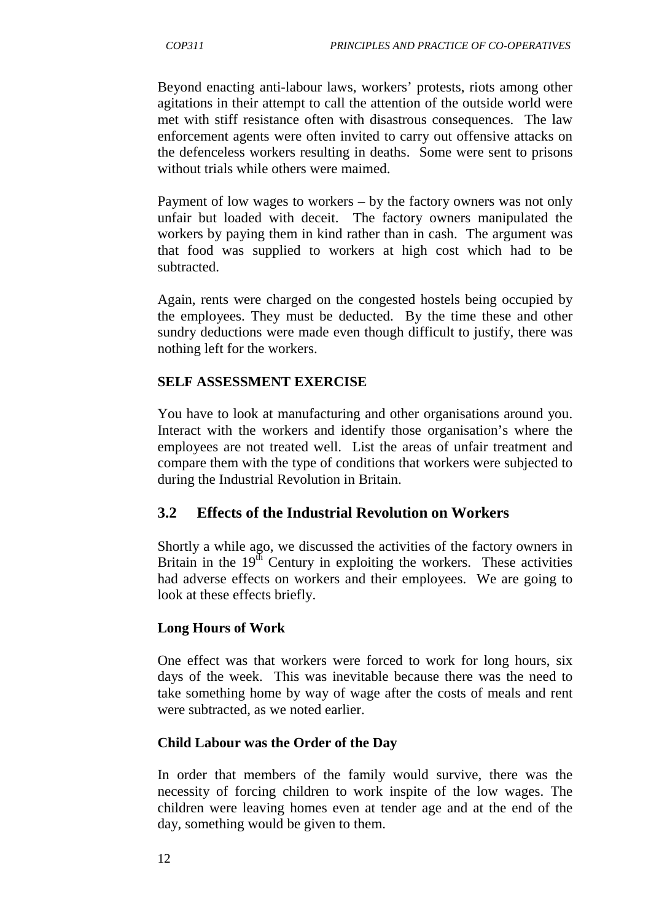Beyond enacting anti-labour laws, workers' protests, riots among other agitations in their attempt to call the attention of the outside world were met with stiff resistance often with disastrous consequences. The law enforcement agents were often invited to carry out offensive attacks on the defenceless workers resulting in deaths. Some were sent to prisons without trials while others were maimed.

Payment of low wages to workers – by the factory owners was not only unfair but loaded with deceit. The factory owners manipulated the workers by paying them in kind rather than in cash. The argument was that food was supplied to workers at high cost which had to be subtracted.

Again, rents were charged on the congested hostels being occupied by the employees. They must be deducted. By the time these and other sundry deductions were made even though difficult to justify, there was nothing left for the workers.

**SELF ASSESSMENT EXERCISE**

You have to look at manufacturing and other organisations around you. Interact with the workers and identify those organisation's where the employees are not treated well. List the areas of unfair treatment and compare them with the type of conditions that workers were subjected to during the Industrial Revolution in Britain.

## 3.2 Effects of the Industrial Revolution on Workers

Shortly a while ago, we discussed the activities of the factory owners in Britain in the 19th Century in exploiting the workers. These activities had adverse effects on workers and their employees. We are going to look at these effects briefly.

**Long Hours of Work**

One effect was that workers were forced to work for long hours, six days of the week. This was inevitable because there was the need to take something home by way of wage after the costs of meals and rent were subtracted, as we noted earlier.

**Child Labour was the Order of the Day**

In order that members of the family would survive, there was the necessity of forcing children to work inspite of the low wages. The children were leaving homes even at tender age and at the end of the day, something would be given to them.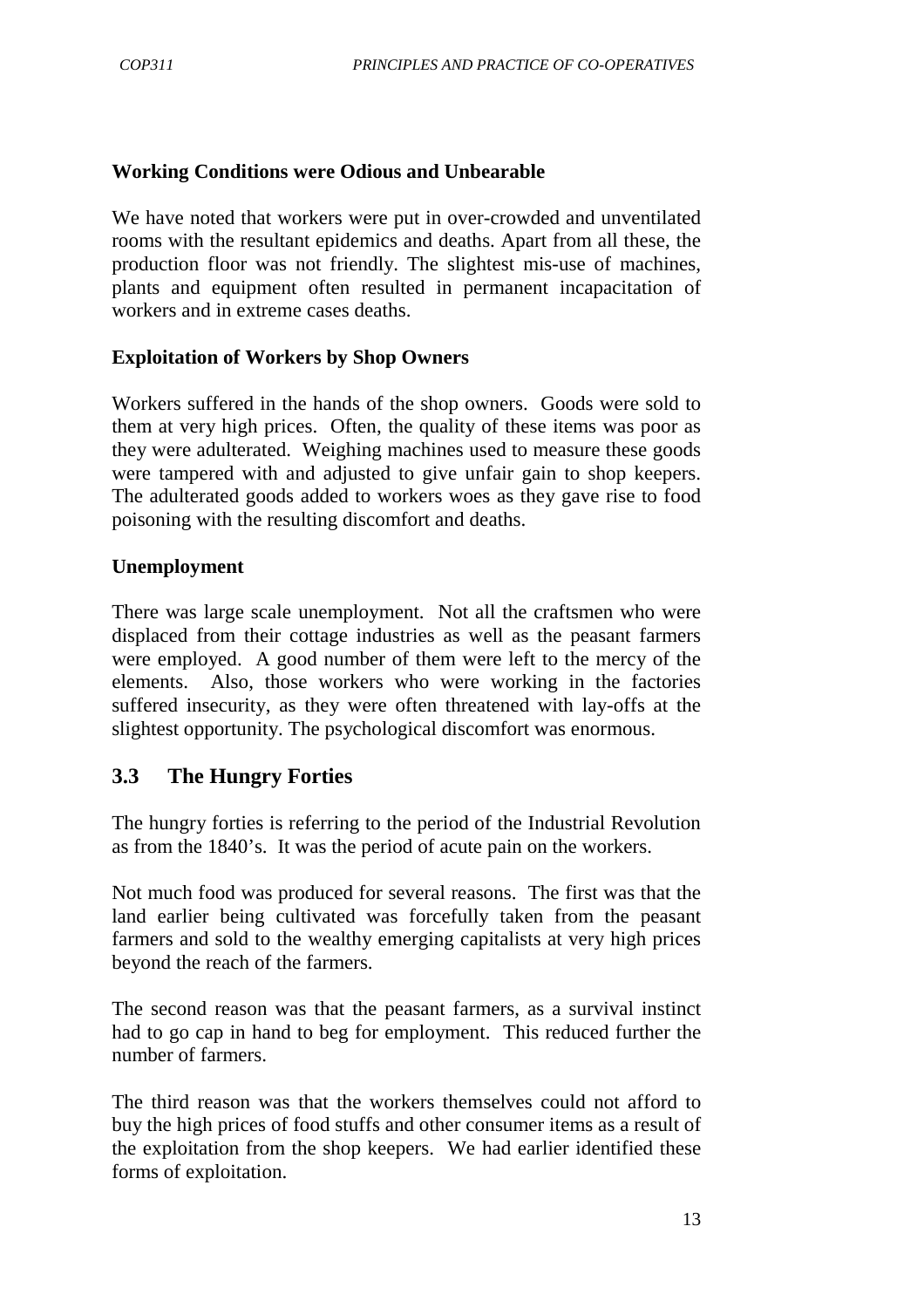**Working Conditions were Odious and Unbearable**

We have noted that workers were put in over-crowded and unventilated rooms with the resultant epidemics and deaths. Apart from all these, the production floor was not friendly. The slightest mis-use of machines, plants and equipment often resulted in permanent incapacitation of workers and in extreme cases deaths.

**Exploitation of Workers by Shop Owners**

Workers suffered in the hands of the shop owners. Goods were sold to them at very high prices. Often, the quality of these items was poor as they were adulterated. Weighing machines used to measure these goods were tampered with and adjusted to give unfair gain to shop keepers. The adulterated goods added to workers woes as they gave rise to food poisoning with the resulting discomfort and deaths.

**Unemployment**

There was large scale unemployment. Not all the craftsmen who were displaced from their cottage industries as well as the peasant farmers were employed. A good number of them were left to the mercy of the elements. Also, those workers who were working in the factories suffered insecurity, as they were often threatened with lay-offs at the slightest opportunity. The psychological discomfort was enormous.

## 3.3 The Hungry Forties

The hungry forties is referring to the period of the Industrial Revolution as from the 1840's. It was the period of acute pain on the workers.

Not much food was produced for several reasons. The first was that the land earlier being cultivated was forcefully taken from the peasant farmers and sold to the wealthy emerging capitalists at very high prices beyond the reach of the farmers.

The second reason was that the peasant farmers, as a survival instinct had to go cap in hand to beg for employment. This reduced further the number of farmers.

The third reason was that the workers themselves could not afford to buy the high prices of food stuffs and other consumer items as a result of the exploitation from the shop keepers. We had earlier identified these forms of exploitation.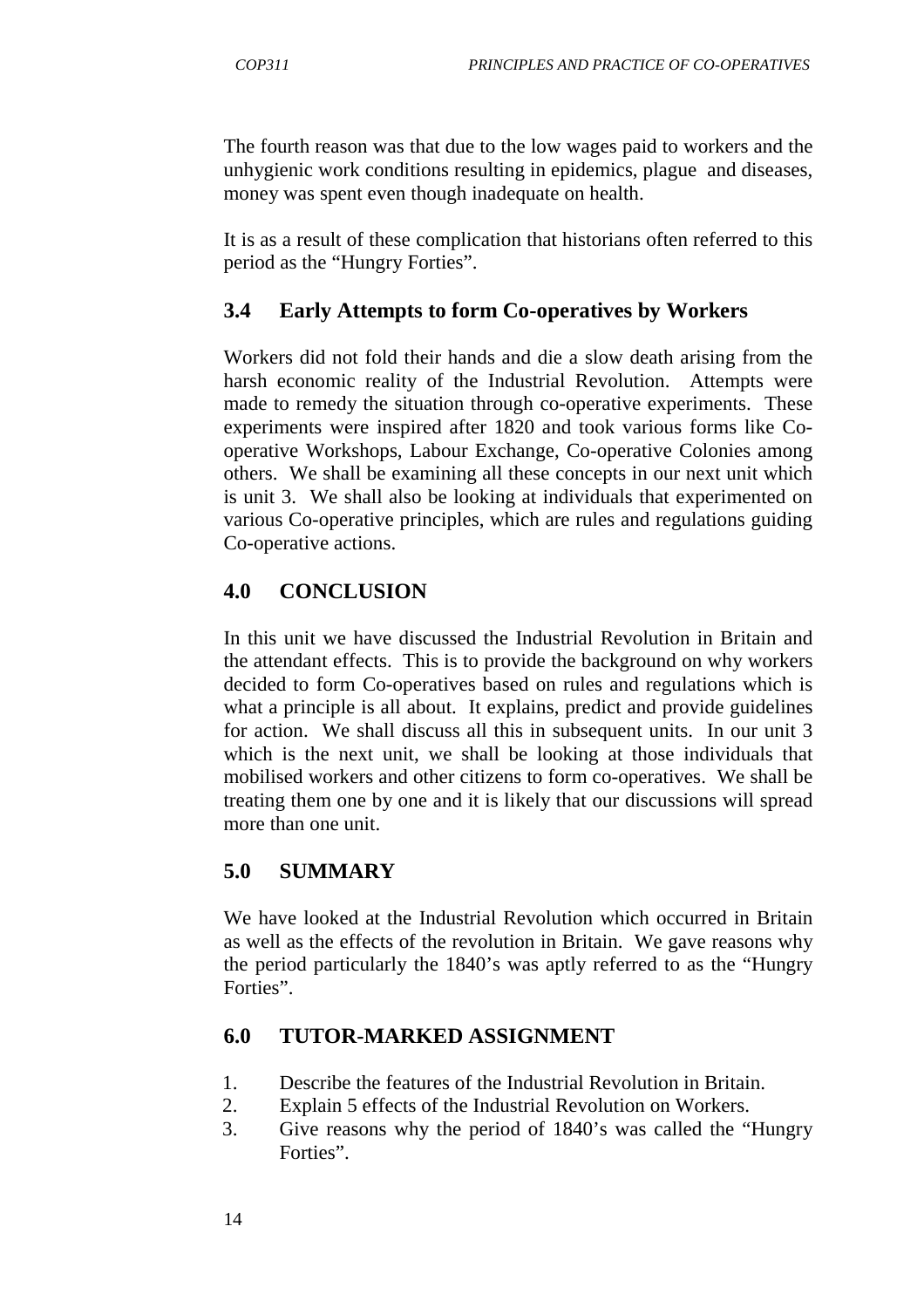The fourth reason was that due to the low wages paid to workers and the unhygienic work conditions resulting in epidemics, plague and diseases, money was spent even though inadequate on health.

It is as a result of these complication that historians often referred to this period as the "Hungry Forties".

## 3.4 Early Attempts to form Co-operatives by Workers

Workers did not fold their hands and die a slow death arising from the harsh economic reality of the Industrial Revolution. Attempts were made to remedy the situation through co-operative experiments. These experiments were inspired after 1820 and took various forms like Co-operative Workshops, Labour Exchange, Co-operative Colonies among others. We shall be examining all these concepts in our next unit which is unit 3. We shall also be looking at individuals that experimented on various Co-operative principles, which are rules and regulations guiding Co-operative actions.

## 4.0 CONCLUSION

In this unit we have discussed the Industrial Revolution in Britain and the attendant effects. This is to provide the background on why workers decided to form Co-operatives based on rules and regulations which is what a principle is all about. It explains, predict and provide guidelines for action. We shall discuss all this in subsequent units. In our unit 3 which is the next unit, we shall be looking at those individuals that mobilised workers and other citizens to form co-operatives. We shall be treating them one by one and it is likely that our discussions will spread more than one unit.

## 5.0 SUMMARY

We have looked at the Industrial Revolution which occurred in Britain as well as the effects of the revolution in Britain. We gave reasons why the period particularly the 1840's was aptly referred to as the "Hungry Forties".

## 6.0 TUTOR-MARKED ASSIGNMENT

1. Describe the features of the Industrial Revolution in Britain.
2. Explain 5 effects of the Industrial Revolution on Workers.
3. Give reasons why the period of 1840's was called the "Hungry Forties".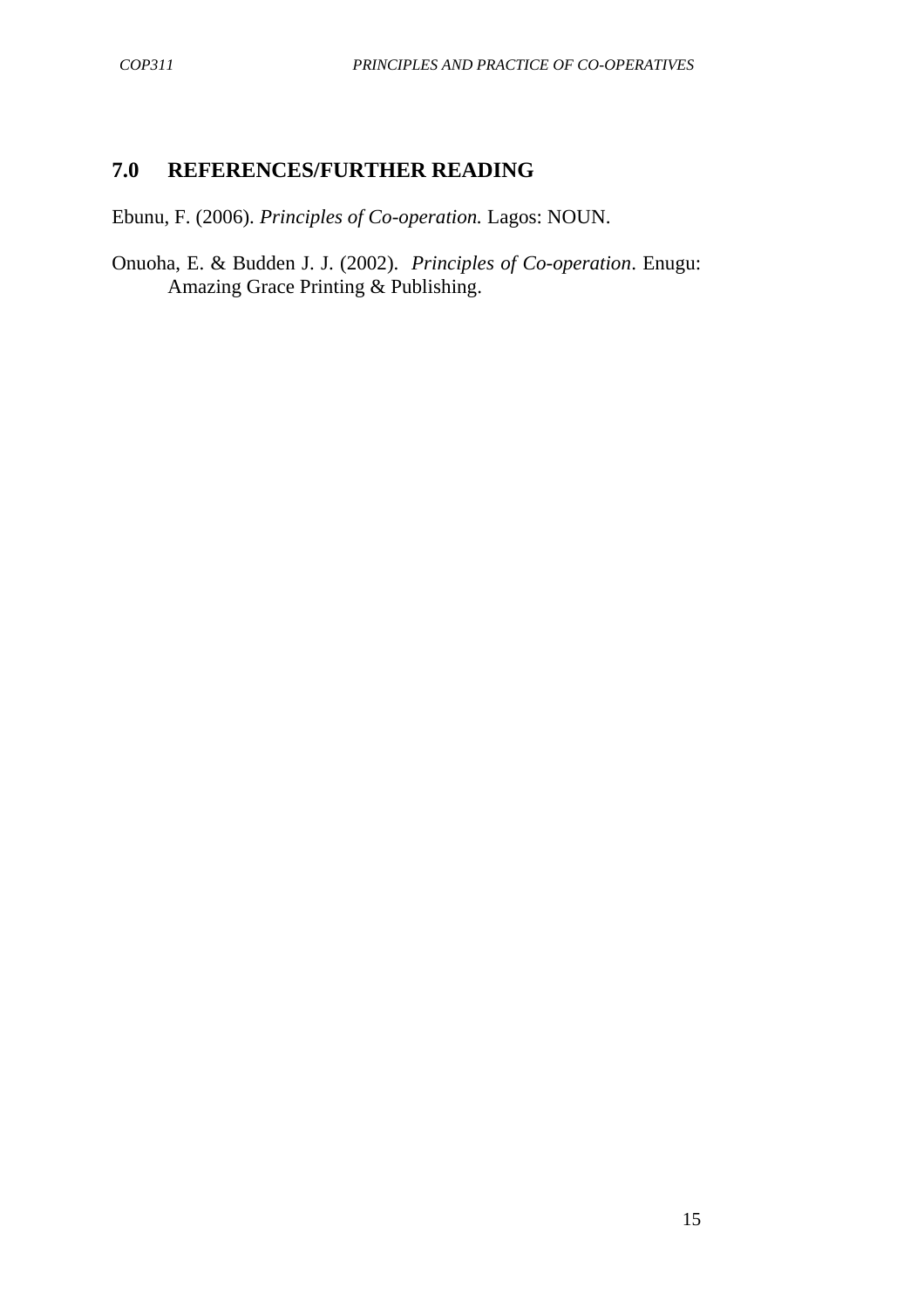## 7.0 REFERENCES/FURTHER READING

Ebunu, F. (2006). *Principles of Co-operation.* Lagos: NOUN.

Onuoha, E. & Budden J. J. (2002). *Principles of Co-operation*. Enugu: Amazing Grace Printing & Publishing.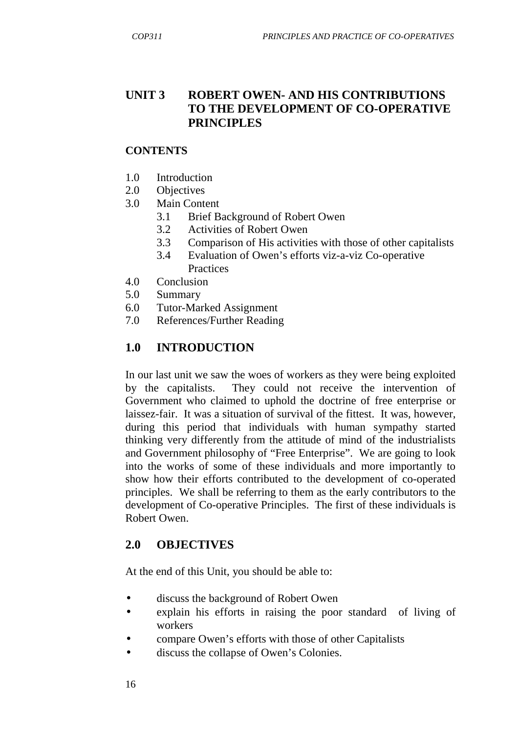# UNIT 3 ROBERT OWEN- AND HIS CONTRIBUTIONS TO THE DEVELOPMENT OF CO-OPERATIVE PRINCIPLES

**CONTENTS**

1.0 Introduction
2.0 Objectives
3.0 Main Content
    3.1 Brief Background of Robert Owen
    3.2 Activities of Robert Owen
    3.3 Comparison of His activities with those of other capitalists
    3.4 Evaluation of Owen's efforts viz-a-viz Co-operative Practices
4.0 Conclusion
5.0 Summary
6.0 Tutor-Marked Assignment
7.0 References/Further Reading

## 1.0 INTRODUCTION

In our last unit we saw the woes of workers as they were being exploited by the capitalists. They could not receive the intervention of Government who claimed to uphold the doctrine of free enterprise or laissez-fair. It was a situation of survival of the fittest. It was, however, during this period that individuals with human sympathy started thinking very differently from the attitude of mind of the industrialists and Government philosophy of "Free Enterprise". We are going to look into the works of some of these individuals and more importantly to show how their efforts contributed to the development of co-operated principles. We shall be referring to them as the early contributors to the development of Co-operative Principles. The first of these individuals is Robert Owen.

## 2.0 OBJECTIVES

At the end of this Unit, you should be able to:

- discuss the background of Robert Owen
- explain his efforts in raising the poor standard of living of workers
- compare Owen's efforts with those of other Capitalists
- discuss the collapse of Owen's Colonies.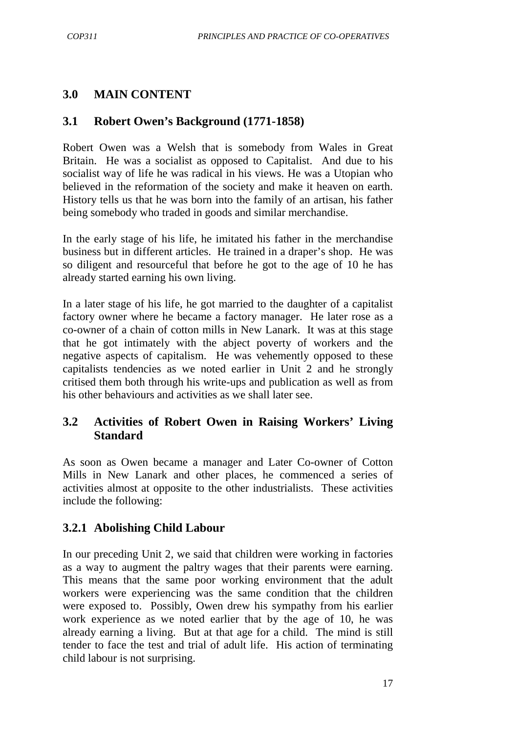## 3.0 MAIN CONTENT

### 3.1 Robert Owen's Background (1771-1858)

Robert Owen was a Welsh that is somebody from Wales in Great Britain. He was a socialist as opposed to Capitalist. And due to his socialist way of life he was radical in his views. He was a Utopian who believed in the reformation of the society and make it heaven on earth. History tells us that he was born into the family of an artisan, his father being somebody who traded in goods and similar merchandise.

In the early stage of his life, he imitated his father in the merchandise business but in different articles. He trained in a draper's shop. He was so diligent and resourceful that before he got to the age of 10 he has already started earning his own living.

In a later stage of his life, he got married to the daughter of a capitalist factory owner where he became a factory manager. He later rose as a co-owner of a chain of cotton mills in New Lanark. It was at this stage that he got intimately with the abject poverty of workers and the negative aspects of capitalism. He was vehemently opposed to these capitalists tendencies as we noted earlier in Unit 2 and he strongly critised them both through his write-ups and publication as well as from his other behaviours and activities as we shall later see.

### 3.2 Activities of Robert Owen in Raising Workers' Living Standard

As soon as Owen became a manager and Later Co-owner of Cotton Mills in New Lanark and other places, he commenced a series of activities almost at opposite to the other industrialists. These activities include the following:

#### 3.2.1 Abolishing Child Labour

In our preceding Unit 2, we said that children were working in factories as a way to augment the paltry wages that their parents were earning. This means that the same poor working environment that the adult workers were experiencing was the same condition that the children were exposed to. Possibly, Owen drew his sympathy from his earlier work experience as we noted earlier that by the age of 10, he was already earning a living. But at that age for a child. The mind is still tender to face the test and trial of adult life. His action of terminating child labour is not surprising.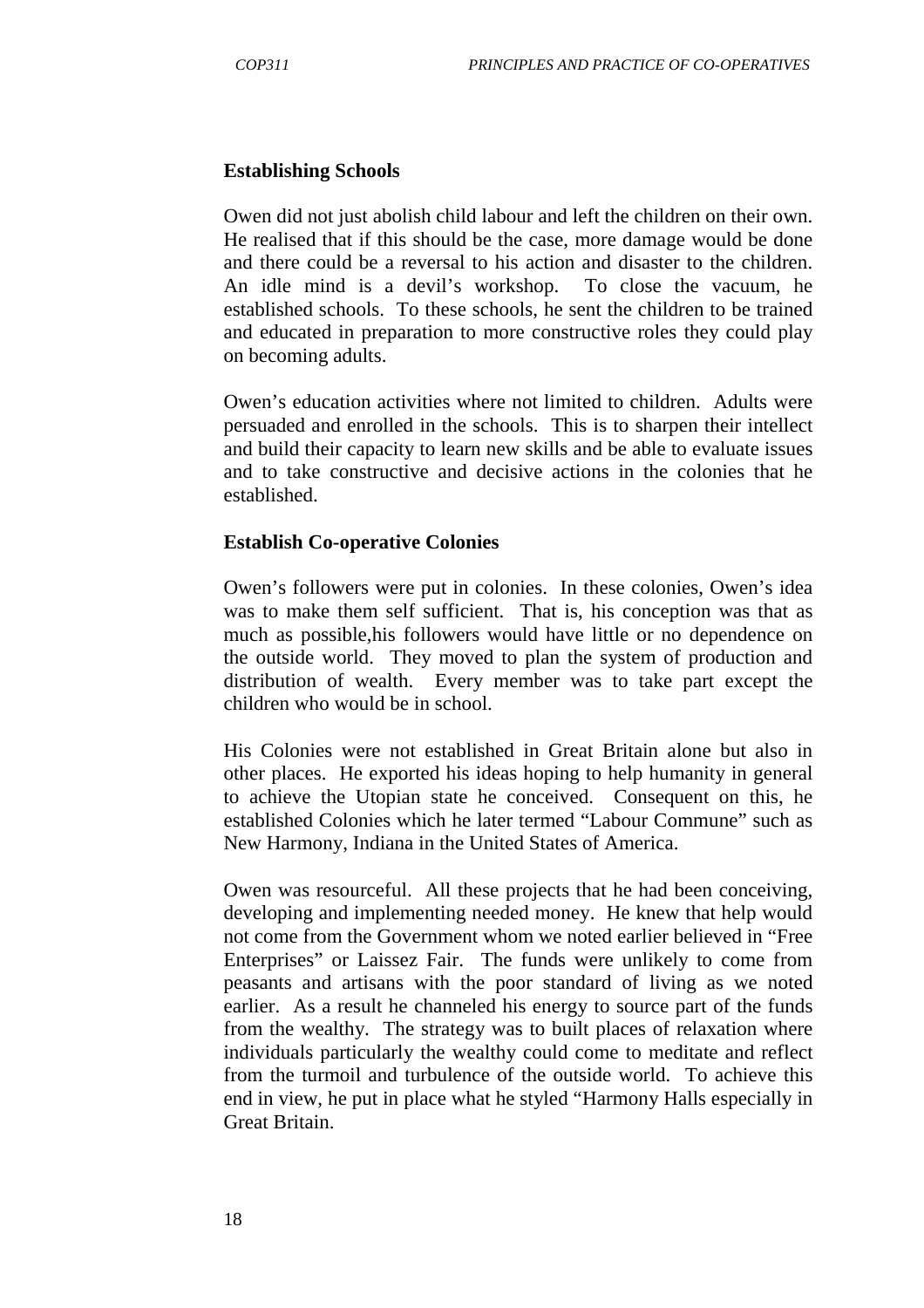### Establishing Schools

Owen did not just abolish child labour and left the children on their own. He realised that if this should be the case, more damage would be done and there could be a reversal to his action and disaster to the children. An idle mind is a devil's workshop. To close the vacuum, he established schools. To these schools, he sent the children to be trained and educated in preparation to more constructive roles they could play on becoming adults.

Owen's education activities where not limited to children. Adults were persuaded and enrolled in the schools. This is to sharpen their intellect and build their capacity to learn new skills and be able to evaluate issues and to take constructive and decisive actions in the colonies that he established.

### Establish Co-operative Colonies

Owen's followers were put in colonies. In these colonies, Owen's idea was to make them self sufficient. That is, his conception was that as much as possible,his followers would have little or no dependence on the outside world. They moved to plan the system of production and distribution of wealth. Every member was to take part except the children who would be in school.

His Colonies were not established in Great Britain alone but also in other places. He exported his ideas hoping to help humanity in general to achieve the Utopian state he conceived. Consequent on this, he established Colonies which he later termed "Labour Commune" such as New Harmony, Indiana in the United States of America.

Owen was resourceful. All these projects that he had been conceiving, developing and implementing needed money. He knew that help would not come from the Government whom we noted earlier believed in "Free Enterprises" or Laissez Fair. The funds were unlikely to come from peasants and artisans with the poor standard of living as we noted earlier. As a result he channeled his energy to source part of the funds from the wealthy. The strategy was to built places of relaxation where individuals particularly the wealthy could come to meditate and reflect from the turmoil and turbulence of the outside world. To achieve this end in view, he put in place what he styled "Harmony Halls especially in Great Britain.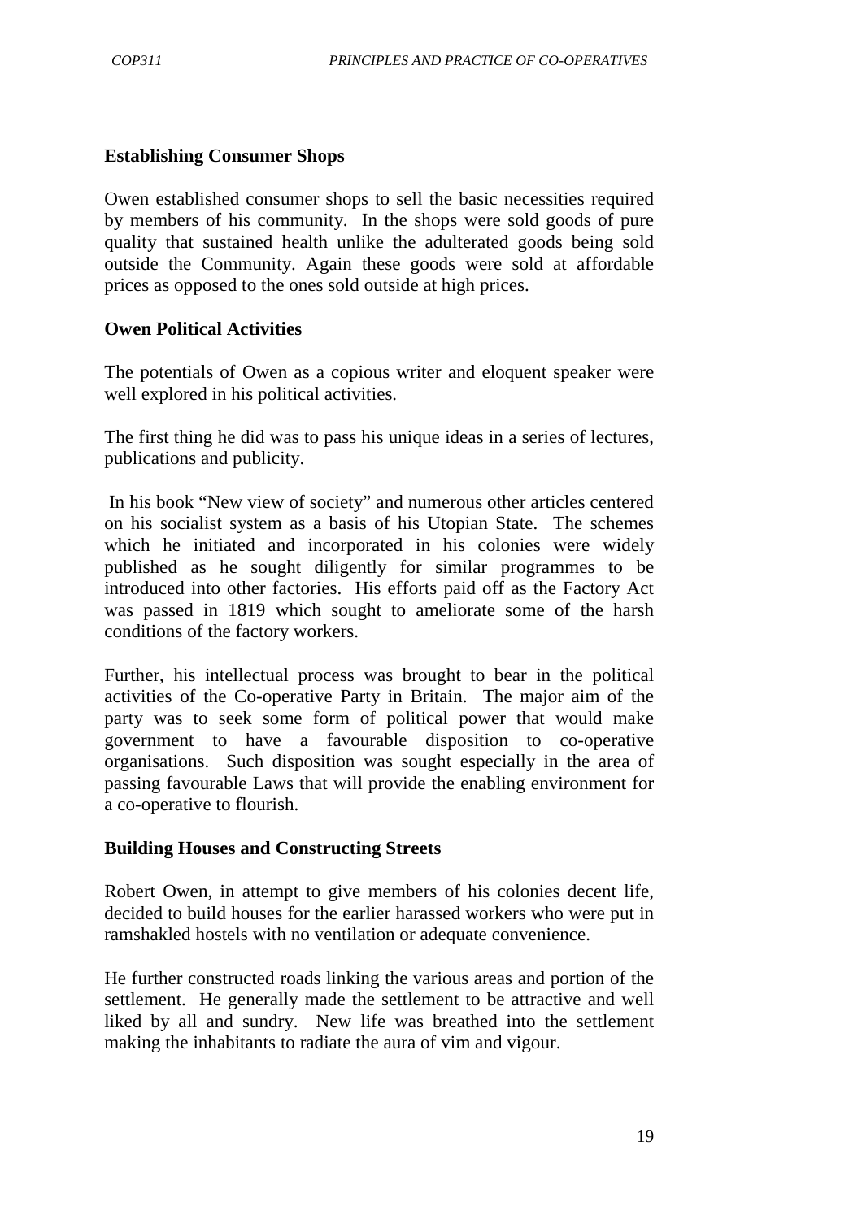**Establishing Consumer Shops**

Owen established consumer shops to sell the basic necessities required by members of his community. In the shops were sold goods of pure quality that sustained health unlike the adulterated goods being sold outside the Community. Again these goods were sold at affordable prices as opposed to the ones sold outside at high prices.

**Owen Political Activities**

The potentials of Owen as a copious writer and eloquent speaker were well explored in his political activities.

The first thing he did was to pass his unique ideas in a series of lectures, publications and publicity.

In his book "New view of society" and numerous other articles centered on his socialist system as a basis of his Utopian State. The schemes which he initiated and incorporated in his colonies were widely published as he sought diligently for similar programmes to be introduced into other factories. His efforts paid off as the Factory Act was passed in 1819 which sought to ameliorate some of the harsh conditions of the factory workers.

Further, his intellectual process was brought to bear in the political activities of the Co-operative Party in Britain. The major aim of the party was to seek some form of political power that would make government to have a favourable disposition to co-operative organisations. Such disposition was sought especially in the area of passing favourable Laws that will provide the enabling environment for a co-operative to flourish.

**Building Houses and Constructing Streets**

Robert Owen, in attempt to give members of his colonies decent life, decided to build houses for the earlier harassed workers who were put in ramshakled hostels with no ventilation or adequate convenience.

He further constructed roads linking the various areas and portion of the settlement. He generally made the settlement to be attractive and well liked by all and sundry. New life was breathed into the settlement making the inhabitants to radiate the aura of vim and vigour.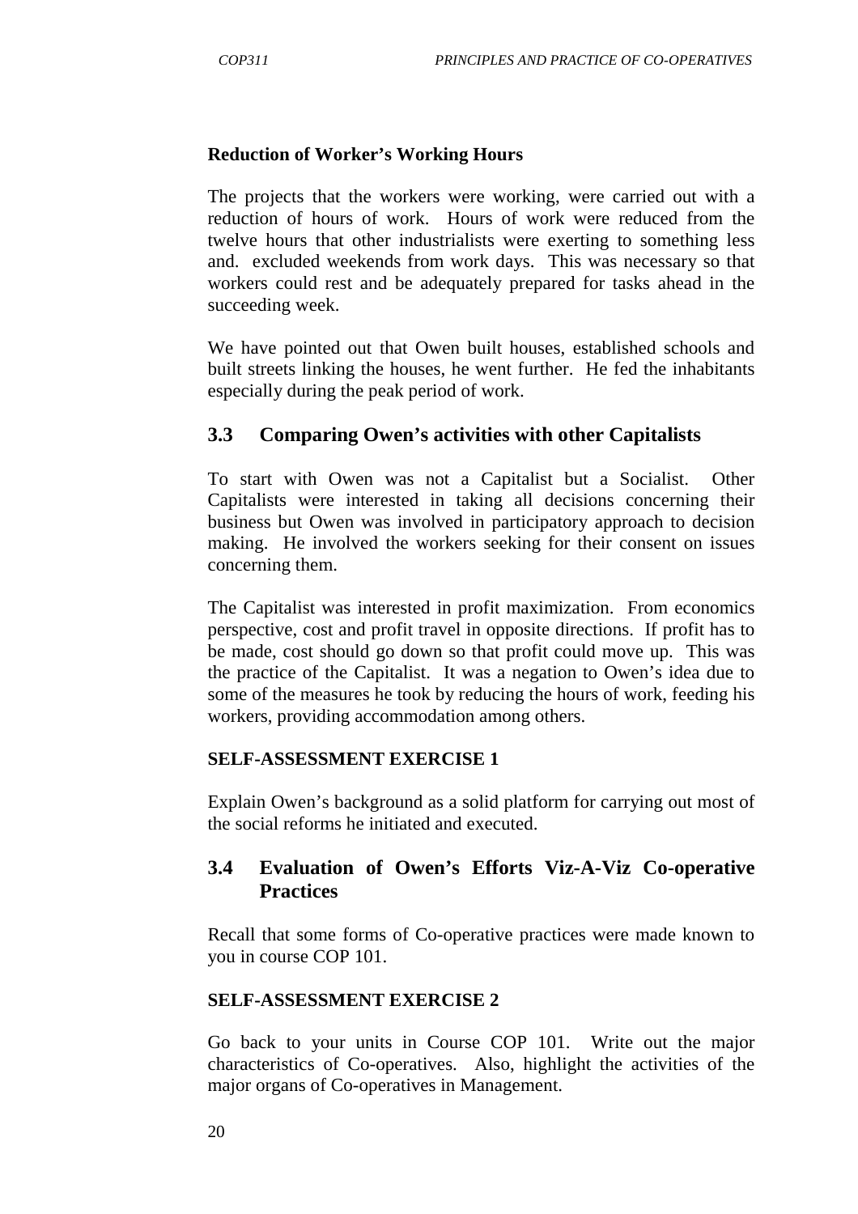**Reduction of Worker's Working Hours**

The projects that the workers were working, were carried out with a reduction of hours of work. Hours of work were reduced from the twelve hours that other industrialists were exerting to something less and. excluded weekends from work days. This was necessary so that workers could rest and be adequately prepared for tasks ahead in the succeeding week.

We have pointed out that Owen built houses, established schools and built streets linking the houses, he went further. He fed the inhabitants especially during the peak period of work.

## 3.3 Comparing Owen's activities with other Capitalists

To start with Owen was not a Capitalist but a Socialist. Other Capitalists were interested in taking all decisions concerning their business but Owen was involved in participatory approach to decision making. He involved the workers seeking for their consent on issues concerning them.

The Capitalist was interested in profit maximization. From economics perspective, cost and profit travel in opposite directions. If profit has to be made, cost should go down so that profit could move up. This was the practice of the Capitalist. It was a negation to Owen's idea due to some of the measures he took by reducing the hours of work, feeding his workers, providing accommodation among others.

**SELF-ASSESSMENT EXERCISE 1**

Explain Owen's background as a solid platform for carrying out most of the social reforms he initiated and executed.

## 3.4 Evaluation of Owen's Efforts Viz-A-Viz Co-operative Practices

Recall that some forms of Co-operative practices were made known to you in course COP 101.

**SELF-ASSESSMENT EXERCISE 2**

Go back to your units in Course COP 101. Write out the major characteristics of Co-operatives. Also, highlight the activities of the major organs of Co-operatives in Management.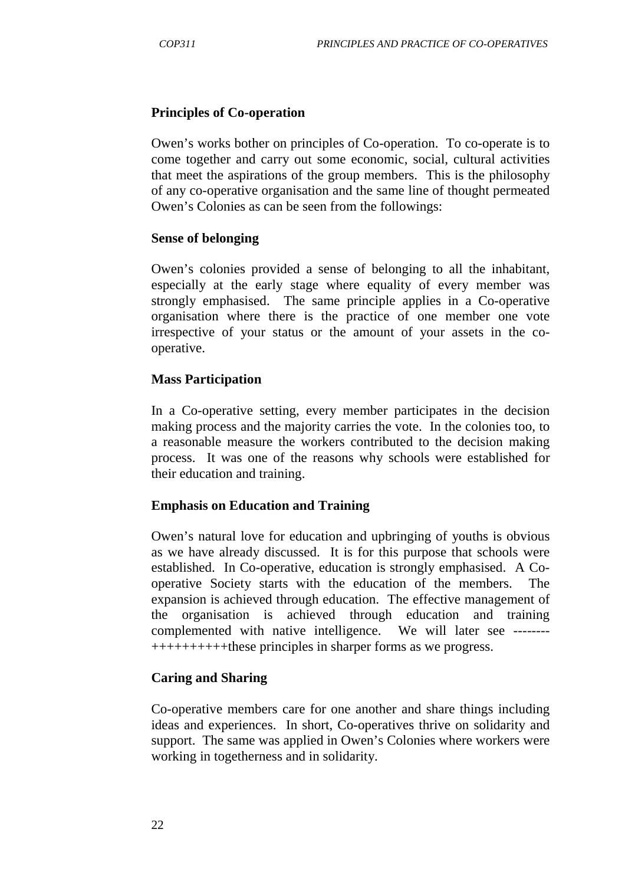### Principles of Co-operation

Owen's works bother on principles of Co-operation. To co-operate is to come together and carry out some economic, social, cultural activities that meet the aspirations of the group members. This is the philosophy of any co-operative organisation and the same line of thought permeated Owen's Colonies as can be seen from the followings:

#### Sense of belonging

Owen's colonies provided a sense of belonging to all the inhabitant, especially at the early stage where equality of every member was strongly emphasised. The same principle applies in a Co-operative organisation where there is the practice of one member one vote irrespective of your status or the amount of your assets in the co-operative.

#### Mass Participation

In a Co-operative setting, every member participates in the decision making process and the majority carries the vote. In the colonies too, to a reasonable measure the workers contributed to the decision making process. It was one of the reasons why schools were established for their education and training.

#### Emphasis on Education and Training

Owen's natural love for education and upbringing of youths is obvious as we have already discussed. It is for this purpose that schools were established. In Co-operative, education is strongly emphasised. A Co-operative Society starts with the education of the members. The expansion is achieved through education. The effective management of the organisation is achieved through education and training complemented with native intelligence. We will later see --------++++++++++these principles in sharper forms as we progress.

#### Caring and Sharing

Co-operative members care for one another and share things including ideas and experiences. In short, Co-operatives thrive on solidarity and support. The same was applied in Owen's Colonies where workers were working in togetherness and in solidarity.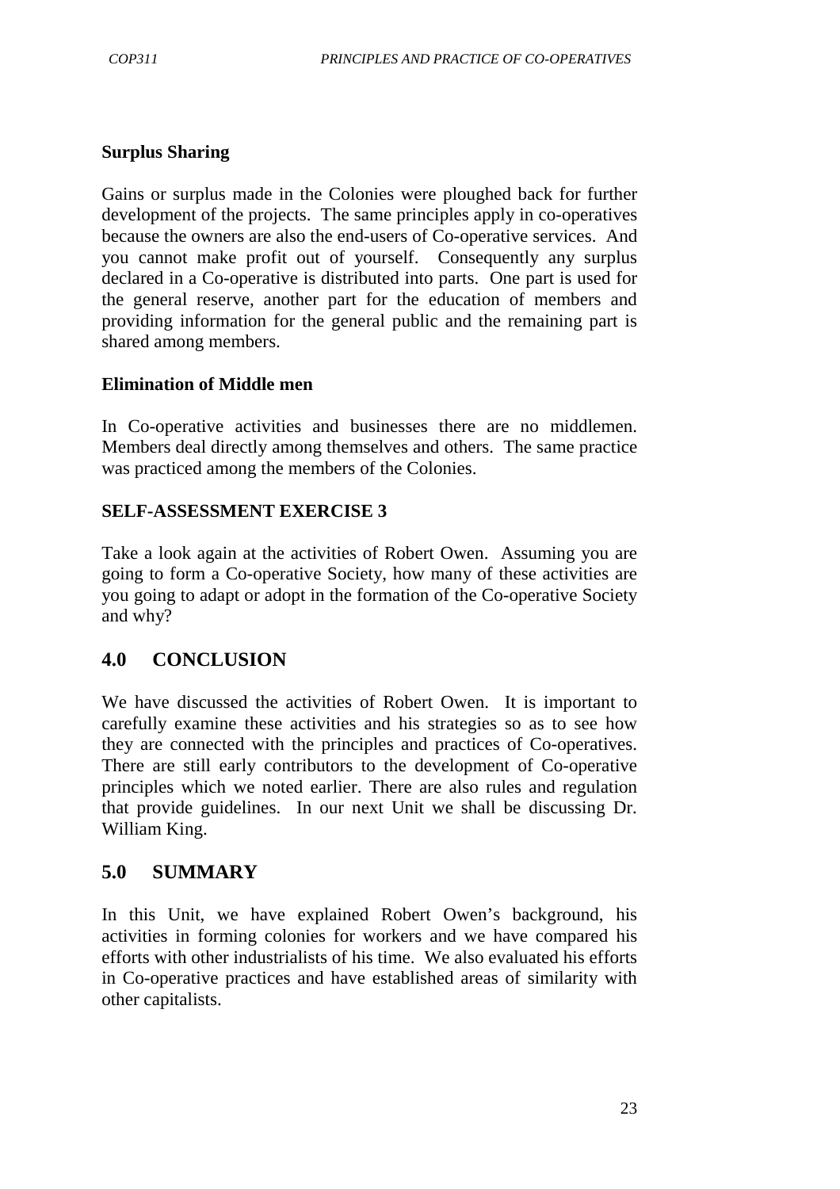**Surplus Sharing**

Gains or surplus made in the Colonies were ploughed back for further development of the projects. The same principles apply in co-operatives because the owners are also the end-users of Co-operative services. And you cannot make profit out of yourself. Consequently any surplus declared in a Co-operative is distributed into parts. One part is used for the general reserve, another part for the education of members and providing information for the general public and the remaining part is shared among members.

**Elimination of Middle men**

In Co-operative activities and businesses there are no middlemen. Members deal directly among themselves and others. The same practice was practiced among the members of the Colonies.

**SELF-ASSESSMENT EXERCISE 3**

Take a look again at the activities of Robert Owen. Assuming you are going to form a Co-operative Society, how many of these activities are you going to adapt or adopt in the formation of the Co-operative Society and why?

## 4.0 CONCLUSION

We have discussed the activities of Robert Owen. It is important to carefully examine these activities and his strategies so as to see how they are connected with the principles and practices of Co-operatives. There are still early contributors to the development of Co-operative principles which we noted earlier. There are also rules and regulation that provide guidelines. In our next Unit we shall be discussing Dr. William King.

## 5.0 SUMMARY

In this Unit, we have explained Robert Owen's background, his activities in forming colonies for workers and we have compared his efforts with other industrialists of his time. We also evaluated his efforts in Co-operative practices and have established areas of similarity with other capitalists.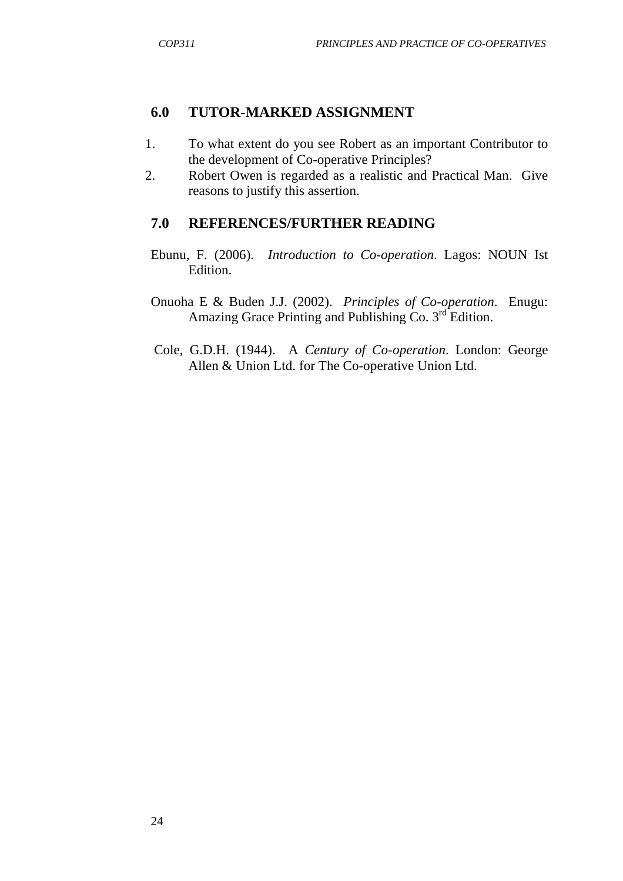## 6.0 TUTOR-MARKED ASSIGNMENT

1. To what extent do you see Robert as an important Contributor to the development of Co-operative Principles?
2. Robert Owen is regarded as a realistic and Practical Man. Give reasons to justify this assertion.

## 7.0 REFERENCES/FURTHER READING

Ebunu, F. (2006). *Introduction to Co-operation*. Lagos: NOUN Ist Edition.

Onuoha E & Buden J.J. (2002). *Principles of Co-operation*. Enugu: Amazing Grace Printing and Publishing Co. 3rd Edition.

Cole, G.D.H. (1944). A *Century of Co-operation*. London: George Allen & Union Ltd. for The Co-operative Union Ltd.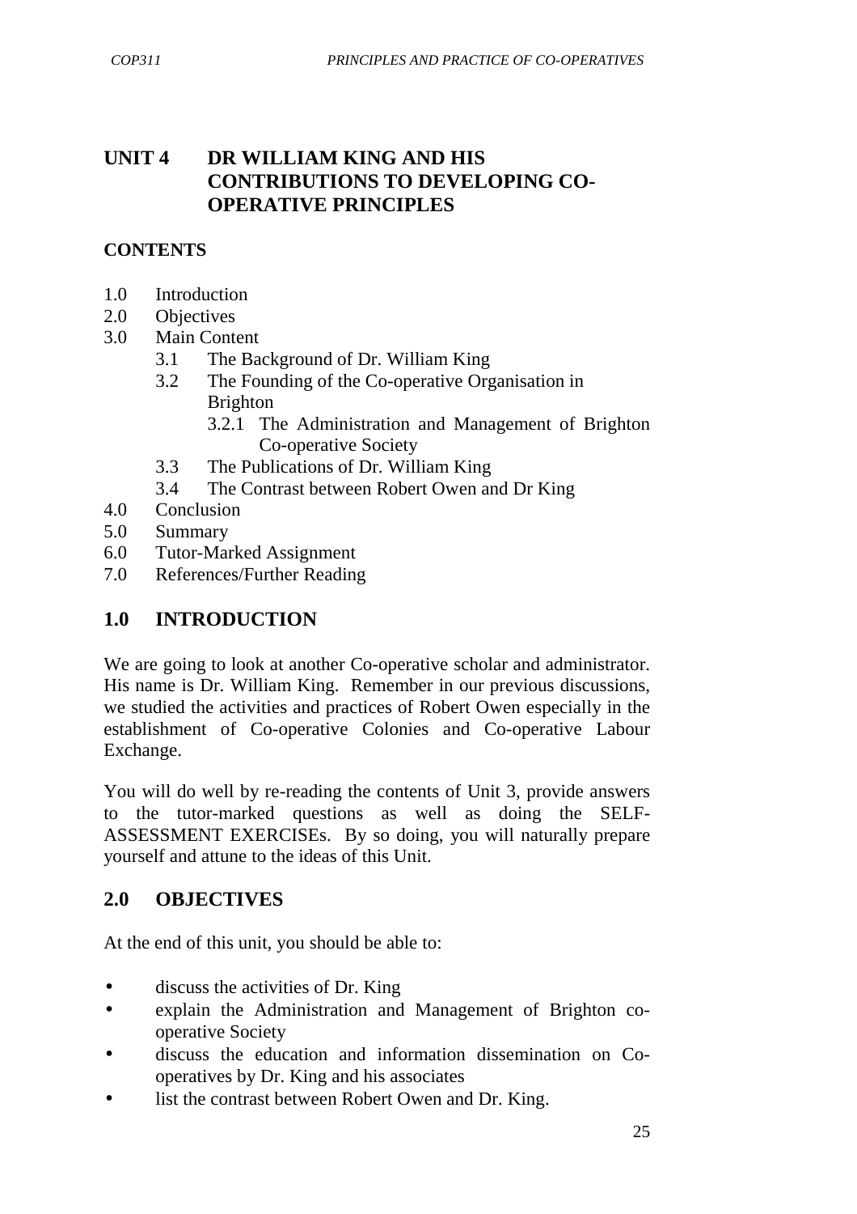# UNIT 4 DR WILLIAM KING AND HIS CONTRIBUTIONS TO DEVELOPING CO-OPERATIVE PRINCIPLES

**CONTENTS**

1.0 Introduction
2.0 Objectives
3.0 Main Content
   - 3.1 The Background of Dr. William King
   - 3.2 The Founding of the Co-operative Organisation in Brighton
     - 3.2.1 The Administration and Management of Brighton Co-operative Society
   - 3.3 The Publications of Dr. William King
   - 3.4 The Contrast between Robert Owen and Dr King

4.0 Conclusion
5.0 Summary
6.0 Tutor-Marked Assignment
7.0 References/Further Reading

## 1.0 INTRODUCTION

We are going to look at another Co-operative scholar and administrator. His name is Dr. William King. Remember in our previous discussions, we studied the activities and practices of Robert Owen especially in the establishment of Co-operative Colonies and Co-operative Labour Exchange.

You will do well by re-reading the contents of Unit 3, provide answers to the tutor-marked questions as well as doing the SELF-ASSESSMENT EXERCISEs. By so doing, you will naturally prepare yourself and attune to the ideas of this Unit.

## 2.0 OBJECTIVES

At the end of this unit, you should be able to:

- discuss the activities of Dr. King
- explain the Administration and Management of Brighton co-operative Society
- discuss the education and information dissemination on Co-operatives by Dr. King and his associates
- list the contrast between Robert Owen and Dr. King.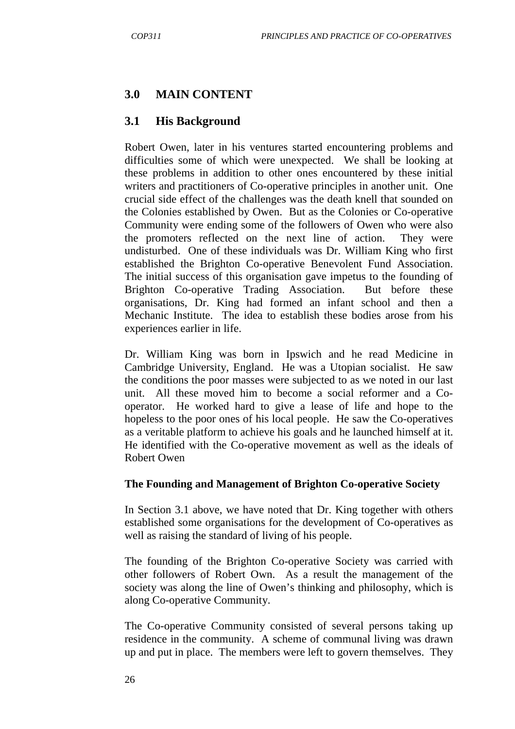## 3.0 MAIN CONTENT

## 3.1 His Background

Robert Owen, later in his ventures started encountering problems and difficulties some of which were unexpected. We shall be looking at these problems in addition to other ones encountered by these initial writers and practitioners of Co-operative principles in another unit. One crucial side effect of the challenges was the death knell that sounded on the Colonies established by Owen. But as the Colonies or Co-operative Community were ending some of the followers of Owen who were also the promoters reflected on the next line of action. They were undisturbed. One of these individuals was Dr. William King who first established the Brighton Co-operative Benevolent Fund Association. The initial success of this organisation gave impetus to the founding of Brighton Co-operative Trading Association. But before these organisations, Dr. King had formed an infant school and then a Mechanic Institute. The idea to establish these bodies arose from his experiences earlier in life.

Dr. William King was born in Ipswich and he read Medicine in Cambridge University, England. He was a Utopian socialist. He saw the conditions the poor masses were subjected to as we noted in our last unit. All these moved him to become a social reformer and a Co-operator. He worked hard to give a lease of life and hope to the hopeless to the poor ones of his local people. He saw the Co-operatives as a veritable platform to achieve his goals and he launched himself at it. He identified with the Co-operative movement as well as the ideals of Robert Owen

**The Founding and Management of Brighton Co-operative Society**

In Section 3.1 above, we have noted that Dr. King together with others established some organisations for the development of Co-operatives as well as raising the standard of living of his people.

The founding of the Brighton Co-operative Society was carried with other followers of Robert Own. As a result the management of the society was along the line of Owen's thinking and philosophy, which is along Co-operative Community.

The Co-operative Community consisted of several persons taking up residence in the community. A scheme of communal living was drawn up and put in place. The members were left to govern themselves. They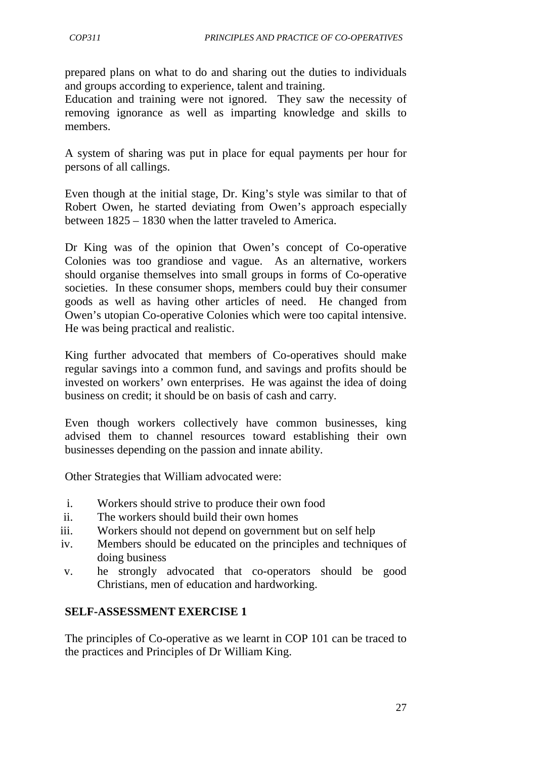prepared plans on what to do and sharing out the duties to individuals and groups according to experience, talent and training.
Education and training were not ignored. They saw the necessity of removing ignorance as well as imparting knowledge and skills to members.

A system of sharing was put in place for equal payments per hour for persons of all callings.

Even though at the initial stage, Dr. King's style was similar to that of Robert Owen, he started deviating from Owen's approach especially between 1825 – 1830 when the latter traveled to America.

Dr King was of the opinion that Owen's concept of Co-operative Colonies was too grandiose and vague. As an alternative, workers should organise themselves into small groups in forms of Co-operative societies. In these consumer shops, members could buy their consumer goods as well as having other articles of need. He changed from Owen's utopian Co-operative Colonies which were too capital intensive. He was being practical and realistic.

King further advocated that members of Co-operatives should make regular savings into a common fund, and savings and profits should be invested on workers' own enterprises. He was against the idea of doing business on credit; it should be on basis of cash and carry.

Even though workers collectively have common businesses, king advised them to channel resources toward establishing their own businesses depending on the passion and innate ability.

Other Strategies that William advocated were:

i. Workers should strive to produce their own food
ii. The workers should build their own homes
iii. Workers should not depend on government but on self help
iv. Members should be educated on the principles and techniques of doing business
v. he strongly advocated that co-operators should be good Christians, men of education and hardworking.

## SELF-ASSESSMENT EXERCISE 1

The principles of Co-operative as we learnt in COP 101 can be traced to the practices and Principles of Dr William King.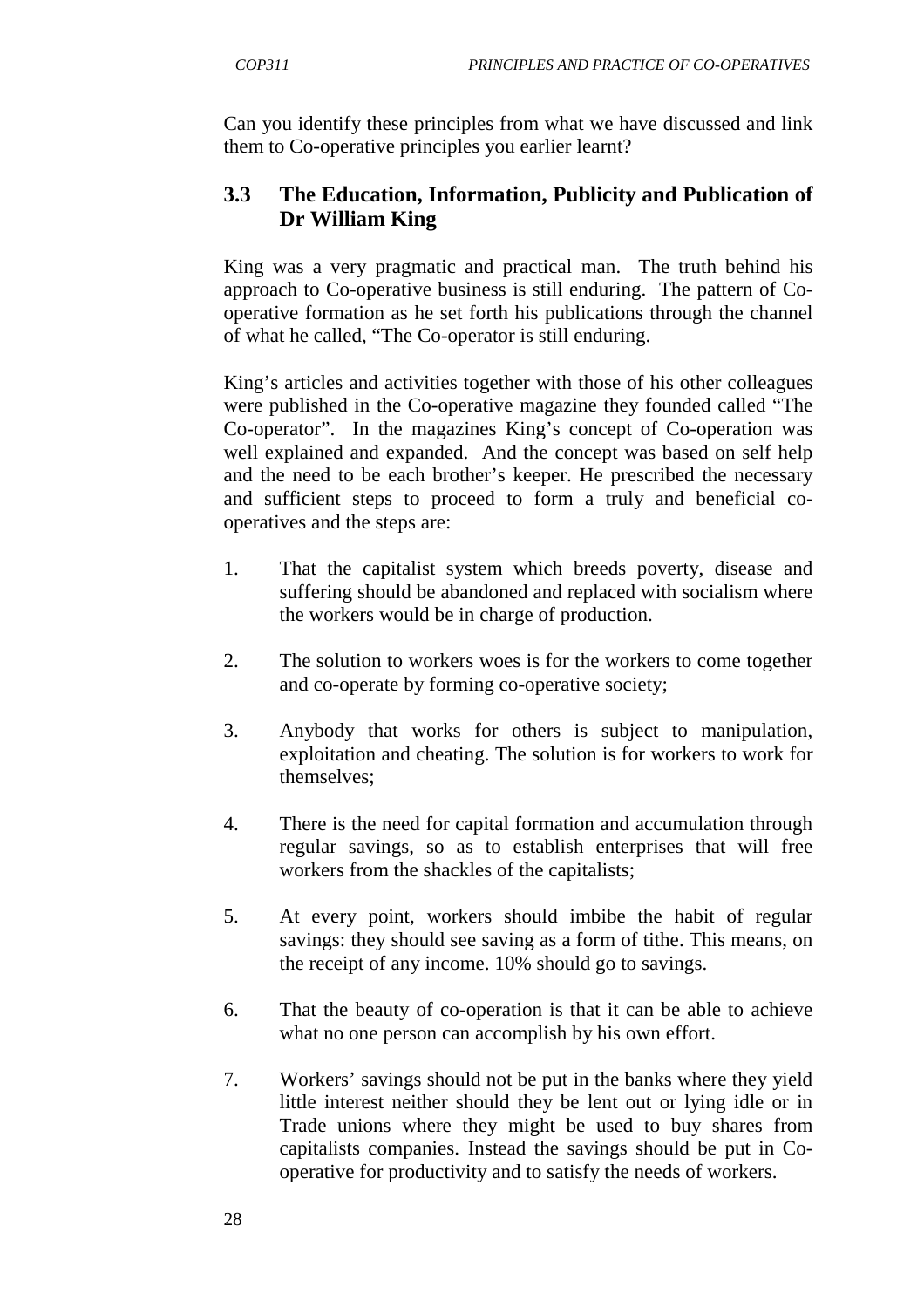Can you identify these principles from what we have discussed and link them to Co-operative principles you earlier learnt?

## 3.3 The Education, Information, Publicity and Publication of Dr William King

King was a very pragmatic and practical man. The truth behind his approach to Co-operative business is still enduring. The pattern of Co-operative formation as he set forth his publications through the channel of what he called, "The Co-operator is still enduring.

King's articles and activities together with those of his other colleagues were published in the Co-operative magazine they founded called "The Co-operator". In the magazines King's concept of Co-operation was well explained and expanded. And the concept was based on self help and the need to be each brother's keeper. He prescribed the necessary and sufficient steps to proceed to form a truly and beneficial co-operatives and the steps are:

1. That the capitalist system which breeds poverty, disease and suffering should be abandoned and replaced with socialism where the workers would be in charge of production.

2. The solution to workers woes is for the workers to come together and co-operate by forming co-operative society;

3. Anybody that works for others is subject to manipulation, exploitation and cheating. The solution is for workers to work for themselves;

4. There is the need for capital formation and accumulation through regular savings, so as to establish enterprises that will free workers from the shackles of the capitalists;

5. At every point, workers should imbibe the habit of regular savings: they should see saving as a form of tithe. This means, on the receipt of any income. 10% should go to savings.

6. That the beauty of co-operation is that it can be able to achieve what no one person can accomplish by his own effort.

7. Workers' savings should not be put in the banks where they yield little interest neither should they be lent out or lying idle or in Trade unions where they might be used to buy shares from capitalists companies. Instead the savings should be put in Co-operative for productivity and to satisfy the needs of workers.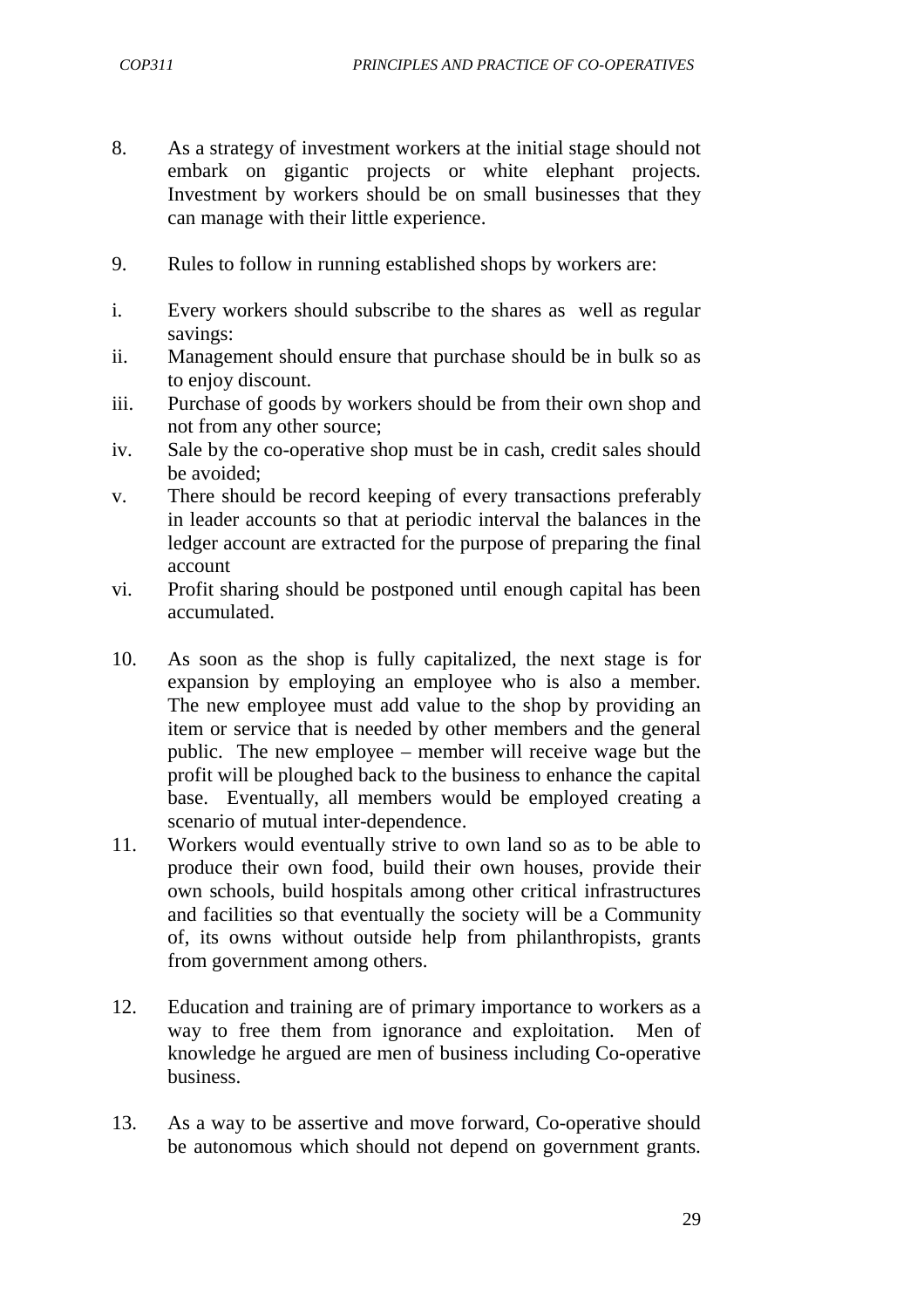8. As a strategy of investment workers at the initial stage should not embark on gigantic projects or white elephant projects. Investment by workers should be on small businesses that they can manage with their little experience.

9. Rules to follow in running established shops by workers are:

   i. Every workers should subscribe to the shares as well as regular savings:
   ii. Management should ensure that purchase should be in bulk so as to enjoy discount.
   iii. Purchase of goods by workers should be from their own shop and not from any other source;
   iv. Sale by the co-operative shop must be in cash, credit sales should be avoided;
   v. There should be record keeping of every transactions preferably in leader accounts so that at periodic interval the balances in the ledger account are extracted for the purpose of preparing the final account
   vi. Profit sharing should be postponed until enough capital has been accumulated.

10. As soon as the shop is fully capitalized, the next stage is for expansion by employing an employee who is also a member. The new employee must add value to the shop by providing an item or service that is needed by other members and the general public. The new employee – member will receive wage but the profit will be ploughed back to the business to enhance the capital base. Eventually, all members would be employed creating a scenario of mutual inter-dependence.
11. Workers would eventually strive to own land so as to be able to produce their own food, build their own houses, provide their own schools, build hospitals among other critical infrastructures and facilities so that eventually the society will be a Community of, its owns without outside help from philanthropists, grants from government among others.

12. Education and training are of primary importance to workers as a way to free them from ignorance and exploitation. Men of knowledge he argued are men of business including Co-operative business.

13. As a way to be assertive and move forward, Co-operative should be autonomous which should not depend on government grants.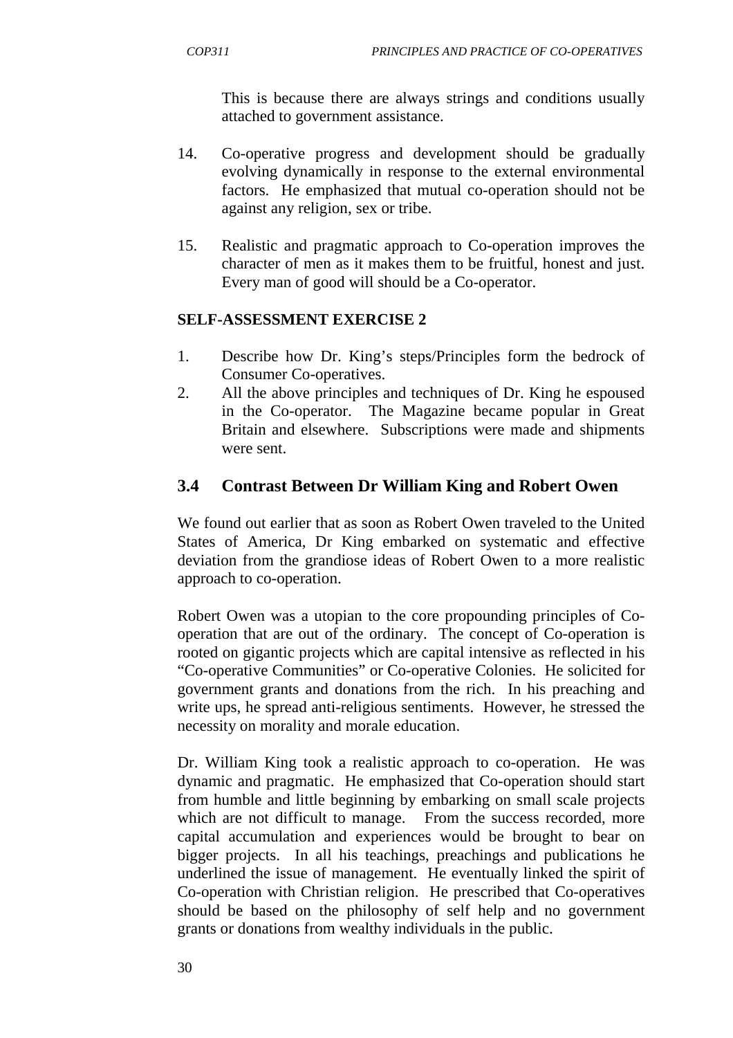This is because there are always strings and conditions usually attached to government assistance.

14. Co-operative progress and development should be gradually evolving dynamically in response to the external environmental factors. He emphasized that mutual co-operation should not be against any religion, sex or tribe.

15. Realistic and pragmatic approach to Co-operation improves the character of men as it makes them to be fruitful, honest and just. Every man of good will should be a Co-operator.

**SELF-ASSESSMENT EXERCISE 2**

1. Describe how Dr. King's steps/Principles form the bedrock of Consumer Co-operatives.
2. All the above principles and techniques of Dr. King he espoused in the Co-operator. The Magazine became popular in Great Britain and elsewhere. Subscriptions were made and shipments were sent.

## 3.4 Contrast Between Dr William King and Robert Owen

We found out earlier that as soon as Robert Owen traveled to the United States of America, Dr King embarked on systematic and effective deviation from the grandiose ideas of Robert Owen to a more realistic approach to co-operation.

Robert Owen was a utopian to the core propounding principles of Co-operation that are out of the ordinary. The concept of Co-operation is rooted on gigantic projects which are capital intensive as reflected in his "Co-operative Communities" or Co-operative Colonies. He solicited for government grants and donations from the rich. In his preaching and write ups, he spread anti-religious sentiments. However, he stressed the necessity on morality and morale education.

Dr. William King took a realistic approach to co-operation. He was dynamic and pragmatic. He emphasized that Co-operation should start from humble and little beginning by embarking on small scale projects which are not difficult to manage. From the success recorded, more capital accumulation and experiences would be brought to bear on bigger projects. In all his teachings, preachings and publications he underlined the issue of management. He eventually linked the spirit of Co-operation with Christian religion. He prescribed that Co-operatives should be based on the philosophy of self help and no government grants or donations from wealthy individuals in the public.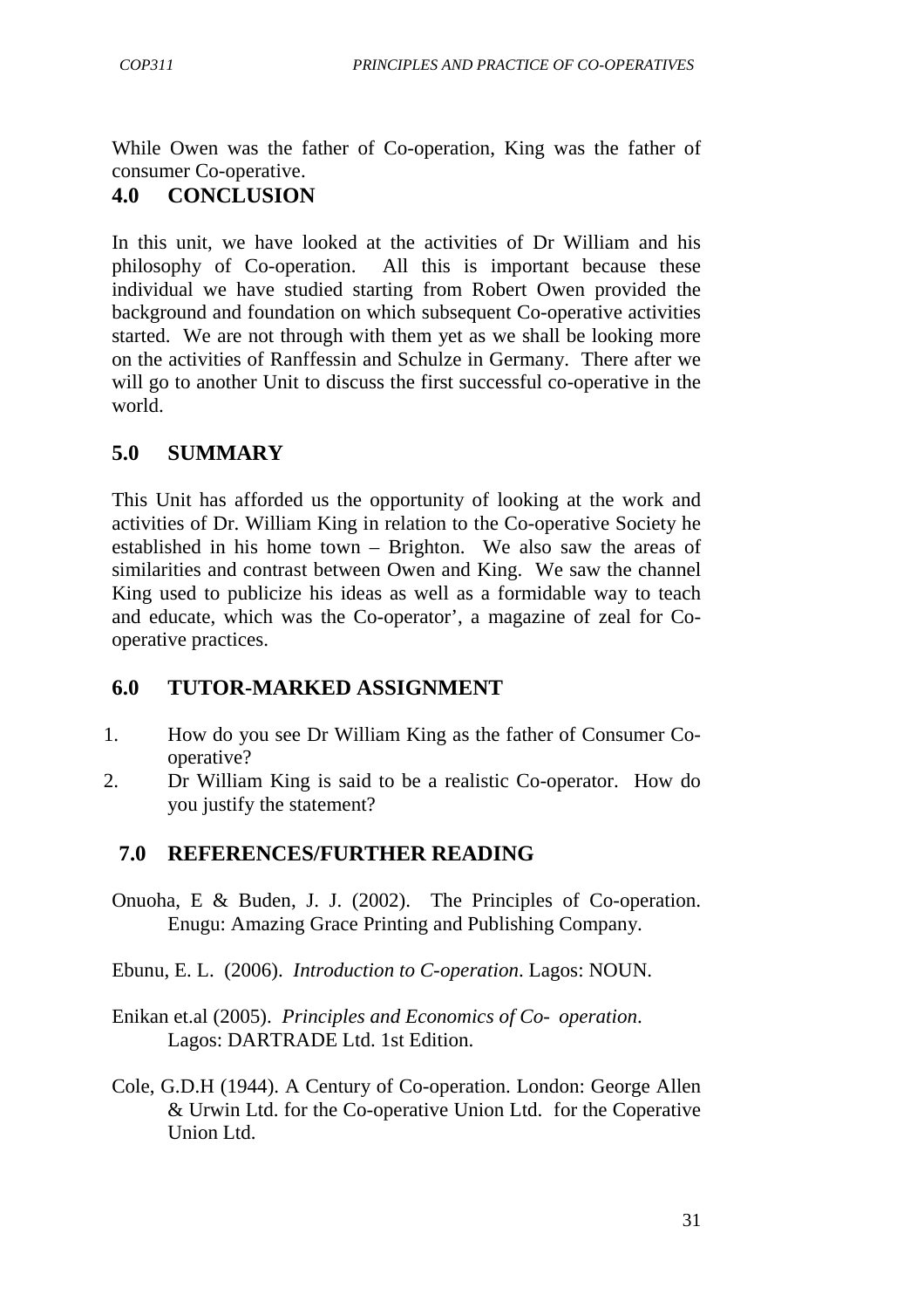While Owen was the father of Co-operation, King was the father of consumer Co-operative.

## 4.0 CONCLUSION

In this unit, we have looked at the activities of Dr William and his philosophy of Co-operation. All this is important because these individual we have studied starting from Robert Owen provided the background and foundation on which subsequent Co-operative activities started. We are not through with them yet as we shall be looking more on the activities of Ranffessin and Schulze in Germany. There after we will go to another Unit to discuss the first successful co-operative in the world.

## 5.0 SUMMARY

This Unit has afforded us the opportunity of looking at the work and activities of Dr. William King in relation to the Co-operative Society he established in his home town – Brighton. We also saw the areas of similarities and contrast between Owen and King. We saw the channel King used to publicize his ideas as well as a formidable way to teach and educate, which was the Co-operator', a magazine of zeal for Co-operative practices.

## 6.0 TUTOR-MARKED ASSIGNMENT

1. How do you see Dr William King as the father of Consumer Co-operative?
2. Dr William King is said to be a realistic Co-operator. How do you justify the statement?

## 7.0 REFERENCES/FURTHER READING

Onuoha, E & Buden, J. J. (2002). The Principles of Co-operation. Enugu: Amazing Grace Printing and Publishing Company.

Ebunu, E. L. (2006). *Introduction to C-operation*. Lagos: NOUN.

Enikan et.al (2005). *Principles and Economics of Co- operation*. Lagos: DARTRADE Ltd. 1st Edition.

Cole, G.D.H (1944). A Century of Co-operation. London: George Allen & Urwin Ltd. for the Co-operative Union Ltd. for the Coperative Union Ltd.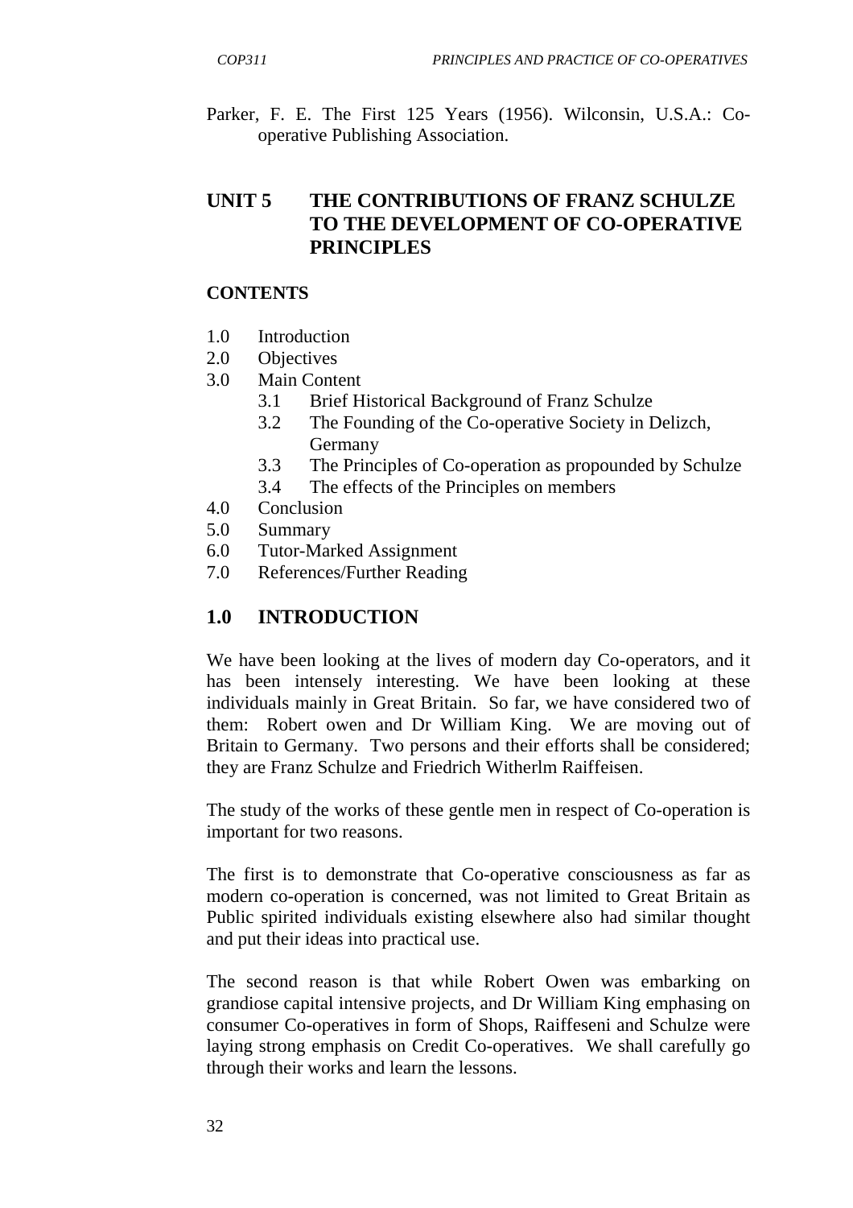Parker, F. E. The First 125 Years (1956). Wilconsin, U.S.A.: Co-operative Publishing Association.

# UNIT 5 THE CONTRIBUTIONS OF FRANZ SCHULZE TO THE DEVELOPMENT OF CO-OPERATIVE PRINCIPLES

**CONTENTS**

- 1.0 Introduction
- 2.0 Objectives
- 3.0 Main Content
  - 3.1 Brief Historical Background of Franz Schulze
  - 3.2 The Founding of the Co-operative Society in Delizch, Germany
  - 3.3 The Principles of Co-operation as propounded by Schulze
  - 3.4 The effects of the Principles on members
- 4.0 Conclusion
- 5.0 Summary
- 6.0 Tutor-Marked Assignment
- 7.0 References/Further Reading

## 1.0 INTRODUCTION

We have been looking at the lives of modern day Co-operators, and it has been intensely interesting. We have been looking at these individuals mainly in Great Britain. So far, we have considered two of them: Robert owen and Dr William King. We are moving out of Britain to Germany. Two persons and their efforts shall be considered; they are Franz Schulze and Friedrich Witherlm Raiffeisen.

The study of the works of these gentle men in respect of Co-operation is important for two reasons.

The first is to demonstrate that Co-operative consciousness as far as modern co-operation is concerned, was not limited to Great Britain as Public spirited individuals existing elsewhere also had similar thought and put their ideas into practical use.

The second reason is that while Robert Owen was embarking on grandiose capital intensive projects, and Dr William King emphasing on consumer Co-operatives in form of Shops, Raiffeseni and Schulze were laying strong emphasis on Credit Co-operatives. We shall carefully go through their works and learn the lessons.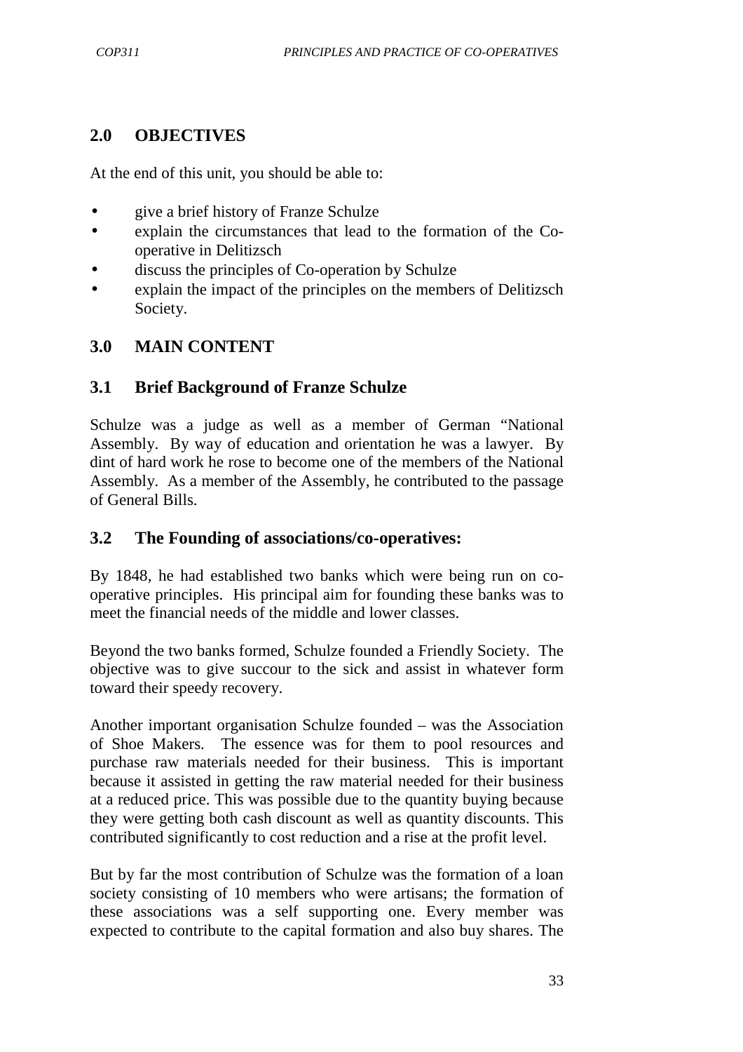## 2.0 OBJECTIVES

At the end of this unit, you should be able to:

- give a brief history of Franze Schulze
- explain the circumstances that lead to the formation of the Co-operative in Delitizsch
- discuss the principles of Co-operation by Schulze
- explain the impact of the principles on the members of Delitizsch Society.

## 3.0 MAIN CONTENT

### 3.1 Brief Background of Franze Schulze

Schulze was a judge as well as a member of German "National Assembly. By way of education and orientation he was a lawyer. By dint of hard work he rose to become one of the members of the National Assembly. As a member of the Assembly, he contributed to the passage of General Bills.

### 3.2 The Founding of associations/co-operatives:

By 1848, he had established two banks which were being run on co-operative principles. His principal aim for founding these banks was to meet the financial needs of the middle and lower classes.

Beyond the two banks formed, Schulze founded a Friendly Society. The objective was to give succour to the sick and assist in whatever form toward their speedy recovery.

Another important organisation Schulze founded – was the Association of Shoe Makers. The essence was for them to pool resources and purchase raw materials needed for their business. This is important because it assisted in getting the raw material needed for their business at a reduced price. This was possible due to the quantity buying because they were getting both cash discount as well as quantity discounts. This contributed significantly to cost reduction and a rise at the profit level.

But by far the most contribution of Schulze was the formation of a loan society consisting of 10 members who were artisans; the formation of these associations was a self supporting one. Every member was expected to contribute to the capital formation and also buy shares. The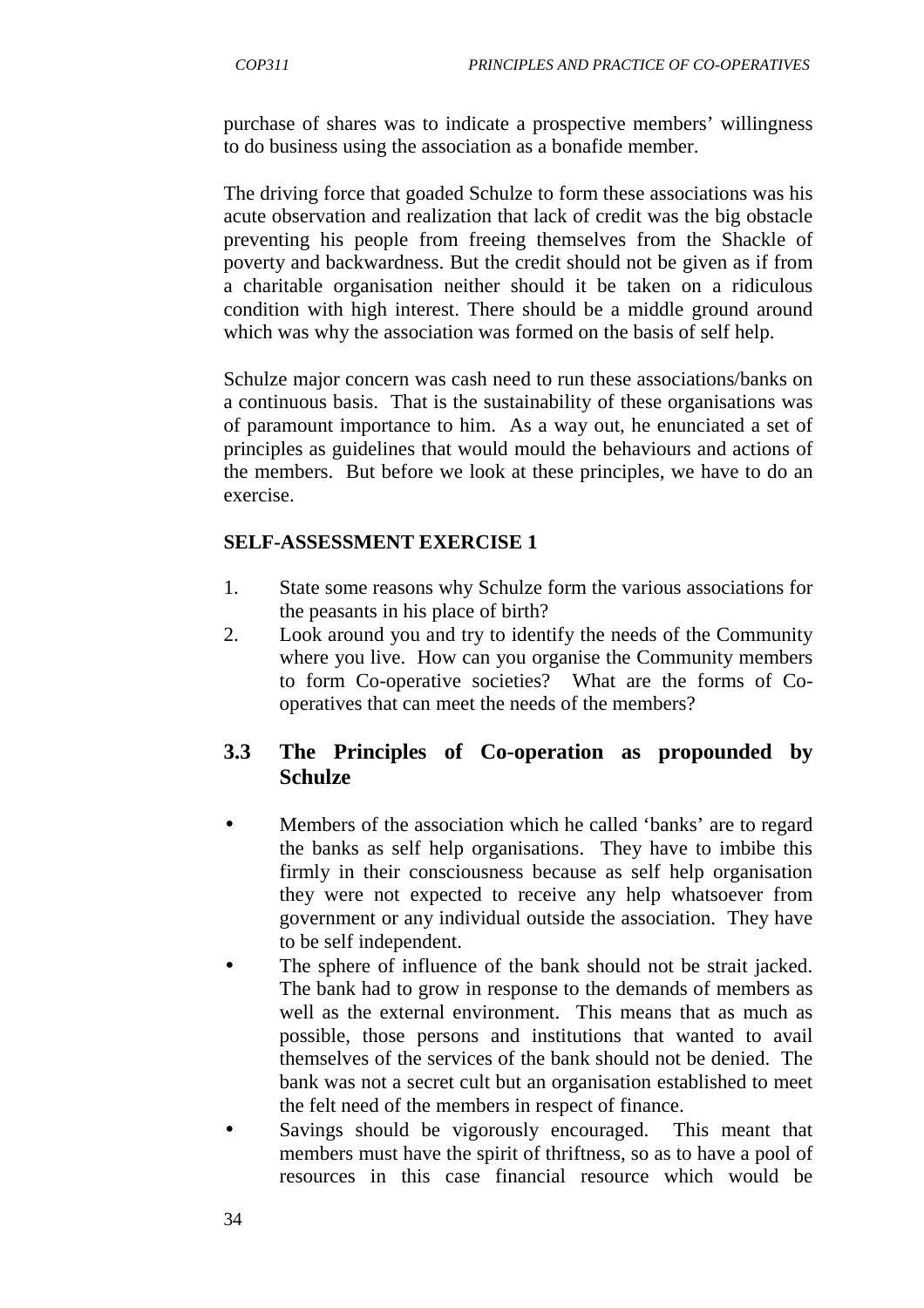purchase of shares was to indicate a prospective members' willingness to do business using the association as a bonafide member.

The driving force that goaded Schulze to form these associations was his acute observation and realization that lack of credit was the big obstacle preventing his people from freeing themselves from the Shackle of poverty and backwardness. But the credit should not be given as if from a charitable organisation neither should it be taken on a ridiculous condition with high interest. There should be a middle ground around which was why the association was formed on the basis of self help.

Schulze major concern was cash need to run these associations/banks on a continuous basis. That is the sustainability of these organisations was of paramount importance to him. As a way out, he enunciated a set of principles as guidelines that would mould the behaviours and actions of the members. But before we look at these principles, we have to do an exercise.

**SELF-ASSESSMENT EXERCISE 1**

1. State some reasons why Schulze form the various associations for the peasants in his place of birth?
2. Look around you and try to identify the needs of the Community where you live. How can you organise the Community members to form Co-operative societies? What are the forms of Co-operatives that can meet the needs of the members?

## 3.3 The Principles of Co-operation as propounded by Schulze

- Members of the association which he called 'banks' are to regard the banks as self help organisations. They have to imbibe this firmly in their consciousness because as self help organisation they were not expected to receive any help whatsoever from government or any individual outside the association. They have to be self independent.
- The sphere of influence of the bank should not be strait jacked. The bank had to grow in response to the demands of members as well as the external environment. This means that as much as possible, those persons and institutions that wanted to avail themselves of the services of the bank should not be denied. The bank was not a secret cult but an organisation established to meet the felt need of the members in respect of finance.
- Savings should be vigorously encouraged. This meant that members must have the spirit of thriftness, so as to have a pool of resources in this case financial resource which would be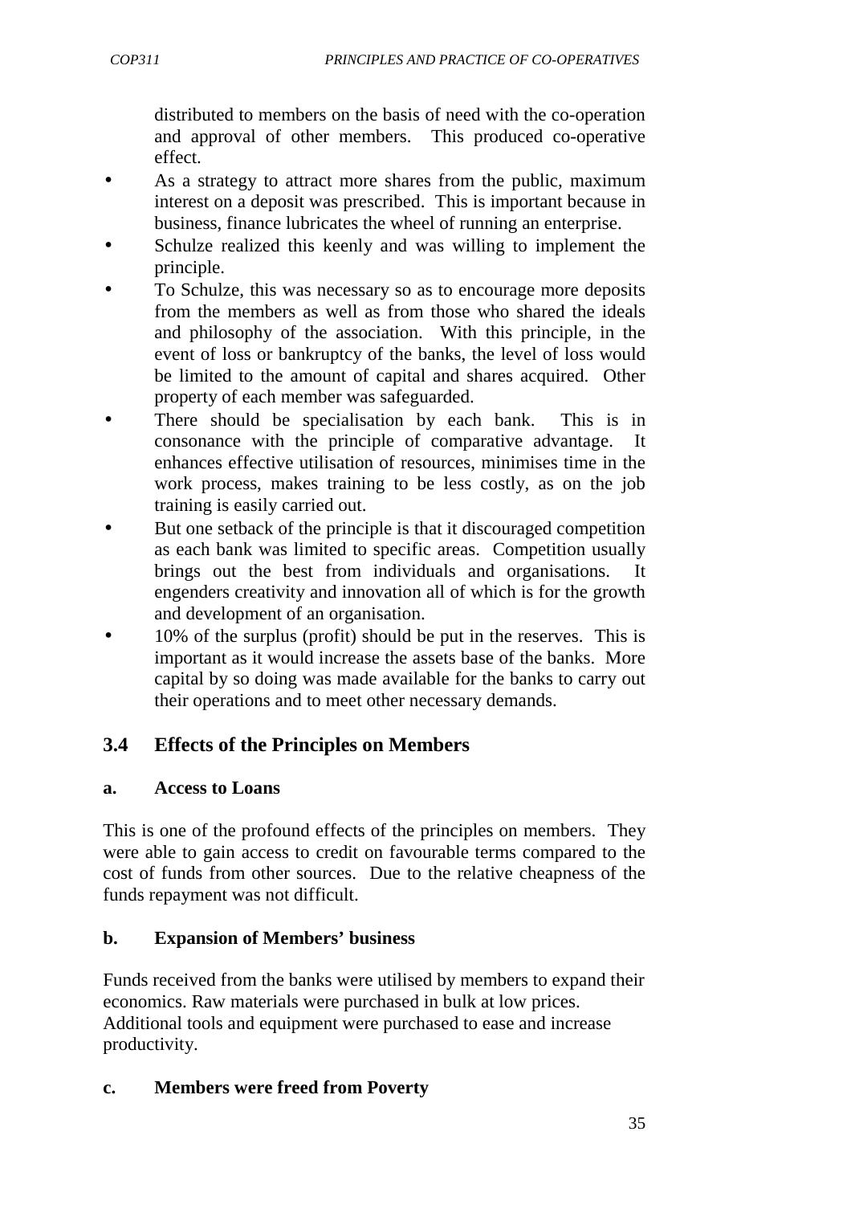distributed to members on the basis of need with the co-operation and approval of other members. This produced co-operative effect.

- As a strategy to attract more shares from the public, maximum interest on a deposit was prescribed. This is important because in business, finance lubricates the wheel of running an enterprise.
- Schulze realized this keenly and was willing to implement the principle.
- To Schulze, this was necessary so as to encourage more deposits from the members as well as from those who shared the ideals and philosophy of the association. With this principle, in the event of loss or bankruptcy of the banks, the level of loss would be limited to the amount of capital and shares acquired. Other property of each member was safeguarded.
- There should be specialisation by each bank. This is in consonance with the principle of comparative advantage. It enhances effective utilisation of resources, minimises time in the work process, makes training to be less costly, as on the job training is easily carried out.
- But one setback of the principle is that it discouraged competition as each bank was limited to specific areas. Competition usually brings out the best from individuals and organisations. It engenders creativity and innovation all of which is for the growth and development of an organisation.
- 10% of the surplus (profit) should be put in the reserves. This is important as it would increase the assets base of the banks. More capital by so doing was made available for the banks to carry out their operations and to meet other necessary demands.

## 3.4 Effects of the Principles on Members

### a. Access to Loans

This is one of the profound effects of the principles on members. They were able to gain access to credit on favourable terms compared to the cost of funds from other sources. Due to the relative cheapness of the funds repayment was not difficult.

### b. Expansion of Members' business

Funds received from the banks were utilised by members to expand their economics. Raw materials were purchased in bulk at low prices. Additional tools and equipment were purchased to ease and increase productivity.

### c. Members were freed from Poverty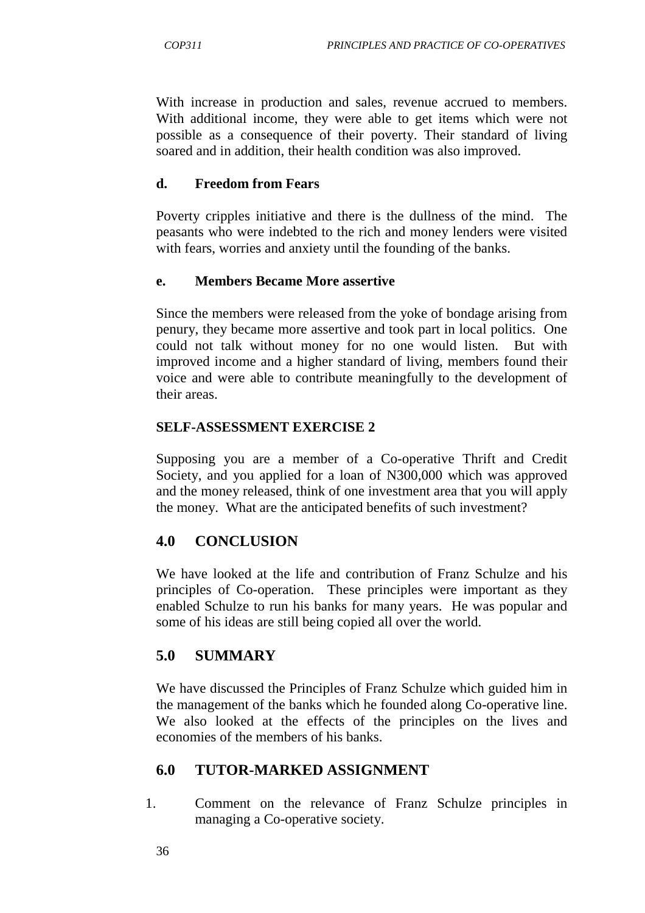With increase in production and sales, revenue accrued to members. With additional income, they were able to get items which were not possible as a consequence of their poverty. Their standard of living soared and in addition, their health condition was also improved.

**d. Freedom from Fears**

Poverty cripples initiative and there is the dullness of the mind. The peasants who were indebted to the rich and money lenders were visited with fears, worries and anxiety until the founding of the banks.

**e. Members Became More assertive**

Since the members were released from the yoke of bondage arising from penury, they became more assertive and took part in local politics. One could not talk without money for no one would listen. But with improved income and a higher standard of living, members found their voice and were able to contribute meaningfully to the development of their areas.

**SELF-ASSESSMENT EXERCISE 2**

Supposing you are a member of a Co-operative Thrift and Credit Society, and you applied for a loan of N300,000 which was approved and the money released, think of one investment area that you will apply the money. What are the anticipated benefits of such investment?

## 4.0 CONCLUSION

We have looked at the life and contribution of Franz Schulze and his principles of Co-operation. These principles were important as they enabled Schulze to run his banks for many years. He was popular and some of his ideas are still being copied all over the world.

## 5.0 SUMMARY

We have discussed the Principles of Franz Schulze which guided him in the management of the banks which he founded along Co-operative line. We also looked at the effects of the principles on the lives and economies of the members of his banks.

## 6.0 TUTOR-MARKED ASSIGNMENT

1. Comment on the relevance of Franz Schulze principles in managing a Co-operative society.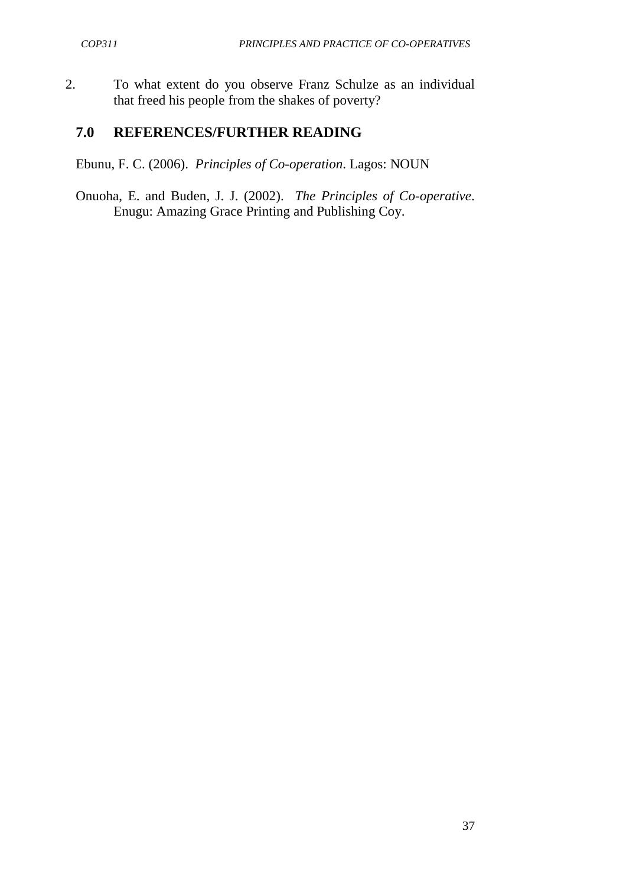2. To what extent do you observe Franz Schulze as an individual that freed his people from the shakes of poverty?

## 7.0 REFERENCES/FURTHER READING

Ebunu, F. C. (2006). *Principles of Co-operation*. Lagos: NOUN

Onuoha, E. and Buden, J. J. (2002). *The Principles of Co-operative*. Enugu: Amazing Grace Printing and Publishing Coy.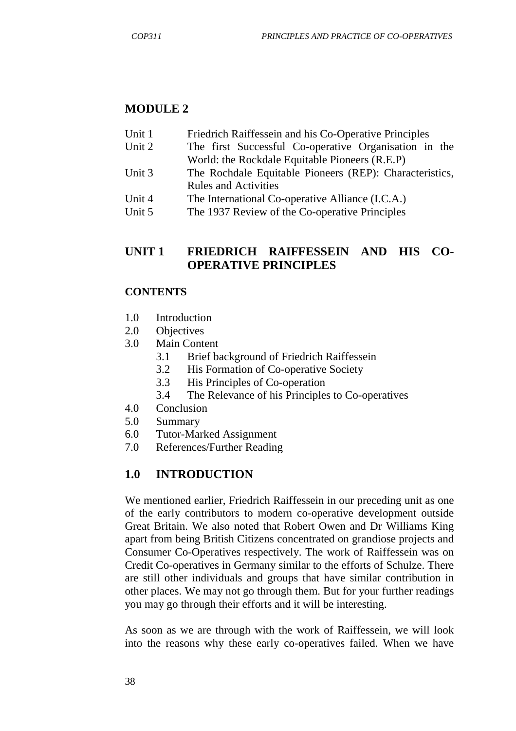## MODULE 2

| | |
|---|---|
| Unit 1 | Friedrich Raiffessein and his Co-Operative Principles |
| Unit 2 | The first Successful Co-operative Organisation in the World: the Rockdale Equitable Pioneers (R.E.P) |
| Unit 3 | The Rochdale Equitable Pioneers (REP): Characteristics, Rules and Activities |
| Unit 4 | The International Co-operative Alliance (I.C.A.) |
| Unit 5 | The 1937 Review of the Co-operative Principles |

## UNIT 1 FRIEDRICH RAIFFESSEIN AND HIS CO-OPERATIVE PRINCIPLES

### CONTENTS

1.0 Introduction
2.0 Objectives
3.0 Main Content
    3.1 Brief background of Friedrich Raiffessein
    3.2 His Formation of Co-operative Society
    3.3 His Principles of Co-operation
    3.4 The Relevance of his Principles to Co-operatives
4.0 Conclusion
5.0 Summary
6.0 Tutor-Marked Assignment
7.0 References/Further Reading

### 1.0 INTRODUCTION

We mentioned earlier, Friedrich Raiffessein in our preceding unit as one of the early contributors to modern co-operative development outside Great Britain. We also noted that Robert Owen and Dr Williams King apart from being British Citizens concentrated on grandiose projects and Consumer Co-Operatives respectively. The work of Raiffessein was on Credit Co-operatives in Germany similar to the efforts of Schulze. There are still other individuals and groups that have similar contribution in other places. We may not go through them. But for your further readings you may go through their efforts and it will be interesting.

As soon as we are through with the work of Raiffessein, we will look into the reasons why these early co-operatives failed. When we have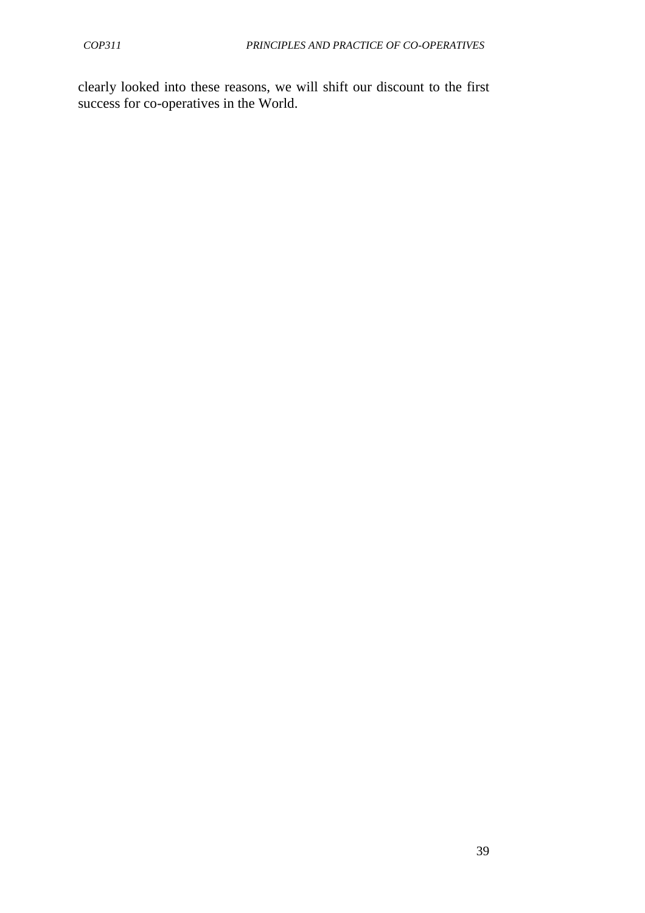clearly looked into these reasons, we will shift our discount to the first success for co-operatives in the World.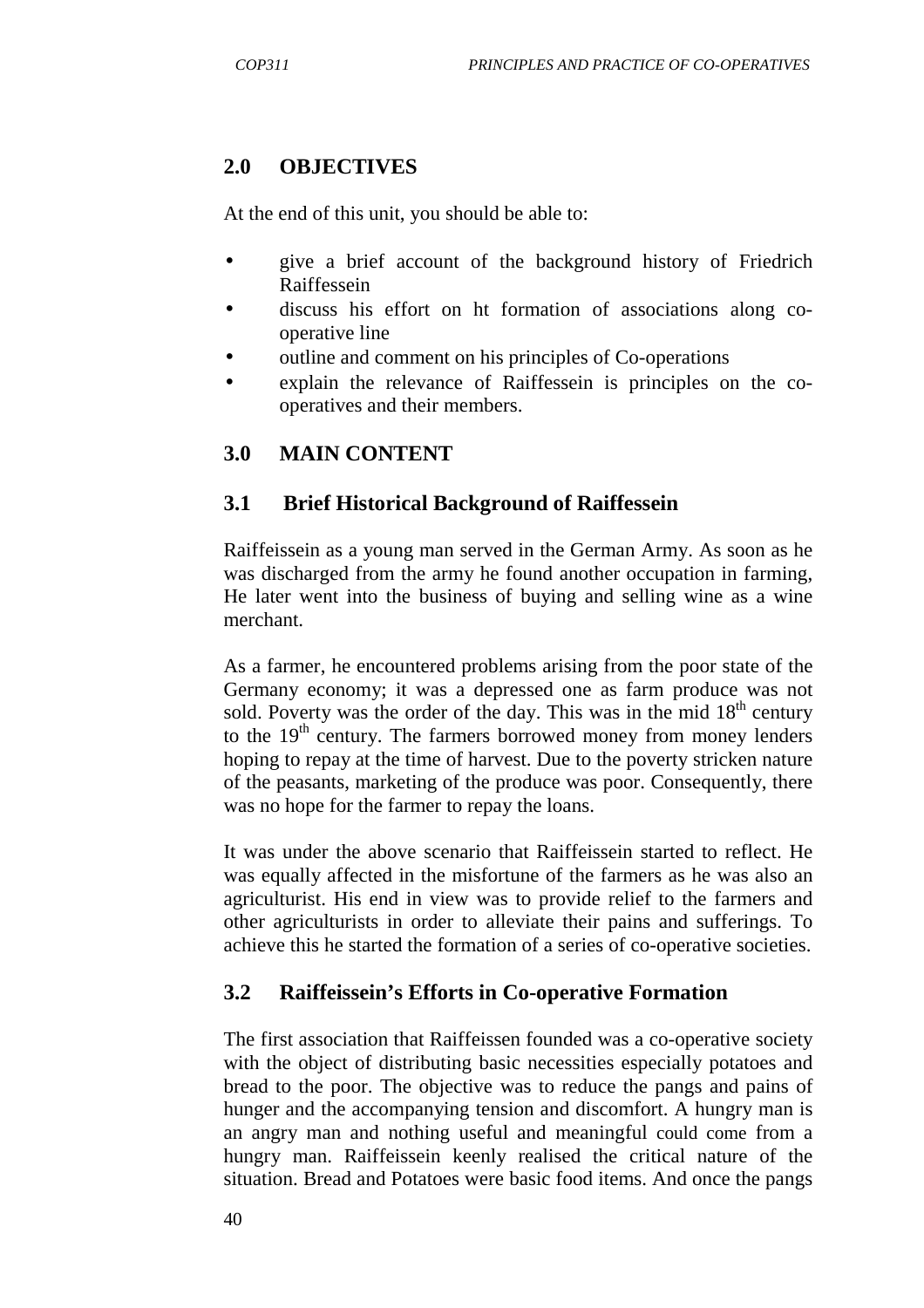## 2.0 OBJECTIVES

At the end of this unit, you should be able to:

- give a brief account of the background history of Friedrich Raiffessein
- discuss his effort on ht formation of associations along co-operative line
- outline and comment on his principles of Co-operations
- explain the relevance of Raiffessein is principles on the co-operatives and their members.

## 3.0 MAIN CONTENT

### 3.1 Brief Historical Background of Raiffessein

Raiffeissein as a young man served in the German Army. As soon as he was discharged from the army he found another occupation in farming, He later went into the business of buying and selling wine as a wine merchant.

As a farmer, he encountered problems arising from the poor state of the Germany economy; it was a depressed one as farm produce was not sold. Poverty was the order of the day. This was in the mid 18th century to the 19th century. The farmers borrowed money from money lenders hoping to repay at the time of harvest. Due to the poverty stricken nature of the peasants, marketing of the produce was poor. Consequently, there was no hope for the farmer to repay the loans.

It was under the above scenario that Raiffeissein started to reflect. He was equally affected in the misfortune of the farmers as he was also an agriculturist. His end in view was to provide relief to the farmers and other agriculturists in order to alleviate their pains and sufferings. To achieve this he started the formation of a series of co-operative societies.

### 3.2 Raiffeissein's Efforts in Co-operative Formation

The first association that Raiffeissen founded was a co-operative society with the object of distributing basic necessities especially potatoes and bread to the poor. The objective was to reduce the pangs and pains of hunger and the accompanying tension and discomfort. A hungry man is an angry man and nothing useful and meaningful could come from a hungry man. Raiffeissein keenly realised the critical nature of the situation. Bread and Potatoes were basic food items. And once the pangs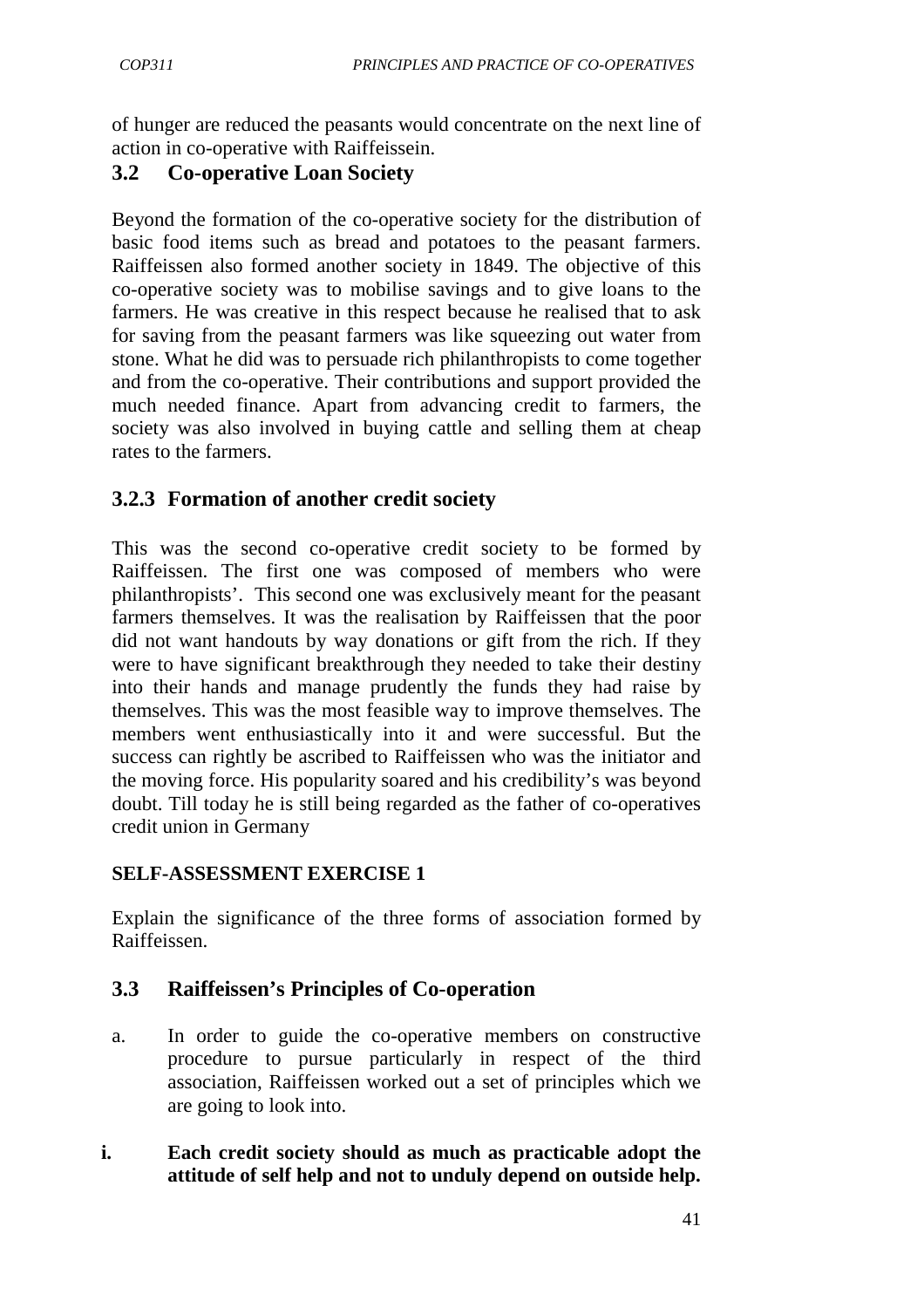of hunger are reduced the peasants would concentrate on the next line of action in co-operative with Raiffeissein.

## 3.2 Co-operative Loan Society

Beyond the formation of the co-operative society for the distribution of basic food items such as bread and potatoes to the peasant farmers. Raiffeissen also formed another society in 1849. The objective of this co-operative society was to mobilise savings and to give loans to the farmers. He was creative in this respect because he realised that to ask for saving from the peasant farmers was like squeezing out water from stone. What he did was to persuade rich philanthropists to come together and from the co-operative. Their contributions and support provided the much needed finance. Apart from advancing credit to farmers, the society was also involved in buying cattle and selling them at cheap rates to the farmers.

### 3.2.3 Formation of another credit society

This was the second co-operative credit society to be formed by Raiffeissen. The first one was composed of members who were philanthropists'. This second one was exclusively meant for the peasant farmers themselves. It was the realisation by Raiffeissen that the poor did not want handouts by way donations or gift from the rich. If they were to have significant breakthrough they needed to take their destiny into their hands and manage prudently the funds they had raise by themselves. This was the most feasible way to improve themselves. The members went enthusiastically into it and were successful. But the success can rightly be ascribed to Raiffeissen who was the initiator and the moving force. His popularity soared and his credibility's was beyond doubt. Till today he is still being regarded as the father of co-operatives credit union in Germany

**SELF-ASSESSMENT EXERCISE 1**

Explain the significance of the three forms of association formed by Raiffeissen.

## 3.3 Raiffeissen's Principles of Co-operation

a. In order to guide the co-operative members on constructive procedure to pursue particularly in respect of the third association, Raiffeissen worked out a set of principles which we are going to look into.

**i. Each credit society should as much as practicable adopt the attitude of self help and not to unduly depend on outside help.**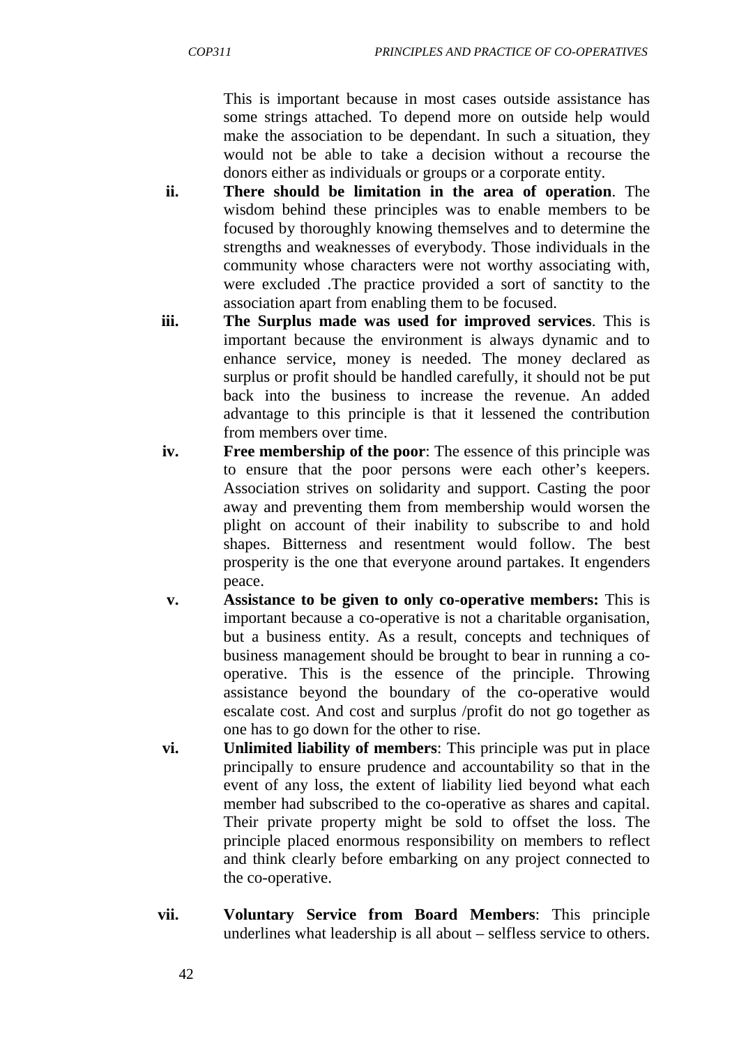This is important because in most cases outside assistance has some strings attached. To depend more on outside help would make the association to be dependant. In such a situation, they would not be able to take a decision without a recourse the donors either as individuals or groups or a corporate entity.

ii. **There should be limitation in the area of operation**. The wisdom behind these principles was to enable members to be focused by thoroughly knowing themselves and to determine the strengths and weaknesses of everybody. Those individuals in the community whose characters were not worthy associating with, were excluded .The practice provided a sort of sanctity to the association apart from enabling them to be focused.

iii. **The Surplus made was used for improved services**. This is important because the environment is always dynamic and to enhance service, money is needed. The money declared as surplus or profit should be handled carefully, it should not be put back into the business to increase the revenue. An added advantage to this principle is that it lessened the contribution from members over time.

iv. **Free membership of the poor**: The essence of this principle was to ensure that the poor persons were each other's keepers. Association strives on solidarity and support. Casting the poor away and preventing them from membership would worsen the plight on account of their inability to subscribe to and hold shapes. Bitterness and resentment would follow. The best prosperity is the one that everyone around partakes. It engenders peace.

v. **Assistance to be given to only co-operative members:** This is important because a co-operative is not a charitable organisation, but a business entity. As a result, concepts and techniques of business management should be brought to bear in running a co-operative. This is the essence of the principle. Throwing assistance beyond the boundary of the co-operative would escalate cost. And cost and surplus /profit do not go together as one has to go down for the other to rise.

vi. **Unlimited liability of members**: This principle was put in place principally to ensure prudence and accountability so that in the event of any loss, the extent of liability lied beyond what each member had subscribed to the co-operative as shares and capital. Their private property might be sold to offset the loss. The principle placed enormous responsibility on members to reflect and think clearly before embarking on any project connected to the co-operative.

vii. **Voluntary Service from Board Members**: This principle underlines what leadership is all about – selfless service to others.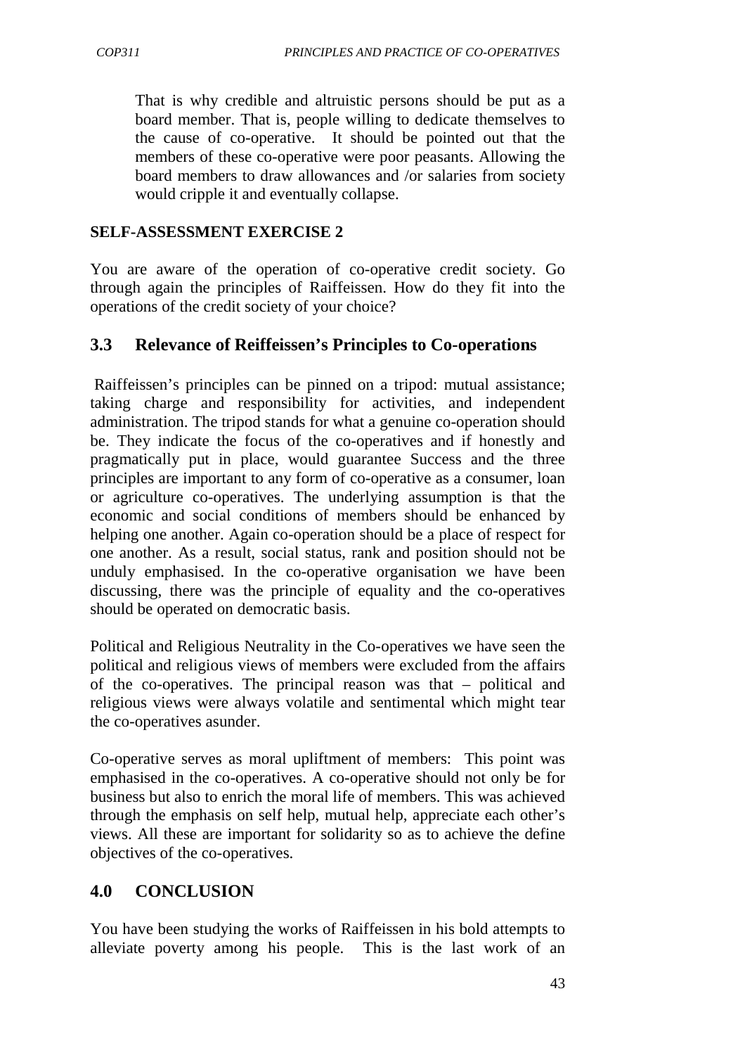That is why credible and altruistic persons should be put as a board member. That is, people willing to dedicate themselves to the cause of co-operative. It should be pointed out that the members of these co-operative were poor peasants. Allowing the board members to draw allowances and /or salaries from society would cripple it and eventually collapse.

**SELF-ASSESSMENT EXERCISE 2**

You are aware of the operation of co-operative credit society. Go through again the principles of Raiffeissen. How do they fit into the operations of the credit society of your choice?

## 3.3 Relevance of Reiffeissen's Principles to Co-operations

Raiffeissen's principles can be pinned on a tripod: mutual assistance; taking charge and responsibility for activities, and independent administration. The tripod stands for what a genuine co-operation should be. They indicate the focus of the co-operatives and if honestly and pragmatically put in place, would guarantee Success and the three principles are important to any form of co-operative as a consumer, loan or agriculture co-operatives. The underlying assumption is that the economic and social conditions of members should be enhanced by helping one another. Again co-operation should be a place of respect for one another. As a result, social status, rank and position should not be unduly emphasised. In the co-operative organisation we have been discussing, there was the principle of equality and the co-operatives should be operated on democratic basis.

Political and Religious Neutrality in the Co-operatives we have seen the political and religious views of members were excluded from the affairs of the co-operatives. The principal reason was that – political and religious views were always volatile and sentimental which might tear the co-operatives asunder.

Co-operative serves as moral upliftment of members: This point was emphasised in the co-operatives. A co-operative should not only be for business but also to enrich the moral life of members. This was achieved through the emphasis on self help, mutual help, appreciate each other's views. All these are important for solidarity so as to achieve the define objectives of the co-operatives.

## 4.0 CONCLUSION

You have been studying the works of Raiffeissen in his bold attempts to alleviate poverty among his people. This is the last work of an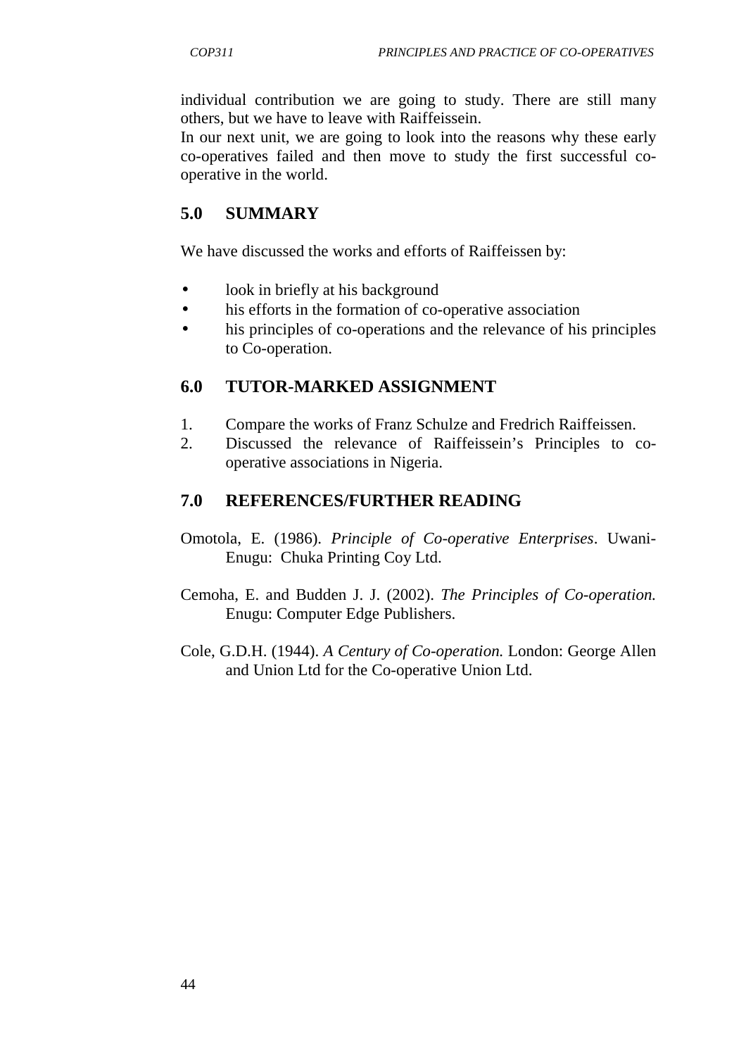individual contribution we are going to study. There are still many others, but we have to leave with Raiffeissein.

In our next unit, we are going to look into the reasons why these early co-operatives failed and then move to study the first successful co-operative in the world.

## 5.0 SUMMARY

We have discussed the works and efforts of Raiffeissen by:

- look in briefly at his background
- his efforts in the formation of co-operative association
- his principles of co-operations and the relevance of his principles to Co-operation.

## 6.0 TUTOR-MARKED ASSIGNMENT

1. Compare the works of Franz Schulze and Fredrich Raiffeissen.
2. Discussed the relevance of Raiffeissein's Principles to co-operative associations in Nigeria.

## 7.0 REFERENCES/FURTHER READING

Omotola, E. (1986). *Principle of Co-operative Enterprises*. Uwani-Enugu: Chuka Printing Coy Ltd.

Cemoha, E. and Budden J. J. (2002). *The Principles of Co-operation.* Enugu: Computer Edge Publishers.

Cole, G.D.H. (1944). *A Century of Co-operation.* London: George Allen and Union Ltd for the Co-operative Union Ltd.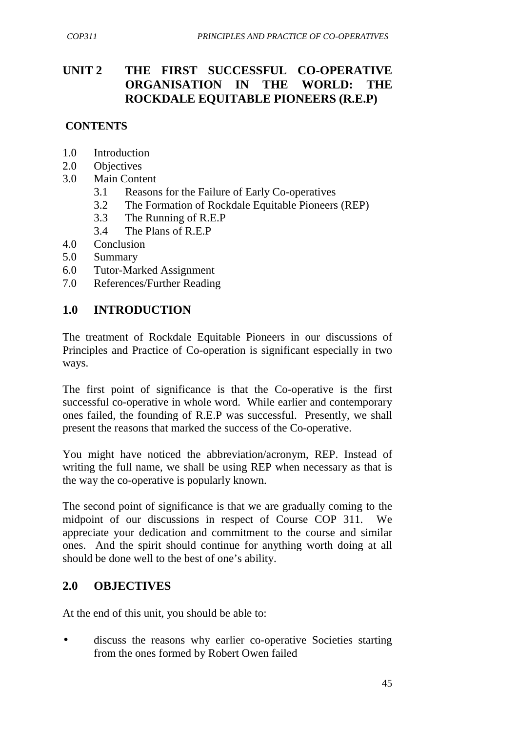## UNIT 2 THE FIRST SUCCESSFUL CO-OPERATIVE ORGANISATION IN THE WORLD: THE ROCKDALE EQUITABLE PIONEERS (R.E.P)

**CONTENTS**

1.0 Introduction
2.0 Objectives
3.0 Main Content
    3.1 Reasons for the Failure of Early Co-operatives
    3.2 The Formation of Rockdale Equitable Pioneers (REP)
    3.3 The Running of R.E.P
    3.4 The Plans of R.E.P
4.0 Conclusion
5.0 Summary
6.0 Tutor-Marked Assignment
7.0 References/Further Reading

## 1.0 INTRODUCTION

The treatment of Rockdale Equitable Pioneers in our discussions of Principles and Practice of Co-operation is significant especially in two ways.

The first point of significance is that the Co-operative is the first successful co-operative in whole word. While earlier and contemporary ones failed, the founding of R.E.P was successful. Presently, we shall present the reasons that marked the success of the Co-operative.

You might have noticed the abbreviation/acronym, REP. Instead of writing the full name, we shall be using REP when necessary as that is the way the co-operative is popularly known.

The second point of significance is that we are gradually coming to the midpoint of our discussions in respect of Course COP 311. We appreciate your dedication and commitment to the course and similar ones. And the spirit should continue for anything worth doing at all should be done well to the best of one's ability.

## 2.0 OBJECTIVES

At the end of this unit, you should be able to:

- discuss the reasons why earlier co-operative Societies starting from the ones formed by Robert Owen failed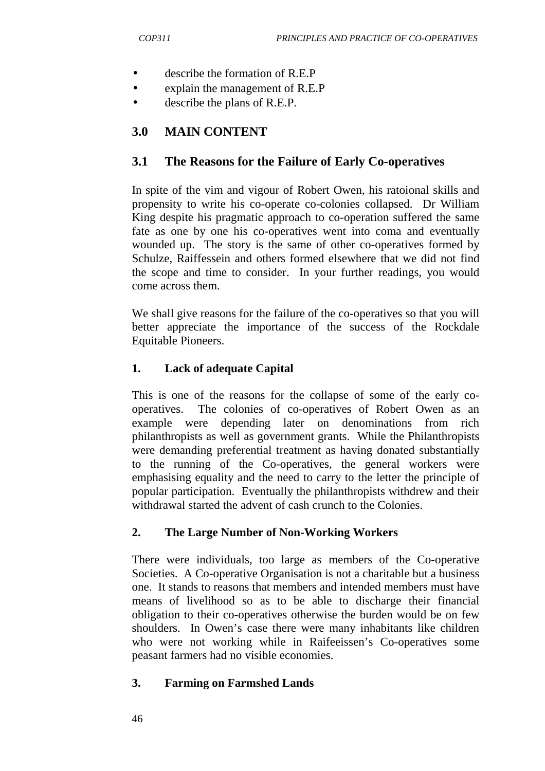- describe the formation of R.E.P
- explain the management of R.E.P
- describe the plans of R.E.P.

## 3.0 MAIN CONTENT

### 3.1 The Reasons for the Failure of Early Co-operatives

In spite of the vim and vigour of Robert Owen, his ratoional skills and propensity to write his co-operate co-colonies collapsed. Dr William King despite his pragmatic approach to co-operation suffered the same fate as one by one his co-operatives went into coma and eventually wounded up. The story is the same of other co-operatives formed by Schulze, Raiffessein and others formed elsewhere that we did not find the scope and time to consider. In your further readings, you would come across them.

We shall give reasons for the failure of the co-operatives so that you will better appreciate the importance of the success of the Rockdale Equitable Pioneers.

**1. Lack of adequate Capital**

This is one of the reasons for the collapse of some of the early co-operatives. The colonies of co-operatives of Robert Owen as an example were depending later on denominations from rich philanthropists as well as government grants. While the Philanthropists were demanding preferential treatment as having donated substantially to the running of the Co-operatives, the general workers were emphasising equality and the need to carry to the letter the principle of popular participation. Eventually the philanthropists withdrew and their withdrawal started the advent of cash crunch to the Colonies.

**2. The Large Number of Non-Working Workers**

There were individuals, too large as members of the Co-operative Societies. A Co-operative Organisation is not a charitable but a business one. It stands to reasons that members and intended members must have means of livelihood so as to be able to discharge their financial obligation to their co-operatives otherwise the burden would be on few shoulders. In Owen's case there were many inhabitants like children who were not working while in Raifeeissen's Co-operatives some peasant farmers had no visible economies.

**3. Farming on Farmshed Lands**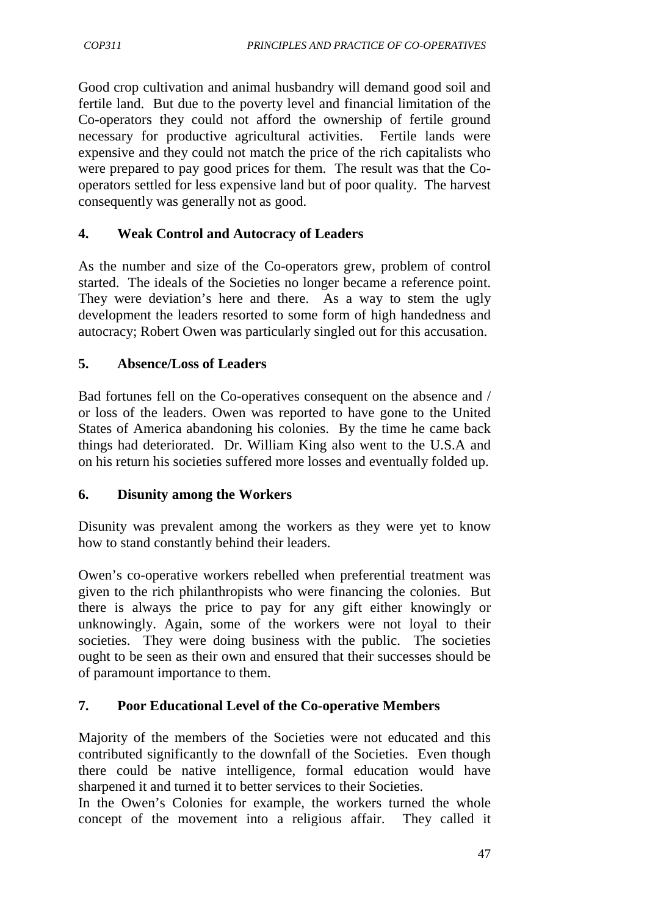Good crop cultivation and animal husbandry will demand good soil and fertile land. But due to the poverty level and financial limitation of the Co-operators they could not afford the ownership of fertile ground necessary for productive agricultural activities. Fertile lands were expensive and they could not match the price of the rich capitalists who were prepared to pay good prices for them. The result was that the Co-operators settled for less expensive land but of poor quality. The harvest consequently was generally not as good.

**4. Weak Control and Autocracy of Leaders**

As the number and size of the Co-operators grew, problem of control started. The ideals of the Societies no longer became a reference point. They were deviation's here and there. As a way to stem the ugly development the leaders resorted to some form of high handedness and autocracy; Robert Owen was particularly singled out for this accusation.

**5. Absence/Loss of Leaders**

Bad fortunes fell on the Co-operatives consequent on the absence and / or loss of the leaders. Owen was reported to have gone to the United States of America abandoning his colonies. By the time he came back things had deteriorated. Dr. William King also went to the U.S.A and on his return his societies suffered more losses and eventually folded up.

**6. Disunity among the Workers**

Disunity was prevalent among the workers as they were yet to know how to stand constantly behind their leaders.

Owen's co-operative workers rebelled when preferential treatment was given to the rich philanthropists who were financing the colonies. But there is always the price to pay for any gift either knowingly or unknowingly. Again, some of the workers were not loyal to their societies. They were doing business with the public. The societies ought to be seen as their own and ensured that their successes should be of paramount importance to them.

**7. Poor Educational Level of the Co-operative Members**

Majority of the members of the Societies were not educated and this contributed significantly to the downfall of the Societies. Even though there could be native intelligence, formal education would have sharpened it and turned it to better services to their Societies.
In the Owen's Colonies for example, the workers turned the whole concept of the movement into a religious affair. They called it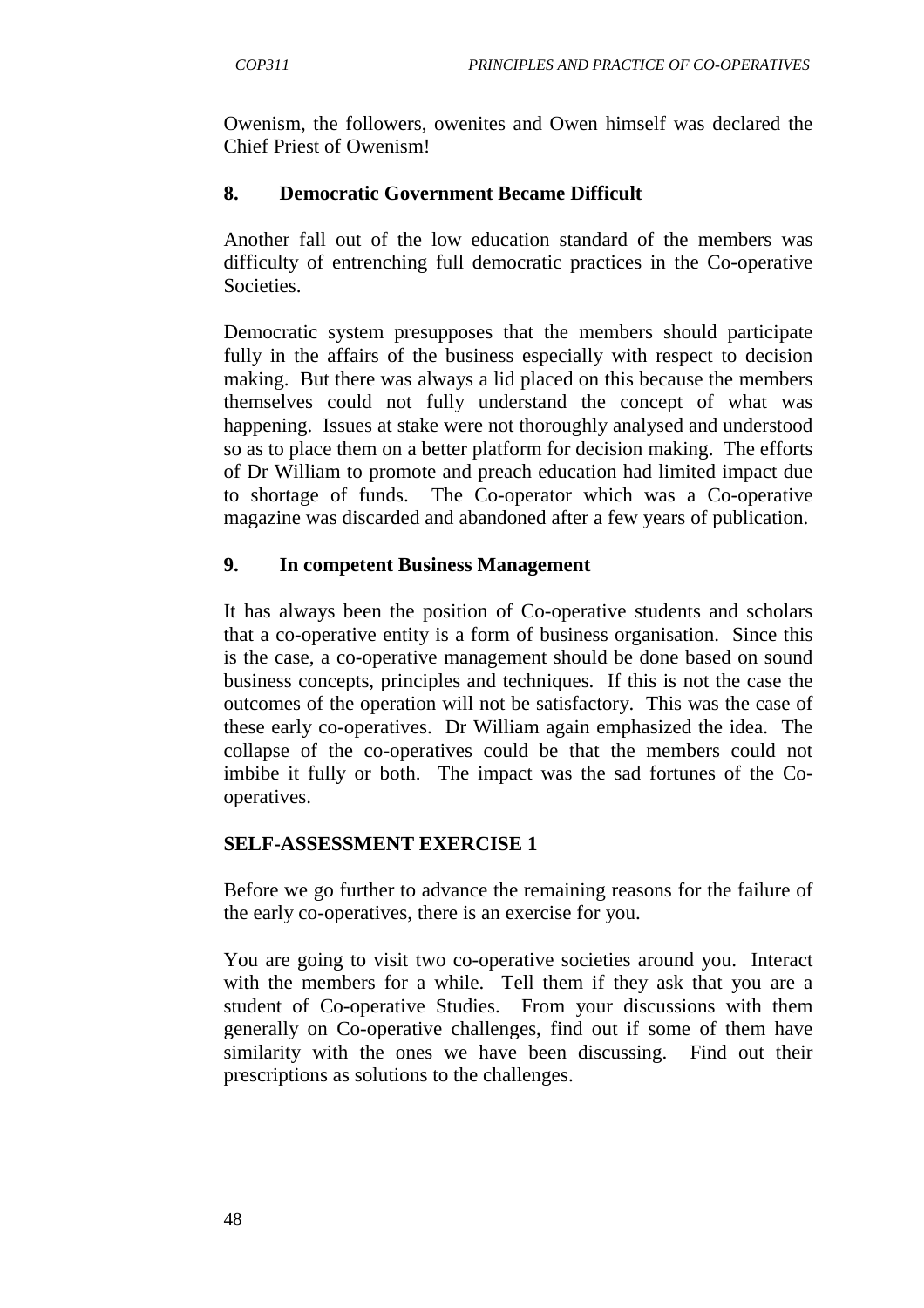Owenism, the followers, owenites and Owen himself was declared the Chief Priest of Owenism!

### 8. Democratic Government Became Difficult

Another fall out of the low education standard of the members was difficulty of entrenching full democratic practices in the Co-operative Societies.

Democratic system presupposes that the members should participate fully in the affairs of the business especially with respect to decision making. But there was always a lid placed on this because the members themselves could not fully understand the concept of what was happening. Issues at stake were not thoroughly analysed and understood so as to place them on a better platform for decision making. The efforts of Dr William to promote and preach education had limited impact due to shortage of funds. The Co-operator which was a Co-operative magazine was discarded and abandoned after a few years of publication.

### 9. In competent Business Management

It has always been the position of Co-operative students and scholars that a co-operative entity is a form of business organisation. Since this is the case, a co-operative management should be done based on sound business concepts, principles and techniques. If this is not the case the outcomes of the operation will not be satisfactory. This was the case of these early co-operatives. Dr William again emphasized the idea. The collapse of the co-operatives could be that the members could not imbibe it fully or both. The impact was the sad fortunes of the Co-operatives.

### SELF-ASSESSMENT EXERCISE 1

Before we go further to advance the remaining reasons for the failure of the early co-operatives, there is an exercise for you.

You are going to visit two co-operative societies around you. Interact with the members for a while. Tell them if they ask that you are a student of Co-operative Studies. From your discussions with them generally on Co-operative challenges, find out if some of them have similarity with the ones we have been discussing. Find out their prescriptions as solutions to the challenges.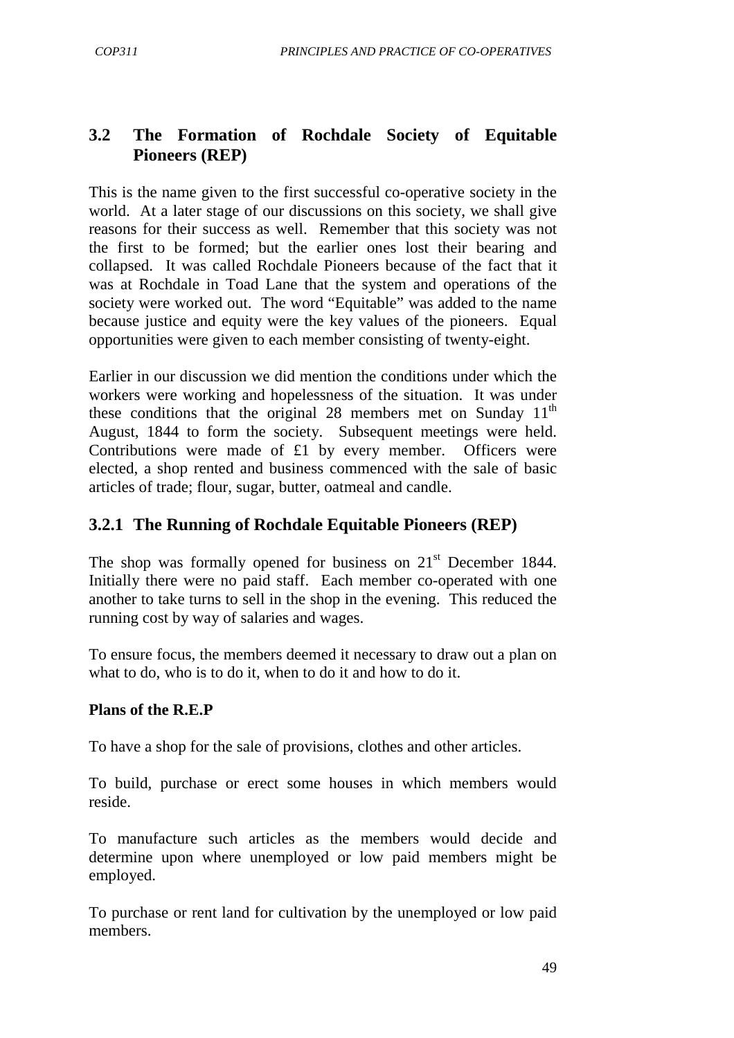## 3.2 The Formation of Rochdale Society of Equitable Pioneers (REP)

This is the name given to the first successful co-operative society in the world. At a later stage of our discussions on this society, we shall give reasons for their success as well. Remember that this society was not the first to be formed; but the earlier ones lost their bearing and collapsed. It was called Rochdale Pioneers because of the fact that it was at Rochdale in Toad Lane that the system and operations of the society were worked out. The word "Equitable" was added to the name because justice and equity were the key values of the pioneers. Equal opportunities were given to each member consisting of twenty-eight.

Earlier in our discussion we did mention the conditions under which the workers were working and hopelessness of the situation. It was under these conditions that the original 28 members met on Sunday 11th August, 1844 to form the society. Subsequent meetings were held. Contributions were made of £1 by every member. Officers were elected, a shop rented and business commenced with the sale of basic articles of trade; flour, sugar, butter, oatmeal and candle.

### 3.2.1 The Running of Rochdale Equitable Pioneers (REP)

The shop was formally opened for business on 21st December 1844. Initially there were no paid staff. Each member co-operated with one another to take turns to sell in the shop in the evening. This reduced the running cost by way of salaries and wages.

To ensure focus, the members deemed it necessary to draw out a plan on what to do, who is to do it, when to do it and how to do it.

**Plans of the R.E.P**

To have a shop for the sale of provisions, clothes and other articles.

To build, purchase or erect some houses in which members would reside.

To manufacture such articles as the members would decide and determine upon where unemployed or low paid members might be employed.

To purchase or rent land for cultivation by the unemployed or low paid members.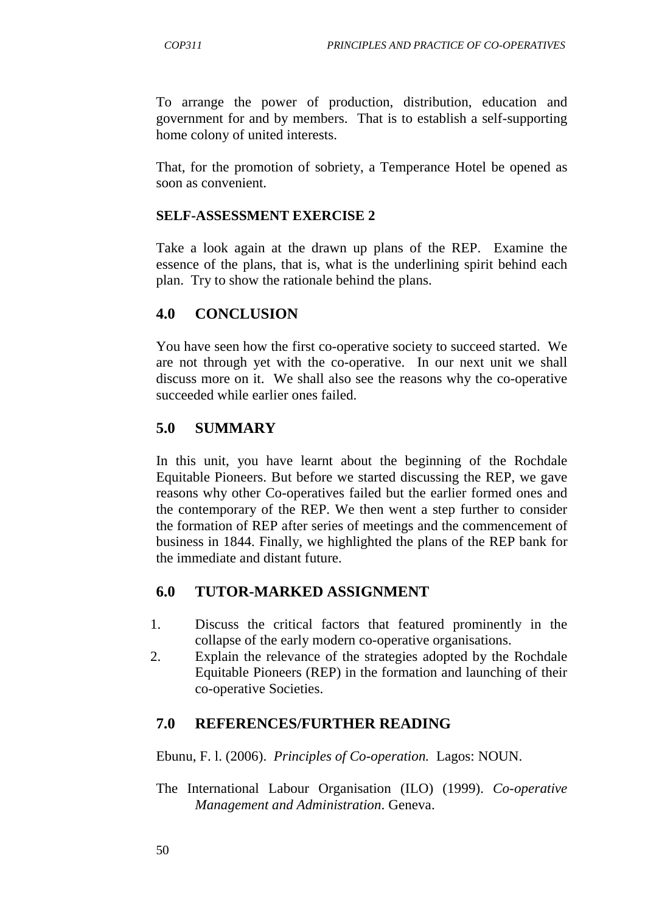To arrange the power of production, distribution, education and government for and by members. That is to establish a self-supporting home colony of united interests.

That, for the promotion of sobriety, a Temperance Hotel be opened as soon as convenient.

**SELF-ASSESSMENT EXERCISE 2**

Take a look again at the drawn up plans of the REP. Examine the essence of the plans, that is, what is the underlining spirit behind each plan. Try to show the rationale behind the plans.

## 4.0 CONCLUSION

You have seen how the first co-operative society to succeed started. We are not through yet with the co-operative. In our next unit we shall discuss more on it. We shall also see the reasons why the co-operative succeeded while earlier ones failed.

## 5.0 SUMMARY

In this unit, you have learnt about the beginning of the Rochdale Equitable Pioneers. But before we started discussing the REP, we gave reasons why other Co-operatives failed but the earlier formed ones and the contemporary of the REP. We then went a step further to consider the formation of REP after series of meetings and the commencement of business in 1844. Finally, we highlighted the plans of the REP bank for the immediate and distant future.

## 6.0 TUTOR-MARKED ASSIGNMENT

1. Discuss the critical factors that featured prominently in the collapse of the early modern co-operative organisations.
2. Explain the relevance of the strategies adopted by the Rochdale Equitable Pioneers (REP) in the formation and launching of their co-operative Societies.

## 7.0 REFERENCES/FURTHER READING

Ebunu, F. l. (2006). *Principles of Co-operation.* Lagos: NOUN.

The International Labour Organisation (ILO) (1999). *Co-operative Management and Administration*. Geneva.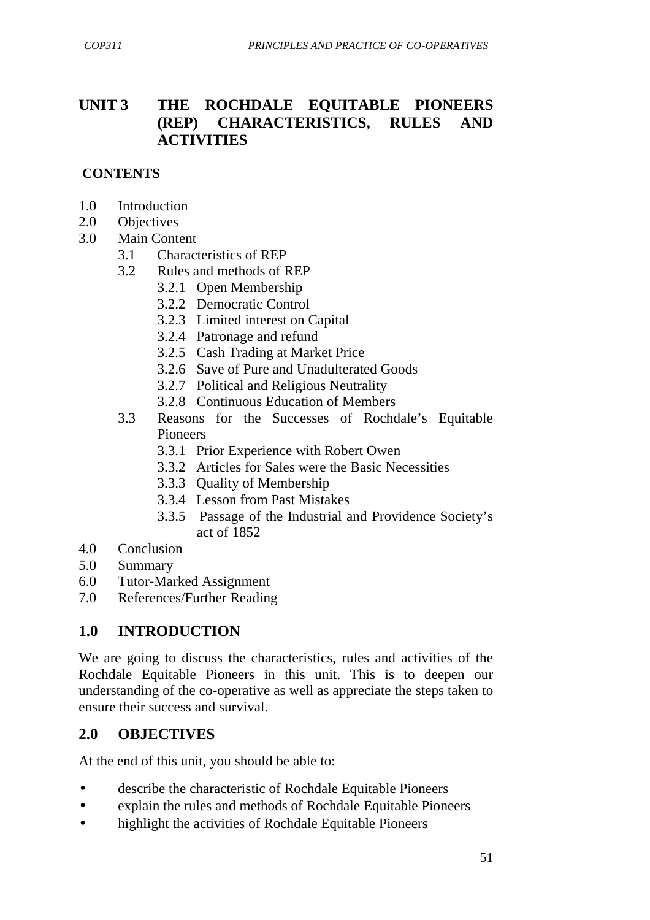# UNIT 3 THE ROCHDALE EQUITABLE PIONEERS (REP) CHARACTERISTICS, RULES AND ACTIVITIES

**CONTENTS**

1.0 Introduction
2.0 Objectives
3.0 Main Content
    3.1 Characteristics of REP
    3.2 Rules and methods of REP
        3.2.1 Open Membership
        3.2.2 Democratic Control
        3.2.3 Limited interest on Capital
        3.2.4 Patronage and refund
        3.2.5 Cash Trading at Market Price
        3.2.6 Save of Pure and Unadulterated Goods
        3.2.7 Political and Religious Neutrality
        3.2.8 Continuous Education of Members
    3.3 Reasons for the Successes of Rochdale's Equitable Pioneers
        3.3.1 Prior Experience with Robert Owen
        3.3.2 Articles for Sales were the Basic Necessities
        3.3.3 Quality of Membership
        3.3.4 Lesson from Past Mistakes
        3.3.5 Passage of the Industrial and Providence Society's act of 1852
4.0 Conclusion
5.0 Summary
6.0 Tutor-Marked Assignment
7.0 References/Further Reading

## 1.0 INTRODUCTION

We are going to discuss the characteristics, rules and activities of the Rochdale Equitable Pioneers in this unit. This is to deepen our understanding of the co-operative as well as appreciate the steps taken to ensure their success and survival.

## 2.0 OBJECTIVES

At the end of this unit, you should be able to:

- describe the characteristic of Rochdale Equitable Pioneers
- explain the rules and methods of Rochdale Equitable Pioneers
- highlight the activities of Rochdale Equitable Pioneers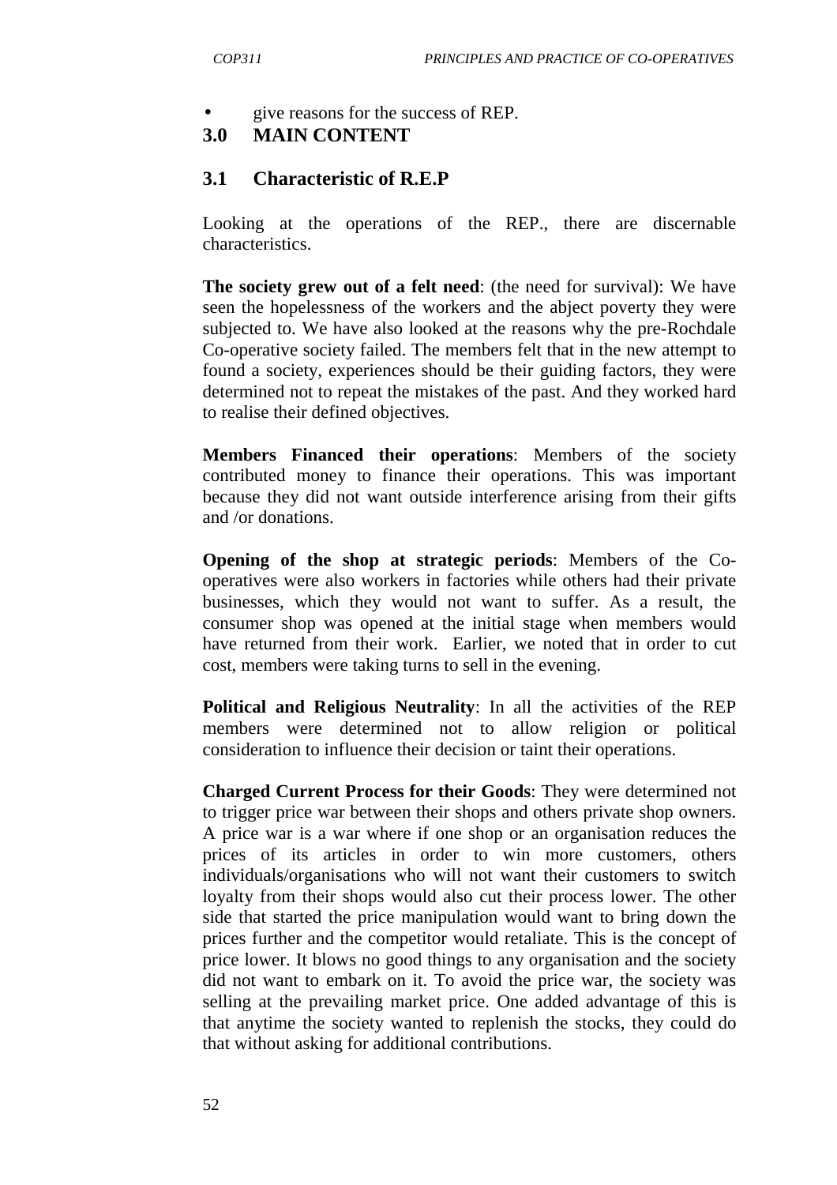- give reasons for the success of REP.

## 3.0 MAIN CONTENT

### 3.1 Characteristic of R.E.P

Looking at the operations of the REP., there are discernable characteristics.

**The society grew out of a felt need**: (the need for survival): We have seen the hopelessness of the workers and the abject poverty they were subjected to. We have also looked at the reasons why the pre-Rochdale Co-operative society failed. The members felt that in the new attempt to found a society, experiences should be their guiding factors, they were determined not to repeat the mistakes of the past. And they worked hard to realise their defined objectives.

**Members Financed their operations**: Members of the society contributed money to finance their operations. This was important because they did not want outside interference arising from their gifts and /or donations.

**Opening of the shop at strategic periods**: Members of the Co-operatives were also workers in factories while others had their private businesses, which they would not want to suffer. As a result, the consumer shop was opened at the initial stage when members would have returned from their work. Earlier, we noted that in order to cut cost, members were taking turns to sell in the evening.

**Political and Religious Neutrality**: In all the activities of the REP members were determined not to allow religion or political consideration to influence their decision or taint their operations.

**Charged Current Process for their Goods**: They were determined not to trigger price war between their shops and others private shop owners. A price war is a war where if one shop or an organisation reduces the prices of its articles in order to win more customers, others individuals/organisations who will not want their customers to switch loyalty from their shops would also cut their process lower. The other side that started the price manipulation would want to bring down the prices further and the competitor would retaliate. This is the concept of price lower. It blows no good things to any organisation and the society did not want to embark on it. To avoid the price war, the society was selling at the prevailing market price. One added advantage of this is that anytime the society wanted to replenish the stocks, they could do that without asking for additional contributions.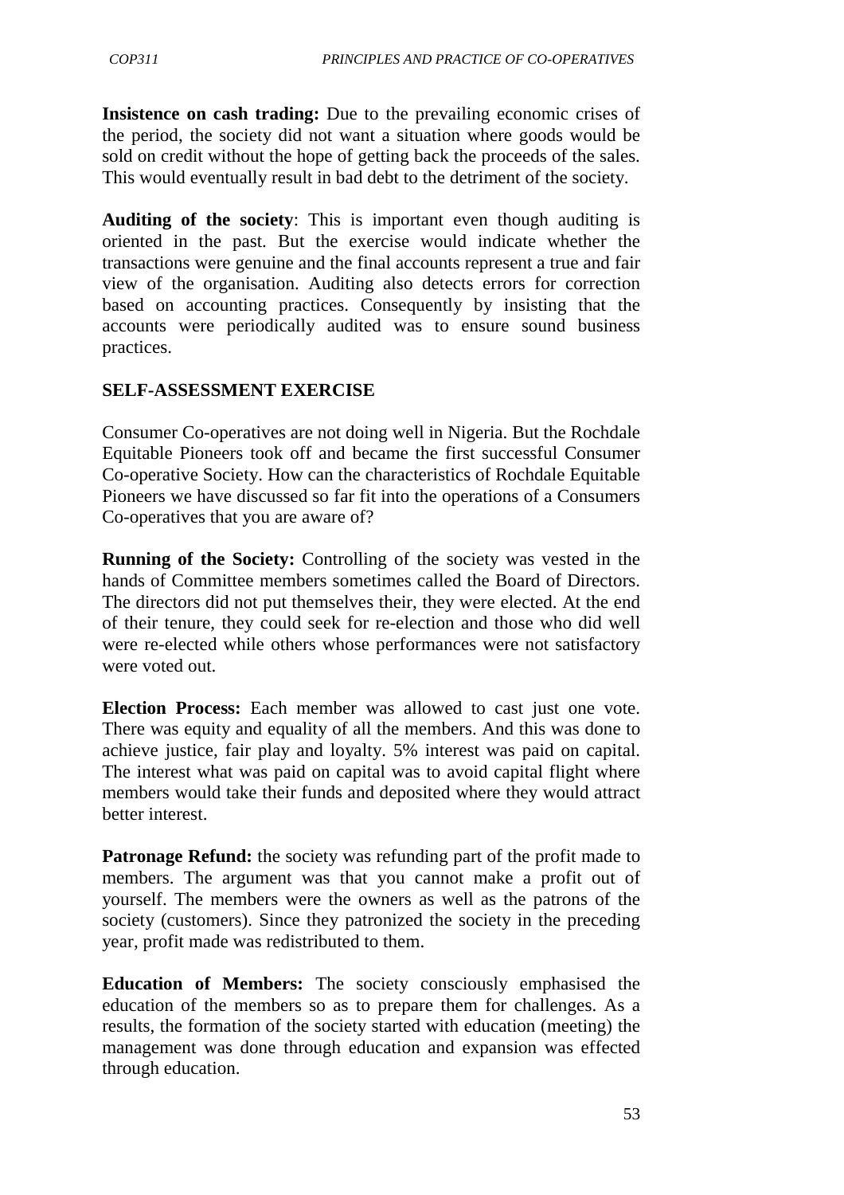**Insistence on cash trading:** Due to the prevailing economic crises of the period, the society did not want a situation where goods would be sold on credit without the hope of getting back the proceeds of the sales. This would eventually result in bad debt to the detriment of the society.

**Auditing of the society**: This is important even though auditing is oriented in the past. But the exercise would indicate whether the transactions were genuine and the final accounts represent a true and fair view of the organisation. Auditing also detects errors for correction based on accounting practices. Consequently by insisting that the accounts were periodically audited was to ensure sound business practices.

**SELF-ASSESSMENT EXERCISE**

Consumer Co-operatives are not doing well in Nigeria. But the Rochdale Equitable Pioneers took off and became the first successful Consumer Co-operative Society. How can the characteristics of Rochdale Equitable Pioneers we have discussed so far fit into the operations of a Consumers Co-operatives that you are aware of?

**Running of the Society:** Controlling of the society was vested in the hands of Committee members sometimes called the Board of Directors. The directors did not put themselves their, they were elected. At the end of their tenure, they could seek for re-election and those who did well were re-elected while others whose performances were not satisfactory were voted out.

**Election Process:** Each member was allowed to cast just one vote. There was equity and equality of all the members. And this was done to achieve justice, fair play and loyalty. 5% interest was paid on capital. The interest what was paid on capital was to avoid capital flight where members would take their funds and deposited where they would attract better interest.

**Patronage Refund:** the society was refunding part of the profit made to members. The argument was that you cannot make a profit out of yourself. The members were the owners as well as the patrons of the society (customers). Since they patronized the society in the preceding year, profit made was redistributed to them.

**Education of Members:** The society consciously emphasised the education of the members so as to prepare them for challenges. As a results, the formation of the society started with education (meeting) the management was done through education and expansion was effected through education.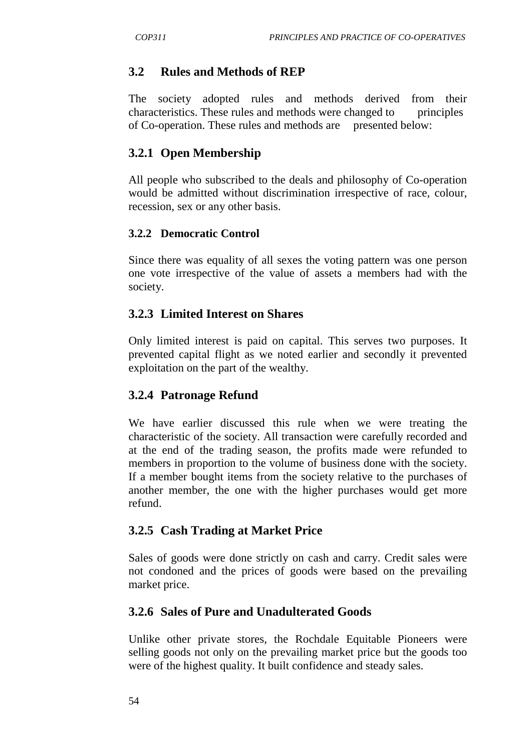## 3.2 Rules and Methods of REP

The society adopted rules and methods derived from their characteristics. These rules and methods were changed to principles of Co-operation. These rules and methods are presented below:

### 3.2.1 Open Membership

All people who subscribed to the deals and philosophy of Co-operation would be admitted without discrimination irrespective of race, colour, recession, sex or any other basis.

#### 3.2.2 Democratic Control

Since there was equality of all sexes the voting pattern was one person one vote irrespective of the value of assets a members had with the society.

### 3.2.3 Limited Interest on Shares

Only limited interest is paid on capital. This serves two purposes. It prevented capital flight as we noted earlier and secondly it prevented exploitation on the part of the wealthy.

### 3.2.4 Patronage Refund

We have earlier discussed this rule when we were treating the characteristic of the society. All transaction were carefully recorded and at the end of the trading season, the profits made were refunded to members in proportion to the volume of business done with the society. If a member bought items from the society relative to the purchases of another member, the one with the higher purchases would get more refund.

### 3.2.5 Cash Trading at Market Price

Sales of goods were done strictly on cash and carry. Credit sales were not condoned and the prices of goods were based on the prevailing market price.

### 3.2.6 Sales of Pure and Unadulterated Goods

Unlike other private stores, the Rochdale Equitable Pioneers were selling goods not only on the prevailing market price but the goods too were of the highest quality. It built confidence and steady sales.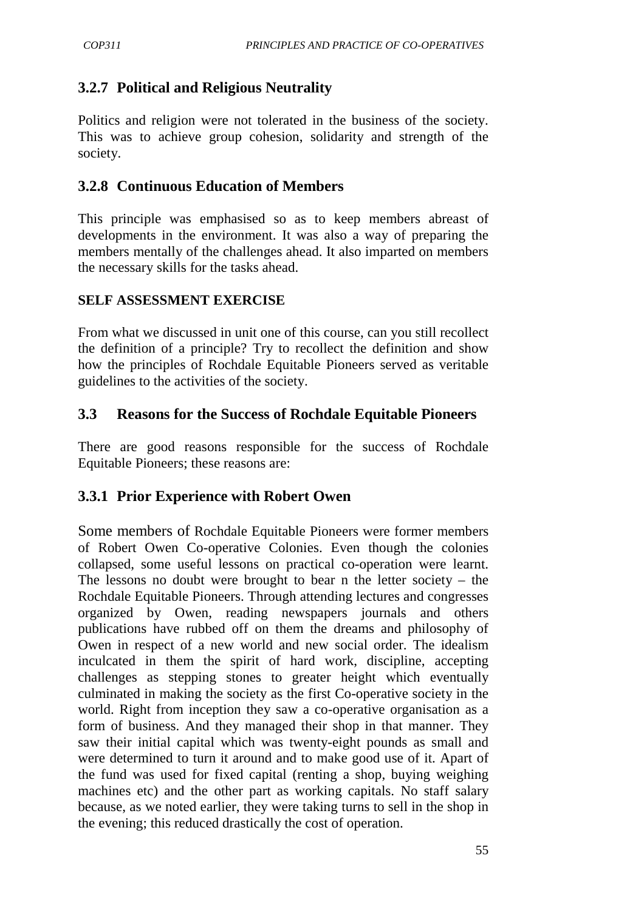### 3.2.7 Political and Religious Neutrality

Politics and religion were not tolerated in the business of the society. This was to achieve group cohesion, solidarity and strength of the society.

### 3.2.8 Continuous Education of Members

This principle was emphasised so as to keep members abreast of developments in the environment. It was also a way of preparing the members mentally of the challenges ahead. It also imparted on members the necessary skills for the tasks ahead.

**SELF ASSESSMENT EXERCISE**

From what we discussed in unit one of this course, can you still recollect the definition of a principle? Try to recollect the definition and show how the principles of Rochdale Equitable Pioneers served as veritable guidelines to the activities of the society.

## 3.3 Reasons for the Success of Rochdale Equitable Pioneers

There are good reasons responsible for the success of Rochdale Equitable Pioneers; these reasons are:

### 3.3.1 Prior Experience with Robert Owen

Some members of Rochdale Equitable Pioneers were former members of Robert Owen Co-operative Colonies. Even though the colonies collapsed, some useful lessons on practical co-operation were learnt. The lessons no doubt were brought to bear n the letter society – the Rochdale Equitable Pioneers. Through attending lectures and congresses organized by Owen, reading newspapers journals and others publications have rubbed off on them the dreams and philosophy of Owen in respect of a new world and new social order. The idealism inculcated in them the spirit of hard work, discipline, accepting challenges as stepping stones to greater height which eventually culminated in making the society as the first Co-operative society in the world. Right from inception they saw a co-operative organisation as a form of business. And they managed their shop in that manner. They saw their initial capital which was twenty-eight pounds as small and were determined to turn it around and to make good use of it. Apart of the fund was used for fixed capital (renting a shop, buying weighing machines etc) and the other part as working capitals. No staff salary because, as we noted earlier, they were taking turns to sell in the shop in the evening; this reduced drastically the cost of operation.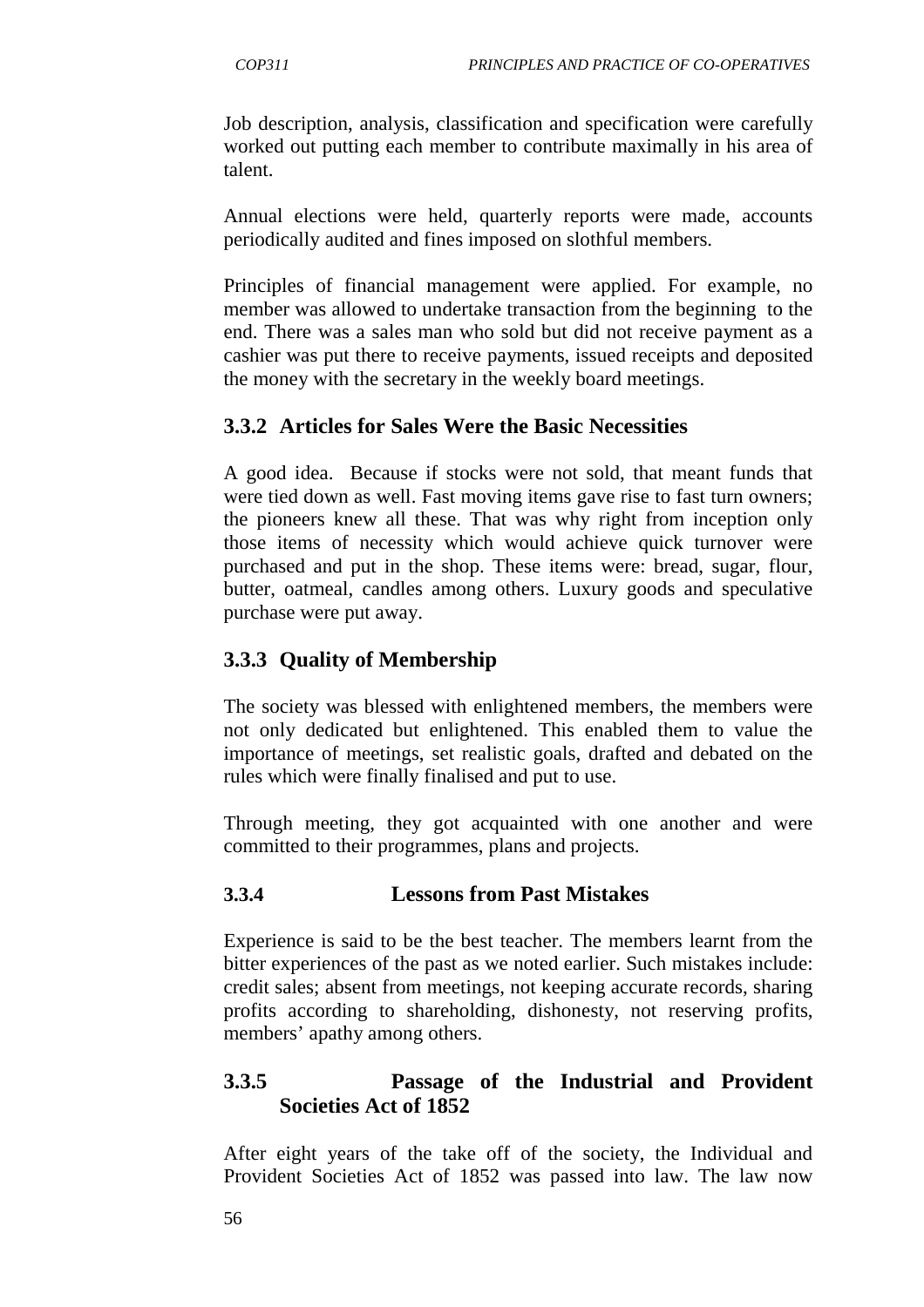Job description, analysis, classification and specification were carefully worked out putting each member to contribute maximally in his area of talent.

Annual elections were held, quarterly reports were made, accounts periodically audited and fines imposed on slothful members.

Principles of financial management were applied. For example, no member was allowed to undertake transaction from the beginning to the end. There was a sales man who sold but did not receive payment as a cashier was put there to receive payments, issued receipts and deposited the money with the secretary in the weekly board meetings.

### 3.3.2 Articles for Sales Were the Basic Necessities

A good idea. Because if stocks were not sold, that meant funds that were tied down as well. Fast moving items gave rise to fast turn owners; the pioneers knew all these. That was why right from inception only those items of necessity which would achieve quick turnover were purchased and put in the shop. These items were: bread, sugar, flour, butter, oatmeal, candles among others. Luxury goods and speculative purchase were put away.

### 3.3.3 Quality of Membership

The society was blessed with enlightened members, the members were not only dedicated but enlightened. This enabled them to value the importance of meetings, set realistic goals, drafted and debated on the rules which were finally finalised and put to use.

Through meeting, they got acquainted with one another and were committed to their programmes, plans and projects.

### 3.3.4 Lessons from Past Mistakes

Experience is said to be the best teacher. The members learnt from the bitter experiences of the past as we noted earlier. Such mistakes include: credit sales; absent from meetings, not keeping accurate records, sharing profits according to shareholding, dishonesty, not reserving profits, members' apathy among others.

### 3.3.5 Passage of the Industrial and Provident Societies Act of 1852

After eight years of the take off of the society, the Individual and Provident Societies Act of 1852 was passed into law. The law now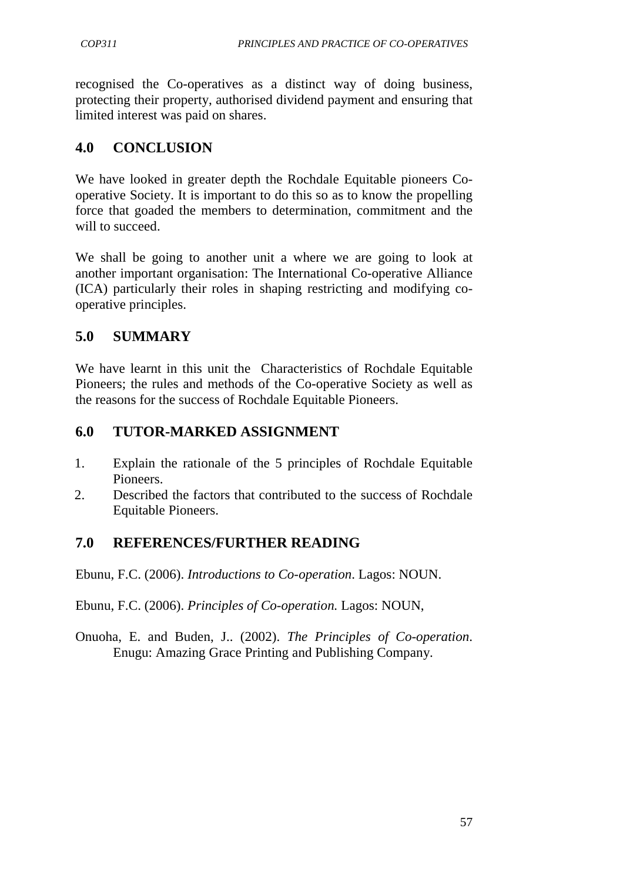recognised the Co-operatives as a distinct way of doing business, protecting their property, authorised dividend payment and ensuring that limited interest was paid on shares.

## 4.0 CONCLUSION

We have looked in greater depth the Rochdale Equitable pioneers Co-operative Society. It is important to do this so as to know the propelling force that goaded the members to determination, commitment and the will to succeed.

We shall be going to another unit a where we are going to look at another important organisation: The International Co-operative Alliance (ICA) particularly their roles in shaping restricting and modifying co-operative principles.

## 5.0 SUMMARY

We have learnt in this unit the Characteristics of Rochdale Equitable Pioneers; the rules and methods of the Co-operative Society as well as the reasons for the success of Rochdale Equitable Pioneers.

## 6.0 TUTOR-MARKED ASSIGNMENT

1. Explain the rationale of the 5 principles of Rochdale Equitable Pioneers.
2. Described the factors that contributed to the success of Rochdale Equitable Pioneers.

## 7.0 REFERENCES/FURTHER READING

Ebunu, F.C. (2006). *Introductions to Co-operation*. Lagos: NOUN.

Ebunu, F.C. (2006). *Principles of Co-operation.* Lagos: NOUN,

Onuoha, E. and Buden, J.. (2002). *The Principles of Co-operation*. Enugu: Amazing Grace Printing and Publishing Company.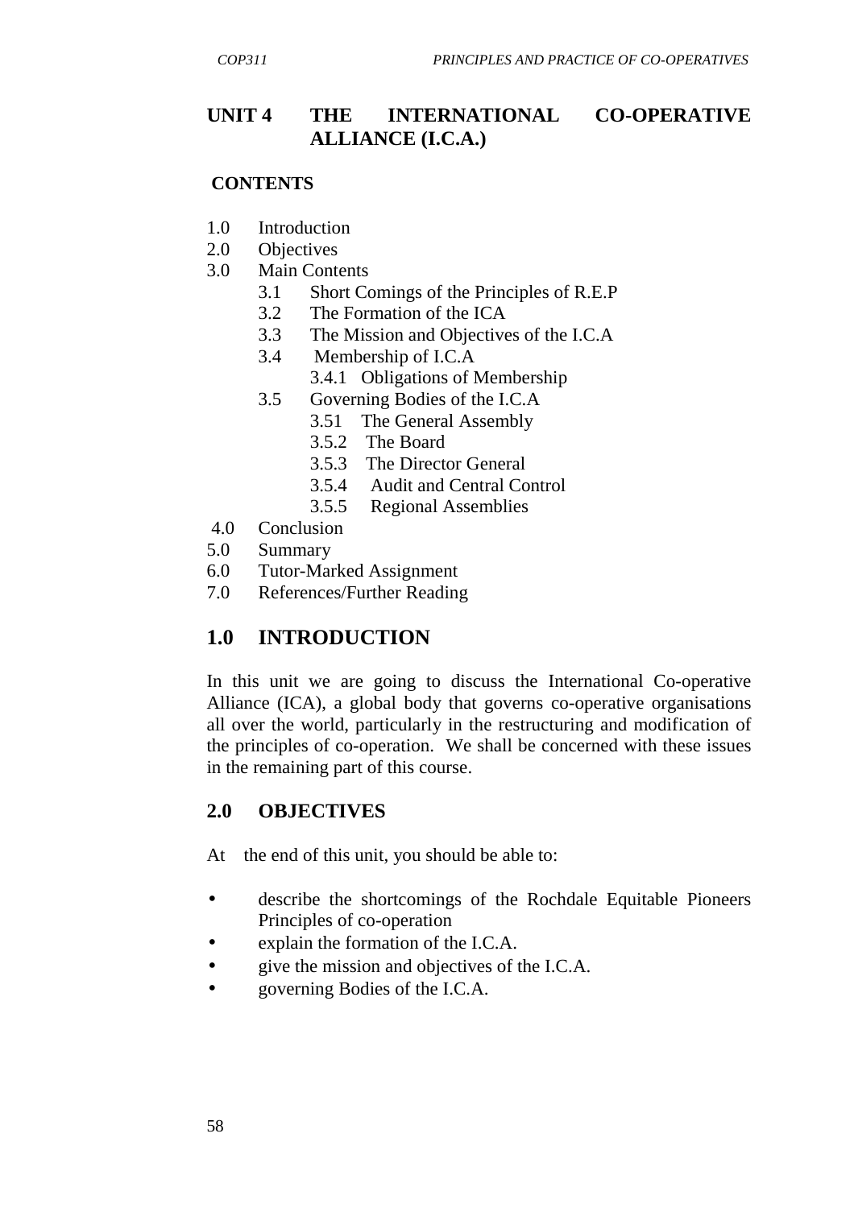# UNIT 4 THE INTERNATIONAL CO-OPERATIVE ALLIANCE (I.C.A.)

**CONTENTS**

1.0 Introduction
2.0 Objectives
3.0 Main Contents
   - 3.1 Short Comings of the Principles of R.E.P
   - 3.2 The Formation of the ICA
   - 3.3 The Mission and Objectives of the I.C.A
   - 3.4 Membership of I.C.A
     - 3.4.1 Obligations of Membership
   - 3.5 Governing Bodies of the I.C.A
     - 3.51 The General Assembly
     - 3.5.2 The Board
     - 3.5.3 The Director General
     - 3.5.4 Audit and Central Control
     - 3.5.5 Regional Assemblies

4.0 Conclusion
5.0 Summary
6.0 Tutor-Marked Assignment
7.0 References/Further Reading

## 1.0 INTRODUCTION

In this unit we are going to discuss the International Co-operative Alliance (ICA), a global body that governs co-operative organisations all over the world, particularly in the restructuring and modification of the principles of co-operation. We shall be concerned with these issues in the remaining part of this course.

## 2.0 OBJECTIVES

At the end of this unit, you should be able to:

- describe the shortcomings of the Rochdale Equitable Pioneers Principles of co-operation
- explain the formation of the I.C.A.
- give the mission and objectives of the I.C.A.
- governing Bodies of the I.C.A.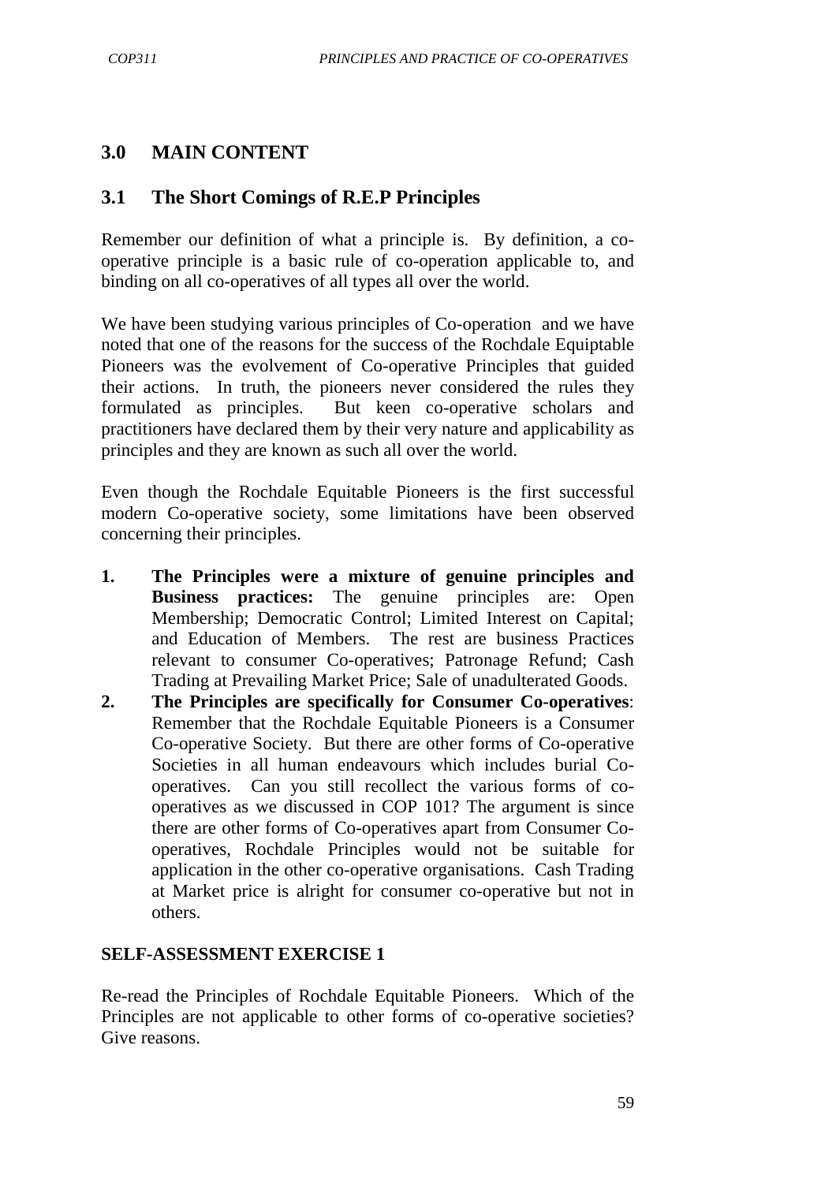## 3.0 MAIN CONTENT

### 3.1 The Short Comings of R.E.P Principles

Remember our definition of what a principle is. By definition, a co-operative principle is a basic rule of co-operation applicable to, and binding on all co-operatives of all types all over the world.

We have been studying various principles of Co-operation and we have noted that one of the reasons for the success of the Rochdale Equiptable Pioneers was the evolvement of Co-operative Principles that guided their actions. In truth, the pioneers never considered the rules they formulated as principles. But keen co-operative scholars and practitioners have declared them by their very nature and applicability as principles and they are known as such all over the world.

Even though the Rochdale Equitable Pioneers is the first successful modern Co-operative society, some limitations have been observed concerning their principles.

1. **The Principles were a mixture of genuine principles and Business practices:** The genuine principles are: Open Membership; Democratic Control; Limited Interest on Capital; and Education of Members. The rest are business Practices relevant to consumer Co-operatives; Patronage Refund; Cash Trading at Prevailing Market Price; Sale of unadulterated Goods.
2. **The Principles are specifically for Consumer Co-operatives**: Remember that the Rochdale Equitable Pioneers is a Consumer Co-operative Society. But there are other forms of Co-operative Societies in all human endeavours which includes burial Co-operatives. Can you still recollect the various forms of co-operatives as we discussed in COP 101? The argument is since there are other forms of Co-operatives apart from Consumer Co-operatives, Rochdale Principles would not be suitable for application in the other co-operative organisations. Cash Trading at Market price is alright for consumer co-operative but not in others.

**SELF-ASSESSMENT EXERCISE 1**

Re-read the Principles of Rochdale Equitable Pioneers. Which of the Principles are not applicable to other forms of co-operative societies? Give reasons.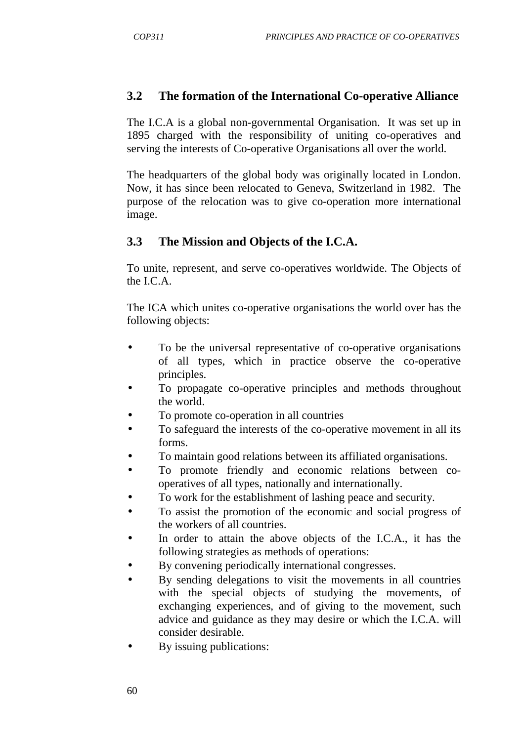## 3.2 The formation of the International Co-operative Alliance

The I.C.A is a global non-governmental Organisation. It was set up in 1895 charged with the responsibility of uniting co-operatives and serving the interests of Co-operative Organisations all over the world.

The headquarters of the global body was originally located in London. Now, it has since been relocated to Geneva, Switzerland in 1982. The purpose of the relocation was to give co-operation more international image.

## 3.3 The Mission and Objects of the I.C.A.

To unite, represent, and serve co-operatives worldwide. The Objects of the I.C.A.

The ICA which unites co-operative organisations the world over has the following objects:

- To be the universal representative of co-operative organisations of all types, which in practice observe the co-operative principles.
- To propagate co-operative principles and methods throughout the world.
- To promote co-operation in all countries
- To safeguard the interests of the co-operative movement in all its forms.
- To maintain good relations between its affiliated organisations.
- To promote friendly and economic relations between co-operatives of all types, nationally and internationally.
- To work for the establishment of lashing peace and security.
- To assist the promotion of the economic and social progress of the workers of all countries.
- In order to attain the above objects of the I.C.A., it has the following strategies as methods of operations:
- By convening periodically international congresses.
- By sending delegations to visit the movements in all countries with the special objects of studying the movements, of exchanging experiences, and of giving to the movement, such advice and guidance as they may desire or which the I.C.A. will consider desirable.
- By issuing publications: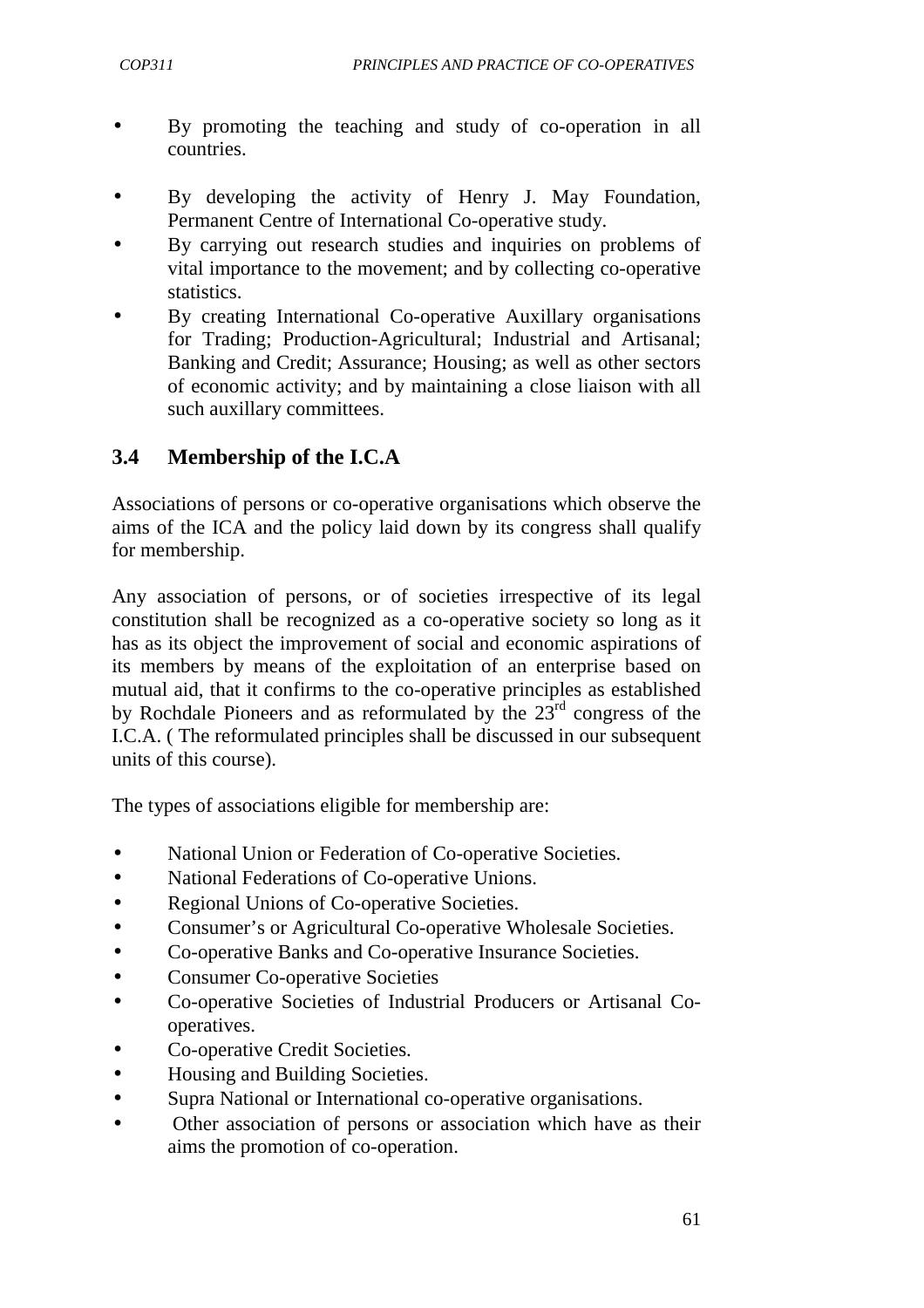- By promoting the teaching and study of co-operation in all countries.

- By developing the activity of Henry J. May Foundation, Permanent Centre of International Co-operative study.
- By carrying out research studies and inquiries on problems of vital importance to the movement; and by collecting co-operative statistics.
- By creating International Co-operative Auxillary organisations for Trading; Production-Agricultural; Industrial and Artisanal; Banking and Credit; Assurance; Housing; as well as other sectors of economic activity; and by maintaining a close liaison with all such auxillary committees.

## 3.4 Membership of the I.C.A

Associations of persons or co-operative organisations which observe the aims of the ICA and the policy laid down by its congress shall qualify for membership.

Any association of persons, or of societies irrespective of its legal constitution shall be recognized as a co-operative society so long as it has as its object the improvement of social and economic aspirations of its members by means of the exploitation of an enterprise based on mutual aid, that it confirms to the co-operative principles as established by Rochdale Pioneers and as reformulated by the 23rd congress of the I.C.A. ( The reformulated principles shall be discussed in our subsequent units of this course).

The types of associations eligible for membership are:

- National Union or Federation of Co-operative Societies.
- National Federations of Co-operative Unions.
- Regional Unions of Co-operative Societies.
- Consumer's or Agricultural Co-operative Wholesale Societies.
- Co-operative Banks and Co-operative Insurance Societies.
- Consumer Co-operative Societies
- Co-operative Societies of Industrial Producers or Artisanal Co-operatives.
- Co-operative Credit Societies.
- Housing and Building Societies.
- Supra National or International co-operative organisations.
- Other association of persons or association which have as their aims the promotion of co-operation.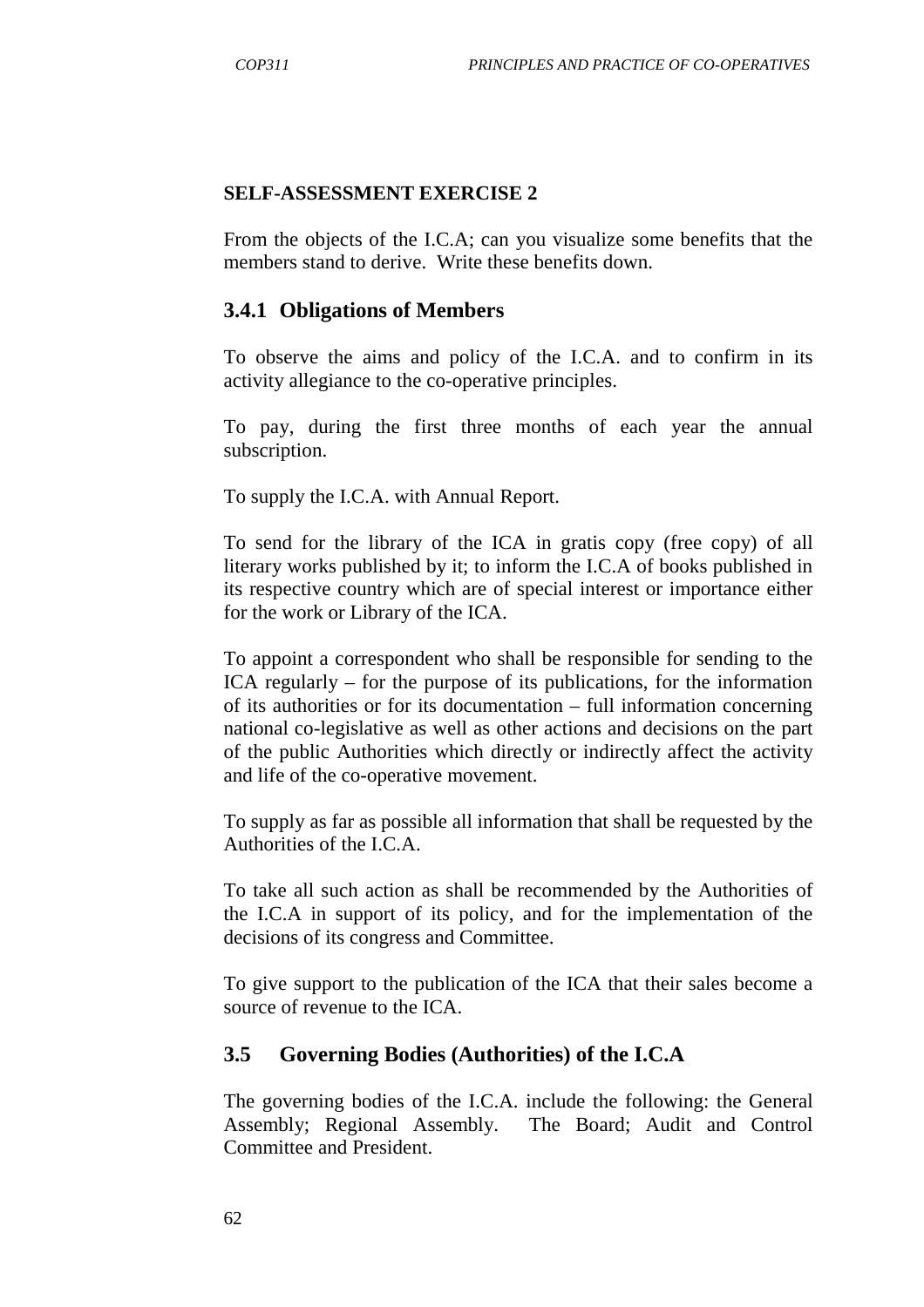**SELF-ASSESSMENT EXERCISE 2**

From the objects of the I.C.A; can you visualize some benefits that the members stand to derive. Write these benefits down.

### 3.4.1 Obligations of Members

To observe the aims and policy of the I.C.A. and to confirm in its activity allegiance to the co-operative principles.

To pay, during the first three months of each year the annual subscription.

To supply the I.C.A. with Annual Report.

To send for the library of the ICA in gratis copy (free copy) of all literary works published by it; to inform the I.C.A of books published in its respective country which are of special interest or importance either for the work or Library of the ICA.

To appoint a correspondent who shall be responsible for sending to the ICA regularly – for the purpose of its publications, for the information of its authorities or for its documentation – full information concerning national co-legislative as well as other actions and decisions on the part of the public Authorities which directly or indirectly affect the activity and life of the co-operative movement.

To supply as far as possible all information that shall be requested by the Authorities of the I.C.A.

To take all such action as shall be recommended by the Authorities of the I.C.A in support of its policy, and for the implementation of the decisions of its congress and Committee.

To give support to the publication of the ICA that their sales become a source of revenue to the ICA.

## 3.5 Governing Bodies (Authorities) of the I.C.A

The governing bodies of the I.C.A. include the following: the General Assembly; Regional Assembly. The Board; Audit and Control Committee and President.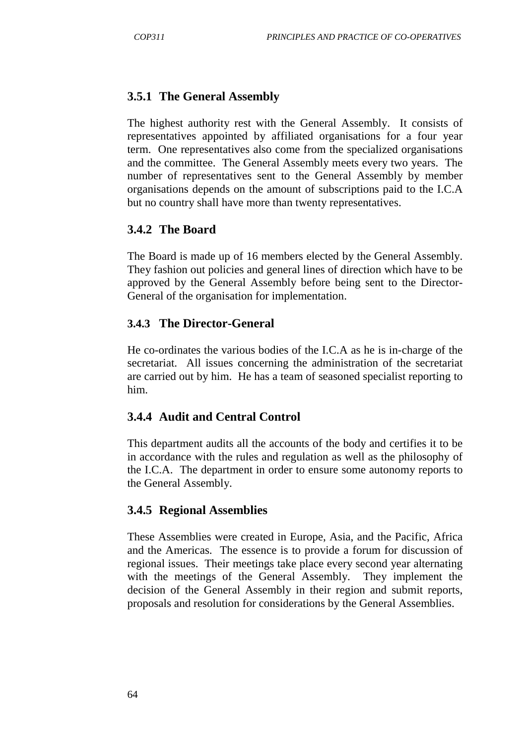### 3.5.1 The General Assembly

The highest authority rest with the General Assembly. It consists of representatives appointed by affiliated organisations for a four year term. One representatives also come from the specialized organisations and the committee. The General Assembly meets every two years. The number of representatives sent to the General Assembly by member organisations depends on the amount of subscriptions paid to the I.C.A but no country shall have more than twenty representatives.

### 3.4.2 The Board

The Board is made up of 16 members elected by the General Assembly. They fashion out policies and general lines of direction which have to be approved by the General Assembly before being sent to the Director-General of the organisation for implementation.

### 3.4.3 The Director-General

He co-ordinates the various bodies of the I.C.A as he is in-charge of the secretariat. All issues concerning the administration of the secretariat are carried out by him. He has a team of seasoned specialist reporting to him.

### 3.4.4 Audit and Central Control

This department audits all the accounts of the body and certifies it to be in accordance with the rules and regulation as well as the philosophy of the I.C.A. The department in order to ensure some autonomy reports to the General Assembly.

### 3.4.5 Regional Assemblies

These Assemblies were created in Europe, Asia, and the Pacific, Africa and the Americas. The essence is to provide a forum for discussion of regional issues. Their meetings take place every second year alternating with the meetings of the General Assembly. They implement the decision of the General Assembly in their region and submit reports, proposals and resolution for considerations by the General Assemblies.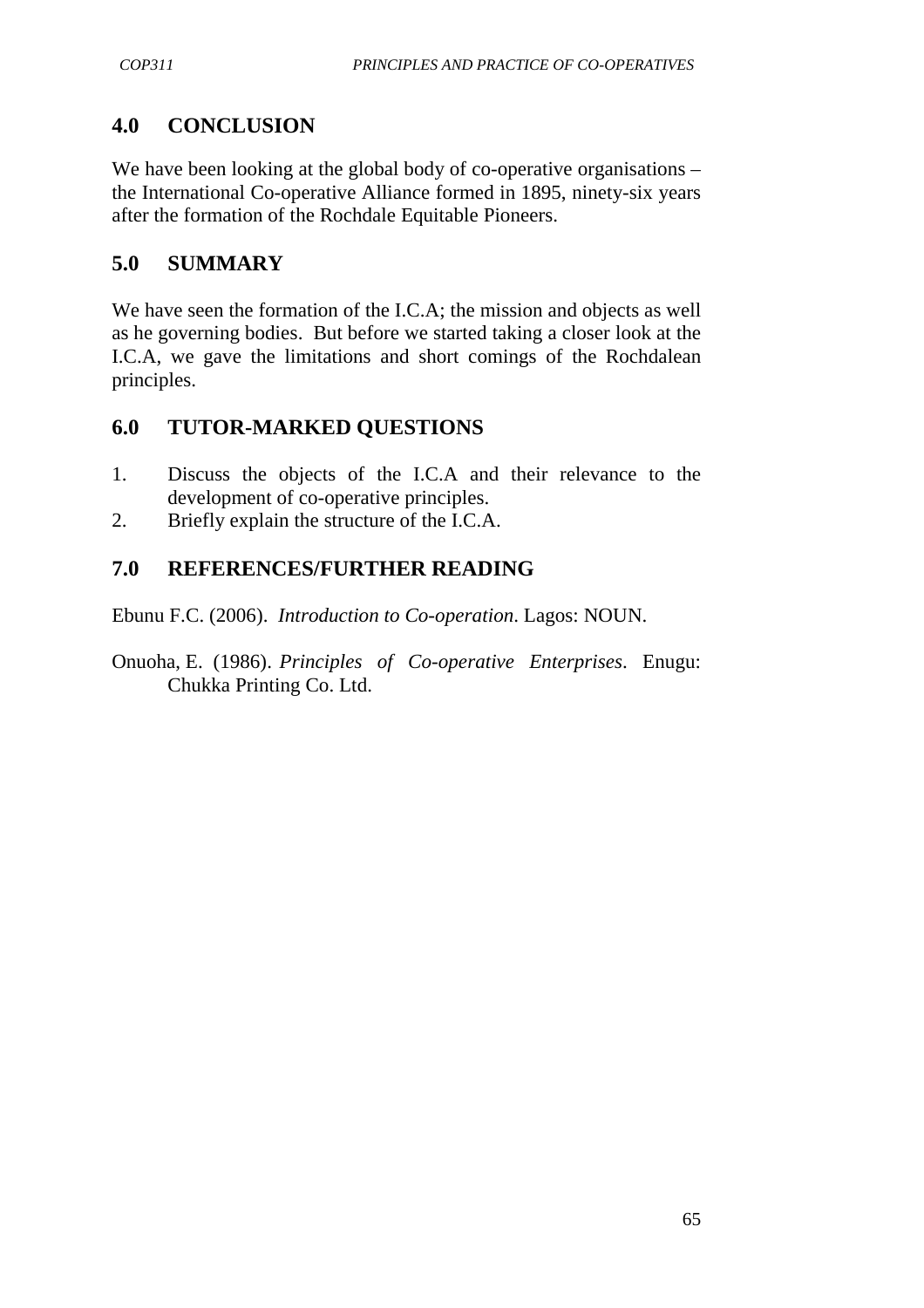## 4.0 CONCLUSION

We have been looking at the global body of co-operative organisations – the International Co-operative Alliance formed in 1895, ninety-six years after the formation of the Rochdale Equitable Pioneers.

## 5.0 SUMMARY

We have seen the formation of the I.C.A; the mission and objects as well as he governing bodies. But before we started taking a closer look at the I.C.A, we gave the limitations and short comings of the Rochdalean principles.

## 6.0 TUTOR-MARKED QUESTIONS

1. Discuss the objects of the I.C.A and their relevance to the development of co-operative principles.
2. Briefly explain the structure of the I.C.A.

## 7.0 REFERENCES/FURTHER READING

Ebunu F.C. (2006). *Introduction to Co-operation*. Lagos: NOUN.

Onuoha, E. (1986). *Principles of Co-operative Enterprises*. Enugu: Chukka Printing Co. Ltd.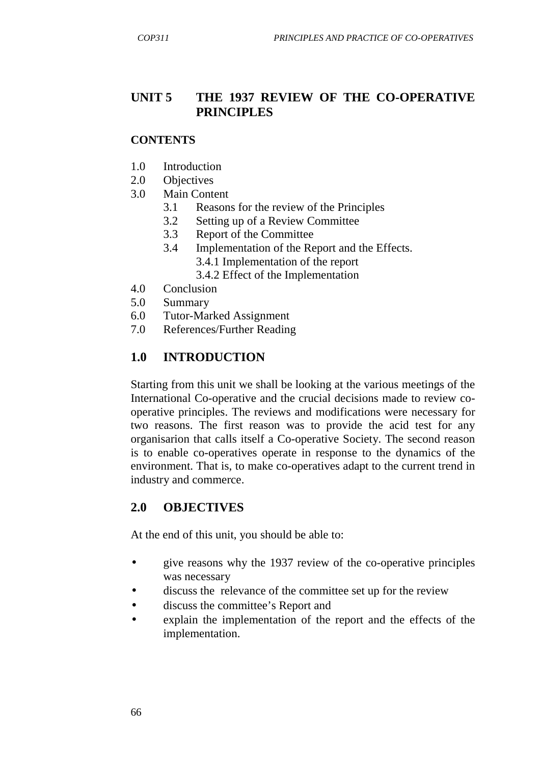# UNIT 5 THE 1937 REVIEW OF THE CO-OPERATIVE PRINCIPLES

## CONTENTS

1.0 Introduction
2.0 Objectives
3.0 Main Content
   3.1 Reasons for the review of the Principles
   3.2 Setting up of a Review Committee
   3.3 Report of the Committee
   3.4 Implementation of the Report and the Effects.
      3.4.1 Implementation of the report
      3.4.2 Effect of the Implementation
4.0 Conclusion
5.0 Summary
6.0 Tutor-Marked Assignment
7.0 References/Further Reading

## 1.0 INTRODUCTION

Starting from this unit we shall be looking at the various meetings of the International Co-operative and the crucial decisions made to review co-operative principles. The reviews and modifications were necessary for two reasons. The first reason was to provide the acid test for any organisarion that calls itself a Co-operative Society. The second reason is to enable co-operatives operate in response to the dynamics of the environment. That is, to make co-operatives adapt to the current trend in industry and commerce.

## 2.0 OBJECTIVES

At the end of this unit, you should be able to:

- give reasons why the 1937 review of the co-operative principles was necessary
- discuss the relevance of the committee set up for the review
- discuss the committee's Report and
- explain the implementation of the report and the effects of the implementation.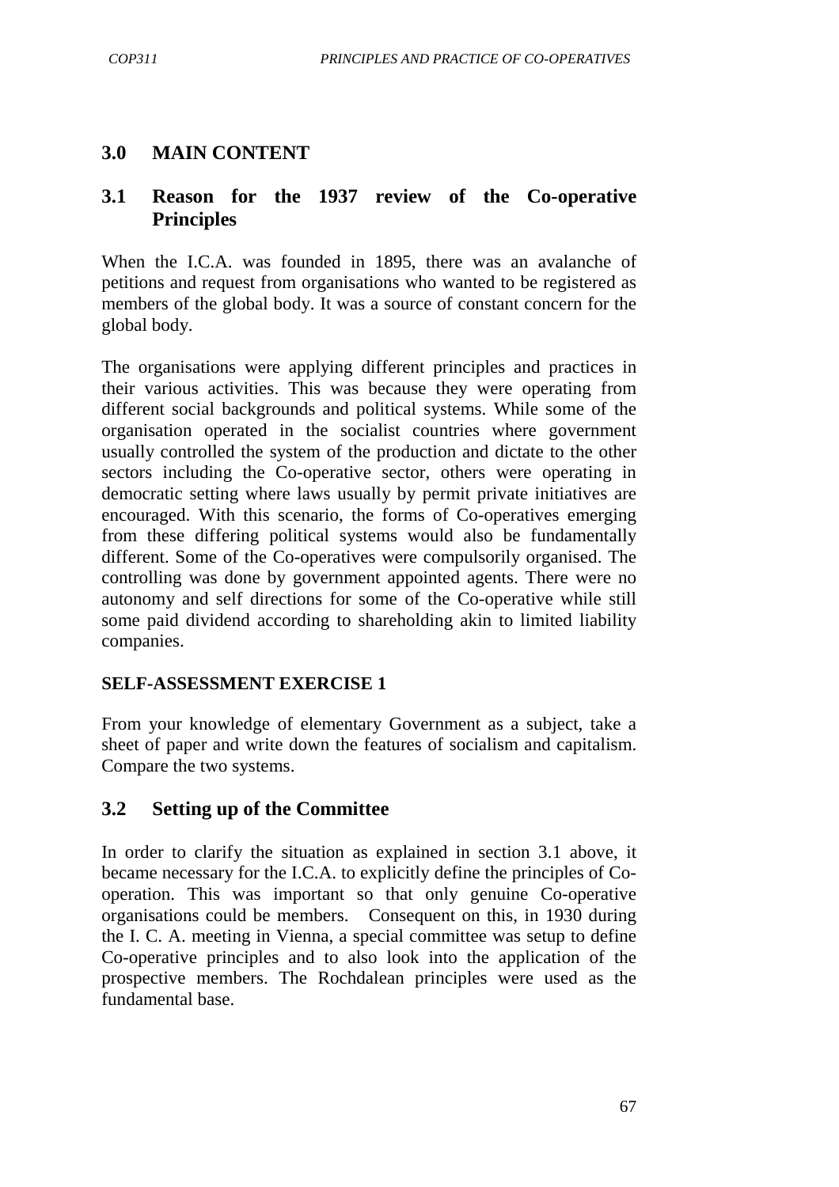## 3.0 MAIN CONTENT

### 3.1 Reason for the 1937 review of the Co-operative Principles

When the I.C.A. was founded in 1895, there was an avalanche of petitions and request from organisations who wanted to be registered as members of the global body. It was a source of constant concern for the global body.

The organisations were applying different principles and practices in their various activities. This was because they were operating from different social backgrounds and political systems. While some of the organisation operated in the socialist countries where government usually controlled the system of the production and dictate to the other sectors including the Co-operative sector, others were operating in democratic setting where laws usually by permit private initiatives are encouraged. With this scenario, the forms of Co-operatives emerging from these differing political systems would also be fundamentally different. Some of the Co-operatives were compulsorily organised. The controlling was done by government appointed agents. There were no autonomy and self directions for some of the Co-operative while still some paid dividend according to shareholding akin to limited liability companies.

**SELF-ASSESSMENT EXERCISE 1**

From your knowledge of elementary Government as a subject, take a sheet of paper and write down the features of socialism and capitalism. Compare the two systems.

### 3.2 Setting up of the Committee

In order to clarify the situation as explained in section 3.1 above, it became necessary for the I.C.A. to explicitly define the principles of Co-operation. This was important so that only genuine Co-operative organisations could be members. Consequent on this, in 1930 during the I. C. A. meeting in Vienna, a special committee was setup to define Co-operative principles and to also look into the application of the prospective members. The Rochdalean principles were used as the fundamental base.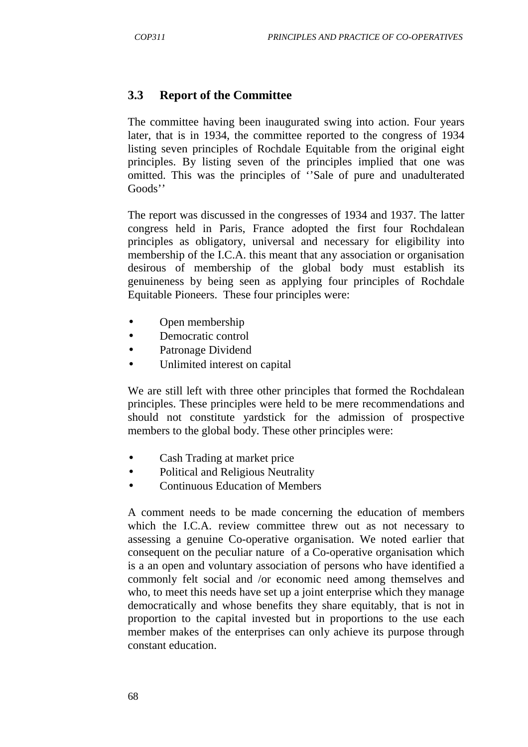### 3.3 Report of the Committee

The committee having been inaugurated swing into action. Four years later, that is in 1934, the committee reported to the congress of 1934 listing seven principles of Rochdale Equitable from the original eight principles. By listing seven of the principles implied that one was omitted. This was the principles of ''Sale of pure and unadulterated Goods''

The report was discussed in the congresses of 1934 and 1937. The latter congress held in Paris, France adopted the first four Rochdalean principles as obligatory, universal and necessary for eligibility into membership of the I.C.A. this meant that any association or organisation desirous of membership of the global body must establish its genuineness by being seen as applying four principles of Rochdale Equitable Pioneers. These four principles were:

- Open membership
- Democratic control
- Patronage Dividend
- Unlimited interest on capital

We are still left with three other principles that formed the Rochdalean principles. These principles were held to be mere recommendations and should not constitute yardstick for the admission of prospective members to the global body. These other principles were:

- Cash Trading at market price
- Political and Religious Neutrality
- Continuous Education of Members

A comment needs to be made concerning the education of members which the I.C.A. review committee threw out as not necessary to assessing a genuine Co-operative organisation. We noted earlier that consequent on the peculiar nature of a Co-operative organisation which is a an open and voluntary association of persons who have identified a commonly felt social and /or economic need among themselves and who, to meet this needs have set up a joint enterprise which they manage democratically and whose benefits they share equitably, that is not in proportion to the capital invested but in proportions to the use each member makes of the enterprises can only achieve its purpose through constant education.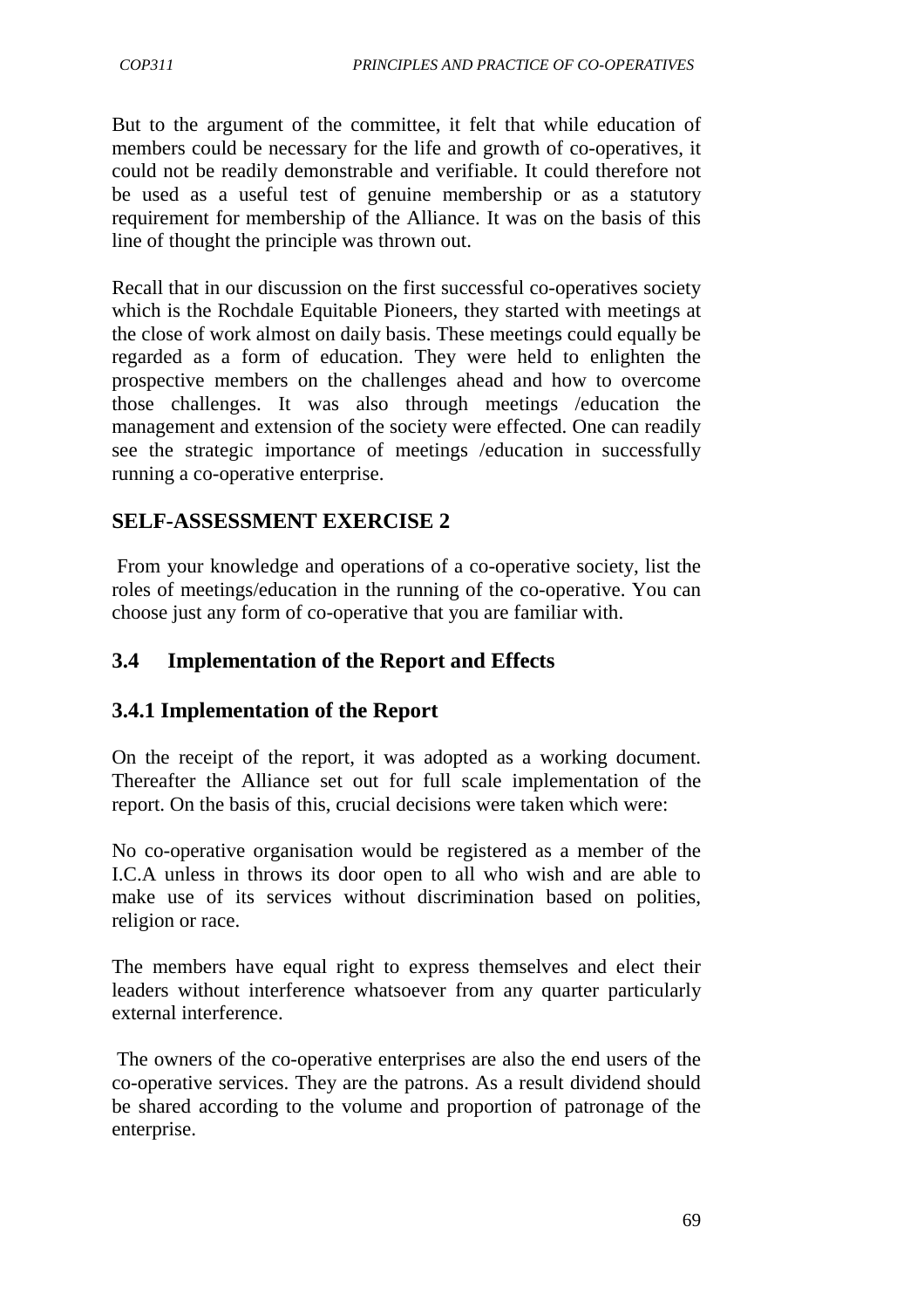But to the argument of the committee, it felt that while education of members could be necessary for the life and growth of co-operatives, it could not be readily demonstrable and verifiable. It could therefore not be used as a useful test of genuine membership or as a statutory requirement for membership of the Alliance. It was on the basis of this line of thought the principle was thrown out.

Recall that in our discussion on the first successful co-operatives society which is the Rochdale Equitable Pioneers, they started with meetings at the close of work almost on daily basis. These meetings could equally be regarded as a form of education. They were held to enlighten the prospective members on the challenges ahead and how to overcome those challenges. It was also through meetings /education the management and extension of the society were effected. One can readily see the strategic importance of meetings /education in successfully running a co-operative enterprise.

## SELF-ASSESSMENT EXERCISE 2

From your knowledge and operations of a co-operative society, list the roles of meetings/education in the running of the co-operative. You can choose just any form of co-operative that you are familiar with.

## 3.4 Implementation of the Report and Effects

### 3.4.1 Implementation of the Report

On the receipt of the report, it was adopted as a working document. Thereafter the Alliance set out for full scale implementation of the report. On the basis of this, crucial decisions were taken which were:

No co-operative organisation would be registered as a member of the I.C.A unless in throws its door open to all who wish and are able to make use of its services without discrimination based on polities, religion or race.

The members have equal right to express themselves and elect their leaders without interference whatsoever from any quarter particularly external interference.

The owners of the co-operative enterprises are also the end users of the co-operative services. They are the patrons. As a result dividend should be shared according to the volume and proportion of patronage of the enterprise.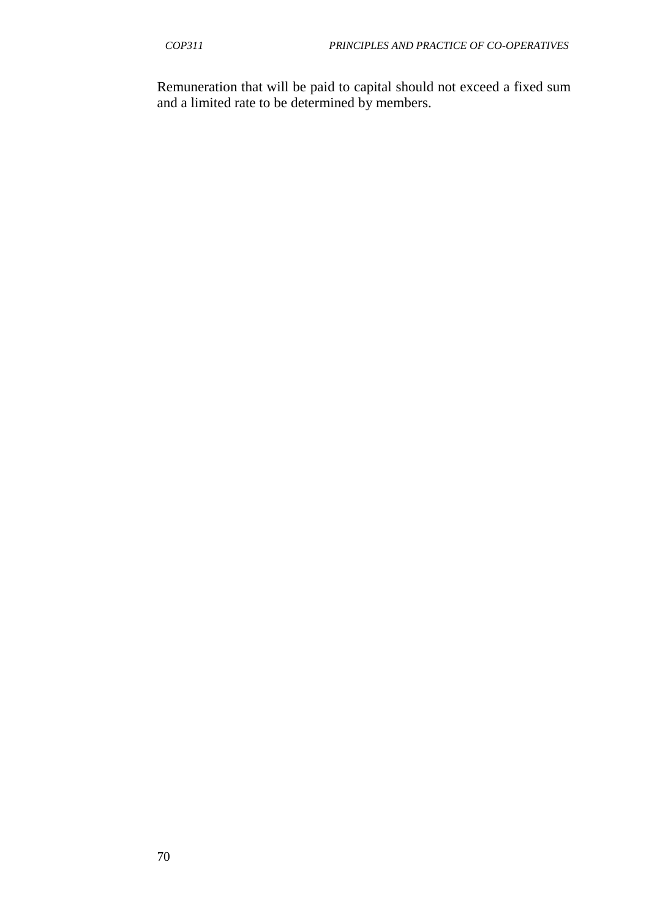Remuneration that will be paid to capital should not exceed a fixed sum and a limited rate to be determined by members.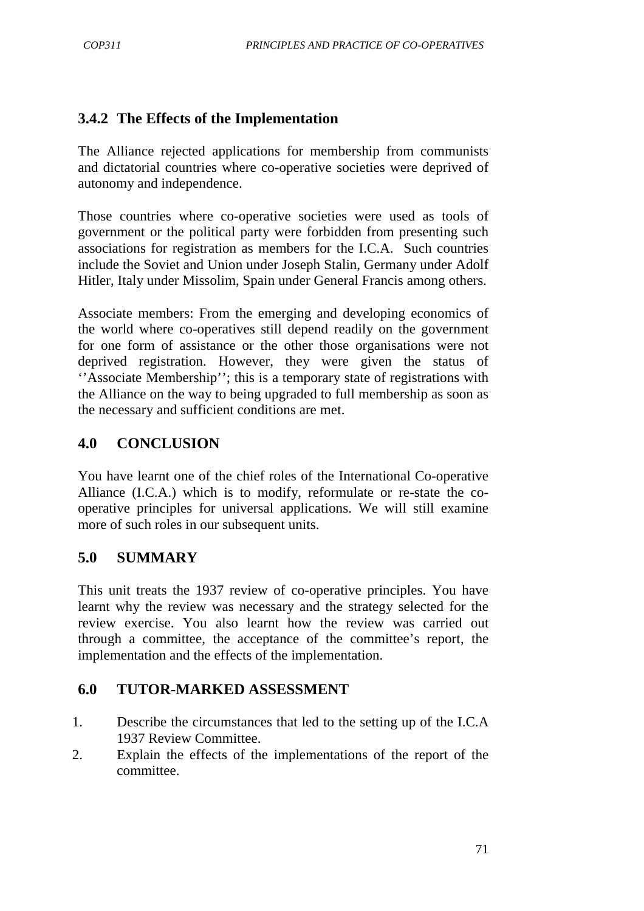### 3.4.2 The Effects of the Implementation

The Alliance rejected applications for membership from communists and dictatorial countries where co-operative societies were deprived of autonomy and independence.

Those countries where co-operative societies were used as tools of government or the political party were forbidden from presenting such associations for registration as members for the I.C.A. Such countries include the Soviet and Union under Joseph Stalin, Germany under Adolf Hitler, Italy under Missolim, Spain under General Francis among others.

Associate members: From the emerging and developing economics of the world where co-operatives still depend readily on the government for one form of assistance or the other those organisations were not deprived registration. However, they were given the status of ''Associate Membership''; this is a temporary state of registrations with the Alliance on the way to being upgraded to full membership as soon as the necessary and sufficient conditions are met.

## 4.0 CONCLUSION

You have learnt one of the chief roles of the International Co-operative Alliance (I.C.A.) which is to modify, reformulate or re-state the co-operative principles for universal applications. We will still examine more of such roles in our subsequent units.

## 5.0 SUMMARY

This unit treats the 1937 review of co-operative principles. You have learnt why the review was necessary and the strategy selected for the review exercise. You also learnt how the review was carried out through a committee, the acceptance of the committee's report, the implementation and the effects of the implementation.

## 6.0 TUTOR-MARKED ASSESSMENT

1. Describe the circumstances that led to the setting up of the I.C.A 1937 Review Committee.
2. Explain the effects of the implementations of the report of the committee.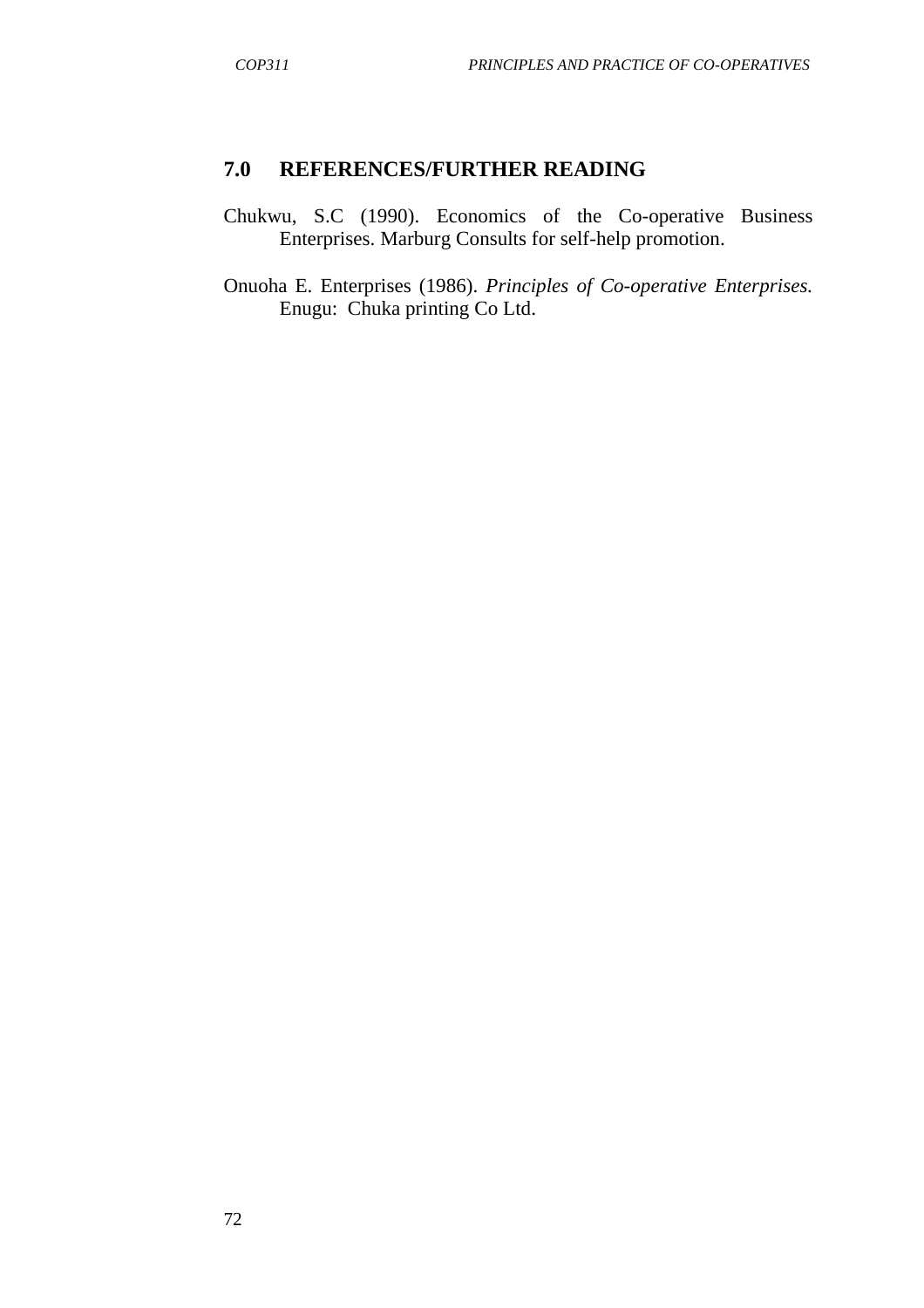## 7.0 REFERENCES/FURTHER READING

Chukwu, S.C (1990). Economics of the Co-operative Business Enterprises. Marburg Consults for self-help promotion.

Onuoha E. Enterprises (1986). *Principles of Co-operative Enterprises.* Enugu: Chuka printing Co Ltd.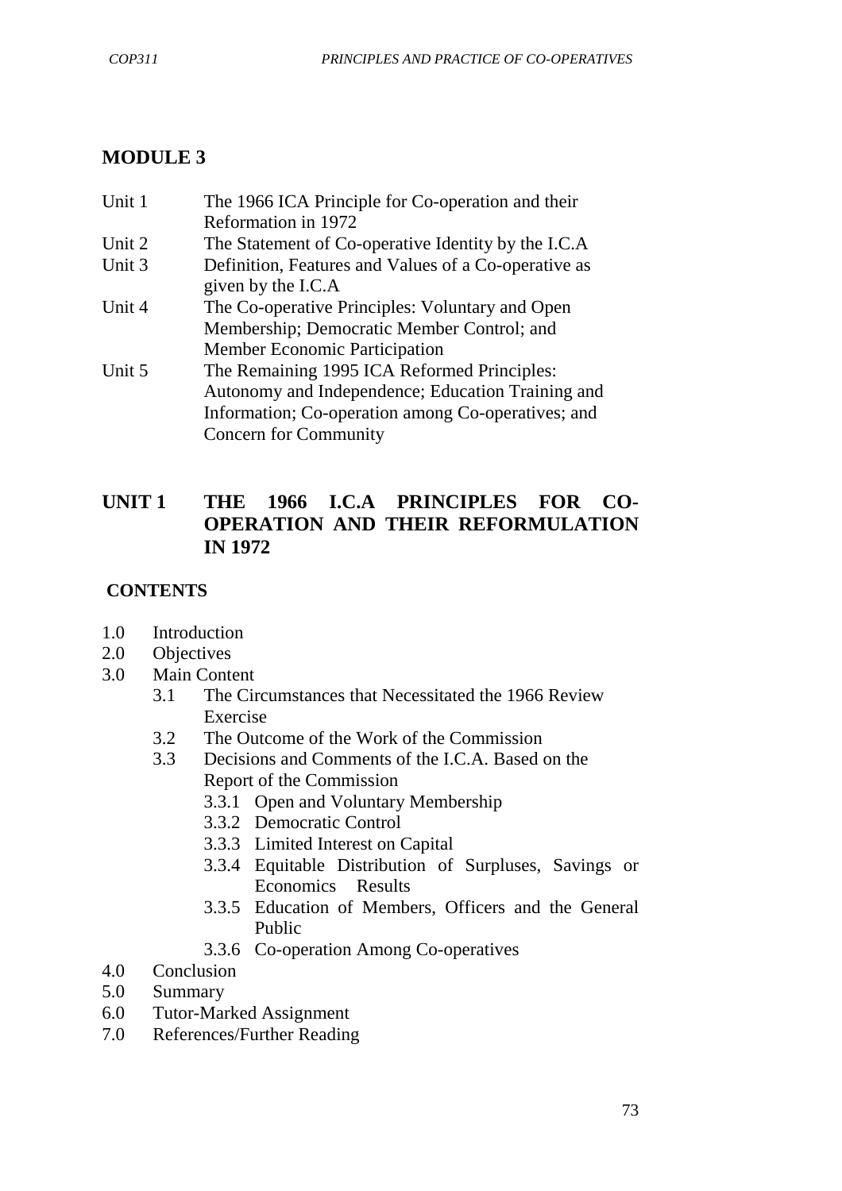# MODULE 3

| | |
|---|---|
| Unit 1 | The 1966 ICA Principle for Co-operation and their Reformation in 1972 |
| Unit 2 | The Statement of Co-operative Identity by the I.C.A |
| Unit 3 | Definition, Features and Values of a Co-operative as given by the I.C.A |
| Unit 4 | The Co-operative Principles: Voluntary and Open Membership; Democratic Member Control; and Member Economic Participation |
| Unit 5 | The Remaining 1995 ICA Reformed Principles: Autonomy and Independence; Education Training and Information; Co-operation among Co-operatives; and Concern for Community |

## UNIT 1 THE 1966 I.C.A PRINCIPLES FOR CO-OPERATION AND THEIR REFORMULATION IN 1972

### CONTENTS

1.0 Introduction
2.0 Objectives
3.0 Main Content
   - 3.1 The Circumstances that Necessitated the 1966 Review Exercise
   - 3.2 The Outcome of the Work of the Commission
   - 3.3 Decisions and Comments of the I.C.A. Based on the Report of the Commission
     - 3.3.1 Open and Voluntary Membership
     - 3.3.2 Democratic Control
     - 3.3.3 Limited Interest on Capital
     - 3.3.4 Equitable Distribution of Surpluses, Savings or Economics Results
     - 3.3.5 Education of Members, Officers and the General Public
     - 3.3.6 Co-operation Among Co-operatives

4.0 Conclusion
5.0 Summary
6.0 Tutor-Marked Assignment
7.0 References/Further Reading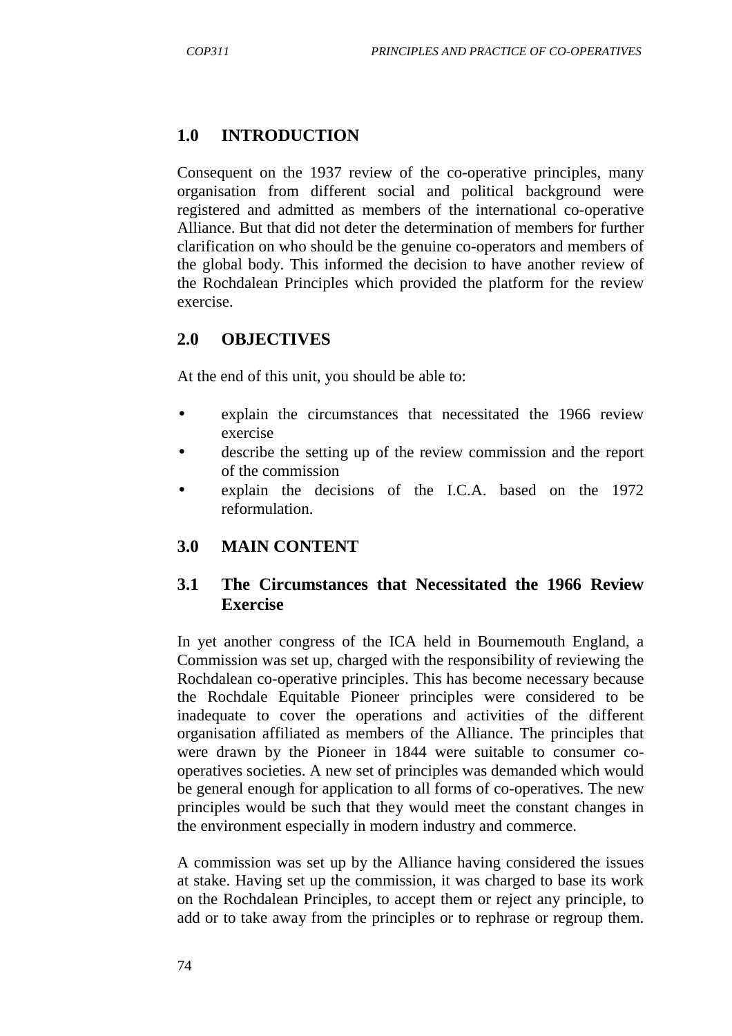## 1.0 INTRODUCTION

Consequent on the 1937 review of the co-operative principles, many organisation from different social and political background were registered and admitted as members of the international co-operative Alliance. But that did not deter the determination of members for further clarification on who should be the genuine co-operators and members of the global body. This informed the decision to have another review of the Rochdalean Principles which provided the platform for the review exercise.

## 2.0 OBJECTIVES

At the end of this unit, you should be able to:

- explain the circumstances that necessitated the 1966 review exercise
- describe the setting up of the review commission and the report of the commission
- explain the decisions of the I.C.A. based on the 1972 reformulation.

## 3.0 MAIN CONTENT

### 3.1 The Circumstances that Necessitated the 1966 Review Exercise

In yet another congress of the ICA held in Bournemouth England, a Commission was set up, charged with the responsibility of reviewing the Rochdalean co-operative principles. This has become necessary because the Rochdale Equitable Pioneer principles were considered to be inadequate to cover the operations and activities of the different organisation affiliated as members of the Alliance. The principles that were drawn by the Pioneer in 1844 were suitable to consumer co-operatives societies. A new set of principles was demanded which would be general enough for application to all forms of co-operatives. The new principles would be such that they would meet the constant changes in the environment especially in modern industry and commerce.

A commission was set up by the Alliance having considered the issues at stake. Having set up the commission, it was charged to base its work on the Rochdalean Principles, to accept them or reject any principle, to add or to take away from the principles or to rephrase or regroup them.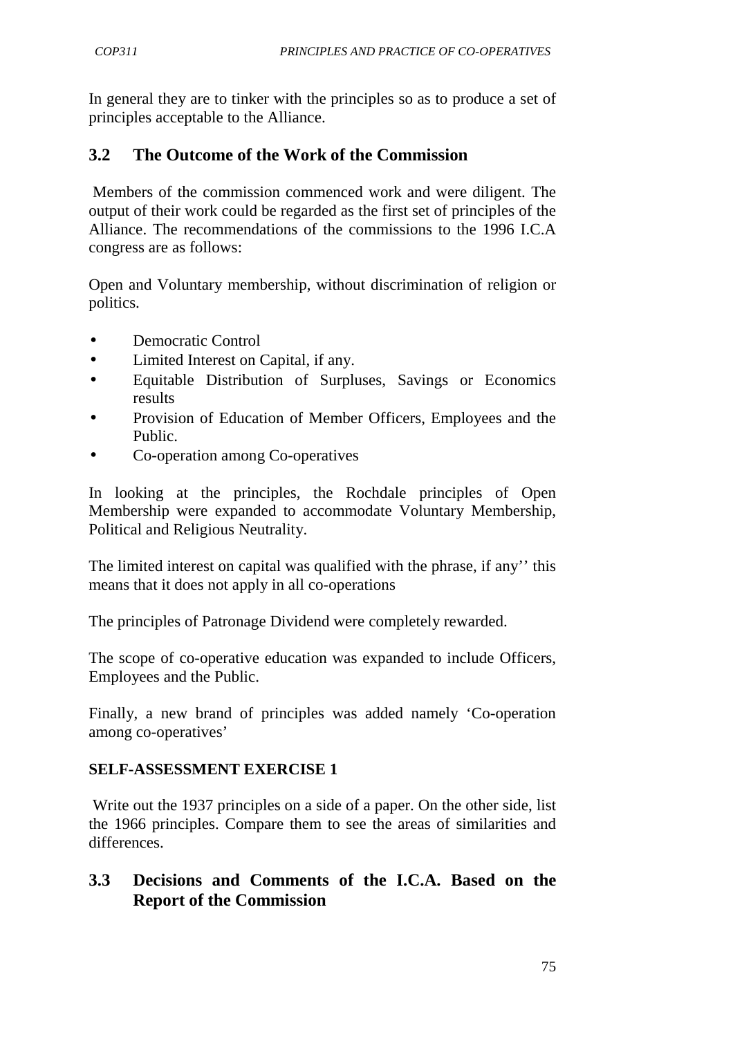In general they are to tinker with the principles so as to produce a set of principles acceptable to the Alliance.

## 3.2 The Outcome of the Work of the Commission

Members of the commission commenced work and were diligent. The output of their work could be regarded as the first set of principles of the Alliance. The recommendations of the commissions to the 1996 I.C.A congress are as follows:

Open and Voluntary membership, without discrimination of religion or politics.

- Democratic Control
- Limited Interest on Capital, if any.
- Equitable Distribution of Surpluses, Savings or Economics results
- Provision of Education of Member Officers, Employees and the Public.
- Co-operation among Co-operatives

In looking at the principles, the Rochdale principles of Open Membership were expanded to accommodate Voluntary Membership, Political and Religious Neutrality.

The limited interest on capital was qualified with the phrase, if any'' this means that it does not apply in all co-operations

The principles of Patronage Dividend were completely rewarded.

The scope of co-operative education was expanded to include Officers, Employees and the Public.

Finally, a new brand of principles was added namely 'Co-operation among co-operatives'

**SELF-ASSESSMENT EXERCISE 1**

Write out the 1937 principles on a side of a paper. On the other side, list the 1966 principles. Compare them to see the areas of similarities and differences.

## 3.3 Decisions and Comments of the I.C.A. Based on the Report of the Commission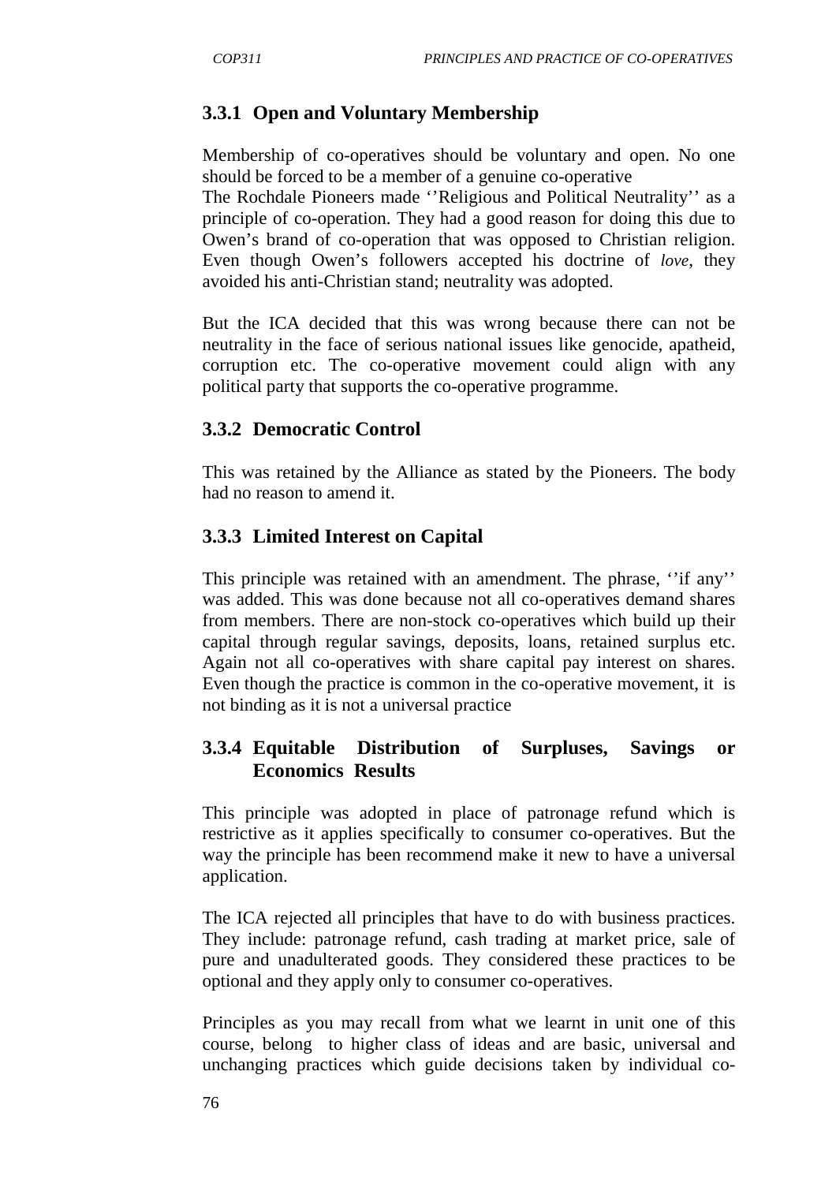### 3.3.1 Open and Voluntary Membership

Membership of co-operatives should be voluntary and open. No one should be forced to be a member of a genuine co-operative

The Rochdale Pioneers made ''Religious and Political Neutrality'' as a principle of co-operation. They had a good reason for doing this due to Owen's brand of co-operation that was opposed to Christian religion. Even though Owen's followers accepted his doctrine of *love*, they avoided his anti-Christian stand; neutrality was adopted.

But the ICA decided that this was wrong because there can not be neutrality in the face of serious national issues like genocide, apatheid, corruption etc. The co-operative movement could align with any political party that supports the co-operative programme.

### 3.3.2 Democratic Control

This was retained by the Alliance as stated by the Pioneers. The body had no reason to amend it.

### 3.3.3 Limited Interest on Capital

This principle was retained with an amendment. The phrase, ''if any'' was added. This was done because not all co-operatives demand shares from members. There are non-stock co-operatives which build up their capital through regular savings, deposits, loans, retained surplus etc. Again not all co-operatives with share capital pay interest on shares. Even though the practice is common in the co-operative movement, it is not binding as it is not a universal practice

### 3.3.4 Equitable Distribution of Surpluses, Savings or Economics Results

This principle was adopted in place of patronage refund which is restrictive as it applies specifically to consumer co-operatives. But the way the principle has been recommend make it new to have a universal application.

The ICA rejected all principles that have to do with business practices. They include: patronage refund, cash trading at market price, sale of pure and unadulterated goods. They considered these practices to be optional and they apply only to consumer co-operatives.

Principles as you may recall from what we learnt in unit one of this course, belong to higher class of ideas and are basic, universal and unchanging practices which guide decisions taken by individual co-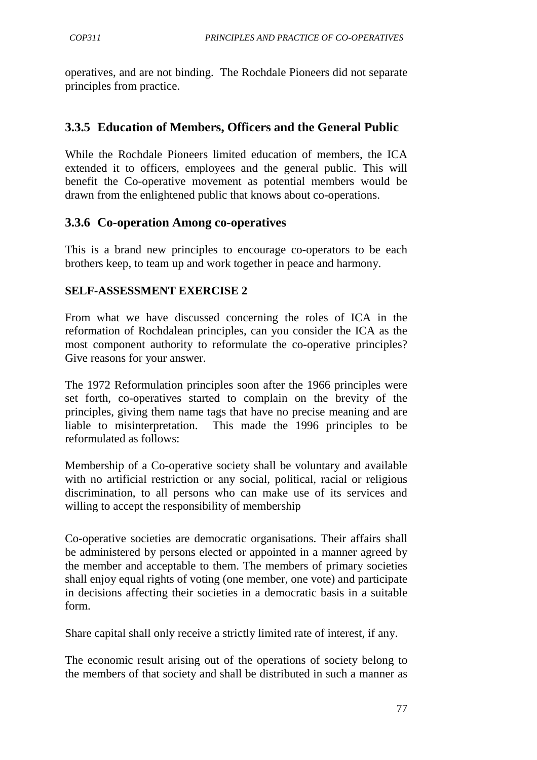operatives, and are not binding. The Rochdale Pioneers did not separate principles from practice.

### 3.3.5 Education of Members, Officers and the General Public

While the Rochdale Pioneers limited education of members, the ICA extended it to officers, employees and the general public. This will benefit the Co-operative movement as potential members would be drawn from the enlightened public that knows about co-operations.

### 3.3.6 Co-operation Among co-operatives

This is a brand new principles to encourage co-operators to be each brothers keep, to team up and work together in peace and harmony.

**SELF-ASSESSMENT EXERCISE 2**

From what we have discussed concerning the roles of ICA in the reformation of Rochdalean principles, can you consider the ICA as the most component authority to reformulate the co-operative principles? Give reasons for your answer.

The 1972 Reformulation principles soon after the 1966 principles were set forth, co-operatives started to complain on the brevity of the principles, giving them name tags that have no precise meaning and are liable to misinterpretation. This made the 1996 principles to be reformulated as follows:

Membership of a Co-operative society shall be voluntary and available with no artificial restriction or any social, political, racial or religious discrimination, to all persons who can make use of its services and willing to accept the responsibility of membership

Co-operative societies are democratic organisations. Their affairs shall be administered by persons elected or appointed in a manner agreed by the member and acceptable to them. The members of primary societies shall enjoy equal rights of voting (one member, one vote) and participate in decisions affecting their societies in a democratic basis in a suitable form.

Share capital shall only receive a strictly limited rate of interest, if any.

The economic result arising out of the operations of society belong to the members of that society and shall be distributed in such a manner as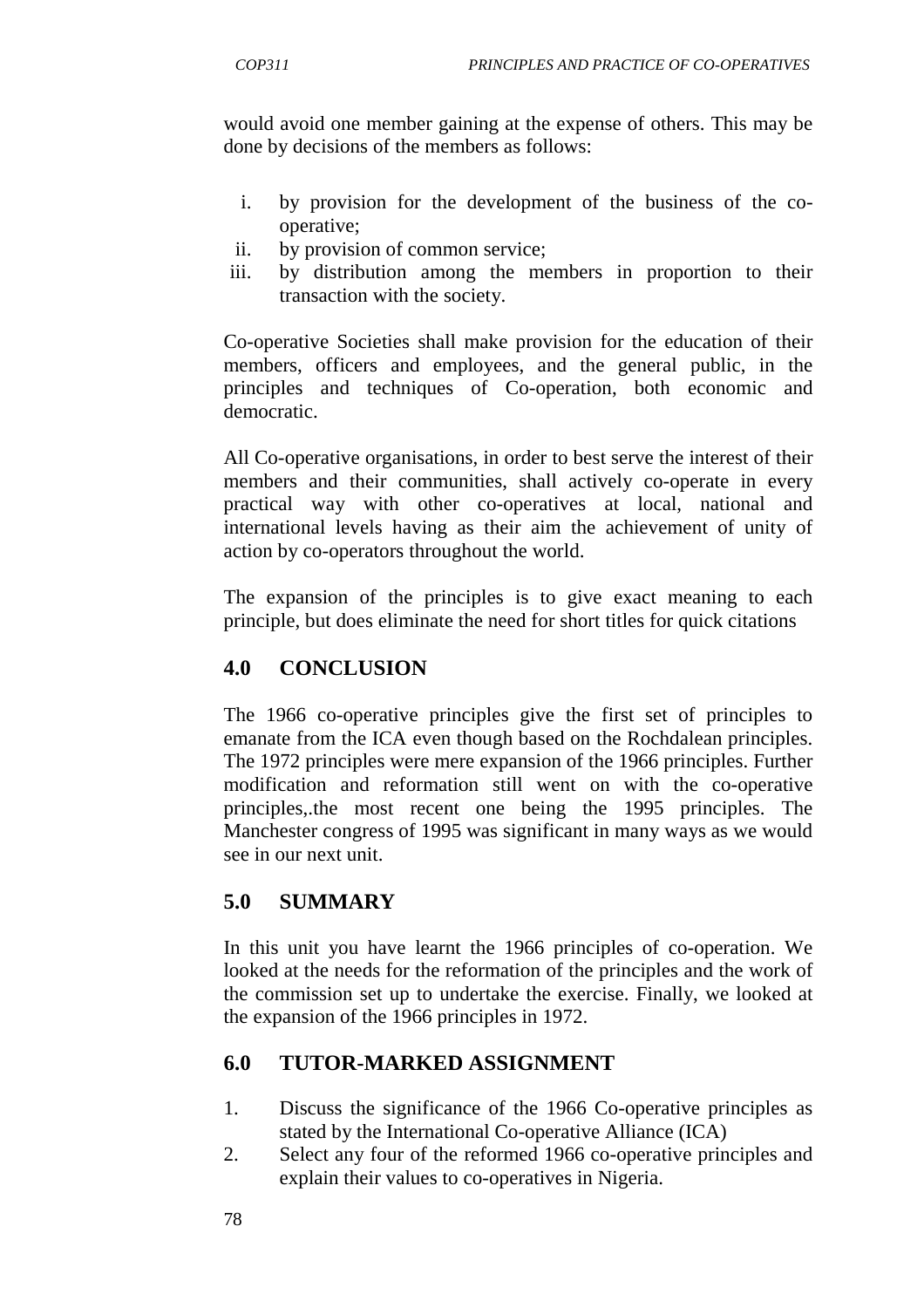would avoid one member gaining at the expense of others. This may be done by decisions of the members as follows:

i. by provision for the development of the business of the co-operative;
ii. by provision of common service;
iii. by distribution among the members in proportion to their transaction with the society.

Co-operative Societies shall make provision for the education of their members, officers and employees, and the general public, in the principles and techniques of Co-operation, both economic and democratic.

All Co-operative organisations, in order to best serve the interest of their members and their communities, shall actively co-operate in every practical way with other co-operatives at local, national and international levels having as their aim the achievement of unity of action by co-operators throughout the world.

The expansion of the principles is to give exact meaning to each principle, but does eliminate the need for short titles for quick citations

## 4.0 CONCLUSION

The 1966 co-operative principles give the first set of principles to emanate from the ICA even though based on the Rochdalean principles. The 1972 principles were mere expansion of the 1966 principles. Further modification and reformation still went on with the co-operative principles,.the most recent one being the 1995 principles. The Manchester congress of 1995 was significant in many ways as we would see in our next unit.

## 5.0 SUMMARY

In this unit you have learnt the 1966 principles of co-operation. We looked at the needs for the reformation of the principles and the work of the commission set up to undertake the exercise. Finally, we looked at the expansion of the 1966 principles in 1972.

## 6.0 TUTOR-MARKED ASSIGNMENT

1. Discuss the significance of the 1966 Co-operative principles as stated by the International Co-operative Alliance (ICA)
2. Select any four of the reformed 1966 co-operative principles and explain their values to co-operatives in Nigeria.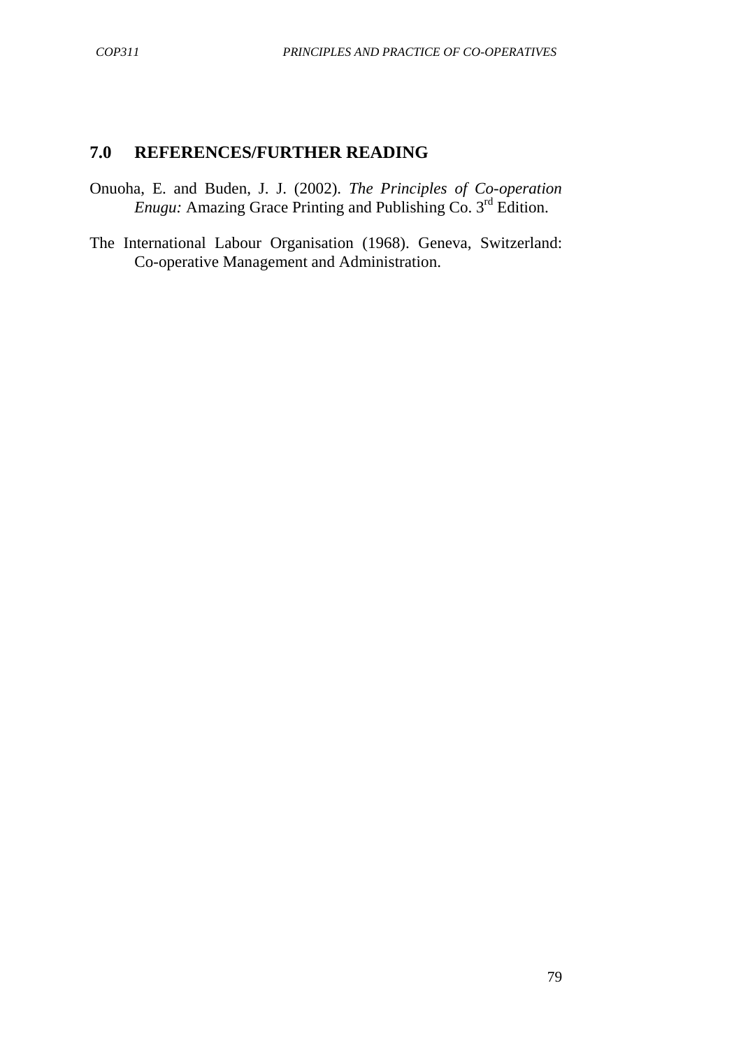## 7.0 REFERENCES/FURTHER READING

Onuoha, E. and Buden, J. J. (2002). *The Principles of Co-operation Enugu:* Amazing Grace Printing and Publishing Co. 3rd Edition.

The International Labour Organisation (1968). Geneva, Switzerland: Co-operative Management and Administration.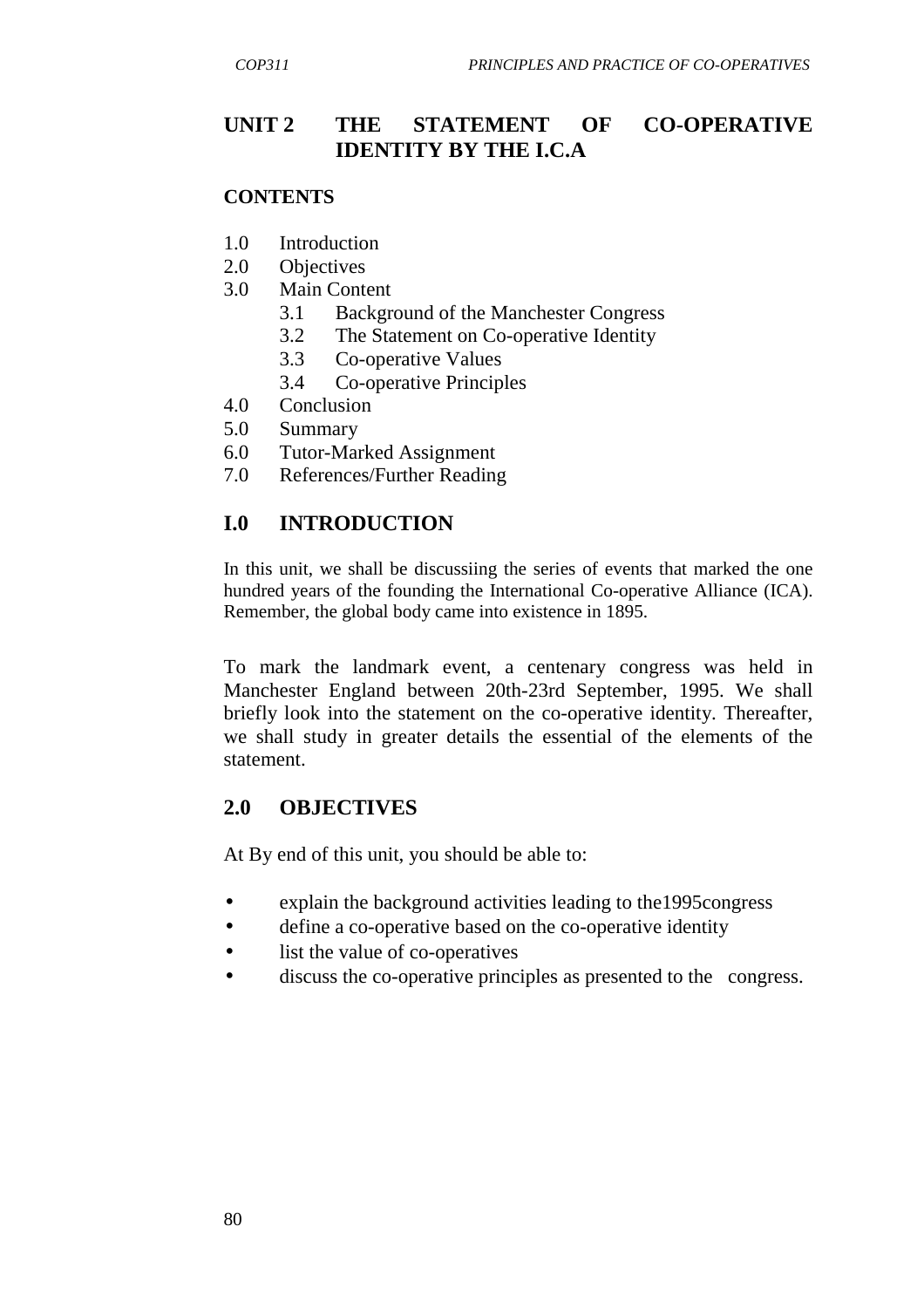## UNIT 2 THE STATEMENT OF CO-OPERATIVE IDENTITY BY THE I.C.A

**CONTENTS**

1.0 Introduction
2.0 Objectives
3.0 Main Content
  3.1 Background of the Manchester Congress
  3.2 The Statement on Co-operative Identity
  3.3 Co-operative Values
  3.4 Co-operative Principles
4.0 Conclusion
5.0 Summary
6.0 Tutor-Marked Assignment
7.0 References/Further Reading

## I.0 INTRODUCTION

In this unit, we shall be discussiing the series of events that marked the one hundred years of the founding the International Co-operative Alliance (ICA). Remember, the global body came into existence in 1895.

To mark the landmark event, a centenary congress was held in Manchester England between 20th-23rd September, 1995. We shall briefly look into the statement on the co-operative identity. Thereafter, we shall study in greater details the essential of the elements of the statement.

## 2.0 OBJECTIVES

At By end of this unit, you should be able to:

- explain the background activities leading to the1995congress
- define a co-operative based on the co-operative identity
- list the value of co-operatives
- discuss the co-operative principles as presented to the congress.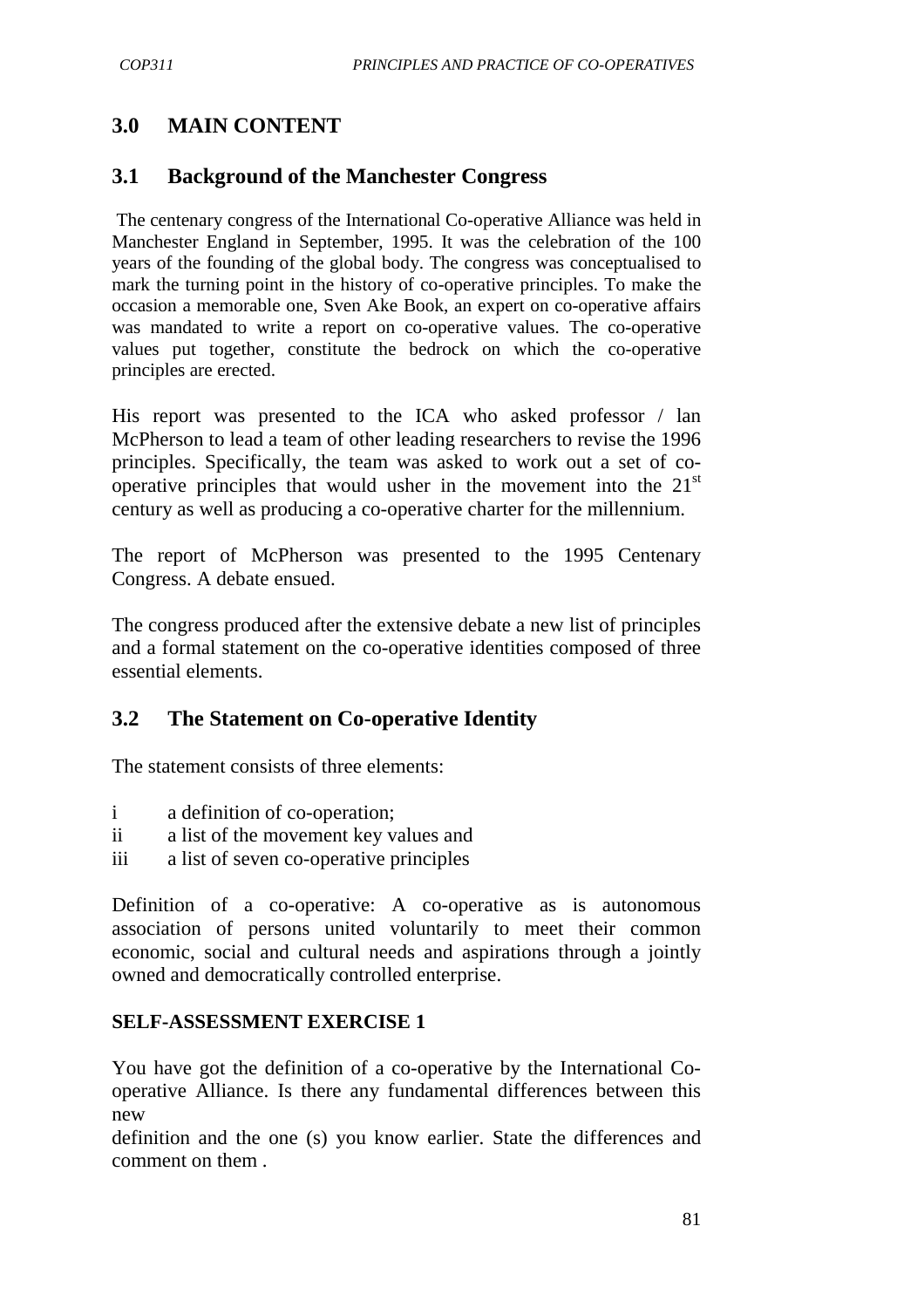## 3.0 MAIN CONTENT

### 3.1 Background of the Manchester Congress

The centenary congress of the International Co-operative Alliance was held in Manchester England in September, 1995. It was the celebration of the 100 years of the founding of the global body. The congress was conceptualised to mark the turning point in the history of co-operative principles. To make the occasion a memorable one, Sven Ake Book, an expert on co-operative affairs was mandated to write a report on co-operative values. The co-operative values put together, constitute the bedrock on which the co-operative principles are erected.

His report was presented to the ICA who asked professor / lan McPherson to lead a team of other leading researchers to revise the 1996 principles. Specifically, the team was asked to work out a set of co-operative principles that would usher in the movement into the 21st century as well as producing a co-operative charter for the millennium.

The report of McPherson was presented to the 1995 Centenary Congress. A debate ensued.

The congress produced after the extensive debate a new list of principles and a formal statement on the co-operative identities composed of three essential elements.

### 3.2 The Statement on Co-operative Identity

The statement consists of three elements:

i a definition of co-operation;
ii a list of the movement key values and
iii a list of seven co-operative principles

Definition of a co-operative: A co-operative as is autonomous association of persons united voluntarily to meet their common economic, social and cultural needs and aspirations through a jointly owned and democratically controlled enterprise.

**SELF-ASSESSMENT EXERCISE 1**

You have got the definition of a co-operative by the International Co-operative Alliance. Is there any fundamental differences between this new
definition and the one (s) you know earlier. State the differences and comment on them .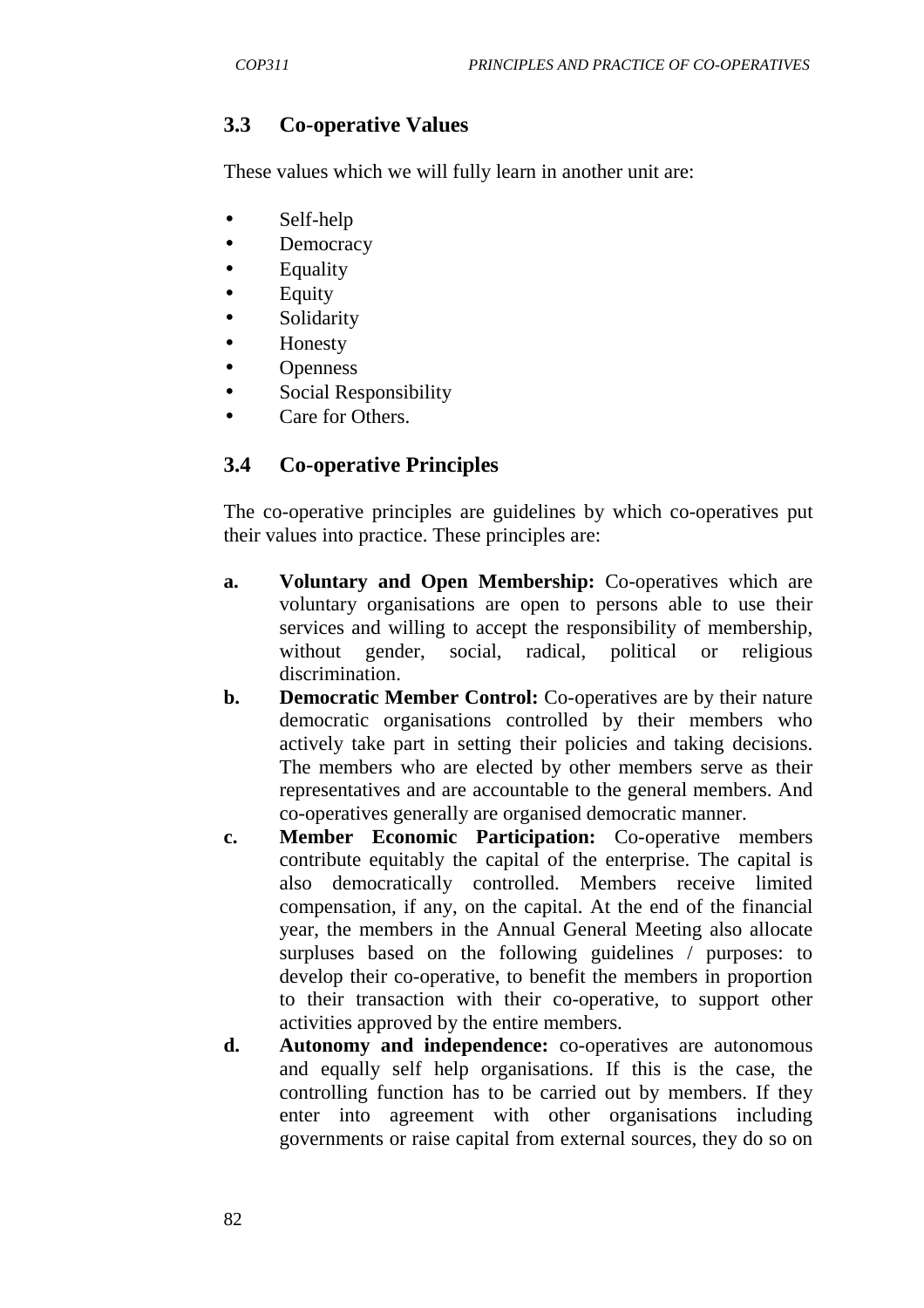### 3.3 Co-operative Values

These values which we will fully learn in another unit are:

- Self-help
- Democracy
- Equality
- Equity
- Solidarity
- Honesty
- Openness
- Social Responsibility
- Care for Others.

### 3.4 Co-operative Principles

The co-operative principles are guidelines by which co-operatives put their values into practice. These principles are:

a. **Voluntary and Open Membership:** Co-operatives which are voluntary organisations are open to persons able to use their services and willing to accept the responsibility of membership, without gender, social, radical, political or religious discrimination.

b. **Democratic Member Control:** Co-operatives are by their nature democratic organisations controlled by their members who actively take part in setting their policies and taking decisions. The members who are elected by other members serve as their representatives and are accountable to the general members. And co-operatives generally are organised democratic manner.

c. **Member Economic Participation:** Co-operative members contribute equitably the capital of the enterprise. The capital is also democratically controlled. Members receive limited compensation, if any, on the capital. At the end of the financial year, the members in the Annual General Meeting also allocate surpluses based on the following guidelines / purposes: to develop their co-operative, to benefit the members in proportion to their transaction with their co-operative, to support other activities approved by the entire members.

d. **Autonomy and independence:** co-operatives are autonomous and equally self help organisations. If this is the case, the controlling function has to be carried out by members. If they enter into agreement with other organisations including governments or raise capital from external sources, they do so on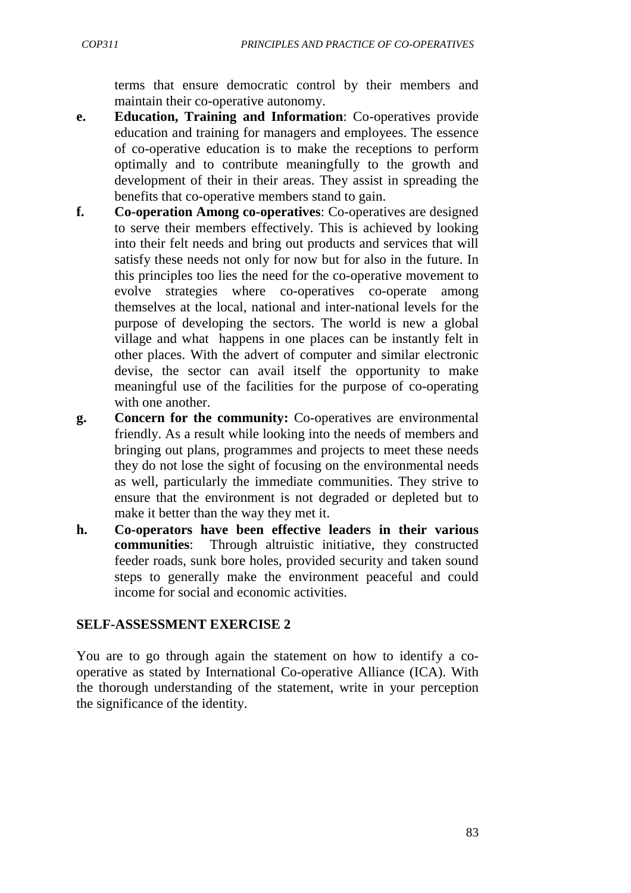terms that ensure democratic control by their members and maintain their co-operative autonomy.

e. **Education, Training and Information**: Co-operatives provide education and training for managers and employees. The essence of co-operative education is to make the receptions to perform optimally and to contribute meaningfully to the growth and development of their in their areas. They assist in spreading the benefits that co-operative members stand to gain.

f. **Co-operation Among co-operatives**: Co-operatives are designed to serve their members effectively. This is achieved by looking into their felt needs and bring out products and services that will satisfy these needs not only for now but for also in the future. In this principles too lies the need for the co-operative movement to evolve strategies where co-operatives co-operate among themselves at the local, national and inter-national levels for the purpose of developing the sectors. The world is new a global village and what happens in one places can be instantly felt in other places. With the advert of computer and similar electronic devise, the sector can avail itself the opportunity to make meaningful use of the facilities for the purpose of co-operating with one another.

g. **Concern for the community:** Co-operatives are environmental friendly. As a result while looking into the needs of members and bringing out plans, programmes and projects to meet these needs they do not lose the sight of focusing on the environmental needs as well, particularly the immediate communities. They strive to ensure that the environment is not degraded or depleted but to make it better than the way they met it.

h. **Co-operators have been effective leaders in their various communities**: Through altruistic initiative, they constructed feeder roads, sunk bore holes, provided security and taken sound steps to generally make the environment peaceful and could income for social and economic activities.

## SELF-ASSESSMENT EXERCISE 2

You are to go through again the statement on how to identify a co-operative as stated by International Co-operative Alliance (ICA). With the thorough understanding of the statement, write in your perception the significance of the identity.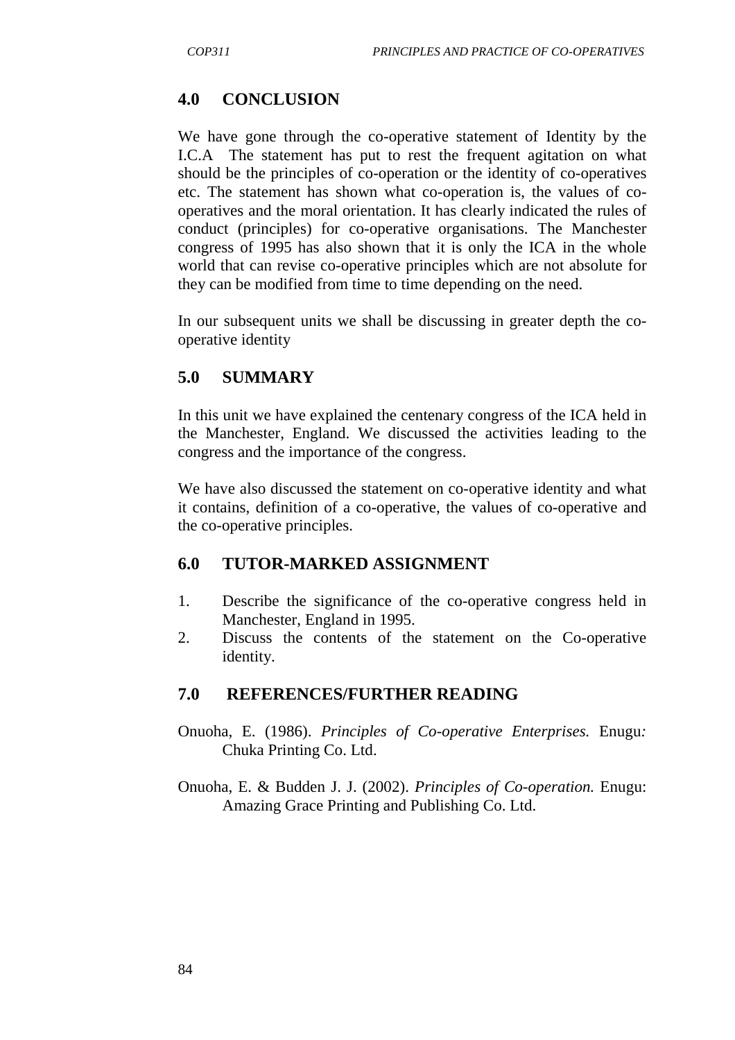## 4.0 CONCLUSION

We have gone through the co-operative statement of Identity by the I.C.A The statement has put to rest the frequent agitation on what should be the principles of co-operation or the identity of co-operatives etc. The statement has shown what co-operation is, the values of co-operatives and the moral orientation. It has clearly indicated the rules of conduct (principles) for co-operative organisations. The Manchester congress of 1995 has also shown that it is only the ICA in the whole world that can revise co-operative principles which are not absolute for they can be modified from time to time depending on the need.

In our subsequent units we shall be discussing in greater depth the co-operative identity

## 5.0 SUMMARY

In this unit we have explained the centenary congress of the ICA held in the Manchester, England. We discussed the activities leading to the congress and the importance of the congress.

We have also discussed the statement on co-operative identity and what it contains, definition of a co-operative, the values of co-operative and the co-operative principles.

## 6.0 TUTOR-MARKED ASSIGNMENT

1. Describe the significance of the co-operative congress held in Manchester, England in 1995.
2. Discuss the contents of the statement on the Co-operative identity.

## 7.0 REFERENCES/FURTHER READING

Onuoha, E. (1986). *Principles of Co-operative Enterprises.* Enugu: Chuka Printing Co. Ltd.

Onuoha, E. & Budden J. J. (2002). *Principles of Co-operation.* Enugu: Amazing Grace Printing and Publishing Co. Ltd.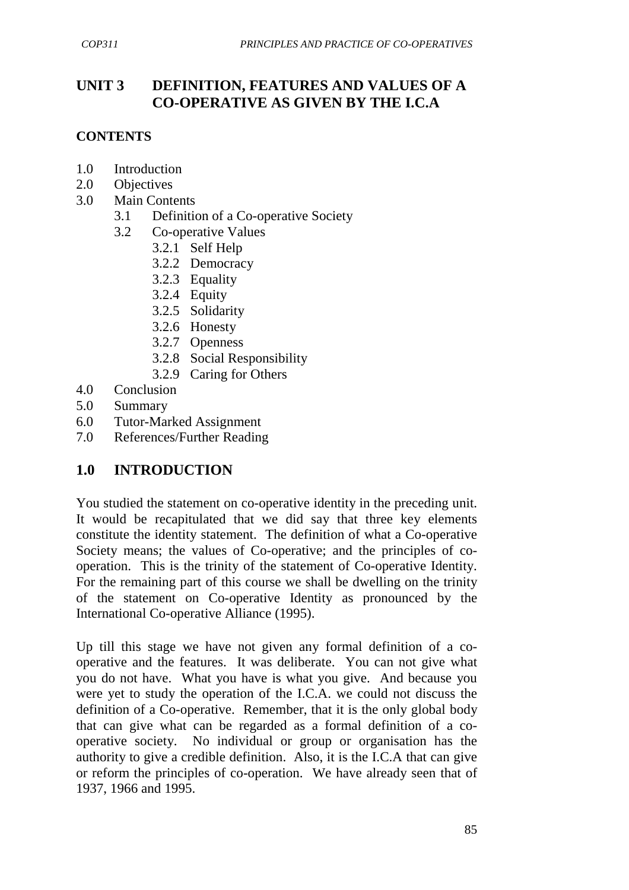# UNIT 3 DEFINITION, FEATURES AND VALUES OF A CO-OPERATIVE AS GIVEN BY THE I.C.A

## CONTENTS

- 1.0 Introduction
- 2.0 Objectives
- 3.0 Main Contents
  - 3.1 Definition of a Co-operative Society
  - 3.2 Co-operative Values
    - 3.2.1 Self Help
    - 3.2.2 Democracy
    - 3.2.3 Equality
    - 3.2.4 Equity
    - 3.2.5 Solidarity
    - 3.2.6 Honesty
    - 3.2.7 Openness
    - 3.2.8 Social Responsibility
    - 3.2.9 Caring for Others
- 4.0 Conclusion
- 5.0 Summary
- 6.0 Tutor-Marked Assignment
- 7.0 References/Further Reading

## 1.0 INTRODUCTION

You studied the statement on co-operative identity in the preceding unit. It would be recapitulated that we did say that three key elements constitute the identity statement. The definition of what a Co-operative Society means; the values of Co-operative; and the principles of co-operation. This is the trinity of the statement of Co-operative Identity. For the remaining part of this course we shall be dwelling on the trinity of the statement on Co-operative Identity as pronounced by the International Co-operative Alliance (1995).

Up till this stage we have not given any formal definition of a co-operative and the features. It was deliberate. You can not give what you do not have. What you have is what you give. And because you were yet to study the operation of the I.C.A. we could not discuss the definition of a Co-operative. Remember, that it is the only global body that can give what can be regarded as a formal definition of a co-operative society. No individual or group or organisation has the authority to give a credible definition. Also, it is the I.C.A that can give or reform the principles of co-operation. We have already seen that of 1937, 1966 and 1995.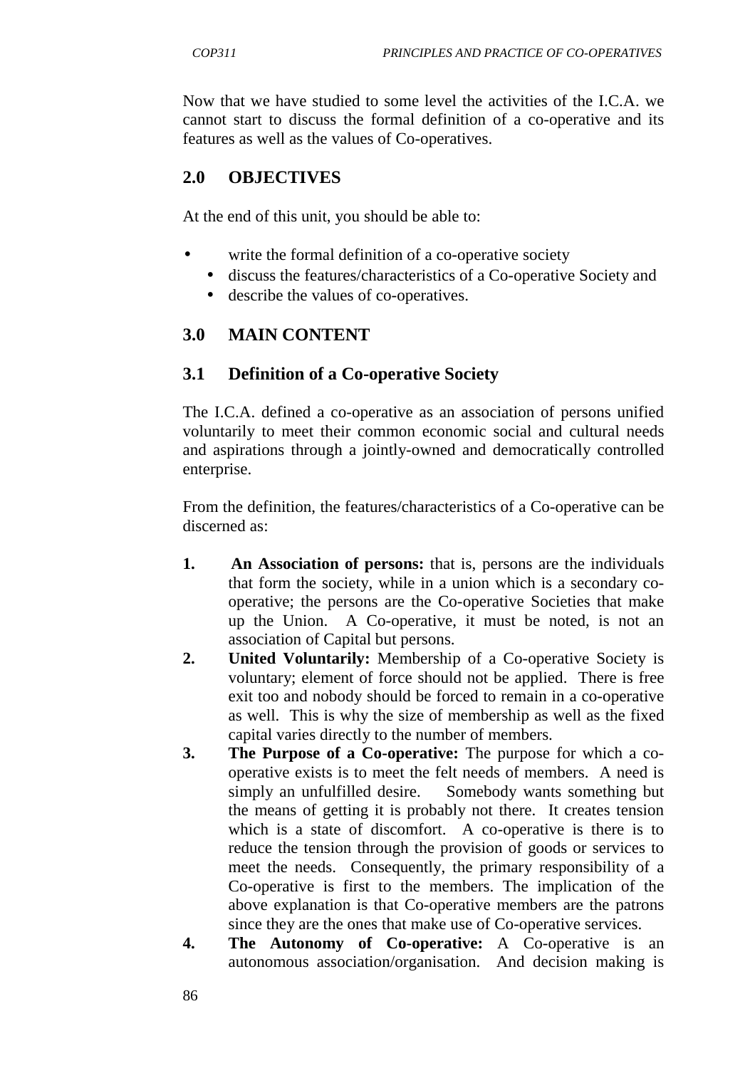Now that we have studied to some level the activities of the I.C.A. we cannot start to discuss the formal definition of a co-operative and its features as well as the values of Co-operatives.

## 2.0 OBJECTIVES

At the end of this unit, you should be able to:

- write the formal definition of a co-operative society
- discuss the features/characteristics of a Co-operative Society and
- describe the values of co-operatives.

## 3.0 MAIN CONTENT

### 3.1 Definition of a Co-operative Society

The I.C.A. defined a co-operative as an association of persons unified voluntarily to meet their common economic social and cultural needs and aspirations through a jointly-owned and democratically controlled enterprise.

From the definition, the features/characteristics of a Co-operative can be discerned as:

1. **An Association of persons:** that is, persons are the individuals that form the society, while in a union which is a secondary co-operative; the persons are the Co-operative Societies that make up the Union. A Co-operative, it must be noted, is not an association of Capital but persons.
2. **United Voluntarily:** Membership of a Co-operative Society is voluntary; element of force should not be applied. There is free exit too and nobody should be forced to remain in a co-operative as well. This is why the size of membership as well as the fixed capital varies directly to the number of members.
3. **The Purpose of a Co-operative:** The purpose for which a co-operative exists is to meet the felt needs of members. A need is simply an unfulfilled desire. Somebody wants something but the means of getting it is probably not there. It creates tension which is a state of discomfort. A co-operative is there is to reduce the tension through the provision of goods or services to meet the needs. Consequently, the primary responsibility of a Co-operative is first to the members. The implication of the above explanation is that Co-operative members are the patrons since they are the ones that make use of Co-operative services.
4. **The Autonomy of Co-operative:** A Co-operative is an autonomous association/organisation. And decision making is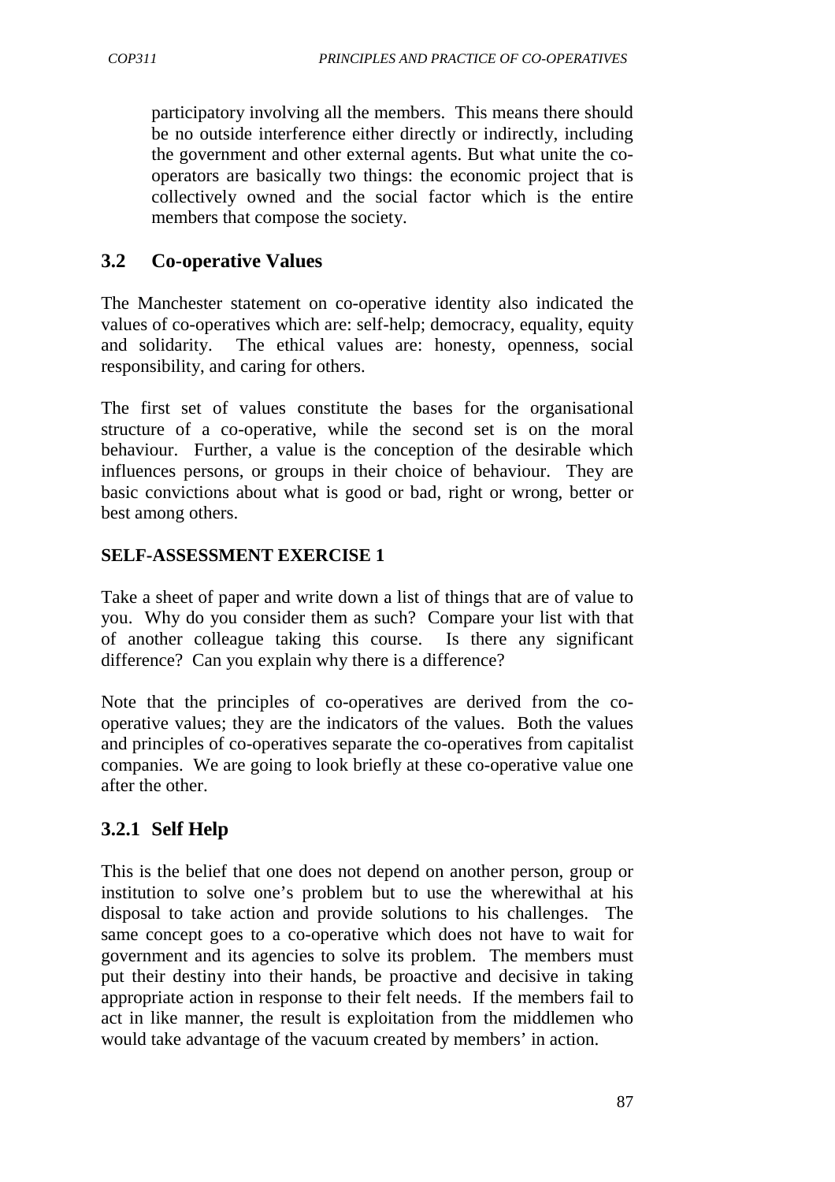participatory involving all the members. This means there should be no outside interference either directly or indirectly, including the government and other external agents. But what unite the co-operators are basically two things: the economic project that is collectively owned and the social factor which is the entire members that compose the society.

## 3.2 Co-operative Values

The Manchester statement on co-operative identity also indicated the values of co-operatives which are: self-help; democracy, equality, equity and solidarity. The ethical values are: honesty, openness, social responsibility, and caring for others.

The first set of values constitute the bases for the organisational structure of a co-operative, while the second set is on the moral behaviour. Further, a value is the conception of the desirable which influences persons, or groups in their choice of behaviour. They are basic convictions about what is good or bad, right or wrong, better or best among others.

**SELF-ASSESSMENT EXERCISE 1**

Take a sheet of paper and write down a list of things that are of value to you. Why do you consider them as such? Compare your list with that of another colleague taking this course. Is there any significant difference? Can you explain why there is a difference?

Note that the principles of co-operatives are derived from the co-operative values; they are the indicators of the values. Both the values and principles of co-operatives separate the co-operatives from capitalist companies. We are going to look briefly at these co-operative value one after the other.

### 3.2.1 Self Help

This is the belief that one does not depend on another person, group or institution to solve one's problem but to use the wherewithal at his disposal to take action and provide solutions to his challenges. The same concept goes to a co-operative which does not have to wait for government and its agencies to solve its problem. The members must put their destiny into their hands, be proactive and decisive in taking appropriate action in response to their felt needs. If the members fail to act in like manner, the result is exploitation from the middlemen who would take advantage of the vacuum created by members' in action.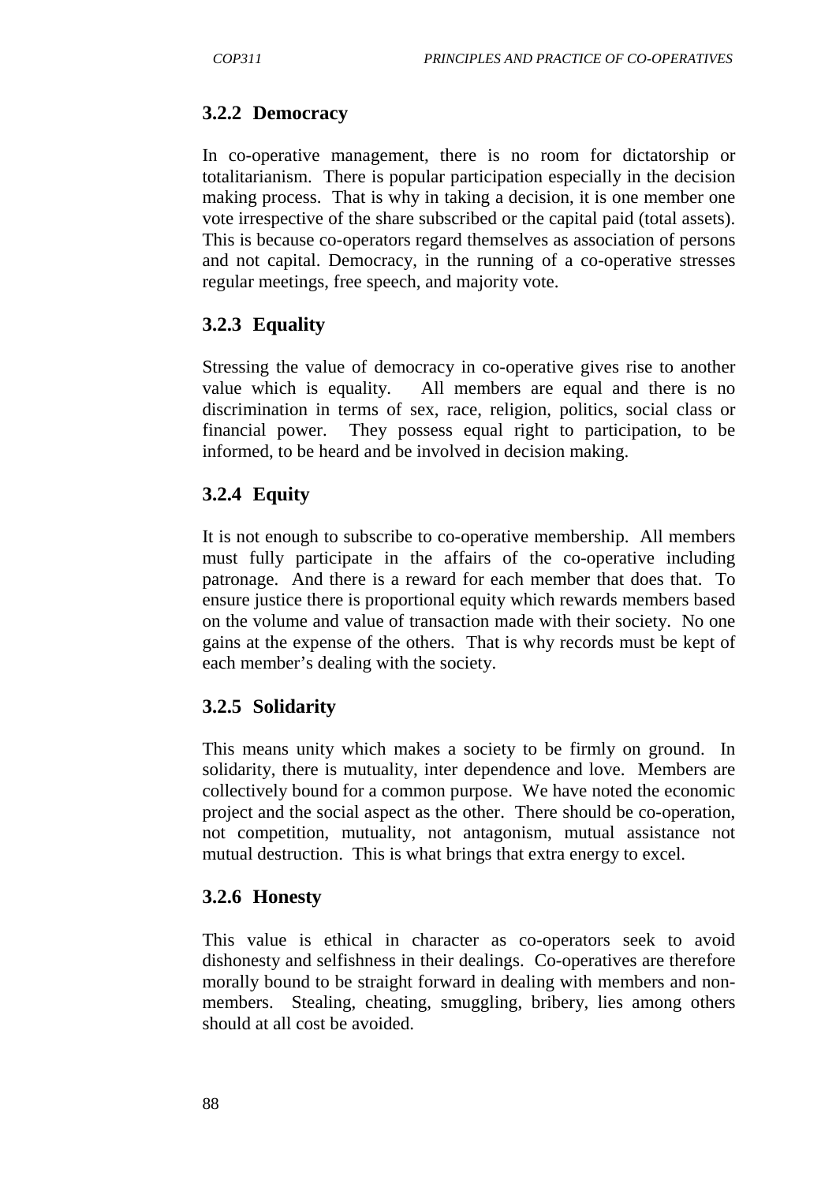### 3.2.2 Democracy

In co-operative management, there is no room for dictatorship or totalitarianism. There is popular participation especially in the decision making process. That is why in taking a decision, it is one member one vote irrespective of the share subscribed or the capital paid (total assets). This is because co-operators regard themselves as association of persons and not capital. Democracy, in the running of a co-operative stresses regular meetings, free speech, and majority vote.

### 3.2.3 Equality

Stressing the value of democracy in co-operative gives rise to another value which is equality. All members are equal and there is no discrimination in terms of sex, race, religion, politics, social class or financial power. They possess equal right to participation, to be informed, to be heard and be involved in decision making.

### 3.2.4 Equity

It is not enough to subscribe to co-operative membership. All members must fully participate in the affairs of the co-operative including patronage. And there is a reward for each member that does that. To ensure justice there is proportional equity which rewards members based on the volume and value of transaction made with their society. No one gains at the expense of the others. That is why records must be kept of each member's dealing with the society.

### 3.2.5 Solidarity

This means unity which makes a society to be firmly on ground. In solidarity, there is mutuality, inter dependence and love. Members are collectively bound for a common purpose. We have noted the economic project and the social aspect as the other. There should be co-operation, not competition, mutuality, not antagonism, mutual assistance not mutual destruction. This is what brings that extra energy to excel.

### 3.2.6 Honesty

This value is ethical in character as co-operators seek to avoid dishonesty and selfishness in their dealings. Co-operatives are therefore morally bound to be straight forward in dealing with members and non-members. Stealing, cheating, smuggling, bribery, lies among others should at all cost be avoided.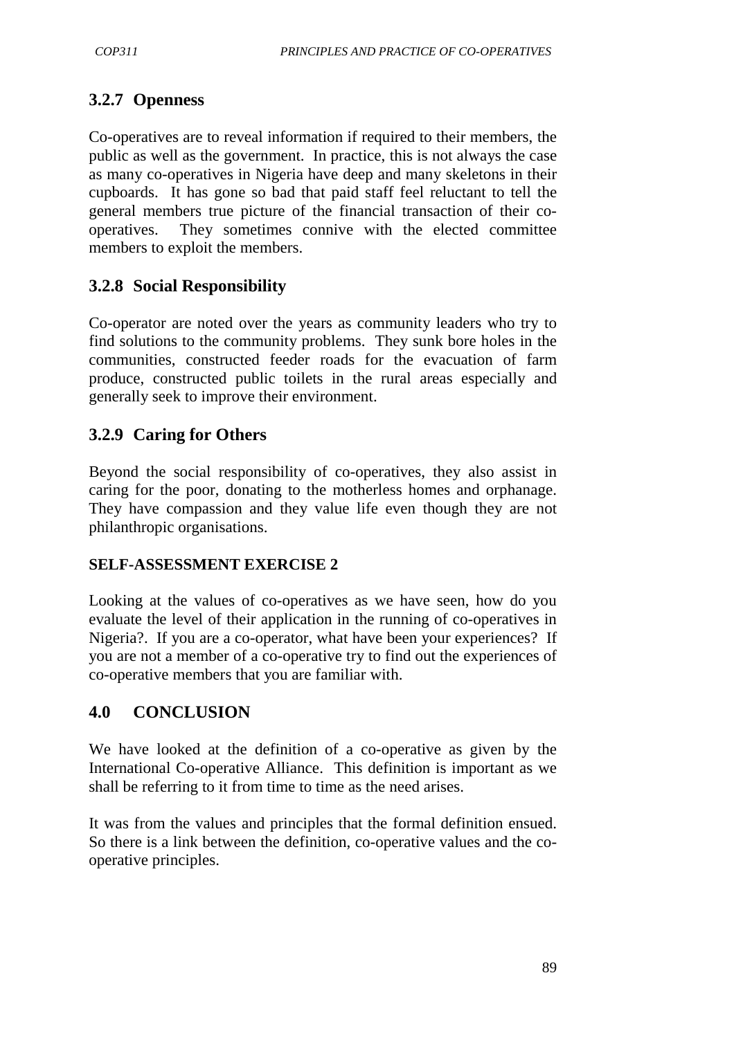### 3.2.7 Openness

Co-operatives are to reveal information if required to their members, the public as well as the government. In practice, this is not always the case as many co-operatives in Nigeria have deep and many skeletons in their cupboards. It has gone so bad that paid staff feel reluctant to tell the general members true picture of the financial transaction of their co-operatives. They sometimes connive with the elected committee members to exploit the members.

### 3.2.8 Social Responsibility

Co-operator are noted over the years as community leaders who try to find solutions to the community problems. They sunk bore holes in the communities, constructed feeder roads for the evacuation of farm produce, constructed public toilets in the rural areas especially and generally seek to improve their environment.

### 3.2.9 Caring for Others

Beyond the social responsibility of co-operatives, they also assist in caring for the poor, donating to the motherless homes and orphanage. They have compassion and they value life even though they are not philanthropic organisations.

**SELF-ASSESSMENT EXERCISE 2**

Looking at the values of co-operatives as we have seen, how do you evaluate the level of their application in the running of co-operatives in Nigeria?. If you are a co-operator, what have been your experiences? If you are not a member of a co-operative try to find out the experiences of co-operative members that you are familiar with.

## 4.0 CONCLUSION

We have looked at the definition of a co-operative as given by the International Co-operative Alliance. This definition is important as we shall be referring to it from time to time as the need arises.

It was from the values and principles that the formal definition ensued. So there is a link between the definition, co-operative values and the co-operative principles.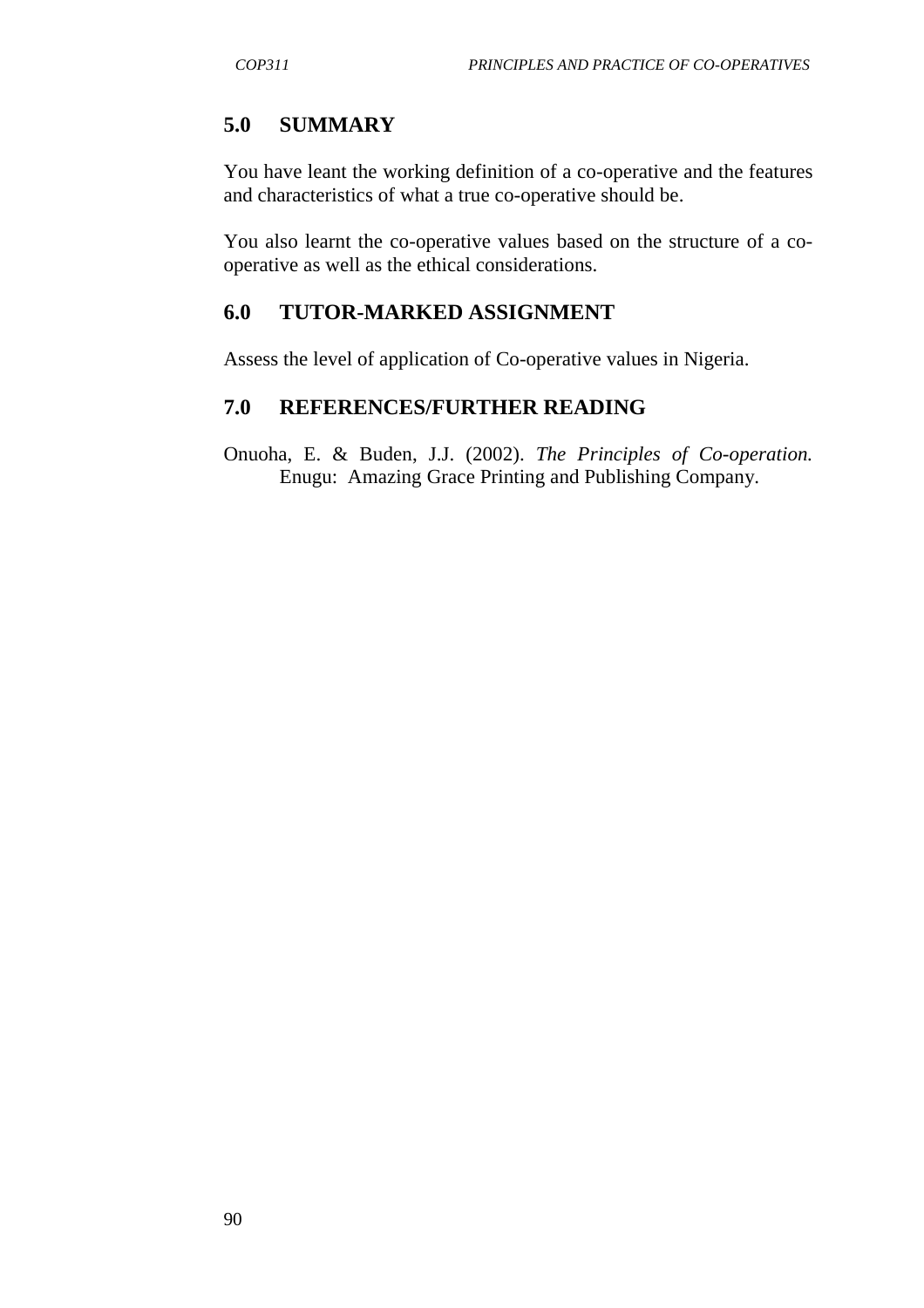## 5.0 SUMMARY

You have leant the working definition of a co-operative and the features and characteristics of what a true co-operative should be.

You also learnt the co-operative values based on the structure of a co-operative as well as the ethical considerations.

## 6.0 TUTOR-MARKED ASSIGNMENT

Assess the level of application of Co-operative values in Nigeria.

## 7.0 REFERENCES/FURTHER READING

Onuoha, E. & Buden, J.J. (2002). *The Principles of Co-operation.* Enugu: Amazing Grace Printing and Publishing Company.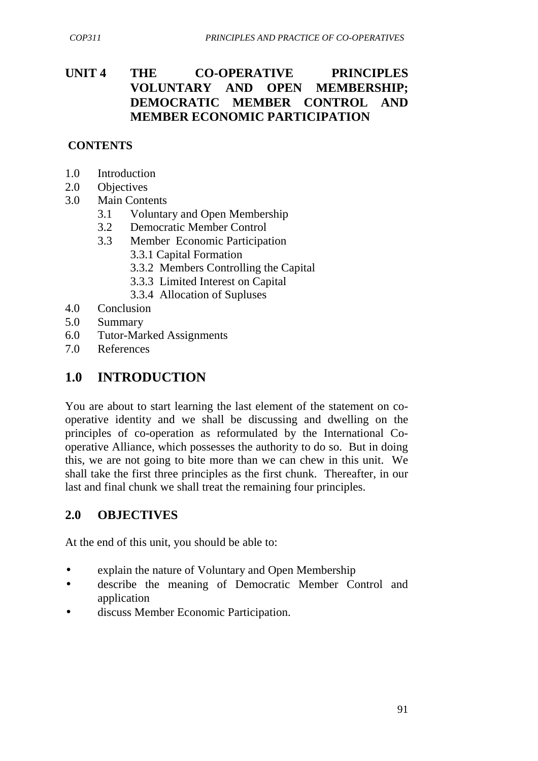# UNIT 4 THE CO-OPERATIVE PRINCIPLES VOLUNTARY AND OPEN MEMBERSHIP; DEMOCRATIC MEMBER CONTROL AND MEMBER ECONOMIC PARTICIPATION

**CONTENTS**

- 1.0 Introduction
- 2.0 Objectives
- 3.0 Main Contents
  - 3.1 Voluntary and Open Membership
  - 3.2 Democratic Member Control
  - 3.3 Member Economic Participation
    - 3.3.1 Capital Formation
    - 3.3.2 Members Controlling the Capital
    - 3.3.3 Limited Interest on Capital
    - 3.3.4 Allocation of Supluses
- 4.0 Conclusion
- 5.0 Summary
- 6.0 Tutor-Marked Assignments
- 7.0 References

## 1.0 INTRODUCTION

You are about to start learning the last element of the statement on co-operative identity and we shall be discussing and dwelling on the principles of co-operation as reformulated by the International Co-operative Alliance, which possesses the authority to do so. But in doing this, we are not going to bite more than we can chew in this unit. We shall take the first three principles as the first chunk. Thereafter, in our last and final chunk we shall treat the remaining four principles.

## 2.0 OBJECTIVES

At the end of this unit, you should be able to:

- explain the nature of Voluntary and Open Membership
- describe the meaning of Democratic Member Control and application
- discuss Member Economic Participation.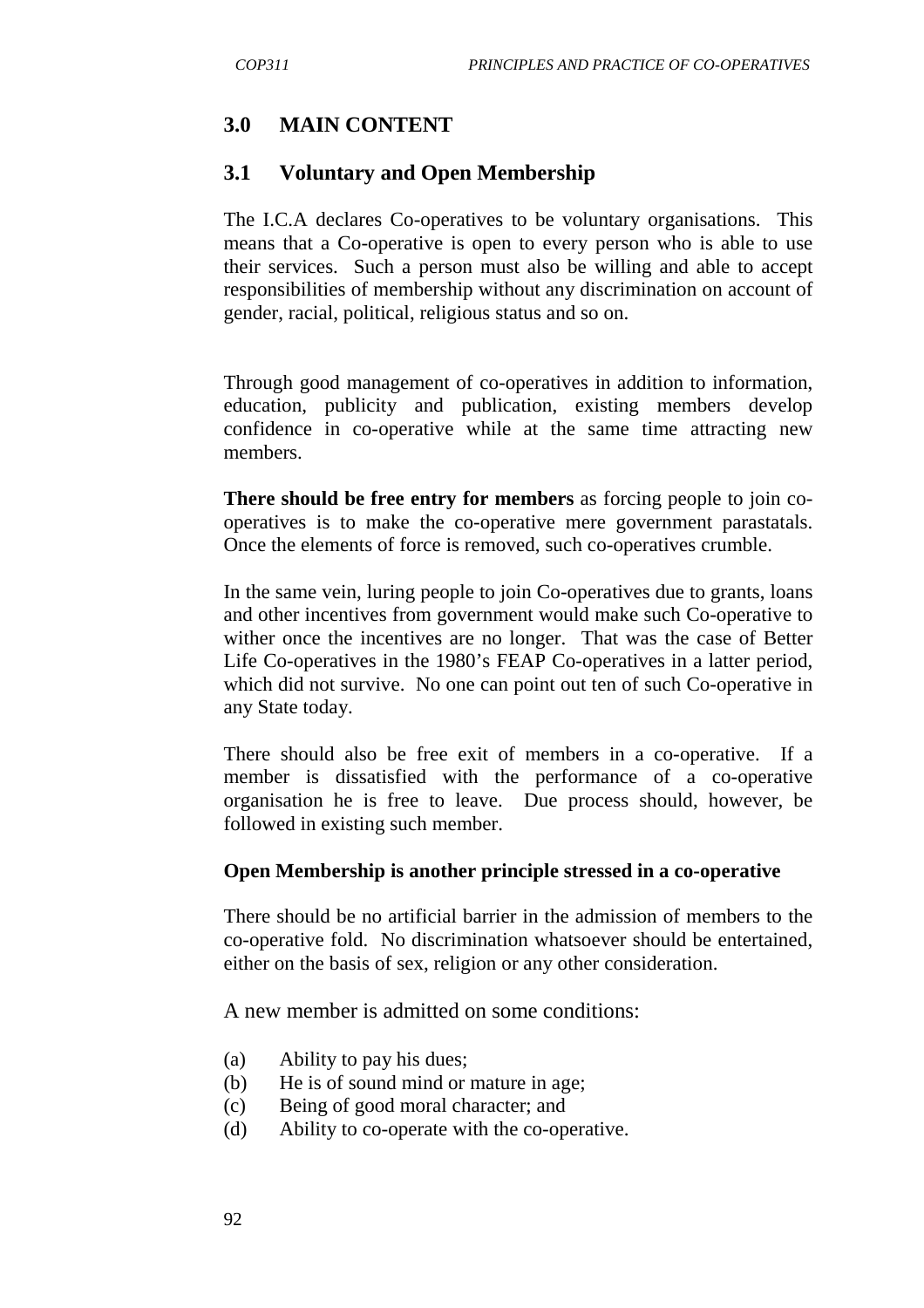## 3.0 MAIN CONTENT

### 3.1 Voluntary and Open Membership

The I.C.A declares Co-operatives to be voluntary organisations. This means that a Co-operative is open to every person who is able to use their services. Such a person must also be willing and able to accept responsibilities of membership without any discrimination on account of gender, racial, political, religious status and so on.

Through good management of co-operatives in addition to information, education, publicity and publication, existing members develop confidence in co-operative while at the same time attracting new members.

**There should be free entry for members** as forcing people to join co-operatives is to make the co-operative mere government parastatals. Once the elements of force is removed, such co-operatives crumble.

In the same vein, luring people to join Co-operatives due to grants, loans and other incentives from government would make such Co-operative to wither once the incentives are no longer. That was the case of Better Life Co-operatives in the 1980's FEAP Co-operatives in a latter period, which did not survive. No one can point out ten of such Co-operative in any State today.

There should also be free exit of members in a co-operative. If a member is dissatisfied with the performance of a co-operative organisation he is free to leave. Due process should, however, be followed in existing such member.

**Open Membership is another principle stressed in a co-operative**

There should be no artificial barrier in the admission of members to the co-operative fold. No discrimination whatsoever should be entertained, either on the basis of sex, religion or any other consideration.

A new member is admitted on some conditions:

(a) Ability to pay his dues;
(b) He is of sound mind or mature in age;
(c) Being of good moral character; and
(d) Ability to co-operate with the co-operative.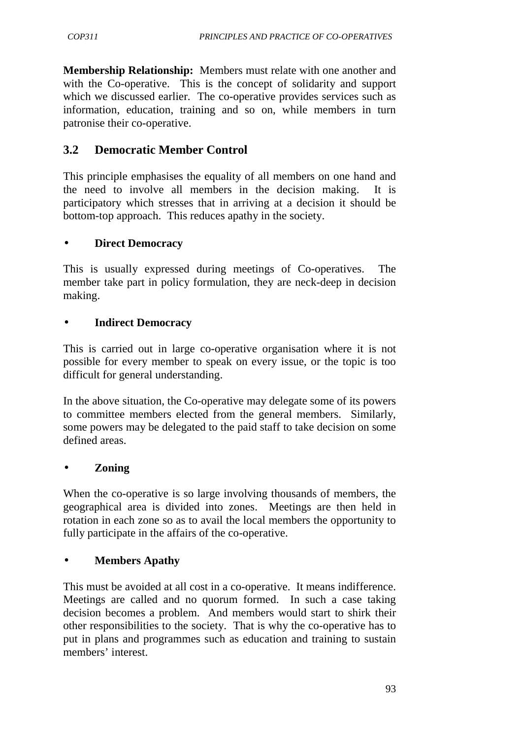**Membership Relationship:** Members must relate with one another and with the Co-operative. This is the concept of solidarity and support which we discussed earlier. The co-operative provides services such as information, education, training and so on, while members in turn patronise their co-operative.

## 3.2 Democratic Member Control

This principle emphasises the equality of all members on one hand and the need to involve all members in the decision making. It is participatory which stresses that in arriving at a decision it should be bottom-top approach. This reduces apathy in the society.

- **Direct Democracy**

This is usually expressed during meetings of Co-operatives. The member take part in policy formulation, they are neck-deep in decision making.

- **Indirect Democracy**

This is carried out in large co-operative organisation where it is not possible for every member to speak on every issue, or the topic is too difficult for general understanding.

In the above situation, the Co-operative may delegate some of its powers to committee members elected from the general members. Similarly, some powers may be delegated to the paid staff to take decision on some defined areas.

- **Zoning**

When the co-operative is so large involving thousands of members, the geographical area is divided into zones. Meetings are then held in rotation in each zone so as to avail the local members the opportunity to fully participate in the affairs of the co-operative.

- **Members Apathy**

This must be avoided at all cost in a co-operative. It means indifference. Meetings are called and no quorum formed. In such a case taking decision becomes a problem. And members would start to shirk their other responsibilities to the society. That is why the co-operative has to put in plans and programmes such as education and training to sustain members' interest.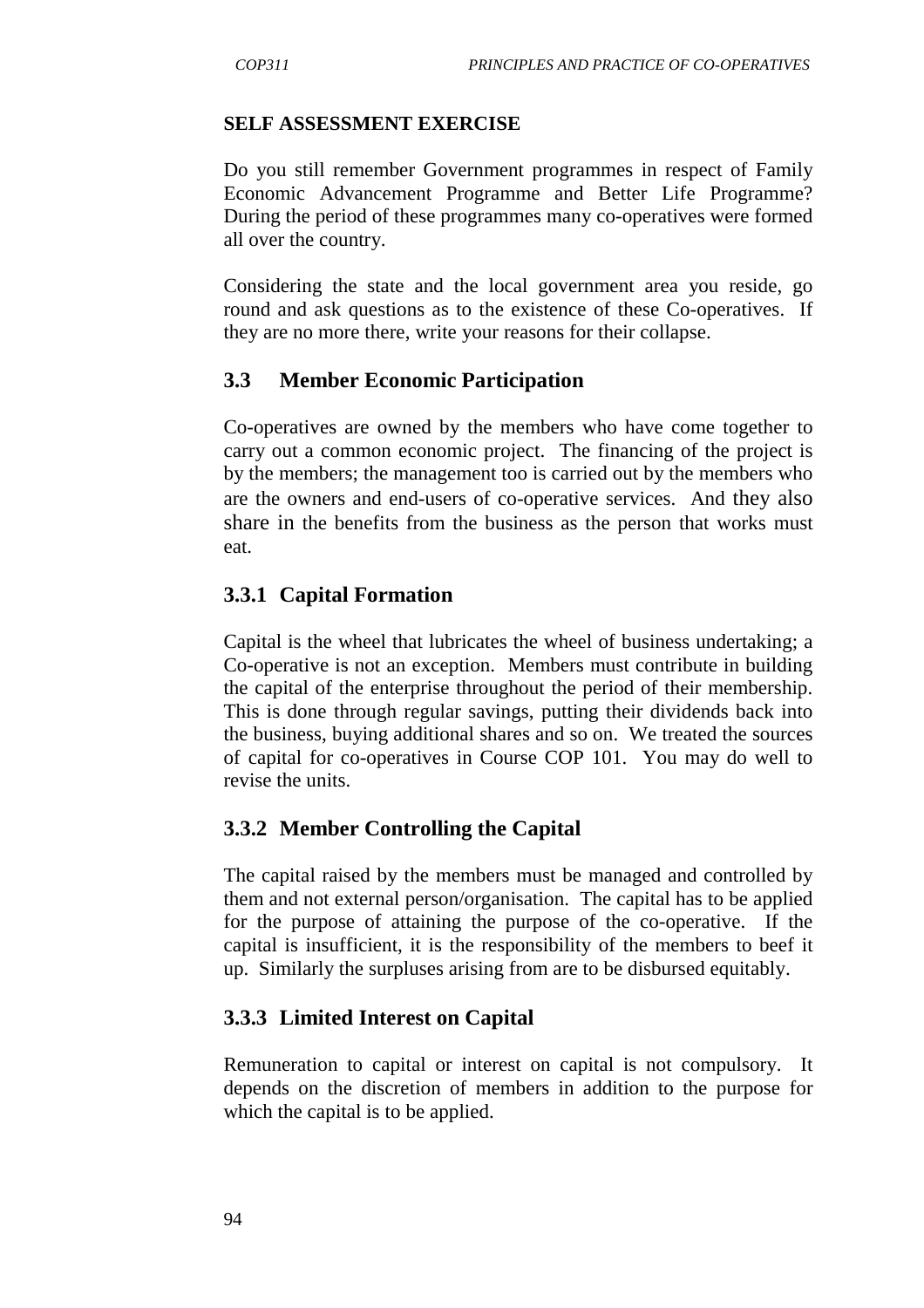**SELF ASSESSMENT EXERCISE**

Do you still remember Government programmes in respect of Family Economic Advancement Programme and Better Life Programme? During the period of these programmes many co-operatives were formed all over the country.

Considering the state and the local government area you reside, go round and ask questions as to the existence of these Co-operatives. If they are no more there, write your reasons for their collapse.

## 3.3 Member Economic Participation

Co-operatives are owned by the members who have come together to carry out a common economic project. The financing of the project is by the members; the management too is carried out by the members who are the owners and end-users of co-operative services. And they also share in the benefits from the business as the person that works must eat.

### 3.3.1 Capital Formation

Capital is the wheel that lubricates the wheel of business undertaking; a Co-operative is not an exception. Members must contribute in building the capital of the enterprise throughout the period of their membership. This is done through regular savings, putting their dividends back into the business, buying additional shares and so on. We treated the sources of capital for co-operatives in Course COP 101. You may do well to revise the units.

### 3.3.2 Member Controlling the Capital

The capital raised by the members must be managed and controlled by them and not external person/organisation. The capital has to be applied for the purpose of attaining the purpose of the co-operative. If the capital is insufficient, it is the responsibility of the members to beef it up. Similarly the surpluses arising from are to be disbursed equitably.

### 3.3.3 Limited Interest on Capital

Remuneration to capital or interest on capital is not compulsory. It depends on the discretion of members in addition to the purpose for which the capital is to be applied.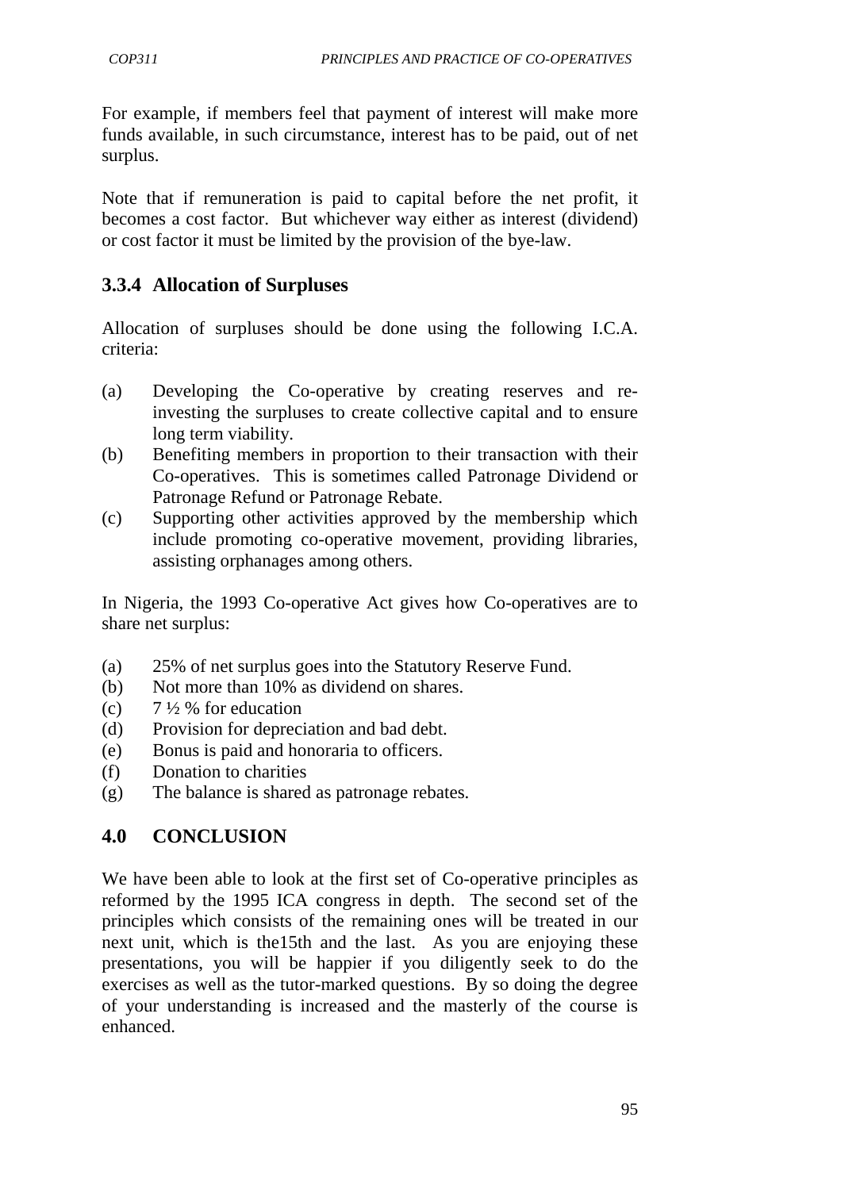For example, if members feel that payment of interest will make more funds available, in such circumstance, interest has to be paid, out of net surplus.

Note that if remuneration is paid to capital before the net profit, it becomes a cost factor. But whichever way either as interest (dividend) or cost factor it must be limited by the provision of the bye-law.

### 3.3.4 Allocation of Surpluses

Allocation of surpluses should be done using the following I.C.A. criteria:

(a) Developing the Co-operative by creating reserves and re-investing the surpluses to create collective capital and to ensure long term viability.
(b) Benefiting members in proportion to their transaction with their Co-operatives. This is sometimes called Patronage Dividend or Patronage Refund or Patronage Rebate.
(c) Supporting other activities approved by the membership which include promoting co-operative movement, providing libraries, assisting orphanages among others.

In Nigeria, the 1993 Co-operative Act gives how Co-operatives are to share net surplus:

(a) 25% of net surplus goes into the Statutory Reserve Fund.
(b) Not more than 10% as dividend on shares.
(c) 7 ½ % for education
(d) Provision for depreciation and bad debt.
(e) Bonus is paid and honoraria to officers.
(f) Donation to charities
(g) The balance is shared as patronage rebates.

## 4.0 CONCLUSION

We have been able to look at the first set of Co-operative principles as reformed by the 1995 ICA congress in depth. The second set of the principles which consists of the remaining ones will be treated in our next unit, which is the15th and the last. As you are enjoying these presentations, you will be happier if you diligently seek to do the exercises as well as the tutor-marked questions. By so doing the degree of your understanding is increased and the masterly of the course is enhanced.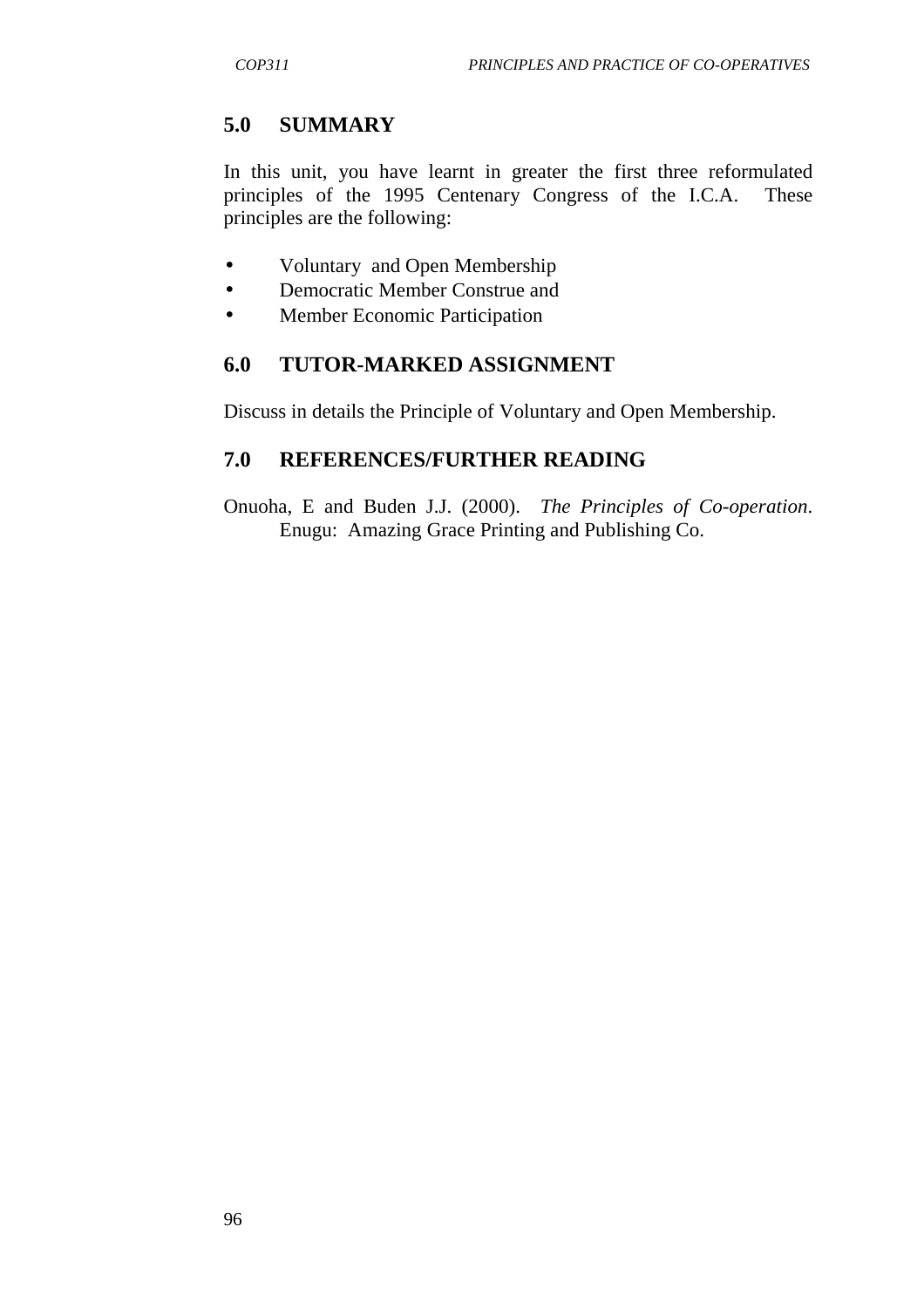## 5.0 SUMMARY

In this unit, you have learnt in greater the first three reformulated principles of the 1995 Centenary Congress of the I.C.A. These principles are the following:

- Voluntary and Open Membership
- Democratic Member Construe and
- Member Economic Participation

## 6.0 TUTOR-MARKED ASSIGNMENT

Discuss in details the Principle of Voluntary and Open Membership.

## 7.0 REFERENCES/FURTHER READING

Onuoha, E and Buden J.J. (2000). *The Principles of Co-operation*. Enugu: Amazing Grace Printing and Publishing Co.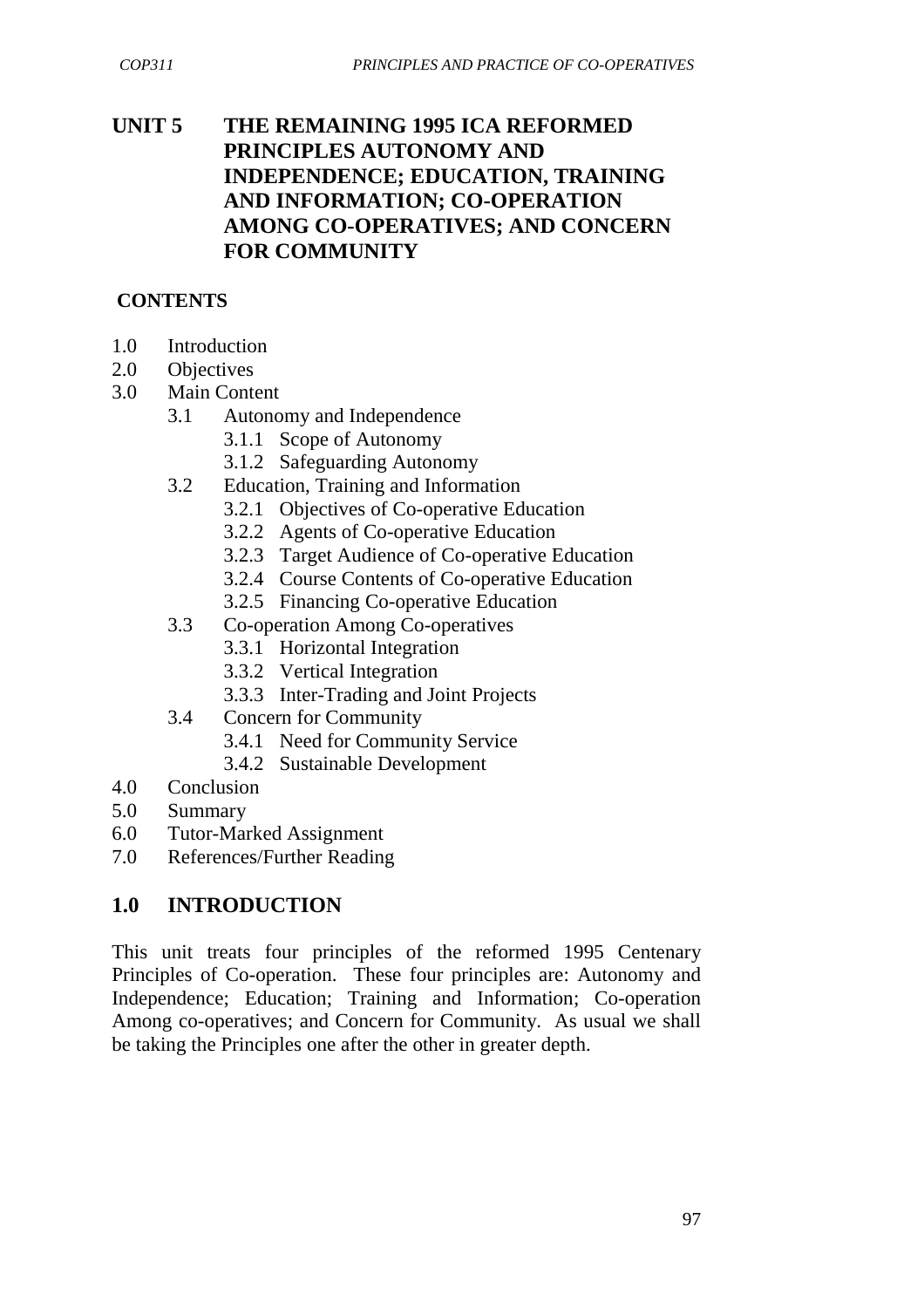# UNIT 5 THE REMAINING 1995 ICA REFORMED PRINCIPLES AUTONOMY AND INDEPENDENCE; EDUCATION, TRAINING AND INFORMATION; CO-OPERATION AMONG CO-OPERATIVES; AND CONCERN FOR COMMUNITY

## CONTENTS

- 1.0 Introduction
- 2.0 Objectives
- 3.0 Main Content
  - 3.1 Autonomy and Independence
    - 3.1.1 Scope of Autonomy
    - 3.1.2 Safeguarding Autonomy
  - 3.2 Education, Training and Information
    - 3.2.1 Objectives of Co-operative Education
    - 3.2.2 Agents of Co-operative Education
    - 3.2.3 Target Audience of Co-operative Education
    - 3.2.4 Course Contents of Co-operative Education
    - 3.2.5 Financing Co-operative Education
  - 3.3 Co-operation Among Co-operatives
    - 3.3.1 Horizontal Integration
    - 3.3.2 Vertical Integration
    - 3.3.3 Inter-Trading and Joint Projects
  - 3.4 Concern for Community
    - 3.4.1 Need for Community Service
    - 3.4.2 Sustainable Development
- 4.0 Conclusion
- 5.0 Summary
- 6.0 Tutor-Marked Assignment
- 7.0 References/Further Reading

## 1.0 INTRODUCTION

This unit treats four principles of the reformed 1995 Centenary Principles of Co-operation. These four principles are: Autonomy and Independence; Education; Training and Information; Co-operation Among co-operatives; and Concern for Community. As usual we shall be taking the Principles one after the other in greater depth.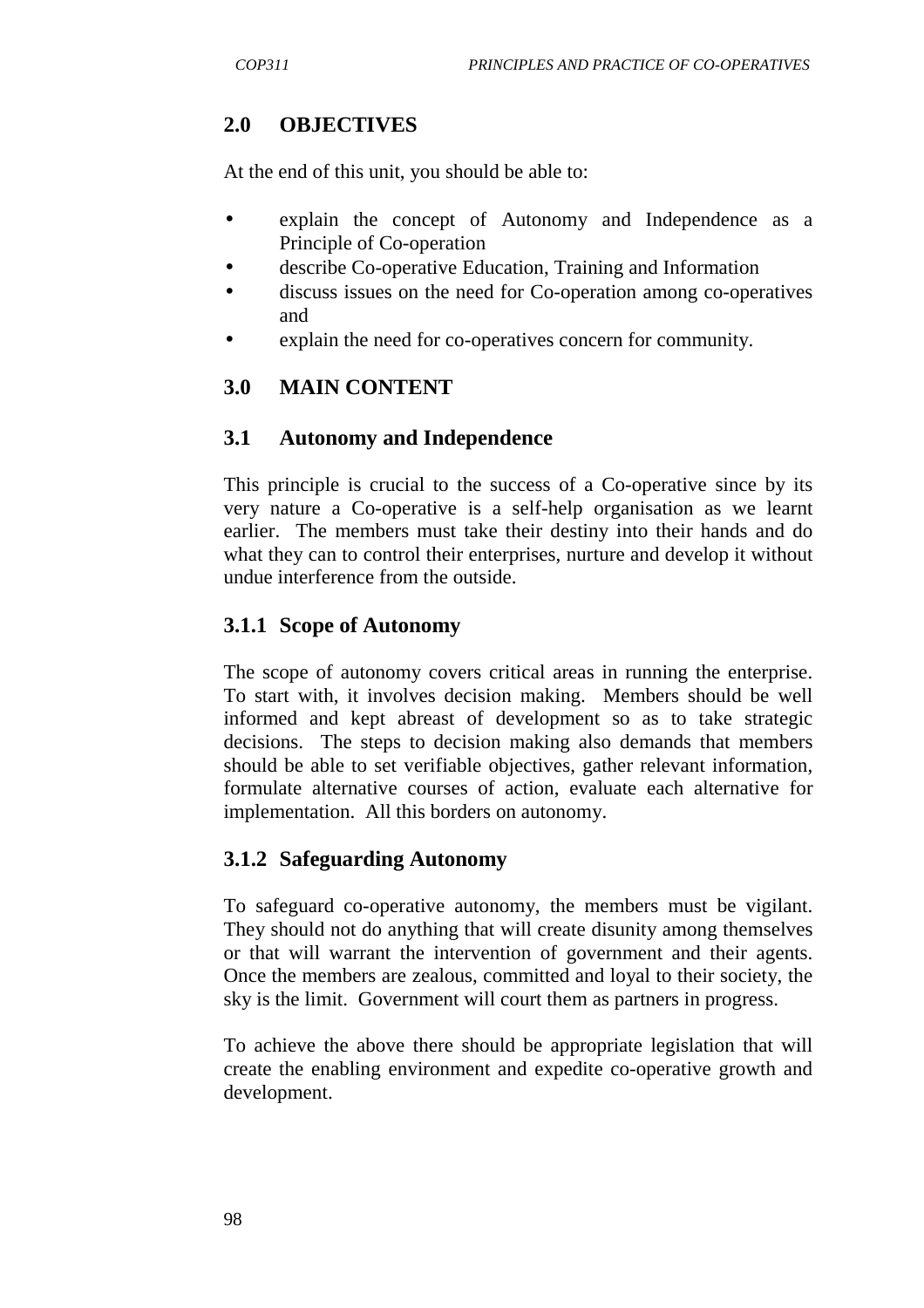## 2.0 OBJECTIVES

At the end of this unit, you should be able to:

- explain the concept of Autonomy and Independence as a Principle of Co-operation
- describe Co-operative Education, Training and Information
- discuss issues on the need for Co-operation among co-operatives and
- explain the need for co-operatives concern for community.

## 3.0 MAIN CONTENT

### 3.1 Autonomy and Independence

This principle is crucial to the success of a Co-operative since by its very nature a Co-operative is a self-help organisation as we learnt earlier. The members must take their destiny into their hands and do what they can to control their enterprises, nurture and develop it without undue interference from the outside.

#### 3.1.1 Scope of Autonomy

The scope of autonomy covers critical areas in running the enterprise. To start with, it involves decision making. Members should be well informed and kept abreast of development so as to take strategic decisions. The steps to decision making also demands that members should be able to set verifiable objectives, gather relevant information, formulate alternative courses of action, evaluate each alternative for implementation. All this borders on autonomy.

#### 3.1.2 Safeguarding Autonomy

To safeguard co-operative autonomy, the members must be vigilant. They should not do anything that will create disunity among themselves or that will warrant the intervention of government and their agents. Once the members are zealous, committed and loyal to their society, the sky is the limit. Government will court them as partners in progress.

To achieve the above there should be appropriate legislation that will create the enabling environment and expedite co-operative growth and development.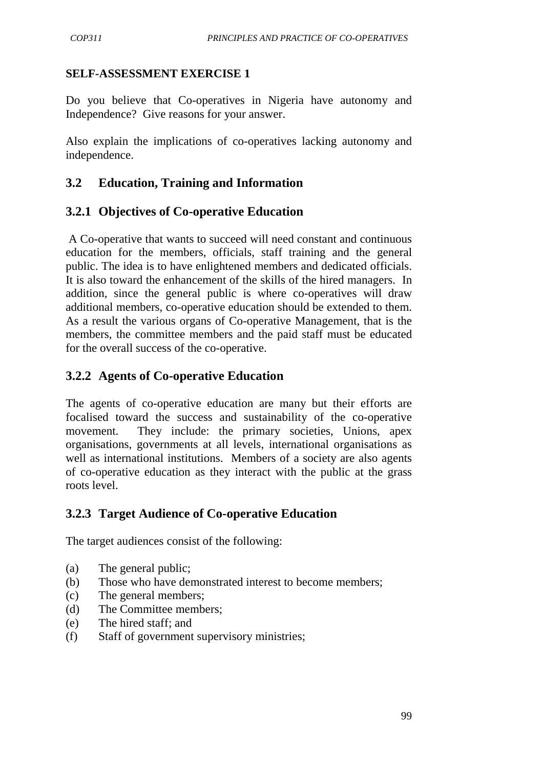**SELF-ASSESSMENT EXERCISE 1**

Do you believe that Co-operatives in Nigeria have autonomy and Independence? Give reasons for your answer.

Also explain the implications of co-operatives lacking autonomy and independence.

## 3.2 Education, Training and Information

### 3.2.1 Objectives of Co-operative Education

A Co-operative that wants to succeed will need constant and continuous education for the members, officials, staff training and the general public. The idea is to have enlightened members and dedicated officials. It is also toward the enhancement of the skills of the hired managers. In addition, since the general public is where co-operatives will draw additional members, co-operative education should be extended to them. As a result the various organs of Co-operative Management, that is the members, the committee members and the paid staff must be educated for the overall success of the co-operative.

### 3.2.2 Agents of Co-operative Education

The agents of co-operative education are many but their efforts are focalised toward the success and sustainability of the co-operative movement. They include: the primary societies, Unions, apex organisations, governments at all levels, international organisations as well as international institutions. Members of a society are also agents of co-operative education as they interact with the public at the grass roots level.

### 3.2.3 Target Audience of Co-operative Education

The target audiences consist of the following:

(a) The general public;
(b) Those who have demonstrated interest to become members;
(c) The general members;
(d) The Committee members;
(e) The hired staff; and
(f) Staff of government supervisory ministries;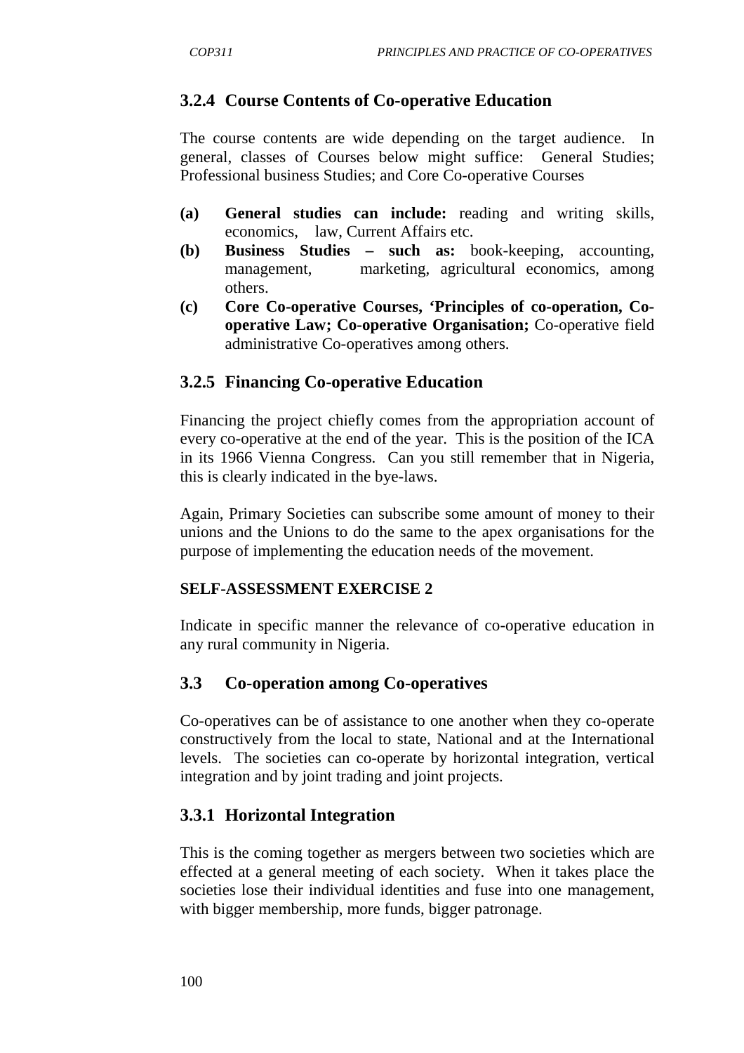### 3.2.4 Course Contents of Co-operative Education

The course contents are wide depending on the target audience. In general, classes of Courses below might suffice: General Studies; Professional business Studies; and Core Co-operative Courses

**(a)** **General studies can include:** reading and writing skills, economics, law, Current Affairs etc.

**(b)** **Business Studies – such as:** book-keeping, accounting, management, marketing, agricultural economics, among others.

**(c)** **Core Co-operative Courses, 'Principles of co-operation, Co-operative Law; Co-operative Organisation;** Co-operative field administrative Co-operatives among others.

### 3.2.5 Financing Co-operative Education

Financing the project chiefly comes from the appropriation account of every co-operative at the end of the year. This is the position of the ICA in its 1966 Vienna Congress. Can you still remember that in Nigeria, this is clearly indicated in the bye-laws.

Again, Primary Societies can subscribe some amount of money to their unions and the Unions to do the same to the apex organisations for the purpose of implementing the education needs of the movement.

**SELF-ASSESSMENT EXERCISE 2**

Indicate in specific manner the relevance of co-operative education in any rural community in Nigeria.

## 3.3 Co-operation among Co-operatives

Co-operatives can be of assistance to one another when they co-operate constructively from the local to state, National and at the International levels. The societies can co-operate by horizontal integration, vertical integration and by joint trading and joint projects.

### 3.3.1 Horizontal Integration

This is the coming together as mergers between two societies which are effected at a general meeting of each society. When it takes place the societies lose their individual identities and fuse into one management, with bigger membership, more funds, bigger patronage.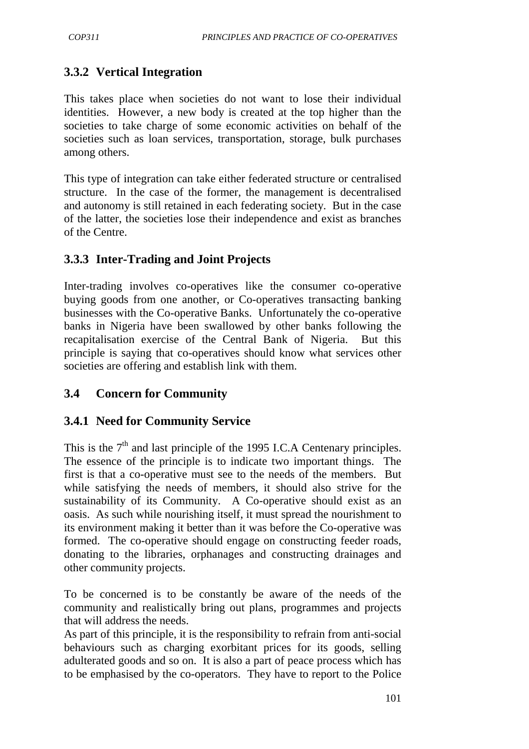### 3.3.2 Vertical Integration

This takes place when societies do not want to lose their individual identities. However, a new body is created at the top higher than the societies to take charge of some economic activities on behalf of the societies such as loan services, transportation, storage, bulk purchases among others.

This type of integration can take either federated structure or centralised structure. In the case of the former, the management is decentralised and autonomy is still retained in each federating society. But in the case of the latter, the societies lose their independence and exist as branches of the Centre.

### 3.3.3 Inter-Trading and Joint Projects

Inter-trading involves co-operatives like the consumer co-operative buying goods from one another, or Co-operatives transacting banking businesses with the Co-operative Banks. Unfortunately the co-operative banks in Nigeria have been swallowed by other banks following the recapitalisation exercise of the Central Bank of Nigeria. But this principle is saying that co-operatives should know what services other societies are offering and establish link with them.

## 3.4 Concern for Community

### 3.4.1 Need for Community Service

This is the 7th and last principle of the 1995 I.C.A Centenary principles. The essence of the principle is to indicate two important things. The first is that a co-operative must see to the needs of the members. But while satisfying the needs of members, it should also strive for the sustainability of its Community. A Co-operative should exist as an oasis. As such while nourishing itself, it must spread the nourishment to its environment making it better than it was before the Co-operative was formed. The co-operative should engage on constructing feeder roads, donating to the libraries, orphanages and constructing drainages and other community projects.

To be concerned is to be constantly be aware of the needs of the community and realistically bring out plans, programmes and projects that will address the needs.

As part of this principle, it is the responsibility to refrain from anti-social behaviours such as charging exorbitant prices for its goods, selling adulterated goods and so on. It is also a part of peace process which has to be emphasised by the co-operators. They have to report to the Police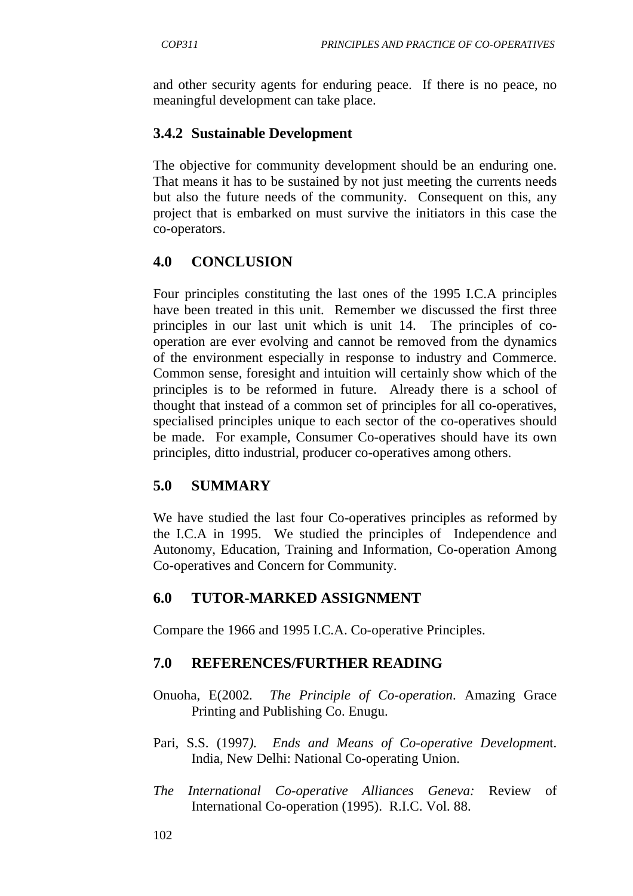and other security agents for enduring peace. If there is no peace, no meaningful development can take place.

### 3.4.2 Sustainable Development

The objective for community development should be an enduring one. That means it has to be sustained by not just meeting the currents needs but also the future needs of the community. Consequent on this, any project that is embarked on must survive the initiators in this case the co-operators.

## 4.0 CONCLUSION

Four principles constituting the last ones of the 1995 I.C.A principles have been treated in this unit. Remember we discussed the first three principles in our last unit which is unit 14. The principles of co-operation are ever evolving and cannot be removed from the dynamics of the environment especially in response to industry and Commerce. Common sense, foresight and intuition will certainly show which of the principles is to be reformed in future. Already there is a school of thought that instead of a common set of principles for all co-operatives, specialised principles unique to each sector of the co-operatives should be made. For example, Consumer Co-operatives should have its own principles, ditto industrial, producer co-operatives among others.

## 5.0 SUMMARY

We have studied the last four Co-operatives principles as reformed by the I.C.A in 1995. We studied the principles of Independence and Autonomy, Education, Training and Information, Co-operation Among Co-operatives and Concern for Community.

## 6.0 TUTOR-MARKED ASSIGNMENT

Compare the 1966 and 1995 I.C.A. Co-operative Principles.

## 7.0 REFERENCES/FURTHER READING

Onuoha, E(2002. *The Principle of Co-operation*. Amazing Grace Printing and Publishing Co. Enugu.

Pari, S.S. (1997*). Ends and Means of Co-operative Developmen*t. India, New Delhi: National Co-operating Union.

*The International Co-operative Alliances Geneva:* Review of International Co-operation (1995). R.I.C. Vol. 88.